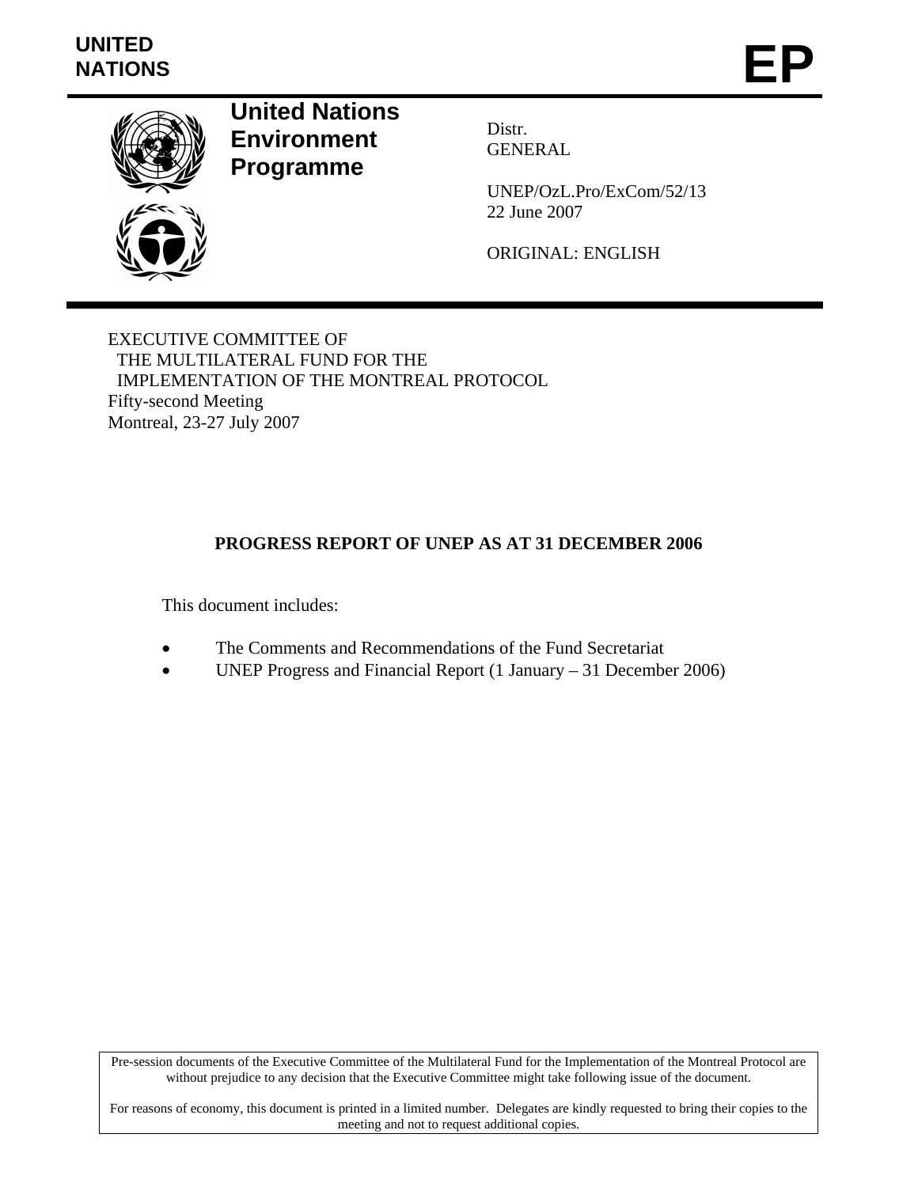UNITED NATIONS

# EP

**United Nations Environment Programme**

Distr.
GENERAL

UNEP/OzL.Pro/ExCom/52/13
22 June 2007

ORIGINAL: ENGLISH

EXECUTIVE COMMITTEE OF
THE MULTILATERAL FUND FOR THE
IMPLEMENTATION OF THE MONTREAL PROTOCOL
Fifty-second Meeting
Montreal, 23-27 July 2007

## PROGRESS REPORT OF UNEP AS AT 31 DECEMBER 2006

This document includes:

- The Comments and Recommendations of the Fund Secretariat
- UNEP Progress and Financial Report (1 January – 31 December 2006)

Pre-session documents of the Executive Committee of the Multilateral Fund for the Implementation of the Montreal Protocol are without prejudice to any decision that the Executive Committee might take following issue of the document.

For reasons of economy, this document is printed in a limited number. Delegates are kindly requested to bring their copies to the meeting and not to request additional copies.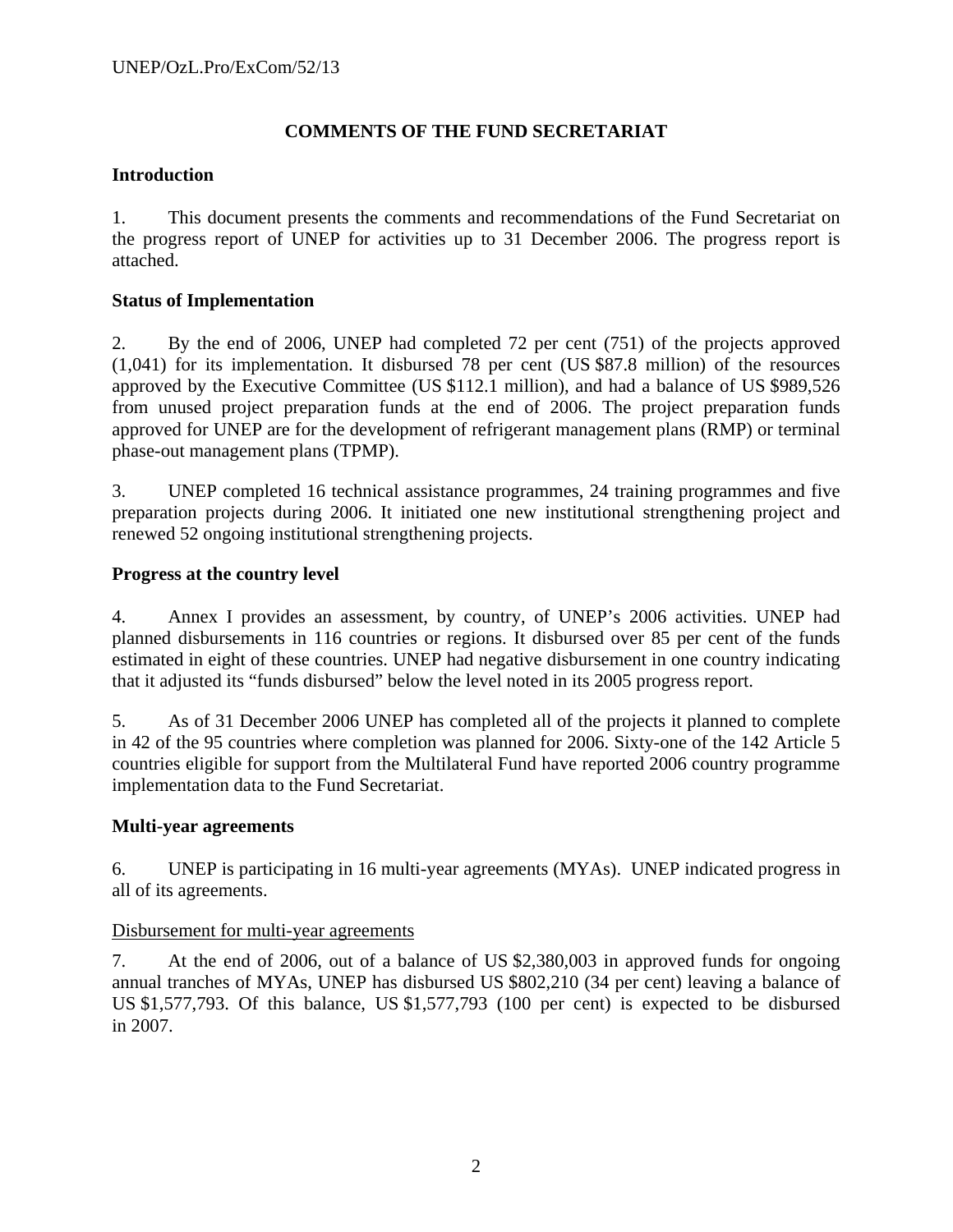# COMMENTS OF THE FUND SECRETARIAT

## Introduction

1. This document presents the comments and recommendations of the Fund Secretariat on the progress report of UNEP for activities up to 31 December 2006. The progress report is attached.

## Status of Implementation

2. By the end of 2006, UNEP had completed 72 per cent (751) of the projects approved (1,041) for its implementation. It disbursed 78 per cent (US $87.8 million) of the resources approved by the Executive Committee (US $112.1 million), and had a balance of US $989,526 from unused project preparation funds at the end of 2006. The project preparation funds approved for UNEP are for the development of refrigerant management plans (RMP) or terminal phase-out management plans (TPMP).

3. UNEP completed 16 technical assistance programmes, 24 training programmes and five preparation projects during 2006. It initiated one new institutional strengthening project and renewed 52 ongoing institutional strengthening projects.

## Progress at the country level

4. Annex I provides an assessment, by country, of UNEP's 2006 activities. UNEP had planned disbursements in 116 countries or regions. It disbursed over 85 per cent of the funds estimated in eight of these countries. UNEP had negative disbursement in one country indicating that it adjusted its "funds disbursed" below the level noted in its 2005 progress report.

5. As of 31 December 2006 UNEP has completed all of the projects it planned to complete in 42 of the 95 countries where completion was planned for 2006. Sixty-one of the 142 Article 5 countries eligible for support from the Multilateral Fund have reported 2006 country programme implementation data to the Fund Secretariat.

## Multi-year agreements

6. UNEP is participating in 16 multi-year agreements (MYAs). UNEP indicated progress in all of its agreements.

### Disbursement for multi-year agreements

7. At the end of 2006, out of a balance of US $2,380,003 in approved funds for ongoing annual tranches of MYAs, UNEP has disbursed US $802,210 (34 per cent) leaving a balance of US $1,577,793. Of this balance, US $1,577,793 (100 per cent) is expected to be disbursed in 2007.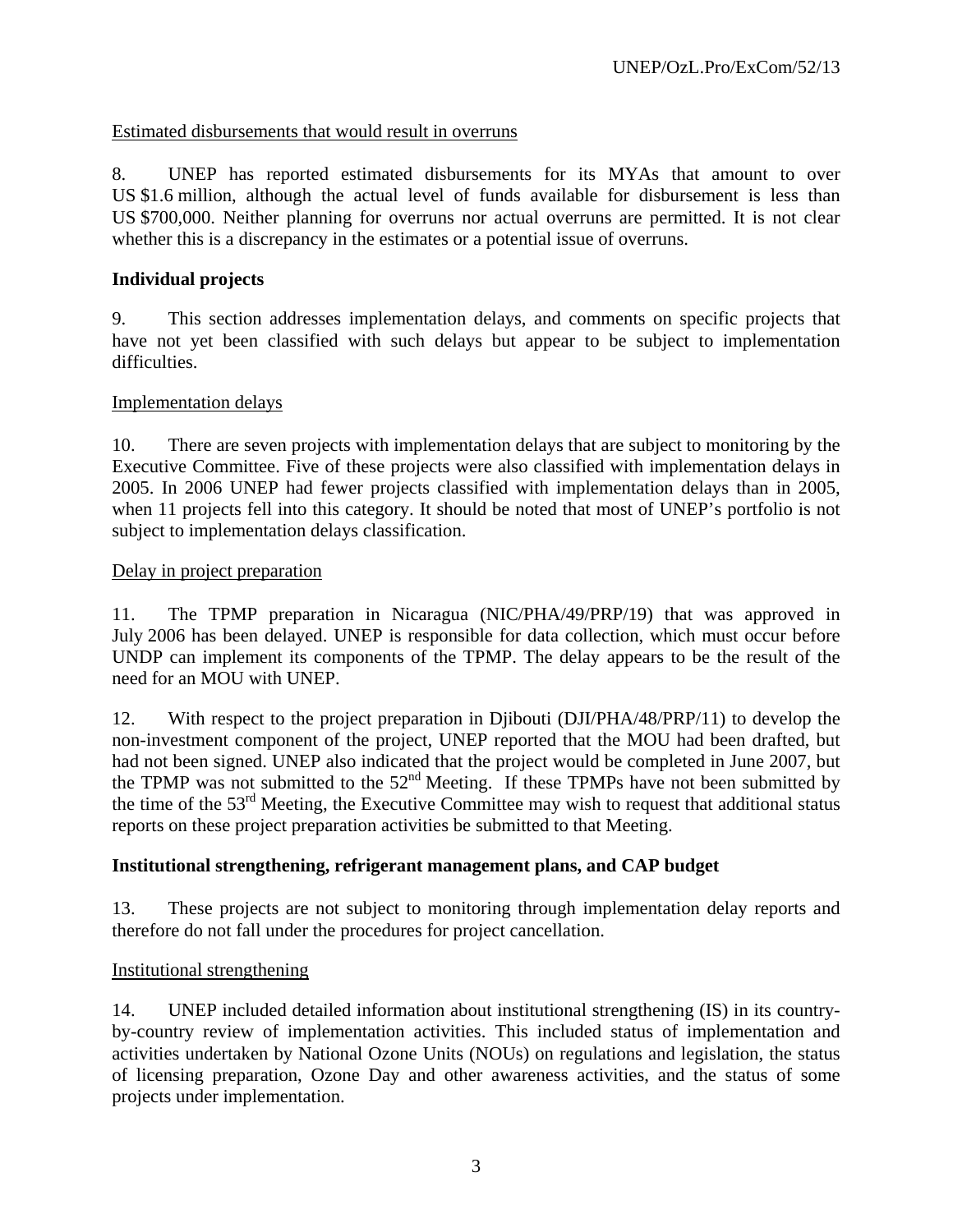Estimated disbursements that would result in overruns

8. UNEP has reported estimated disbursements for its MYAs that amount to over US $1.6 million, although the actual level of funds available for disbursement is less than US $700,000. Neither planning for overruns nor actual overruns are permitted. It is not clear whether this is a discrepancy in the estimates or a potential issue of overruns.

**Individual projects**

9. This section addresses implementation delays, and comments on specific projects that have not yet been classified with such delays but appear to be subject to implementation difficulties.

Implementation delays

10. There are seven projects with implementation delays that are subject to monitoring by the Executive Committee. Five of these projects were also classified with implementation delays in 2005. In 2006 UNEP had fewer projects classified with implementation delays than in 2005, when 11 projects fell into this category. It should be noted that most of UNEP's portfolio is not subject to implementation delays classification.

Delay in project preparation

11. The TPMP preparation in Nicaragua (NIC/PHA/49/PRP/19) that was approved in July 2006 has been delayed. UNEP is responsible for data collection, which must occur before UNDP can implement its components of the TPMP. The delay appears to be the result of the need for an MOU with UNEP.

12. With respect to the project preparation in Djibouti (DJI/PHA/48/PRP/11) to develop the non-investment component of the project, UNEP reported that the MOU had been drafted, but had not been signed. UNEP also indicated that the project would be completed in June 2007, but the TPMP was not submitted to the 52nd Meeting. If these TPMPs have not been submitted by the time of the 53rd Meeting, the Executive Committee may wish to request that additional status reports on these project preparation activities be submitted to that Meeting.

**Institutional strengthening, refrigerant management plans, and CAP budget**

13. These projects are not subject to monitoring through implementation delay reports and therefore do not fall under the procedures for project cancellation.

Institutional strengthening

14. UNEP included detailed information about institutional strengthening (IS) in its country-by-country review of implementation activities. This included status of implementation and activities undertaken by National Ozone Units (NOUs) on regulations and legislation, the status of licensing preparation, Ozone Day and other awareness activities, and the status of some projects under implementation.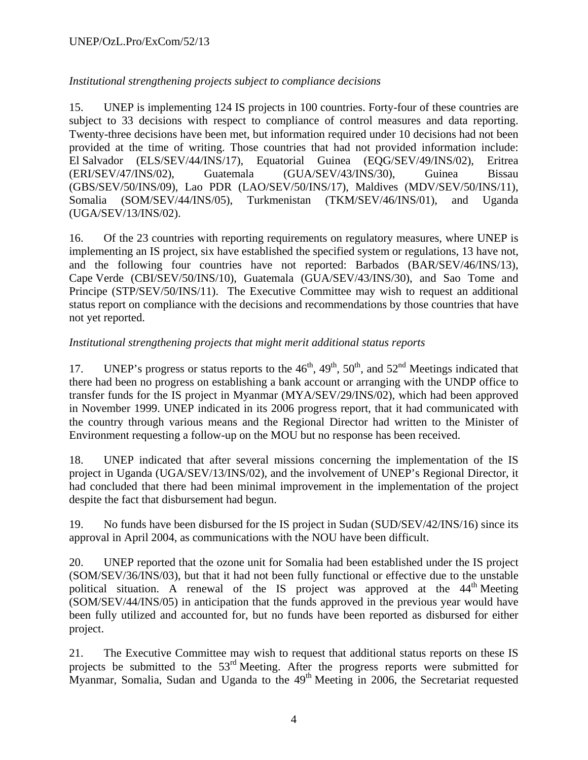*Institutional strengthening projects subject to compliance decisions*

15. UNEP is implementing 124 IS projects in 100 countries. Forty-four of these countries are subject to 33 decisions with respect to compliance of control measures and data reporting. Twenty-three decisions have been met, but information required under 10 decisions had not been provided at the time of writing. Those countries that had not provided information include: El Salvador (ELS/SEV/44/INS/17), Equatorial Guinea (EQG/SEV/49/INS/02), Eritrea (ERI/SEV/47/INS/02), Guatemala (GUA/SEV/43/INS/30), Guinea Bissau (GBS/SEV/50/INS/09), Lao PDR (LAO/SEV/50/INS/17), Maldives (MDV/SEV/50/INS/11), Somalia (SOM/SEV/44/INS/05), Turkmenistan (TKM/SEV/46/INS/01), and Uganda (UGA/SEV/13/INS/02).

16. Of the 23 countries with reporting requirements on regulatory measures, where UNEP is implementing an IS project, six have established the specified system or regulations, 13 have not, and the following four countries have not reported: Barbados (BAR/SEV/46/INS/13), Cape Verde (CBI/SEV/50/INS/10), Guatemala (GUA/SEV/43/INS/30), and Sao Tome and Principe (STP/SEV/50/INS/11). The Executive Committee may wish to request an additional status report on compliance with the decisions and recommendations by those countries that have not yet reported.

*Institutional strengthening projects that might merit additional status reports*

17. UNEP's progress or status reports to the 46th, 49th, 50th, and 52nd Meetings indicated that there had been no progress on establishing a bank account or arranging with the UNDP office to transfer funds for the IS project in Myanmar (MYA/SEV/29/INS/02), which had been approved in November 1999. UNEP indicated in its 2006 progress report, that it had communicated with the country through various means and the Regional Director had written to the Minister of Environment requesting a follow-up on the MOU but no response has been received.

18. UNEP indicated that after several missions concerning the implementation of the IS project in Uganda (UGA/SEV/13/INS/02), and the involvement of UNEP's Regional Director, it had concluded that there had been minimal improvement in the implementation of the project despite the fact that disbursement had begun.

19. No funds have been disbursed for the IS project in Sudan (SUD/SEV/42/INS/16) since its approval in April 2004, as communications with the NOU have been difficult.

20. UNEP reported that the ozone unit for Somalia had been established under the IS project (SOM/SEV/36/INS/03), but that it had not been fully functional or effective due to the unstable political situation. A renewal of the IS project was approved at the 44th Meeting (SOM/SEV/44/INS/05) in anticipation that the funds approved in the previous year would have been fully utilized and accounted for, but no funds have been reported as disbursed for either project.

21. The Executive Committee may wish to request that additional status reports on these IS projects be submitted to the 53rd Meeting. After the progress reports were submitted for Myanmar, Somalia, Sudan and Uganda to the 49th Meeting in 2006, the Secretariat requested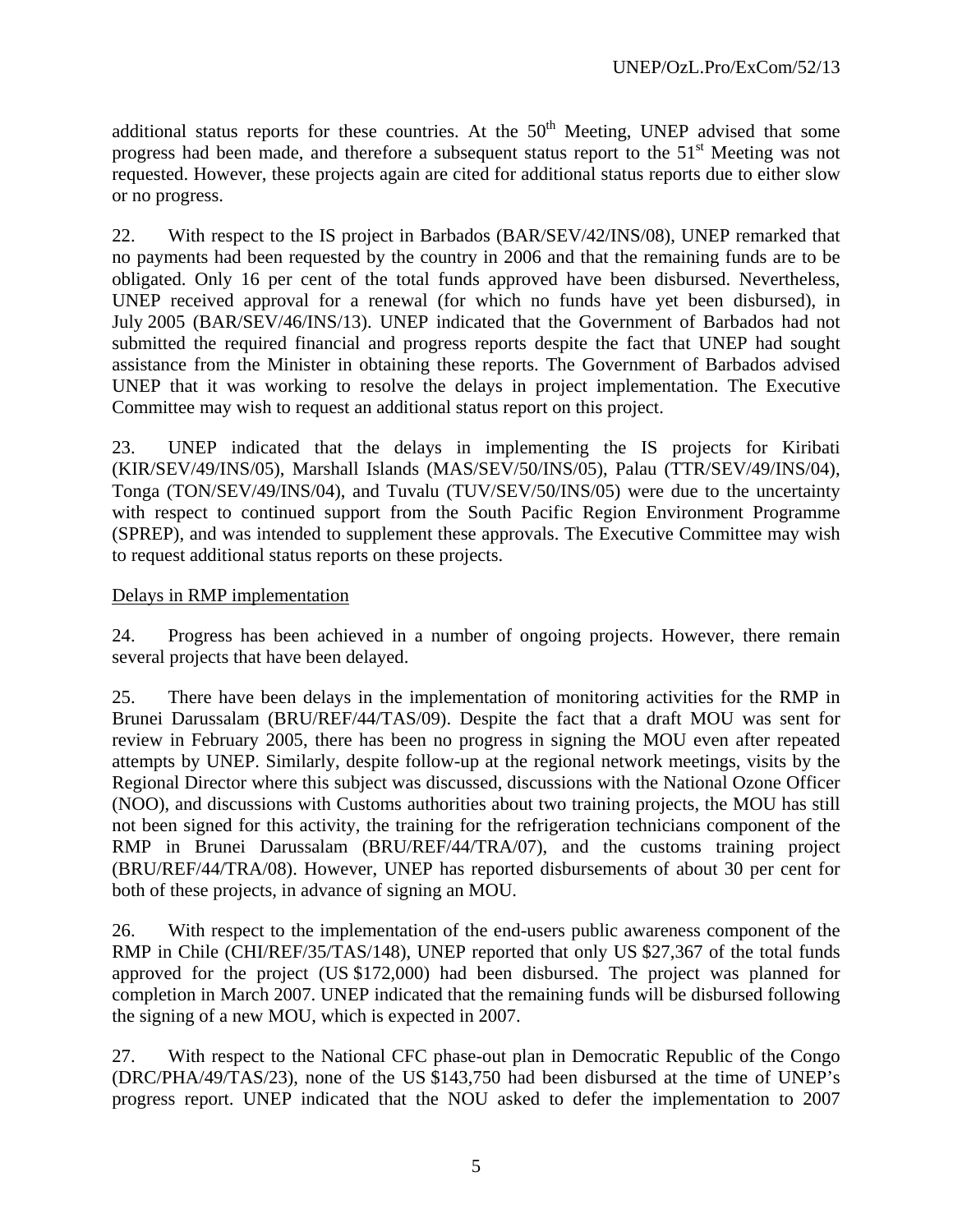additional status reports for these countries. At the 50th Meeting, UNEP advised that some progress had been made, and therefore a subsequent status report to the 51st Meeting was not requested. However, these projects again are cited for additional status reports due to either slow or no progress.

22. With respect to the IS project in Barbados (BAR/SEV/42/INS/08), UNEP remarked that no payments had been requested by the country in 2006 and that the remaining funds are to be obligated. Only 16 per cent of the total funds approved have been disbursed. Nevertheless, UNEP received approval for a renewal (for which no funds have yet been disbursed), in July 2005 (BAR/SEV/46/INS/13). UNEP indicated that the Government of Barbados had not submitted the required financial and progress reports despite the fact that UNEP had sought assistance from the Minister in obtaining these reports. The Government of Barbados advised UNEP that it was working to resolve the delays in project implementation. The Executive Committee may wish to request an additional status report on this project.

23. UNEP indicated that the delays in implementing the IS projects for Kiribati (KIR/SEV/49/INS/05), Marshall Islands (MAS/SEV/50/INS/05), Palau (TTR/SEV/49/INS/04), Tonga (TON/SEV/49/INS/04), and Tuvalu (TUV/SEV/50/INS/05) were due to the uncertainty with respect to continued support from the South Pacific Region Environment Programme (SPREP), and was intended to supplement these approvals. The Executive Committee may wish to request additional status reports on these projects.

Delays in RMP implementation

24. Progress has been achieved in a number of ongoing projects. However, there remain several projects that have been delayed.

25. There have been delays in the implementation of monitoring activities for the RMP in Brunei Darussalam (BRU/REF/44/TAS/09). Despite the fact that a draft MOU was sent for review in February 2005, there has been no progress in signing the MOU even after repeated attempts by UNEP. Similarly, despite follow-up at the regional network meetings, visits by the Regional Director where this subject was discussed, discussions with the National Ozone Officer (NOO), and discussions with Customs authorities about two training projects, the MOU has still not been signed for this activity, the training for the refrigeration technicians component of the RMP in Brunei Darussalam (BRU/REF/44/TRA/07), and the customs training project (BRU/REF/44/TRA/08). However, UNEP has reported disbursements of about 30 per cent for both of these projects, in advance of signing an MOU.

26. With respect to the implementation of the end-users public awareness component of the RMP in Chile (CHI/REF/35/TAS/148), UNEP reported that only US $27,367 of the total funds approved for the project (US $172,000) had been disbursed. The project was planned for completion in March 2007. UNEP indicated that the remaining funds will be disbursed following the signing of a new MOU, which is expected in 2007.

27. With respect to the National CFC phase-out plan in Democratic Republic of the Congo (DRC/PHA/49/TAS/23), none of the US $143,750 had been disbursed at the time of UNEP's progress report. UNEP indicated that the NOU asked to defer the implementation to 2007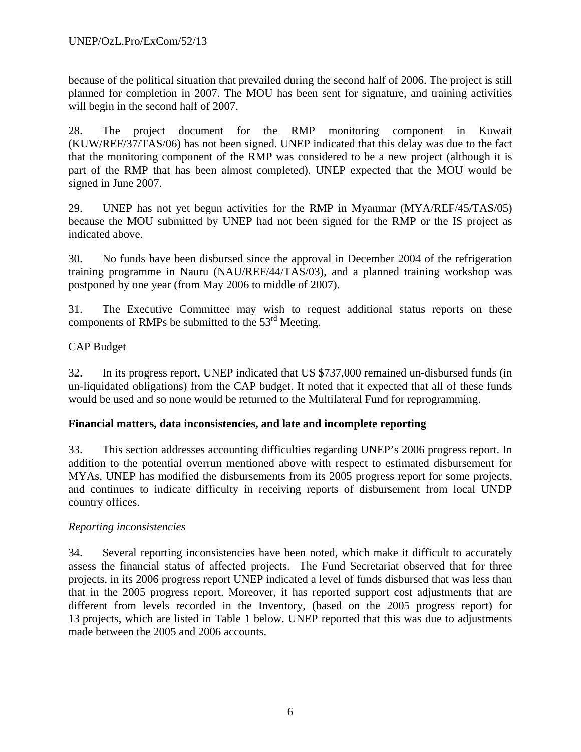because of the political situation that prevailed during the second half of 2006. The project is still planned for completion in 2007. The MOU has been sent for signature, and training activities will begin in the second half of 2007.

28. The project document for the RMP monitoring component in Kuwait (KUW/REF/37/TAS/06) has not been signed. UNEP indicated that this delay was due to the fact that the monitoring component of the RMP was considered to be a new project (although it is part of the RMP that has been almost completed). UNEP expected that the MOU would be signed in June 2007.

29. UNEP has not yet begun activities for the RMP in Myanmar (MYA/REF/45/TAS/05) because the MOU submitted by UNEP had not been signed for the RMP or the IS project as indicated above.

30. No funds have been disbursed since the approval in December 2004 of the refrigeration training programme in Nauru (NAU/REF/44/TAS/03), and a planned training workshop was postponed by one year (from May 2006 to middle of 2007).

31. The Executive Committee may wish to request additional status reports on these components of RMPs be submitted to the 53rd Meeting.

<u>CAP Budget</u>

32. In its progress report, UNEP indicated that US $737,000 remained un-disbursed funds (in un-liquidated obligations) from the CAP budget. It noted that it expected that all of these funds would be used and so none would be returned to the Multilateral Fund for reprogramming.

**Financial matters, data inconsistencies, and late and incomplete reporting**

33. This section addresses accounting difficulties regarding UNEP's 2006 progress report. In addition to the potential overrun mentioned above with respect to estimated disbursement for MYAs, UNEP has modified the disbursements from its 2005 progress report for some projects, and continues to indicate difficulty in receiving reports of disbursement from local UNDP country offices.

*Reporting inconsistencies*

34. Several reporting inconsistencies have been noted, which make it difficult to accurately assess the financial status of affected projects. The Fund Secretariat observed that for three projects, in its 2006 progress report UNEP indicated a level of funds disbursed that was less than that in the 2005 progress report. Moreover, it has reported support cost adjustments that are different from levels recorded in the Inventory, (based on the 2005 progress report) for 13 projects, which are listed in Table 1 below. UNEP reported that this was due to adjustments made between the 2005 and 2006 accounts.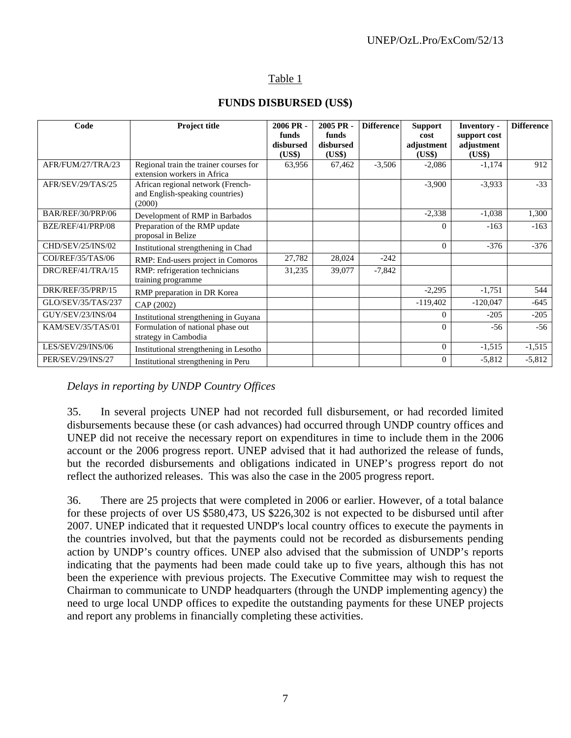Table 1

**FUNDS DISBURSED (US$)**

| Code | Project title | 2006 PR - funds disbursed (US$) | 2005 PR - funds disbursed (US$) | Difference | Support cost adjustment (US$) | Inventory - support cost adjustment (US$) | Difference |
|---|---|---|---|---|---|---|---|
| AFR/FUM/27/TRA/23 | Regional train the trainer courses for extension workers in Africa | 63,956 | 67,462 | -3,506 | -2,086 | -1,174 | 912 |
| AFR/SEV/29/TAS/25 | African regional network (French- and English-speaking countries) (2000) | | | | -3,900 | -3,933 | -33 |
| BAR/REF/30/PRP/06 | Development of RMP in Barbados | | | | -2,338 | -1,038 | 1,300 |
| BZE/REF/41/PRP/08 | Preparation of the RMP update proposal in Belize | | | | 0 | -163 | -163 |
| CHD/SEV/25/INS/02 | Institutional strengthening in Chad | | | | 0 | -376 | -376 |
| COI/REF/35/TAS/06 | RMP: End-users project in Comoros | 27,782 | 28,024 | -242 | | | |
| DRC/REF/41/TRA/15 | RMP: refrigeration technicians training programme | 31,235 | 39,077 | -7,842 | | | |
| DRK/REF/35/PRP/15 | RMP preparation in DR Korea | | | | -2,295 | -1,751 | 544 |
| GLO/SEV/35/TAS/237 | CAP (2002) | | | | -119,402 | -120,047 | -645 |
| GUY/SEV/23/INS/04 | Institutional strengthening in Guyana | | | | 0 | -205 | -205 |
| KAM/SEV/35/TAS/01 | Formulation of national phase out strategy in Cambodia | | | | 0 | -56 | -56 |
| LES/SEV/29/INS/06 | Institutional strengthening in Lesotho | | | | 0 | -1,515 | -1,515 |
| PER/SEV/29/INS/27 | Institutional strengthening in Peru | | | | 0 | -5,812 | -5,812 |

*Delays in reporting by UNDP Country Offices*

35. In several projects UNEP had not recorded full disbursement, or had recorded limited disbursements because these (or cash advances) had occurred through UNDP country offices and UNEP did not receive the necessary report on expenditures in time to include them in the 2006 account or the 2006 progress report. UNEP advised that it had authorized the release of funds, but the recorded disbursements and obligations indicated in UNEP's progress report do not reflect the authorized releases. This was also the case in the 2005 progress report.

36. There are 25 projects that were completed in 2006 or earlier. However, of a total balance for these projects of over US $580,473, US $226,302 is not expected to be disbursed until after 2007. UNEP indicated that it requested UNDP's local country offices to execute the payments in the countries involved, but that the payments could not be recorded as disbursements pending action by UNDP's country offices. UNEP also advised that the submission of UNDP's reports indicating that the payments had been made could take up to five years, although this has not been the experience with previous projects. The Executive Committee may wish to request the Chairman to communicate to UNDP headquarters (through the UNDP implementing agency) the need to urge local UNDP offices to expedite the outstanding payments for these UNEP projects and report any problems in financially completing these activities.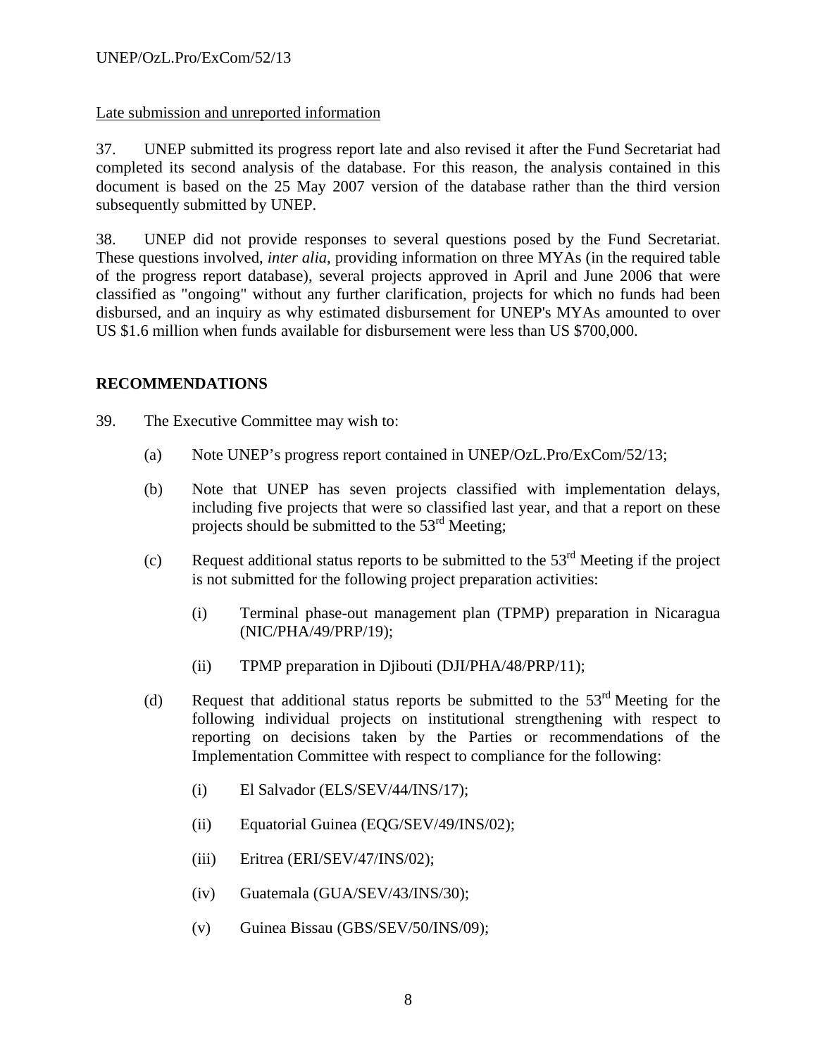Late submission and unreported information

37. UNEP submitted its progress report late and also revised it after the Fund Secretariat had completed its second analysis of the database. For this reason, the analysis contained in this document is based on the 25 May 2007 version of the database rather than the third version subsequently submitted by UNEP.

38. UNEP did not provide responses to several questions posed by the Fund Secretariat. These questions involved, *inter alia*, providing information on three MYAs (in the required table of the progress report database), several projects approved in April and June 2006 that were classified as "ongoing" without any further clarification, projects for which no funds had been disbursed, and an inquiry as why estimated disbursement for UNEP's MYAs amounted to over US $1.6 million when funds available for disbursement were less than US $700,000.

## RECOMMENDATIONS

39. The Executive Committee may wish to:

(a) Note UNEP's progress report contained in UNEP/OzL.Pro/ExCom/52/13;

(b) Note that UNEP has seven projects classified with implementation delays, including five projects that were so classified last year, and that a report on these projects should be submitted to the 53rd Meeting;

(c) Request additional status reports to be submitted to the 53rd Meeting if the project is not submitted for the following project preparation activities:

(i) Terminal phase-out management plan (TPMP) preparation in Nicaragua (NIC/PHA/49/PRP/19);

(ii) TPMP preparation in Djibouti (DJI/PHA/48/PRP/11);

(d) Request that additional status reports be submitted to the 53rd Meeting for the following individual projects on institutional strengthening with respect to reporting on decisions taken by the Parties or recommendations of the Implementation Committee with respect to compliance for the following:

(i) El Salvador (ELS/SEV/44/INS/17);

(ii) Equatorial Guinea (EQG/SEV/49/INS/02);

(iii) Eritrea (ERI/SEV/47/INS/02);

(iv) Guatemala (GUA/SEV/43/INS/30);

(v) Guinea Bissau (GBS/SEV/50/INS/09);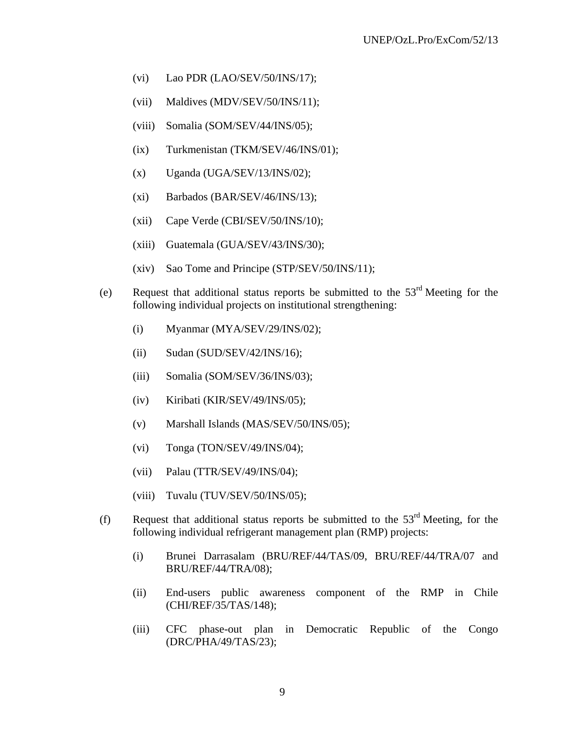(vi) Lao PDR (LAO/SEV/50/INS/17);

(vii) Maldives (MDV/SEV/50/INS/11);

(viii) Somalia (SOM/SEV/44/INS/05);

(ix) Turkmenistan (TKM/SEV/46/INS/01);

(x) Uganda (UGA/SEV/13/INS/02);

(xi) Barbados (BAR/SEV/46/INS/13);

(xii) Cape Verde (CBI/SEV/50/INS/10);

(xiii) Guatemala (GUA/SEV/43/INS/30);

(xiv) Sao Tome and Principe (STP/SEV/50/INS/11);

(e) Request that additional status reports be submitted to the 53rd Meeting for the following individual projects on institutional strengthening:

(i) Myanmar (MYA/SEV/29/INS/02);

(ii) Sudan (SUD/SEV/42/INS/16);

(iii) Somalia (SOM/SEV/36/INS/03);

(iv) Kiribati (KIR/SEV/49/INS/05);

(v) Marshall Islands (MAS/SEV/50/INS/05);

(vi) Tonga (TON/SEV/49/INS/04);

(vii) Palau (TTR/SEV/49/INS/04);

(viii) Tuvalu (TUV/SEV/50/INS/05);

(f) Request that additional status reports be submitted to the 53rd Meeting, for the following individual refrigerant management plan (RMP) projects:

(i) Brunei Darrasalam (BRU/REF/44/TAS/09, BRU/REF/44/TRA/07 and BRU/REF/44/TRA/08);

(ii) End-users public awareness component of the RMP in Chile (CHI/REF/35/TAS/148);

(iii) CFC phase-out plan in Democratic Republic of the Congo (DRC/PHA/49/TAS/23);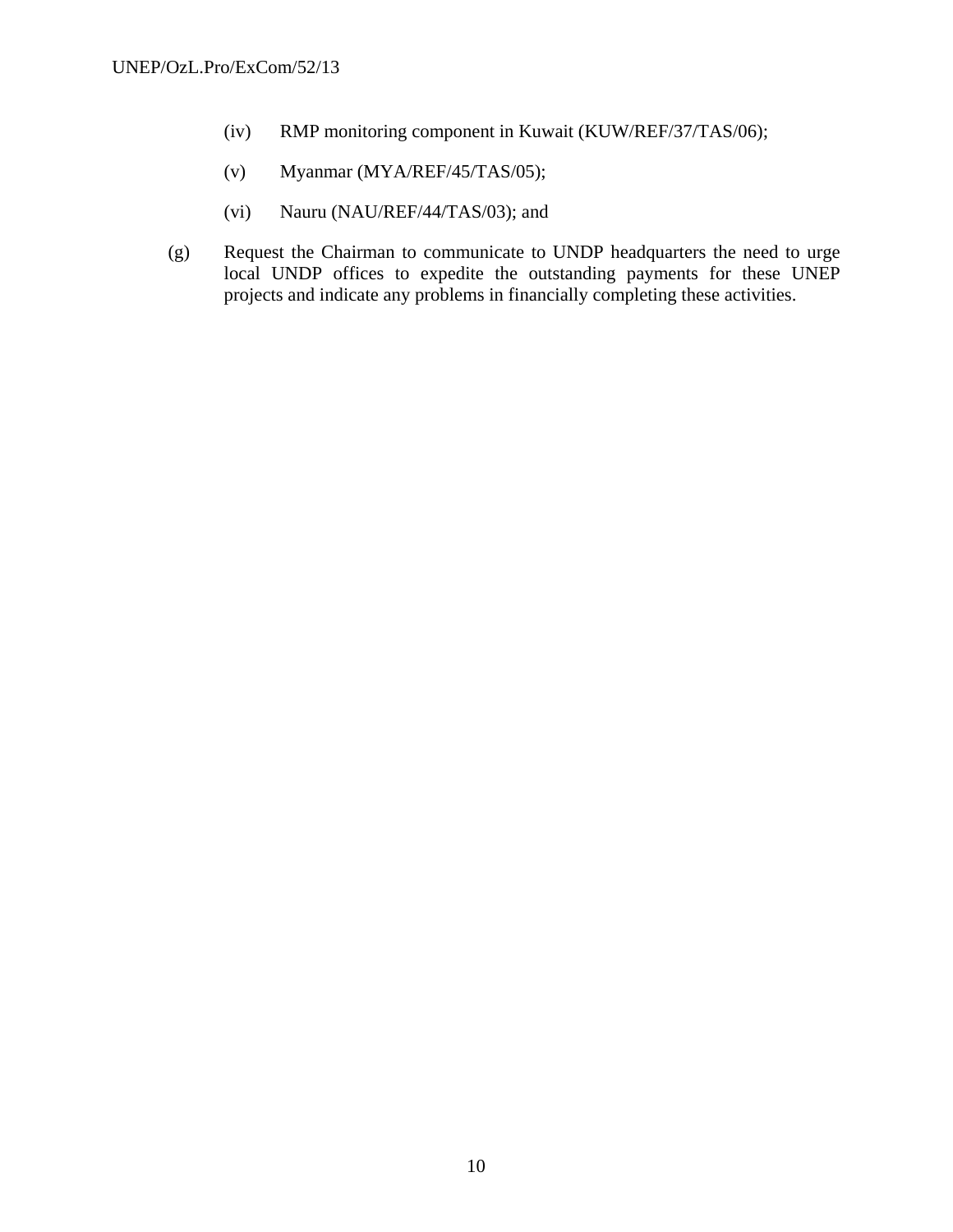(iv) RMP monitoring component in Kuwait (KUW/REF/37/TAS/06);

(v) Myanmar (MYA/REF/45/TAS/05);

(vi) Nauru (NAU/REF/44/TAS/03); and

(g) Request the Chairman to communicate to UNDP headquarters the need to urge local UNDP offices to expedite the outstanding payments for these UNEP projects and indicate any problems in financially completing these activities.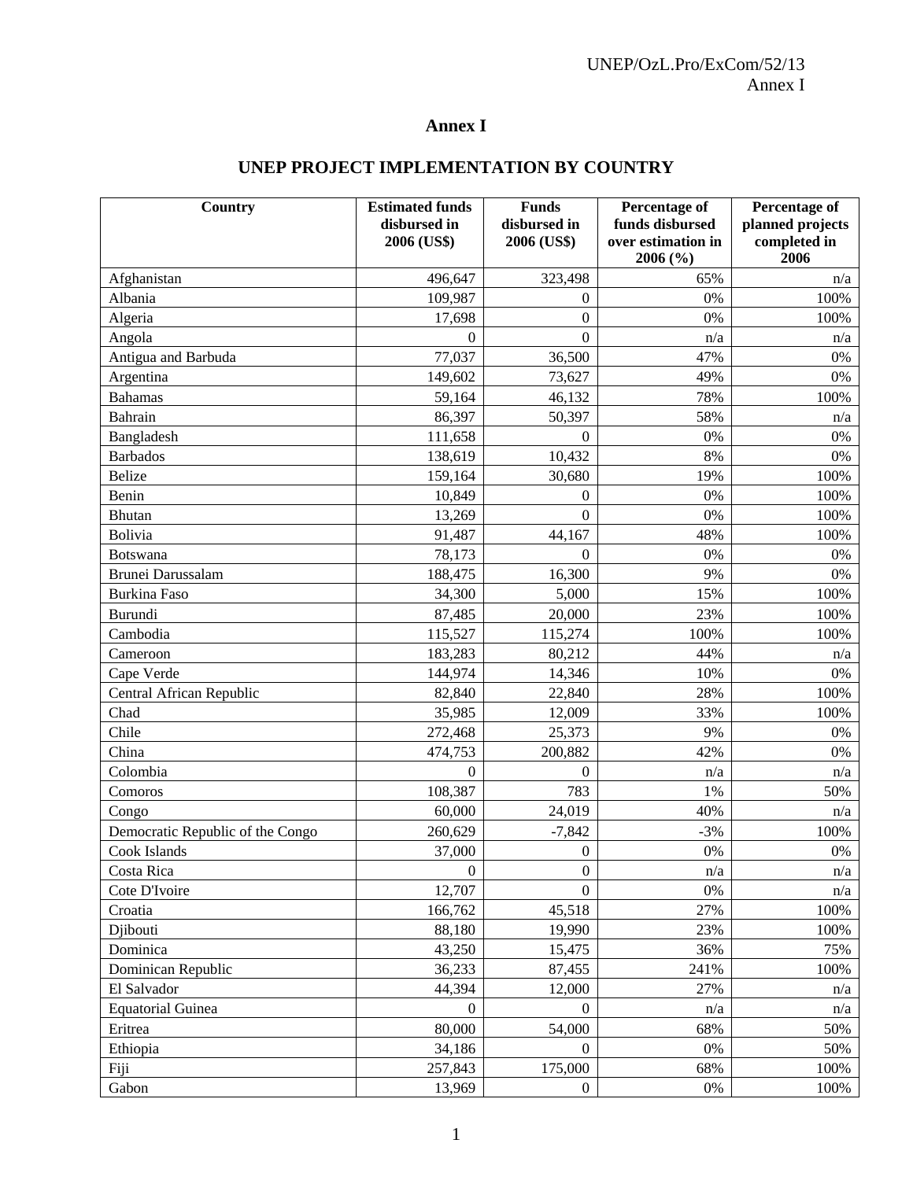# Annex I

## UNEP PROJECT IMPLEMENTATION BY COUNTRY

| Country | Estimated funds disbursed in 2006 (US$) | Funds disbursed in 2006 (US$) | Percentage of funds disbursed over estimation in 2006 (%) | Percentage of planned projects completed in 2006 |
|---|---|---|---|---|
| Afghanistan | 496,647 | 323,498 | 65% | n/a |
| Albania | 109,987 | 0 | 0% | 100% |
| Algeria | 17,698 | 0 | 0% | 100% |
| Angola | 0 | 0 | n/a | n/a |
| Antigua and Barbuda | 77,037 | 36,500 | 47% | 0% |
| Argentina | 149,602 | 73,627 | 49% | 0% |
| Bahamas | 59,164 | 46,132 | 78% | 100% |
| Bahrain | 86,397 | 50,397 | 58% | n/a |
| Bangladesh | 111,658 | 0 | 0% | 0% |
| Barbados | 138,619 | 10,432 | 8% | 0% |
| Belize | 159,164 | 30,680 | 19% | 100% |
| Benin | 10,849 | 0 | 0% | 100% |
| Bhutan | 13,269 | 0 | 0% | 100% |
| Bolivia | 91,487 | 44,167 | 48% | 100% |
| Botswana | 78,173 | 0 | 0% | 0% |
| Brunei Darussalam | 188,475 | 16,300 | 9% | 0% |
| Burkina Faso | 34,300 | 5,000 | 15% | 100% |
| Burundi | 87,485 | 20,000 | 23% | 100% |
| Cambodia | 115,527 | 115,274 | 100% | 100% |
| Cameroon | 183,283 | 80,212 | 44% | n/a |
| Cape Verde | 144,974 | 14,346 | 10% | 0% |
| Central African Republic | 82,840 | 22,840 | 28% | 100% |
| Chad | 35,985 | 12,009 | 33% | 100% |
| Chile | 272,468 | 25,373 | 9% | 0% |
| China | 474,753 | 200,882 | 42% | 0% |
| Colombia | 0 | 0 | n/a | n/a |
| Comoros | 108,387 | 783 | 1% | 50% |
| Congo | 60,000 | 24,019 | 40% | n/a |
| Democratic Republic of the Congo | 260,629 | -7,842 | -3% | 100% |
| Cook Islands | 37,000 | 0 | 0% | 0% |
| Costa Rica | 0 | 0 | n/a | n/a |
| Cote D'Ivoire | 12,707 | 0 | 0% | n/a |
| Croatia | 166,762 | 45,518 | 27% | 100% |
| Djibouti | 88,180 | 19,990 | 23% | 100% |
| Dominica | 43,250 | 15,475 | 36% | 75% |
| Dominican Republic | 36,233 | 87,455 | 241% | 100% |
| El Salvador | 44,394 | 12,000 | 27% | n/a |
| Equatorial Guinea | 0 | 0 | n/a | n/a |
| Eritrea | 80,000 | 54,000 | 68% | 50% |
| Ethiopia | 34,186 | 0 | 0% | 50% |
| Fiji | 257,843 | 175,000 | 68% | 100% |
| Gabon | 13,969 | 0 | 0% | 100% |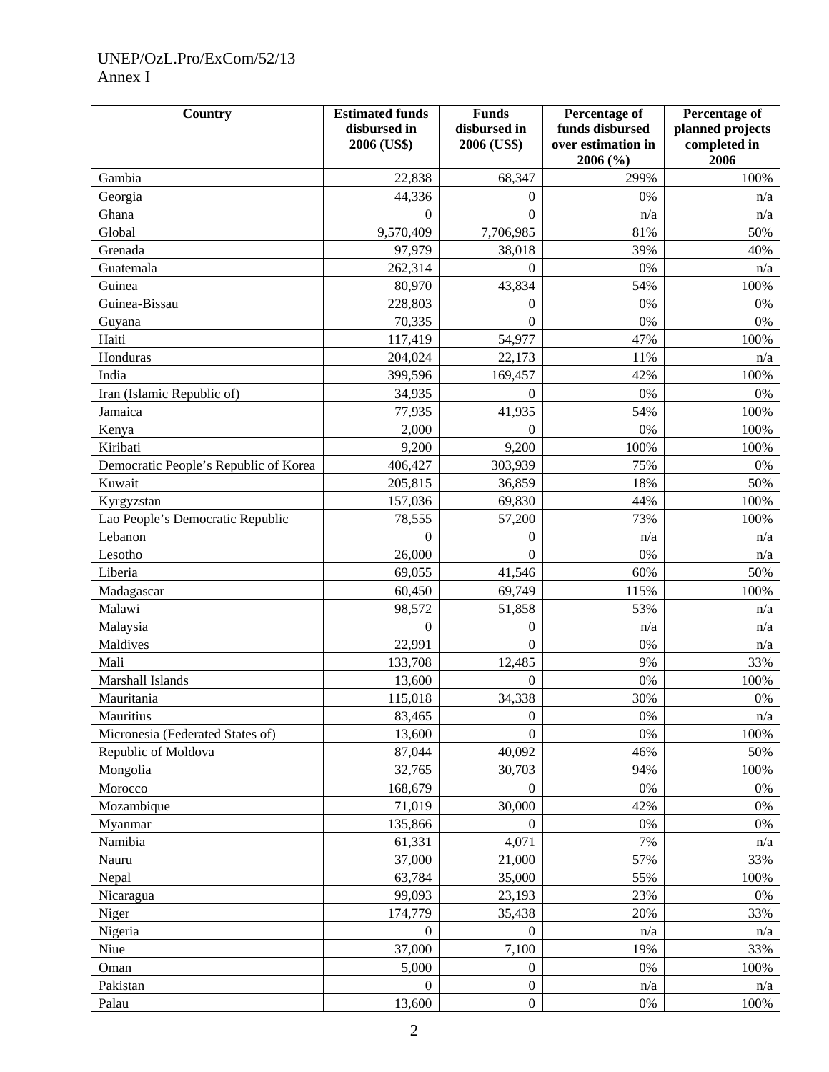| Country | Estimated funds disbursed in 2006 (US$) | Funds disbursed in 2006 (US$) | Percentage of funds disbursed over estimation in 2006 (%) | Percentage of planned projects completed in 2006 |
|---|---|---|---|---|
| Gambia | 22,838 | 68,347 | 299% | 100% |
| Georgia | 44,336 | 0 | 0% | n/a |
| Ghana | 0 | 0 | n/a | n/a |
| Global | 9,570,409 | 7,706,985 | 81% | 50% |
| Grenada | 97,979 | 38,018 | 39% | 40% |
| Guatemala | 262,314 | 0 | 0% | n/a |
| Guinea | 80,970 | 43,834 | 54% | 100% |
| Guinea-Bissau | 228,803 | 0 | 0% | 0% |
| Guyana | 70,335 | 0 | 0% | 0% |
| Haiti | 117,419 | 54,977 | 47% | 100% |
| Honduras | 204,024 | 22,173 | 11% | n/a |
| India | 399,596 | 169,457 | 42% | 100% |
| Iran (Islamic Republic of) | 34,935 | 0 | 0% | 0% |
| Jamaica | 77,935 | 41,935 | 54% | 100% |
| Kenya | 2,000 | 0 | 0% | 100% |
| Kiribati | 9,200 | 9,200 | 100% | 100% |
| Democratic People’s Republic of Korea | 406,427 | 303,939 | 75% | 0% |
| Kuwait | 205,815 | 36,859 | 18% | 50% |
| Kyrgyzstan | 157,036 | 69,830 | 44% | 100% |
| Lao People’s Democratic Republic | 78,555 | 57,200 | 73% | 100% |
| Lebanon | 0 | 0 | n/a | n/a |
| Lesotho | 26,000 | 0 | 0% | n/a |
| Liberia | 69,055 | 41,546 | 60% | 50% |
| Madagascar | 60,450 | 69,749 | 115% | 100% |
| Malawi | 98,572 | 51,858 | 53% | n/a |
| Malaysia | 0 | 0 | n/a | n/a |
| Maldives | 22,991 | 0 | 0% | n/a |
| Mali | 133,708 | 12,485 | 9% | 33% |
| Marshall Islands | 13,600 | 0 | 0% | 100% |
| Mauritania | 115,018 | 34,338 | 30% | 0% |
| Mauritius | 83,465 | 0 | 0% | n/a |
| Micronesia (Federated States of) | 13,600 | 0 | 0% | 100% |
| Republic of Moldova | 87,044 | 40,092 | 46% | 50% |
| Mongolia | 32,765 | 30,703 | 94% | 100% |
| Morocco | 168,679 | 0 | 0% | 0% |
| Mozambique | 71,019 | 30,000 | 42% | 0% |
| Myanmar | 135,866 | 0 | 0% | 0% |
| Namibia | 61,331 | 4,071 | 7% | n/a |
| Nauru | 37,000 | 21,000 | 57% | 33% |
| Nepal | 63,784 | 35,000 | 55% | 100% |
| Nicaragua | 99,093 | 23,193 | 23% | 0% |
| Niger | 174,779 | 35,438 | 20% | 33% |
| Nigeria | 0 | 0 | n/a | n/a |
| Niue | 37,000 | 7,100 | 19% | 33% |
| Oman | 5,000 | 0 | 0% | 100% |
| Pakistan | 0 | 0 | n/a | n/a |
| Palau | 13,600 | 0 | 0% | 100% |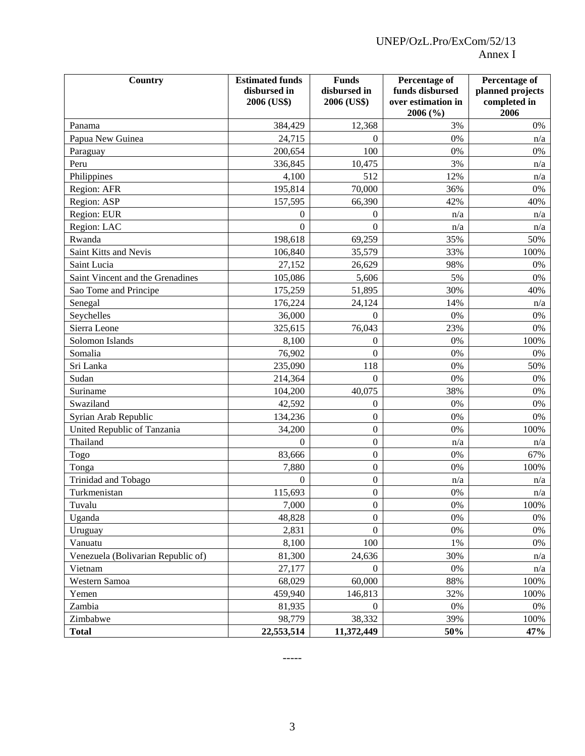| Country | Estimated funds disbursed in 2006 (US$) | Funds disbursed in 2006 (US$) | Percentage of funds disbursed over estimation in 2006 (%) | Percentage of planned projects completed in 2006 |
|---|---|---|---|---|
| Panama | 384,429 | 12,368 | 3% | 0% |
| Papua New Guinea | 24,715 | 0 | 0% | n/a |
| Paraguay | 200,654 | 100 | 0% | 0% |
| Peru | 336,845 | 10,475 | 3% | n/a |
| Philippines | 4,100 | 512 | 12% | n/a |
| Region: AFR | 195,814 | 70,000 | 36% | 0% |
| Region: ASP | 157,595 | 66,390 | 42% | 40% |
| Region: EUR | 0 | 0 | n/a | n/a |
| Region: LAC | 0 | 0 | n/a | n/a |
| Rwanda | 198,618 | 69,259 | 35% | 50% |
| Saint Kitts and Nevis | 106,840 | 35,579 | 33% | 100% |
| Saint Lucia | 27,152 | 26,629 | 98% | 0% |
| Saint Vincent and the Grenadines | 105,086 | 5,606 | 5% | 0% |
| Sao Tome and Principe | 175,259 | 51,895 | 30% | 40% |
| Senegal | 176,224 | 24,124 | 14% | n/a |
| Seychelles | 36,000 | 0 | 0% | 0% |
| Sierra Leone | 325,615 | 76,043 | 23% | 0% |
| Solomon Islands | 8,100 | 0 | 0% | 100% |
| Somalia | 76,902 | 0 | 0% | 0% |
| Sri Lanka | 235,090 | 118 | 0% | 50% |
| Sudan | 214,364 | 0 | 0% | 0% |
| Suriname | 104,200 | 40,075 | 38% | 0% |
| Swaziland | 42,592 | 0 | 0% | 0% |
| Syrian Arab Republic | 134,236 | 0 | 0% | 0% |
| United Republic of Tanzania | 34,200 | 0 | 0% | 100% |
| Thailand | 0 | 0 | n/a | n/a |
| Togo | 83,666 | 0 | 0% | 67% |
| Tonga | 7,880 | 0 | 0% | 100% |
| Trinidad and Tobago | 0 | 0 | n/a | n/a |
| Turkmenistan | 115,693 | 0 | 0% | n/a |
| Tuvalu | 7,000 | 0 | 0% | 100% |
| Uganda | 48,828 | 0 | 0% | 0% |
| Uruguay | 2,831 | 0 | 0% | 0% |
| Vanuatu | 8,100 | 100 | 1% | 0% |
| Venezuela (Bolivarian Republic of) | 81,300 | 24,636 | 30% | n/a |
| Vietnam | 27,177 | 0 | 0% | n/a |
| Western Samoa | 68,029 | 60,000 | 88% | 100% |
| Yemen | 459,940 | 146,813 | 32% | 100% |
| Zambia | 81,935 | 0 | 0% | 0% |
| Zimbabwe | 98,779 | 38,332 | 39% | 100% |
| **Total** | **22,553,514** | **11,372,449** | **50%** | **47%** |

-----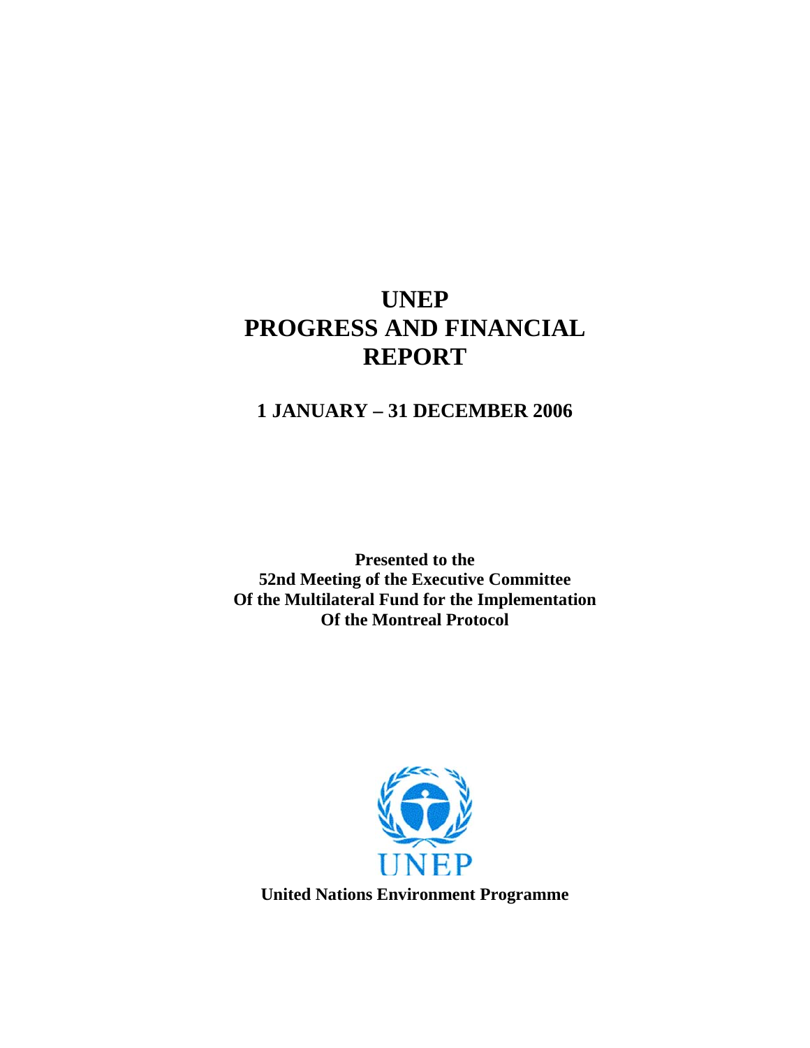# UNEP
# PROGRESS AND FINANCIAL REPORT

## 1 JANUARY – 31 DECEMBER 2006

**Presented to the**
**52nd Meeting of the Executive Committee**
**Of the Multilateral Fund for the Implementation**
**Of the Montreal Protocol**

UNEP

**United Nations Environment Programme**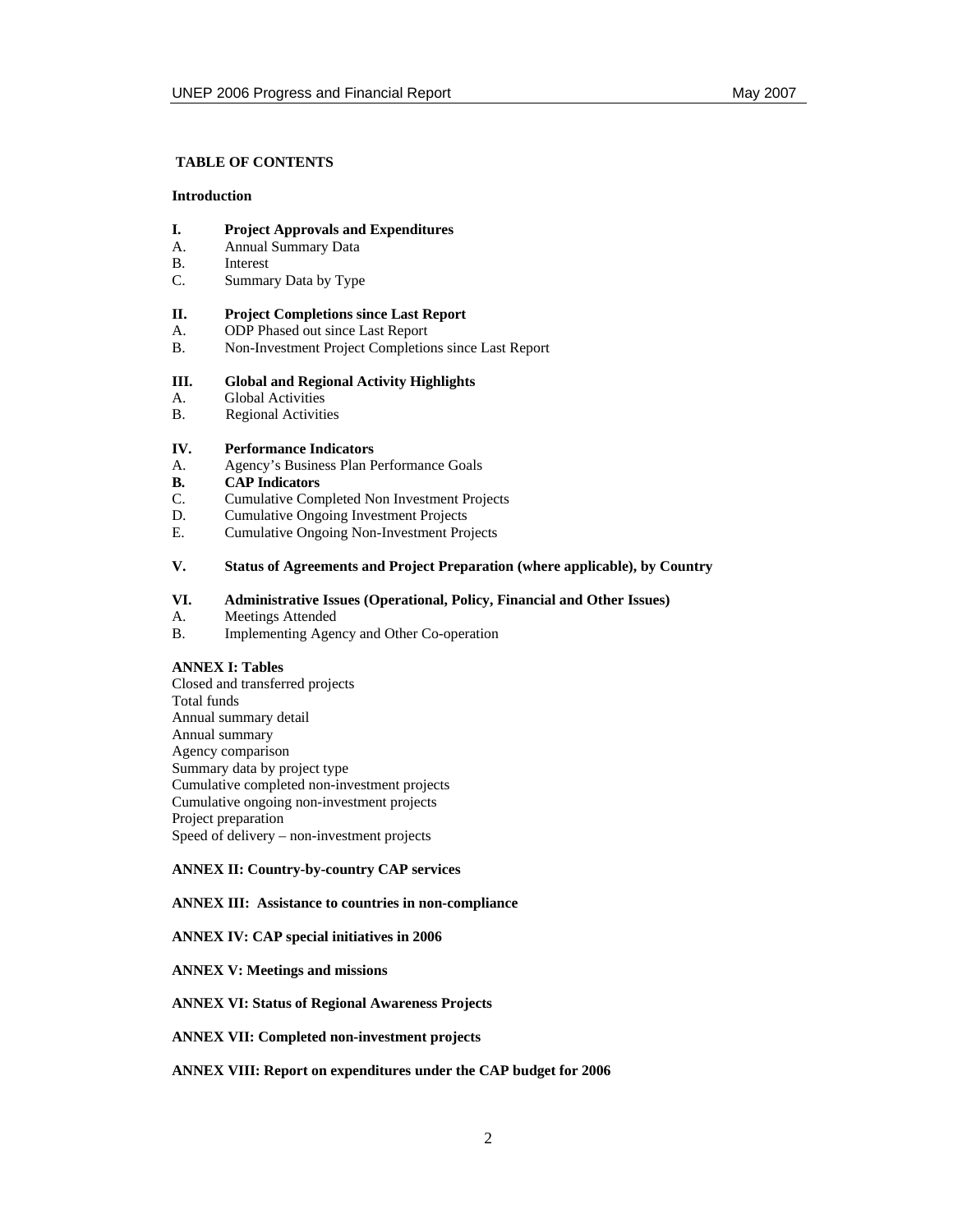**TABLE OF CONTENTS**

**Introduction**

**I. Project Approvals and Expenditures**

A. Annual Summary Data
B. Interest
C. Summary Data by Type

**II. Project Completions since Last Report**

A. ODP Phased out since Last Report
B. Non-Investment Project Completions since Last Report

**III. Global and Regional Activity Highlights**

A. Global Activities
B. Regional Activities

**IV. Performance Indicators**

A. Agency's Business Plan Performance Goals
**B. CAP Indicators**
C. Cumulative Completed Non Investment Projects
D. Cumulative Ongoing Investment Projects
E. Cumulative Ongoing Non-Investment Projects

**V. Status of Agreements and Project Preparation (where applicable), by Country**

**VI. Administrative Issues (Operational, Policy, Financial and Other Issues)**

A. Meetings Attended
B. Implementing Agency and Other Co-operation

**ANNEX I: Tables**

Closed and transferred projects
Total funds
Annual summary detail
Annual summary
Agency comparison
Summary data by project type
Cumulative completed non-investment projects
Cumulative ongoing non-investment projects
Project preparation
Speed of delivery – non-investment projects

**ANNEX II: Country-by-country CAP services**

**ANNEX III: Assistance to countries in non-compliance**

**ANNEX IV: CAP special initiatives in 2006**

**ANNEX V: Meetings and missions**

**ANNEX VI: Status of Regional Awareness Projects**

**ANNEX VII: Completed non-investment projects**

**ANNEX VIII: Report on expenditures under the CAP budget for 2006**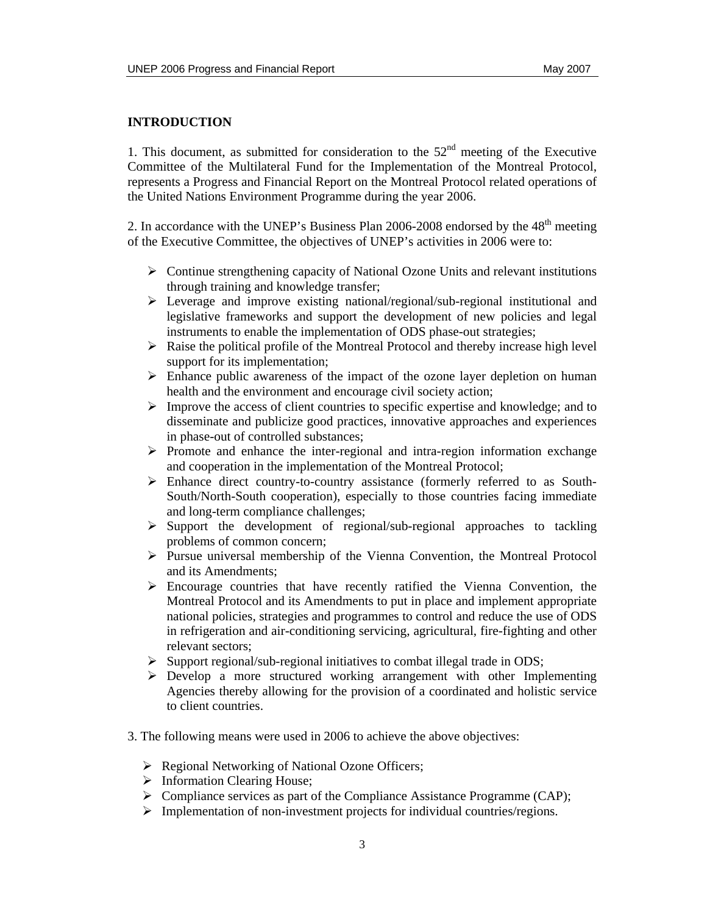**INTRODUCTION**

1. This document, as submitted for consideration to the 52nd meeting of the Executive Committee of the Multilateral Fund for the Implementation of the Montreal Protocol, represents a Progress and Financial Report on the Montreal Protocol related operations of the United Nations Environment Programme during the year 2006.

2. In accordance with the UNEP's Business Plan 2006-2008 endorsed by the 48th meeting of the Executive Committee, the objectives of UNEP's activities in 2006 were to:

- Continue strengthening capacity of National Ozone Units and relevant institutions through training and knowledge transfer;
- Leverage and improve existing national/regional/sub-regional institutional and legislative frameworks and support the development of new policies and legal instruments to enable the implementation of ODS phase-out strategies;
- Raise the political profile of the Montreal Protocol and thereby increase high level support for its implementation;
- Enhance public awareness of the impact of the ozone layer depletion on human health and the environment and encourage civil society action;
- Improve the access of client countries to specific expertise and knowledge; and to disseminate and publicize good practices, innovative approaches and experiences in phase-out of controlled substances;
- Promote and enhance the inter-regional and intra-region information exchange and cooperation in the implementation of the Montreal Protocol;
- Enhance direct country-to-country assistance (formerly referred to as South-South/North-South cooperation), especially to those countries facing immediate and long-term compliance challenges;
- Support the development of regional/sub-regional approaches to tackling problems of common concern;
- Pursue universal membership of the Vienna Convention, the Montreal Protocol and its Amendments;
- Encourage countries that have recently ratified the Vienna Convention, the Montreal Protocol and its Amendments to put in place and implement appropriate national policies, strategies and programmes to control and reduce the use of ODS in refrigeration and air-conditioning servicing, agricultural, fire-fighting and other relevant sectors;
- Support regional/sub-regional initiatives to combat illegal trade in ODS;
- Develop a more structured working arrangement with other Implementing Agencies thereby allowing for the provision of a coordinated and holistic service to client countries.

3. The following means were used in 2006 to achieve the above objectives:

- Regional Networking of National Ozone Officers;
- Information Clearing House;
- Compliance services as part of the Compliance Assistance Programme (CAP);
- Implementation of non-investment projects for individual countries/regions.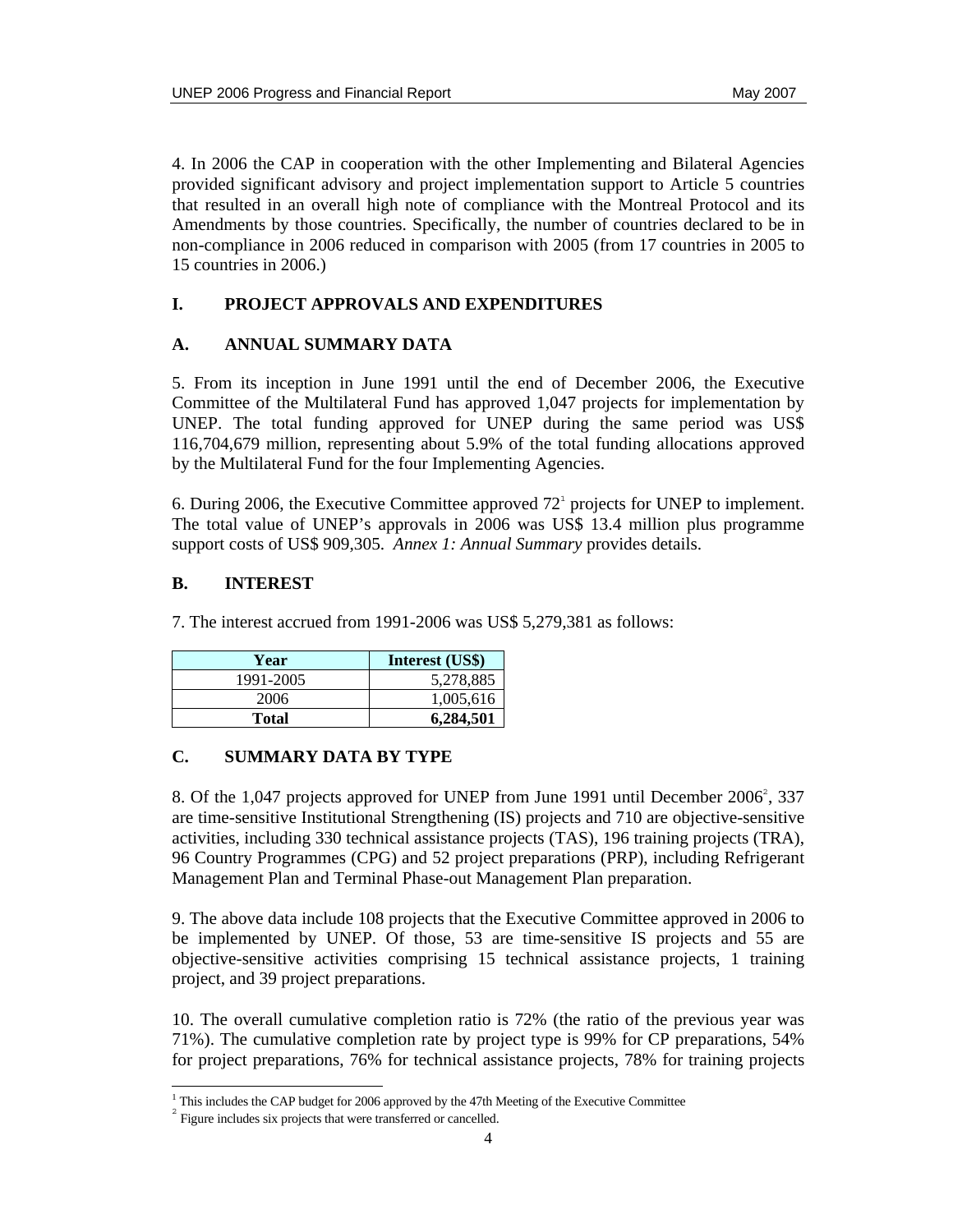4. In 2006 the CAP in cooperation with the other Implementing and Bilateral Agencies provided significant advisory and project implementation support to Article 5 countries that resulted in an overall high note of compliance with the Montreal Protocol and its Amendments by those countries. Specifically, the number of countries declared to be in non-compliance in 2006 reduced in comparison with 2005 (from 17 countries in 2005 to 15 countries in 2006.)

## I. PROJECT APPROVALS AND EXPENDITURES

### A. ANNUAL SUMMARY DATA

5. From its inception in June 1991 until the end of December 2006, the Executive Committee of the Multilateral Fund has approved 1,047 projects for implementation by UNEP. The total funding approved for UNEP during the same period was US$ 116,704,679 million, representing about 5.9% of the total funding allocations approved by the Multilateral Fund for the four Implementing Agencies.

6. During 2006, the Executive Committee approved 72[1] projects for UNEP to implement. The total value of UNEP's approvals in 2006 was US$ 13.4 million plus programme support costs of US$ 909,305. *Annex 1: Annual Summary* provides details.

### B. INTEREST

7. The interest accrued from 1991-2006 was US$ 5,279,381 as follows:

| Year | Interest (US$) |
|---|---|
| 1991-2005 | 5,278,885 |
| 2006 | 1,005,616 |
| **Total** | **6,284,501** |

### C. SUMMARY DATA BY TYPE

8. Of the 1,047 projects approved for UNEP from June 1991 until December 2006[2], 337 are time-sensitive Institutional Strengthening (IS) projects and 710 are objective-sensitive activities, including 330 technical assistance projects (TAS), 196 training projects (TRA), 96 Country Programmes (CPG) and 52 project preparations (PRP), including Refrigerant Management Plan and Terminal Phase-out Management Plan preparation.

9. The above data include 108 projects that the Executive Committee approved in 2006 to be implemented by UNEP. Of those, 53 are time-sensitive IS projects and 55 are objective-sensitive activities comprising 15 technical assistance projects, 1 training project, and 39 project preparations.

10. The overall cumulative completion ratio is 72% (the ratio of the previous year was 71%). The cumulative completion rate by project type is 99% for CP preparations, 54% for project preparations, 76% for technical assistance projects, 78% for training projects

---

[1] This includes the CAP budget for 2006 approved by the 47th Meeting of the Executive Committee

[2] Figure includes six projects that were transferred or cancelled.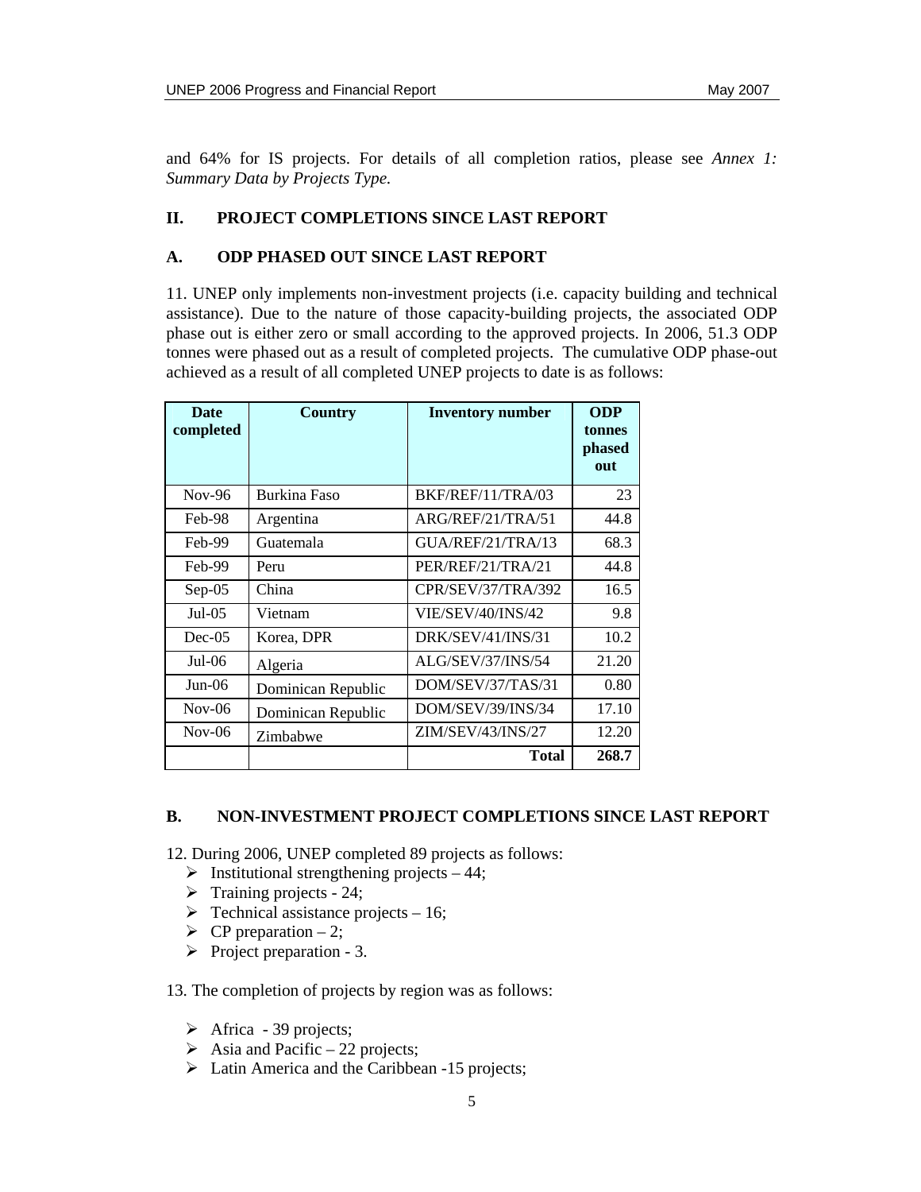and 64% for IS projects. For details of all completion ratios, please see *Annex 1: Summary Data by Projects Type.*

## II. PROJECT COMPLETIONS SINCE LAST REPORT

### A. ODP PHASED OUT SINCE LAST REPORT

11. UNEP only implements non-investment projects (i.e. capacity building and technical assistance). Due to the nature of those capacity-building projects, the associated ODP phase out is either zero or small according to the approved projects. In 2006, 51.3 ODP tonnes were phased out as a result of completed projects. The cumulative ODP phase-out achieved as a result of all completed UNEP projects to date is as follows:

| Date completed | Country | Inventory number | ODP tonnes phased out |
|---|---|---|---|
| Nov-96 | Burkina Faso | BKF/REF/11/TRA/03 | 23 |
| Feb-98 | Argentina | ARG/REF/21/TRA/51 | 44.8 |
| Feb-99 | Guatemala | GUA/REF/21/TRA/13 | 68.3 |
| Feb-99 | Peru | PER/REF/21/TRA/21 | 44.8 |
| Sep-05 | China | CPR/SEV/37/TRA/392 | 16.5 |
| Jul-05 | Vietnam | VIE/SEV/40/INS/42 | 9.8 |
| Dec-05 | Korea, DPR | DRK/SEV/41/INS/31 | 10.2 |
| Jul-06 | Algeria | ALG/SEV/37/INS/54 | 21.20 |
| Jun-06 | Dominican Republic | DOM/SEV/37/TAS/31 | 0.80 |
| Nov-06 | Dominican Republic | DOM/SEV/39/INS/34 | 17.10 |
| Nov-06 | Zimbabwe | ZIM/SEV/43/INS/27 | 12.20 |
| | | **Total** | **268.7** |

### B. NON-INVESTMENT PROJECT COMPLETIONS SINCE LAST REPORT

12. During 2006, UNEP completed 89 projects as follows:

- Institutional strengthening projects – 44;
- Training projects - 24;
- Technical assistance projects – 16;
- CP preparation – 2;
- Project preparation - 3.

13. The completion of projects by region was as follows:

- Africa - 39 projects;
- Asia and Pacific – 22 projects;
- Latin America and the Caribbean -15 projects;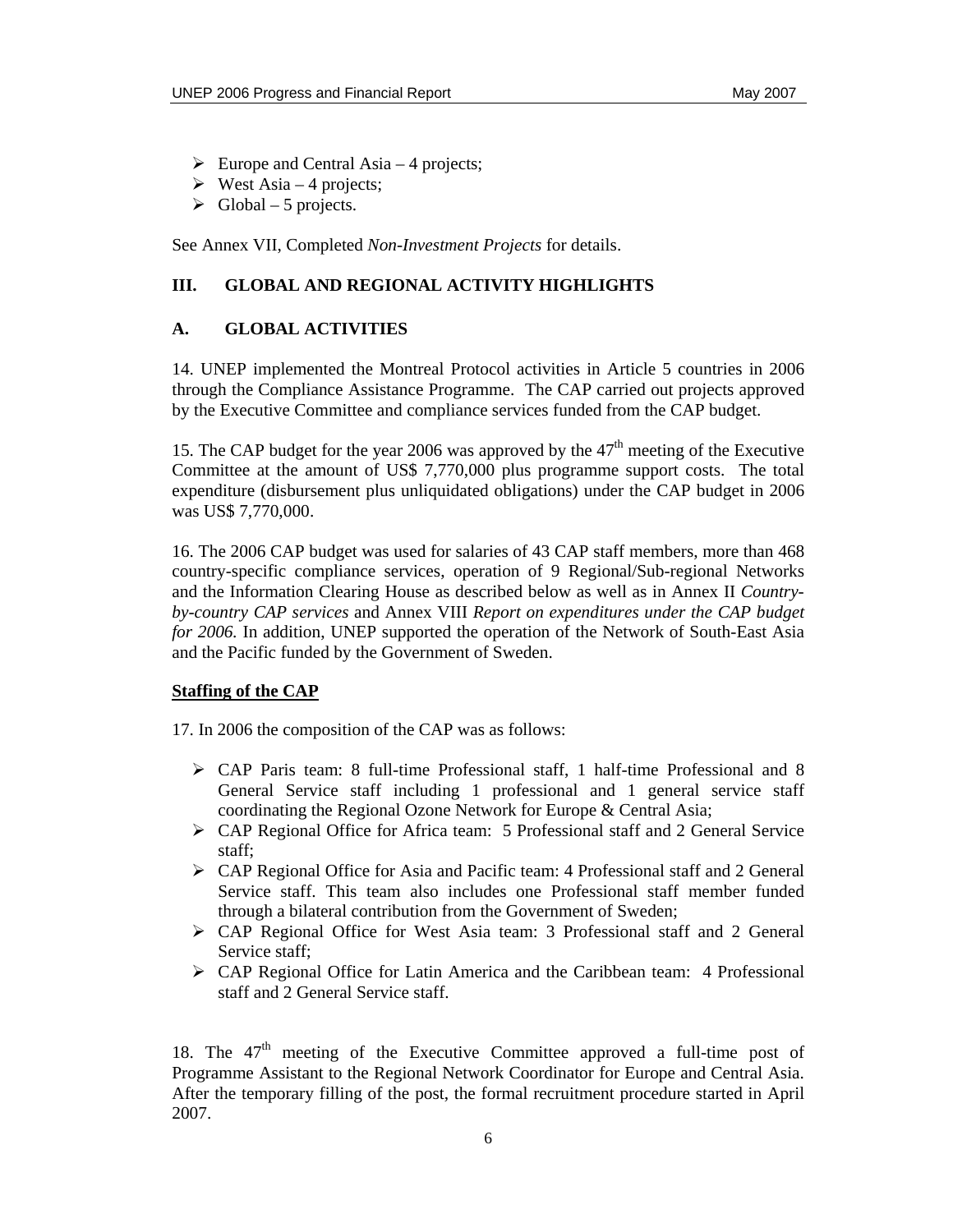- Europe and Central Asia – 4 projects;
- West Asia – 4 projects;
- Global – 5 projects.

See Annex VII, Completed *Non-Investment Projects* for details.

## III. GLOBAL AND REGIONAL ACTIVITY HIGHLIGHTS

### A. GLOBAL ACTIVITIES

14. UNEP implemented the Montreal Protocol activities in Article 5 countries in 2006 through the Compliance Assistance Programme. The CAP carried out projects approved by the Executive Committee and compliance services funded from the CAP budget.

15. The CAP budget for the year 2006 was approved by the 47th meeting of the Executive Committee at the amount of US$ 7,770,000 plus programme support costs. The total expenditure (disbursement plus unliquidated obligations) under the CAP budget in 2006 was US$ 7,770,000.

16. The 2006 CAP budget was used for salaries of 43 CAP staff members, more than 468 country-specific compliance services, operation of 9 Regional/Sub-regional Networks and the Information Clearing House as described below as well as in Annex II *Country-by-country CAP services* and Annex VIII *Report on expenditures under the CAP budget for 2006.* In addition, UNEP supported the operation of the Network of South-East Asia and the Pacific funded by the Government of Sweden.

**Staffing of the CAP**

17. In 2006 the composition of the CAP was as follows:

- CAP Paris team: 8 full-time Professional staff, 1 half-time Professional and 8 General Service staff including 1 professional and 1 general service staff coordinating the Regional Ozone Network for Europe & Central Asia;
- CAP Regional Office for Africa team: 5 Professional staff and 2 General Service staff;
- CAP Regional Office for Asia and Pacific team: 4 Professional staff and 2 General Service staff. This team also includes one Professional staff member funded through a bilateral contribution from the Government of Sweden;
- CAP Regional Office for West Asia team: 3 Professional staff and 2 General Service staff;
- CAP Regional Office for Latin America and the Caribbean team: 4 Professional staff and 2 General Service staff.

18. The 47th meeting of the Executive Committee approved a full-time post of Programme Assistant to the Regional Network Coordinator for Europe and Central Asia. After the temporary filling of the post, the formal recruitment procedure started in April 2007.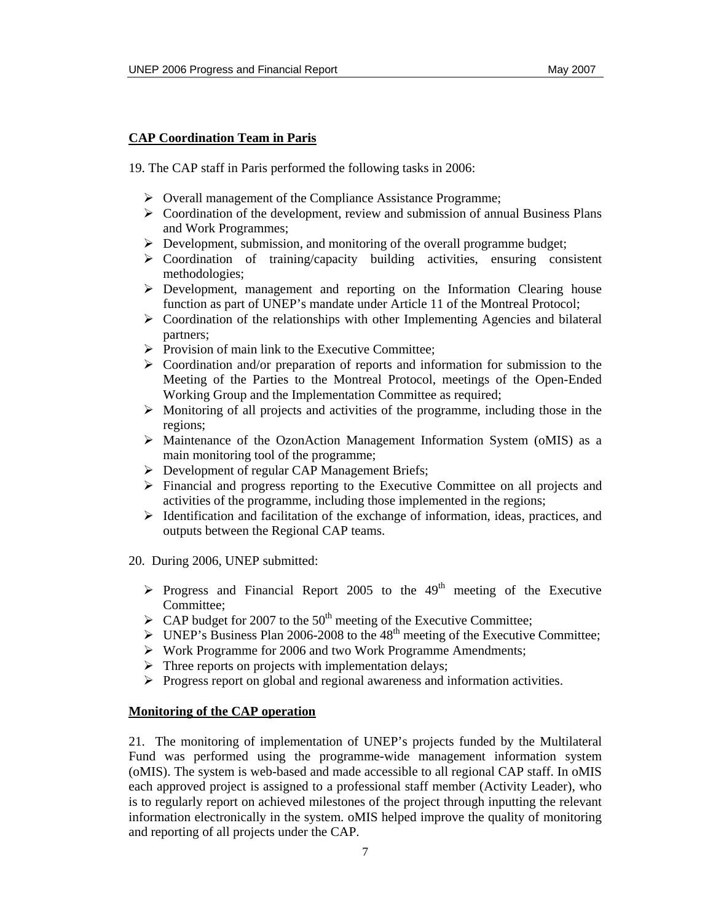## CAP Coordination Team in Paris

19. The CAP staff in Paris performed the following tasks in 2006:

- Overall management of the Compliance Assistance Programme;
- Coordination of the development, review and submission of annual Business Plans and Work Programmes;
- Development, submission, and monitoring of the overall programme budget;
- Coordination of training/capacity building activities, ensuring consistent methodologies;
- Development, management and reporting on the Information Clearing house function as part of UNEP's mandate under Article 11 of the Montreal Protocol;
- Coordination of the relationships with other Implementing Agencies and bilateral partners;
- Provision of main link to the Executive Committee;
- Coordination and/or preparation of reports and information for submission to the Meeting of the Parties to the Montreal Protocol, meetings of the Open-Ended Working Group and the Implementation Committee as required;
- Monitoring of all projects and activities of the programme, including those in the regions;
- Maintenance of the OzonAction Management Information System (oMIS) as a main monitoring tool of the programme;
- Development of regular CAP Management Briefs;
- Financial and progress reporting to the Executive Committee on all projects and activities of the programme, including those implemented in the regions;
- Identification and facilitation of the exchange of information, ideas, practices, and outputs between the Regional CAP teams.

20. During 2006, UNEP submitted:

- Progress and Financial Report 2005 to the 49th meeting of the Executive Committee;
- CAP budget for 2007 to the 50th meeting of the Executive Committee;
- UNEP's Business Plan 2006-2008 to the 48th meeting of the Executive Committee;
- Work Programme for 2006 and two Work Programme Amendments;
- Three reports on projects with implementation delays;
- Progress report on global and regional awareness and information activities.

## Monitoring of the CAP operation

21. The monitoring of implementation of UNEP's projects funded by the Multilateral Fund was performed using the programme-wide management information system (oMIS). The system is web-based and made accessible to all regional CAP staff. In oMIS each approved project is assigned to a professional staff member (Activity Leader), who is to regularly report on achieved milestones of the project through inputting the relevant information electronically in the system. oMIS helped improve the quality of monitoring and reporting of all projects under the CAP.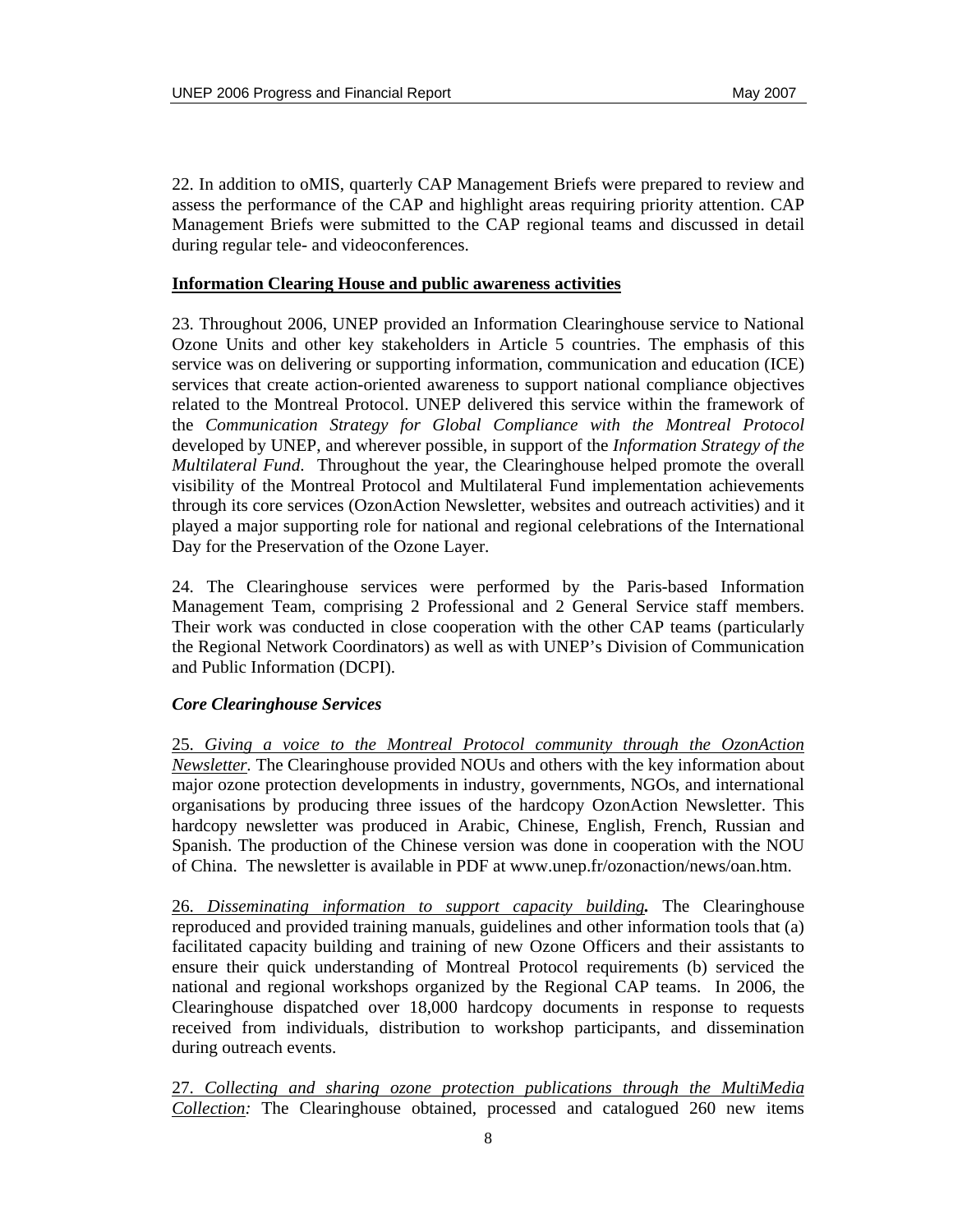22. In addition to oMIS, quarterly CAP Management Briefs were prepared to review and assess the performance of the CAP and highlight areas requiring priority attention. CAP Management Briefs were submitted to the CAP regional teams and discussed in detail during regular tele- and videoconferences.

**Information Clearing House and public awareness activities**

23. Throughout 2006, UNEP provided an Information Clearinghouse service to National Ozone Units and other key stakeholders in Article 5 countries. The emphasis of this service was on delivering or supporting information, communication and education (ICE) services that create action-oriented awareness to support national compliance objectives related to the Montreal Protocol. UNEP delivered this service within the framework of the *Communication Strategy for Global Compliance with the Montreal Protocol* developed by UNEP, and wherever possible, in support of the *Information Strategy of the Multilateral Fund*. Throughout the year, the Clearinghouse helped promote the overall visibility of the Montreal Protocol and Multilateral Fund implementation achievements through its core services (OzonAction Newsletter, websites and outreach activities) and it played a major supporting role for national and regional celebrations of the International Day for the Preservation of the Ozone Layer.

24. The Clearinghouse services were performed by the Paris-based Information Management Team, comprising 2 Professional and 2 General Service staff members. Their work was conducted in close cooperation with the other CAP teams (particularly the Regional Network Coordinators) as well as with UNEP's Division of Communication and Public Information (DCPI).

***Core Clearinghouse Services***

25. *Giving a voice to the Montreal Protocol community through the OzonAction Newsletter*. The Clearinghouse provided NOUs and others with the key information about major ozone protection developments in industry, governments, NGOs, and international organisations by producing three issues of the hardcopy OzonAction Newsletter. This hardcopy newsletter was produced in Arabic, Chinese, English, French, Russian and Spanish. The production of the Chinese version was done in cooperation with the NOU of China. The newsletter is available in PDF at www.unep.fr/ozonaction/news/oan.htm.

26. *Disseminating information to support capacity building*. The Clearinghouse reproduced and provided training manuals, guidelines and other information tools that (a) facilitated capacity building and training of new Ozone Officers and their assistants to ensure their quick understanding of Montreal Protocol requirements (b) serviced the national and regional workshops organized by the Regional CAP teams. In 2006, the Clearinghouse dispatched over 18,000 hardcopy documents in response to requests received from individuals, distribution to workshop participants, and dissemination during outreach events.

27. *Collecting and sharing ozone protection publications through the MultiMedia Collection:* The Clearinghouse obtained, processed and catalogued 260 new items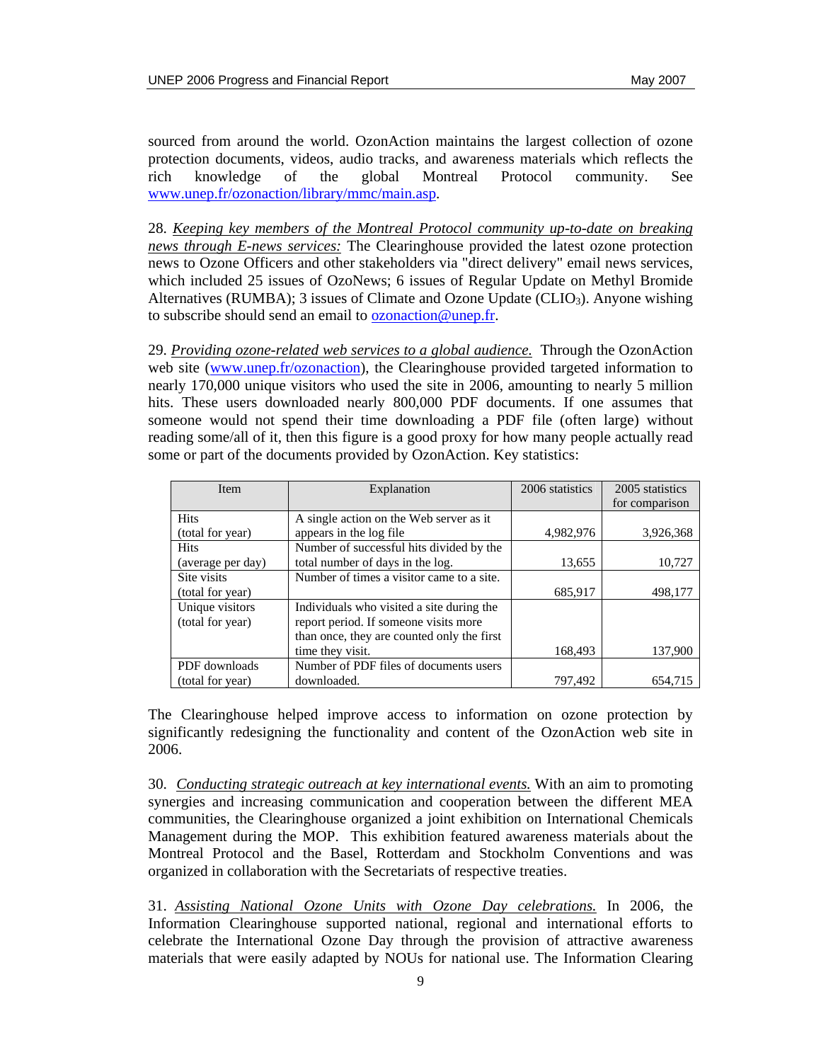sourced from around the world. OzonAction maintains the largest collection of ozone protection documents, videos, audio tracks, and awareness materials which reflects the rich knowledge of the global Montreal Protocol community. See www.unep.fr/ozonaction/library/mmc/main.asp.

28. *Keeping key members of the Montreal Protocol community up-to-date on breaking news through E-news services:* The Clearinghouse provided the latest ozone protection news to Ozone Officers and other stakeholders via "direct delivery" email news services, which included 25 issues of OzoNews; 6 issues of Regular Update on Methyl Bromide Alternatives (RUMBA); 3 issues of Climate and Ozone Update ($CLIO_3$). Anyone wishing to subscribe should send an email to ozonaction@unep.fr.

29. *Providing ozone-related web services to a global audience.* Through the OzonAction web site (www.unep.fr/ozonaction), the Clearinghouse provided targeted information to nearly 170,000 unique visitors who used the site in 2006, amounting to nearly 5 million hits. These users downloaded nearly 800,000 PDF documents. If one assumes that someone would not spend their time downloading a PDF file (often large) without reading some/all of it, then this figure is a good proxy for how many people actually read some or part of the documents provided by OzonAction. Key statistics:

| Item | Explanation | 2006 statistics | 2005 statistics for comparison |
|---|---|---|---|
| Hits (total for year) | A single action on the Web server as it appears in the log file | 4,982,976 | 3,926,368 |
| Hits (average per day) | Number of successful hits divided by the total number of days in the log. | 13,655 | 10,727 |
| Site visits (total for year) | Number of times a visitor came to a site. | 685,917 | 498,177 |
| Unique visitors (total for year) | Individuals who visited a site during the report period. If someone visits more than once, they are counted only the first time they visit. | 168,493 | 137,900 |
| PDF downloads (total for year) | Number of PDF files of documents users downloaded. | 797,492 | 654,715 |

The Clearinghouse helped improve access to information on ozone protection by significantly redesigning the functionality and content of the OzonAction web site in 2006.

30. *Conducting strategic outreach at key international events.* With an aim to promoting synergies and increasing communication and cooperation between the different MEA communities, the Clearinghouse organized a joint exhibition on International Chemicals Management during the MOP. This exhibition featured awareness materials about the Montreal Protocol and the Basel, Rotterdam and Stockholm Conventions and was organized in collaboration with the Secretariats of respective treaties.

31. *Assisting National Ozone Units with Ozone Day celebrations.* In 2006, the Information Clearinghouse supported national, regional and international efforts to celebrate the International Ozone Day through the provision of attractive awareness materials that were easily adapted by NOUs for national use. The Information Clearing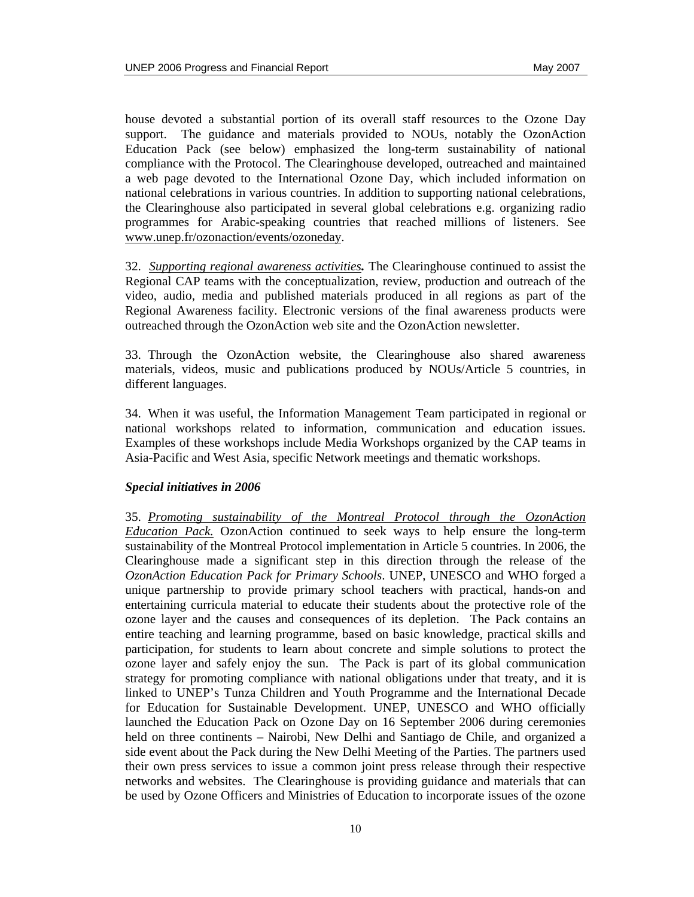house devoted a substantial portion of its overall staff resources to the Ozone Day support. The guidance and materials provided to NOUs, notably the OzonAction Education Pack (see below) emphasized the long-term sustainability of national compliance with the Protocol. The Clearinghouse developed, outreached and maintained a web page devoted to the International Ozone Day, which included information on national celebrations in various countries. In addition to supporting national celebrations, the Clearinghouse also participated in several global celebrations e.g. organizing radio programmes for Arabic-speaking countries that reached millions of listeners. See www.unep.fr/ozonaction/events/ozoneday.

32. ***Supporting regional awareness activities.*** The Clearinghouse continued to assist the Regional CAP teams with the conceptualization, review, production and outreach of the video, audio, media and published materials produced in all regions as part of the Regional Awareness facility. Electronic versions of the final awareness products were outreached through the OzonAction web site and the OzonAction newsletter.

33. Through the OzonAction website, the Clearinghouse also shared awareness materials, videos, music and publications produced by NOUs/Article 5 countries, in different languages.

34. When it was useful, the Information Management Team participated in regional or national workshops related to information, communication and education issues. Examples of these workshops include Media Workshops organized by the CAP teams in Asia-Pacific and West Asia, specific Network meetings and thematic workshops.

***Special initiatives in 2006***

35. *Promoting sustainability of the Montreal Protocol through the OzonAction Education Pack.* OzonAction continued to seek ways to help ensure the long-term sustainability of the Montreal Protocol implementation in Article 5 countries. In 2006, the Clearinghouse made a significant step in this direction through the release of the *OzonAction Education Pack for Primary Schools*. UNEP, UNESCO and WHO forged a unique partnership to provide primary school teachers with practical, hands-on and entertaining curricula material to educate their students about the protective role of the ozone layer and the causes and consequences of its depletion. The Pack contains an entire teaching and learning programme, based on basic knowledge, practical skills and participation, for students to learn about concrete and simple solutions to protect the ozone layer and safely enjoy the sun. The Pack is part of its global communication strategy for promoting compliance with national obligations under that treaty, and it is linked to UNEP's Tunza Children and Youth Programme and the International Decade for Education for Sustainable Development. UNEP, UNESCO and WHO officially launched the Education Pack on Ozone Day on 16 September 2006 during ceremonies held on three continents – Nairobi, New Delhi and Santiago de Chile, and organized a side event about the Pack during the New Delhi Meeting of the Parties. The partners used their own press services to issue a common joint press release through their respective networks and websites. The Clearinghouse is providing guidance and materials that can be used by Ozone Officers and Ministries of Education to incorporate issues of the ozone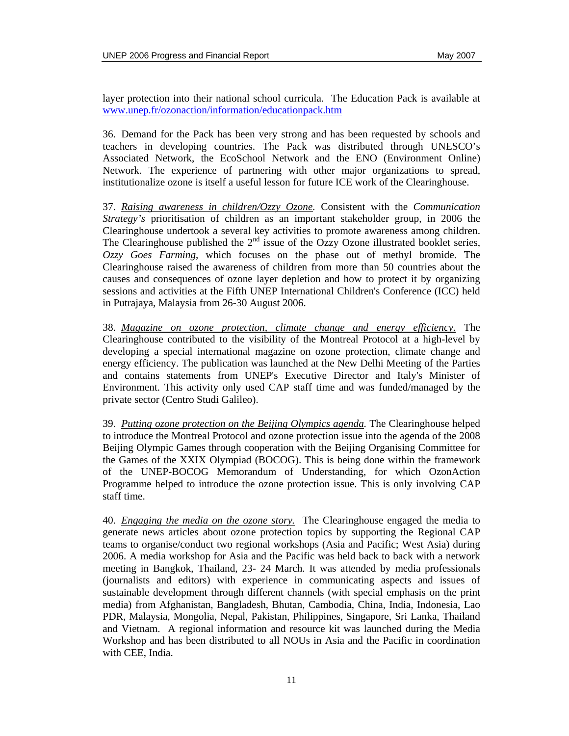layer protection into their national school curricula. The Education Pack is available at www.unep.fr/ozonaction/information/educationpack.htm

36. Demand for the Pack has been very strong and has been requested by schools and teachers in developing countries. The Pack was distributed through UNESCO's Associated Network, the EcoSchool Network and the ENO (Environment Online) Network. The experience of partnering with other major organizations to spread, institutionalize ozone is itself a useful lesson for future ICE work of the Clearinghouse.

37. *Raising awareness in children/Ozzy Ozone.* Consistent with the *Communication Strategy's* prioritisation of children as an important stakeholder group, in 2006 the Clearinghouse undertook a several key activities to promote awareness among children. The Clearinghouse published the 2nd issue of the Ozzy Ozone illustrated booklet series, *Ozzy Goes Farming*, which focuses on the phase out of methyl bromide. The Clearinghouse raised the awareness of children from more than 50 countries about the causes and consequences of ozone layer depletion and how to protect it by organizing sessions and activities at the Fifth UNEP International Children's Conference (ICC) held in Putrajaya, Malaysia from 26-30 August 2006.

38. *Magazine on ozone protection, climate change and energy efficiency.* The Clearinghouse contributed to the visibility of the Montreal Protocol at a high-level by developing a special international magazine on ozone protection, climate change and energy efficiency. The publication was launched at the New Delhi Meeting of the Parties and contains statements from UNEP's Executive Director and Italy's Minister of Environment. This activity only used CAP staff time and was funded/managed by the private sector (Centro Studi Galileo).

39. *Putting ozone protection on the Beijing Olympics agenda.* The Clearinghouse helped to introduce the Montreal Protocol and ozone protection issue into the agenda of the 2008 Beijing Olympic Games through cooperation with the Beijing Organising Committee for the Games of the XXIX Olympiad (BOCOG). This is being done within the framework of the UNEP-BOCOG Memorandum of Understanding, for which OzonAction Programme helped to introduce the ozone protection issue. This is only involving CAP staff time.

40. *Engaging the media on the ozone story.* The Clearinghouse engaged the media to generate news articles about ozone protection topics by supporting the Regional CAP teams to organise/conduct two regional workshops (Asia and Pacific; West Asia) during 2006. A media workshop for Asia and the Pacific was held back to back with a network meeting in Bangkok, Thailand, 23- 24 March. It was attended by media professionals (journalists and editors) with experience in communicating aspects and issues of sustainable development through different channels (with special emphasis on the print media) from Afghanistan, Bangladesh, Bhutan, Cambodia, China, India, Indonesia, Lao PDR, Malaysia, Mongolia, Nepal, Pakistan, Philippines, Singapore, Sri Lanka, Thailand and Vietnam. A regional information and resource kit was launched during the Media Workshop and has been distributed to all NOUs in Asia and the Pacific in coordination with CEE, India.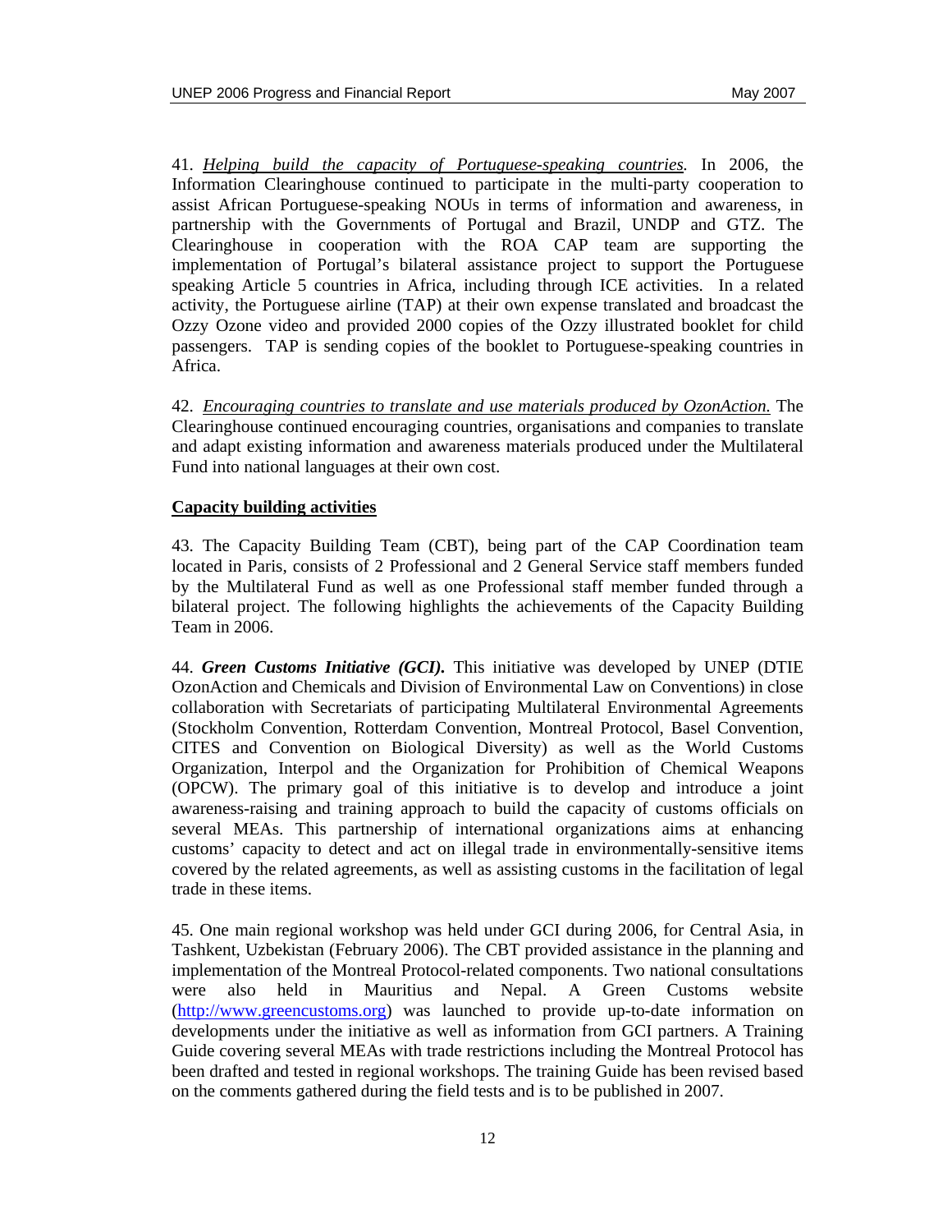41. *Helping build the capacity of Portuguese-speaking countries.* In 2006, the Information Clearinghouse continued to participate in the multi-party cooperation to assist African Portuguese-speaking NOUs in terms of information and awareness, in partnership with the Governments of Portugal and Brazil, UNDP and GTZ. The Clearinghouse in cooperation with the ROA CAP team are supporting the implementation of Portugal's bilateral assistance project to support the Portuguese speaking Article 5 countries in Africa, including through ICE activities. In a related activity, the Portuguese airline (TAP) at their own expense translated and broadcast the Ozzy Ozone video and provided 2000 copies of the Ozzy illustrated booklet for child passengers. TAP is sending copies of the booklet to Portuguese-speaking countries in Africa.

42. *Encouraging countries to translate and use materials produced by OzonAction.* The Clearinghouse continued encouraging countries, organisations and companies to translate and adapt existing information and awareness materials produced under the Multilateral Fund into national languages at their own cost.

## Capacity building activities

43. The Capacity Building Team (CBT), being part of the CAP Coordination team located in Paris, consists of 2 Professional and 2 General Service staff members funded by the Multilateral Fund as well as one Professional staff member funded through a bilateral project. The following highlights the achievements of the Capacity Building Team in 2006.

44. ***Green Customs Initiative (GCI).*** This initiative was developed by UNEP (DTIE OzonAction and Chemicals and Division of Environmental Law on Conventions) in close collaboration with Secretariats of participating Multilateral Environmental Agreements (Stockholm Convention, Rotterdam Convention, Montreal Protocol, Basel Convention, CITES and Convention on Biological Diversity) as well as the World Customs Organization, Interpol and the Organization for Prohibition of Chemical Weapons (OPCW). The primary goal of this initiative is to develop and introduce a joint awareness-raising and training approach to build the capacity of customs officials on several MEAs. This partnership of international organizations aims at enhancing customs' capacity to detect and act on illegal trade in environmentally-sensitive items covered by the related agreements, as well as assisting customs in the facilitation of legal trade in these items.

45. One main regional workshop was held under GCI during 2006, for Central Asia, in Tashkent, Uzbekistan (February 2006). The CBT provided assistance in the planning and implementation of the Montreal Protocol-related components. Two national consultations were also held in Mauritius and Nepal. A Green Customs website (http://www.greencustoms.org) was launched to provide up-to-date information on developments under the initiative as well as information from GCI partners. A Training Guide covering several MEAs with trade restrictions including the Montreal Protocol has been drafted and tested in regional workshops. The training Guide has been revised based on the comments gathered during the field tests and is to be published in 2007.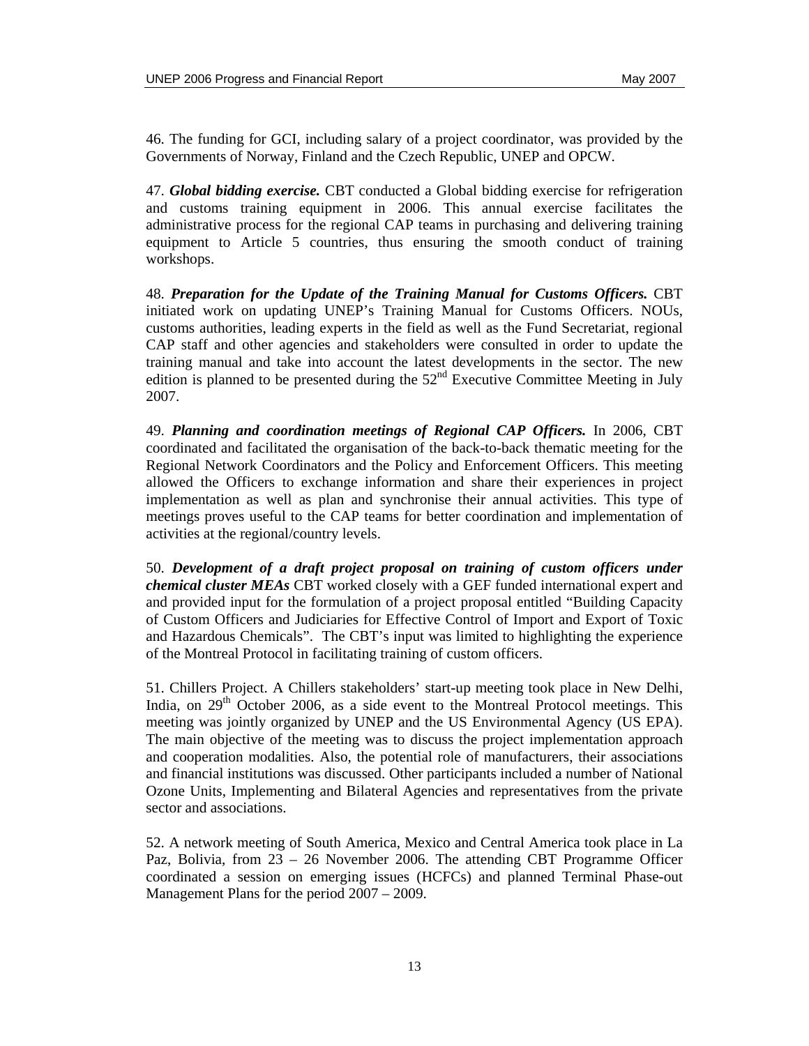46. The funding for GCI, including salary of a project coordinator, was provided by the Governments of Norway, Finland and the Czech Republic, UNEP and OPCW.

47. ***Global bidding exercise.*** CBT conducted a Global bidding exercise for refrigeration and customs training equipment in 2006. This annual exercise facilitates the administrative process for the regional CAP teams in purchasing and delivering training equipment to Article 5 countries, thus ensuring the smooth conduct of training workshops.

48. ***Preparation for the Update of the Training Manual for Customs Officers.*** CBT initiated work on updating UNEP's Training Manual for Customs Officers. NOUs, customs authorities, leading experts in the field as well as the Fund Secretariat, regional CAP staff and other agencies and stakeholders were consulted in order to update the training manual and take into account the latest developments in the sector. The new edition is planned to be presented during the 52nd Executive Committee Meeting in July 2007.

49. ***Planning and coordination meetings of Regional CAP Officers.*** In 2006, CBT coordinated and facilitated the organisation of the back-to-back thematic meeting for the Regional Network Coordinators and the Policy and Enforcement Officers. This meeting allowed the Officers to exchange information and share their experiences in project implementation as well as plan and synchronise their annual activities. This type of meetings proves useful to the CAP teams for better coordination and implementation of activities at the regional/country levels.

50. ***Development of a draft project proposal on training of custom officers under chemical cluster MEAs*** CBT worked closely with a GEF funded international expert and and provided input for the formulation of a project proposal entitled "Building Capacity of Custom Officers and Judiciaries for Effective Control of Import and Export of Toxic and Hazardous Chemicals". The CBT's input was limited to highlighting the experience of the Montreal Protocol in facilitating training of custom officers.

51. Chillers Project. A Chillers stakeholders' start-up meeting took place in New Delhi, India, on 29th October 2006, as a side event to the Montreal Protocol meetings. This meeting was jointly organized by UNEP and the US Environmental Agency (US EPA). The main objective of the meeting was to discuss the project implementation approach and cooperation modalities. Also, the potential role of manufacturers, their associations and financial institutions was discussed. Other participants included a number of National Ozone Units, Implementing and Bilateral Agencies and representatives from the private sector and associations.

52. A network meeting of South America, Mexico and Central America took place in La Paz, Bolivia, from 23 – 26 November 2006. The attending CBT Programme Officer coordinated a session on emerging issues (HCFCs) and planned Terminal Phase-out Management Plans for the period 2007 – 2009.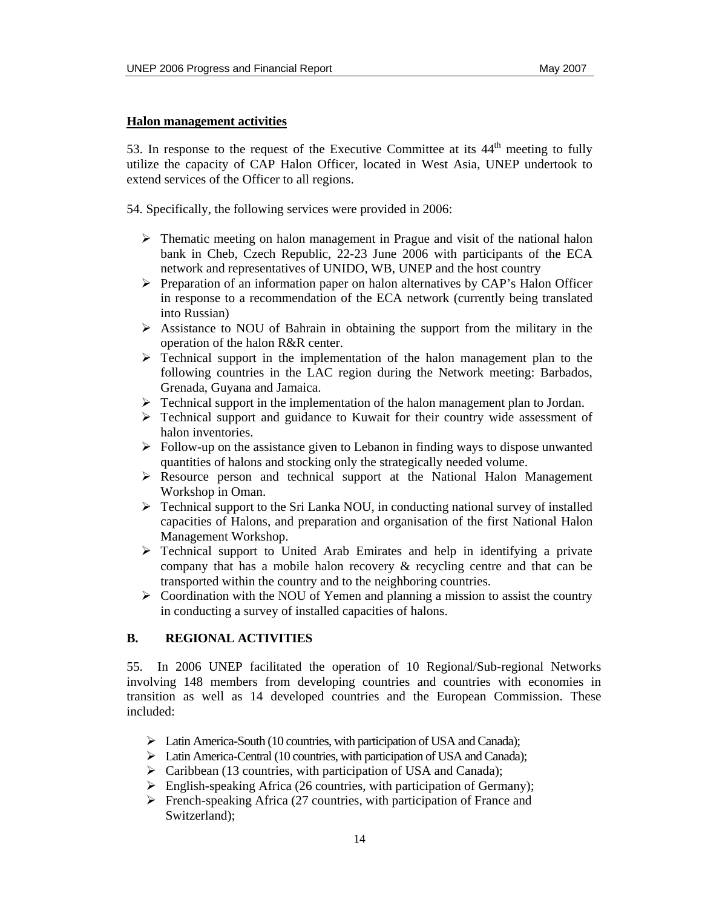**Halon management activities**

53. In response to the request of the Executive Committee at its 44$^{th}$ meeting to fully utilize the capacity of CAP Halon Officer, located in West Asia, UNEP undertook to extend services of the Officer to all regions.

54. Specifically, the following services were provided in 2006:

- Thematic meeting on halon management in Prague and visit of the national halon bank in Cheb, Czech Republic, 22-23 June 2006 with participants of the ECA network and representatives of UNIDO, WB, UNEP and the host country
- Preparation of an information paper on halon alternatives by CAP's Halon Officer in response to a recommendation of the ECA network (currently being translated into Russian)
- Assistance to NOU of Bahrain in obtaining the support from the military in the operation of the halon R&R center.
- Technical support in the implementation of the halon management plan to the following countries in the LAC region during the Network meeting: Barbados, Grenada, Guyana and Jamaica.
- Technical support in the implementation of the halon management plan to Jordan.
- Technical support and guidance to Kuwait for their country wide assessment of halon inventories.
- Follow-up on the assistance given to Lebanon in finding ways to dispose unwanted quantities of halons and stocking only the strategically needed volume.
- Resource person and technical support at the National Halon Management Workshop in Oman.
- Technical support to the Sri Lanka NOU, in conducting national survey of installed capacities of Halons, and preparation and organisation of the first National Halon Management Workshop.
- Technical support to United Arab Emirates and help in identifying a private company that has a mobile halon recovery & recycling centre and that can be transported within the country and to the neighboring countries.
- Coordination with the NOU of Yemen and planning a mission to assist the country in conducting a survey of installed capacities of halons.

## B. REGIONAL ACTIVITIES

55. In 2006 UNEP facilitated the operation of 10 Regional/Sub-regional Networks involving 148 members from developing countries and countries with economies in transition as well as 14 developed countries and the European Commission. These included:

- Latin America-South (10 countries, with participation of USA and Canada);
- Latin America-Central (10 countries, with participation of USA and Canada);
- Caribbean (13 countries, with participation of USA and Canada);
- English-speaking Africa (26 countries, with participation of Germany);
- French-speaking Africa (27 countries, with participation of France and Switzerland);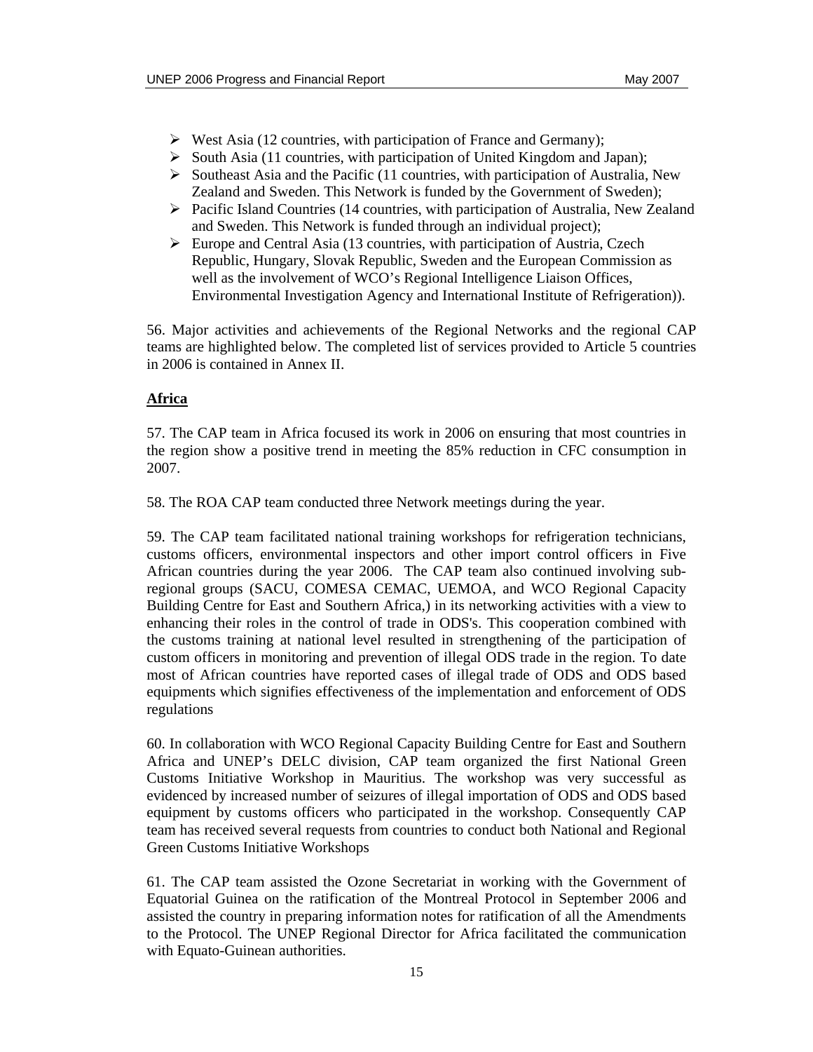- West Asia (12 countries, with participation of France and Germany);
- South Asia (11 countries, with participation of United Kingdom and Japan);
- Southeast Asia and the Pacific (11 countries, with participation of Australia, New Zealand and Sweden. This Network is funded by the Government of Sweden);
- Pacific Island Countries (14 countries, with participation of Australia, New Zealand and Sweden. This Network is funded through an individual project);
- Europe and Central Asia (13 countries, with participation of Austria, Czech Republic, Hungary, Slovak Republic, Sweden and the European Commission as well as the involvement of WCO's Regional Intelligence Liaison Offices, Environmental Investigation Agency and International Institute of Refrigeration)).

56. Major activities and achievements of the Regional Networks and the regional CAP teams are highlighted below. The completed list of services provided to Article 5 countries in 2006 is contained in Annex II.

## Africa

57. The CAP team in Africa focused its work in 2006 on ensuring that most countries in the region show a positive trend in meeting the 85% reduction in CFC consumption in 2007.

58. The ROA CAP team conducted three Network meetings during the year.

59. The CAP team facilitated national training workshops for refrigeration technicians, customs officers, environmental inspectors and other import control officers in Five African countries during the year 2006. The CAP team also continued involving sub-regional groups (SACU, COMESA CEMAC, UEMOA, and WCO Regional Capacity Building Centre for East and Southern Africa,) in its networking activities with a view to enhancing their roles in the control of trade in ODS's. This cooperation combined with the customs training at national level resulted in strengthening of the participation of custom officers in monitoring and prevention of illegal ODS trade in the region. To date most of African countries have reported cases of illegal trade of ODS and ODS based equipments which signifies effectiveness of the implementation and enforcement of ODS regulations

60. In collaboration with WCO Regional Capacity Building Centre for East and Southern Africa and UNEP's DELC division, CAP team organized the first National Green Customs Initiative Workshop in Mauritius. The workshop was very successful as evidenced by increased number of seizures of illegal importation of ODS and ODS based equipment by customs officers who participated in the workshop. Consequently CAP team has received several requests from countries to conduct both National and Regional Green Customs Initiative Workshops

61. The CAP team assisted the Ozone Secretariat in working with the Government of Equatorial Guinea on the ratification of the Montreal Protocol in September 2006 and assisted the country in preparing information notes for ratification of all the Amendments to the Protocol. The UNEP Regional Director for Africa facilitated the communication with Equato-Guinean authorities.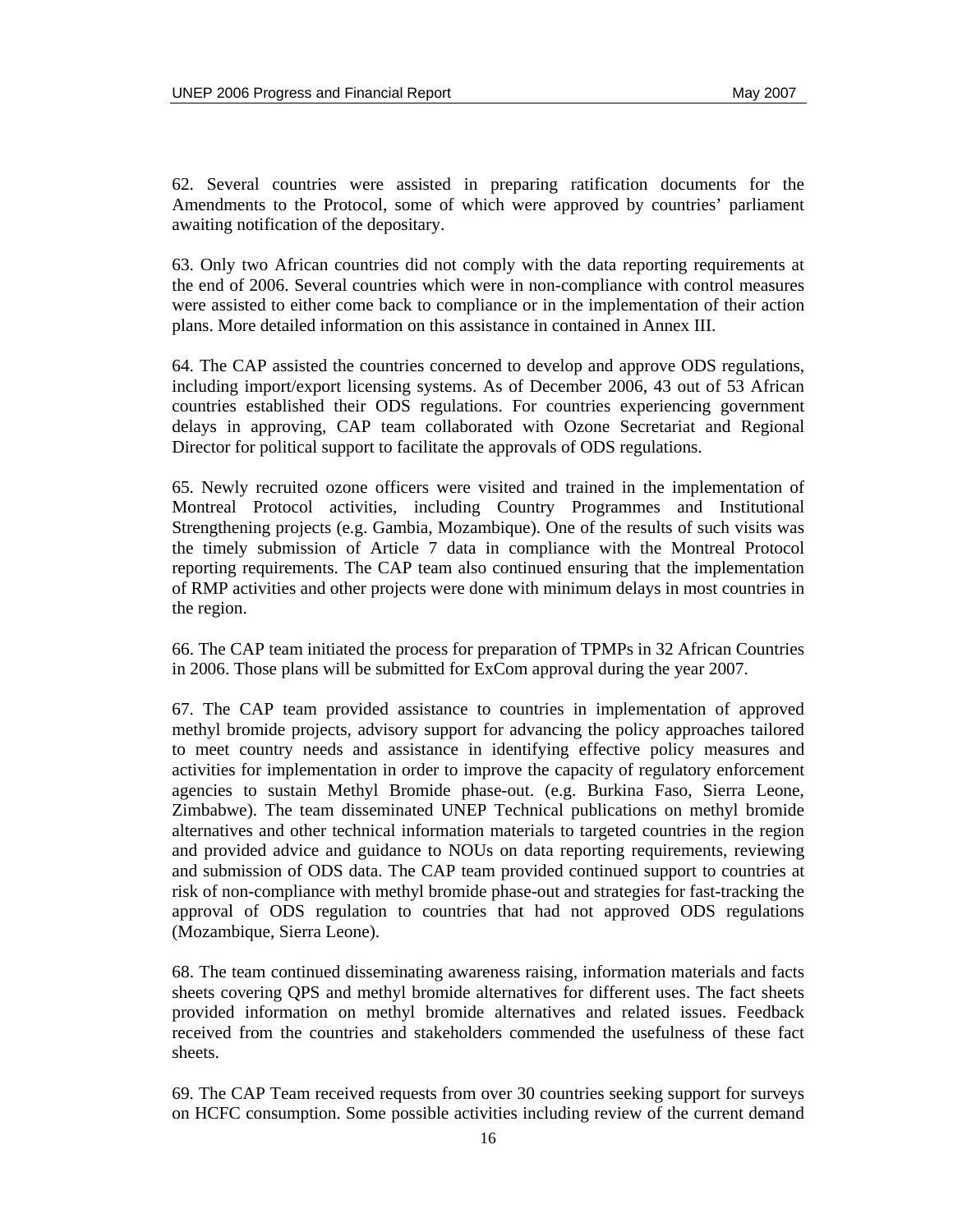62. Several countries were assisted in preparing ratification documents for the Amendments to the Protocol, some of which were approved by countries' parliament awaiting notification of the depositary.

63. Only two African countries did not comply with the data reporting requirements at the end of 2006. Several countries which were in non-compliance with control measures were assisted to either come back to compliance or in the implementation of their action plans. More detailed information on this assistance in contained in Annex III.

64. The CAP assisted the countries concerned to develop and approve ODS regulations, including import/export licensing systems. As of December 2006, 43 out of 53 African countries established their ODS regulations. For countries experiencing government delays in approving, CAP team collaborated with Ozone Secretariat and Regional Director for political support to facilitate the approvals of ODS regulations.

65. Newly recruited ozone officers were visited and trained in the implementation of Montreal Protocol activities, including Country Programmes and Institutional Strengthening projects (e.g. Gambia, Mozambique). One of the results of such visits was the timely submission of Article 7 data in compliance with the Montreal Protocol reporting requirements. The CAP team also continued ensuring that the implementation of RMP activities and other projects were done with minimum delays in most countries in the region.

66. The CAP team initiated the process for preparation of TPMPs in 32 African Countries in 2006. Those plans will be submitted for ExCom approval during the year 2007.

67. The CAP team provided assistance to countries in implementation of approved methyl bromide projects, advisory support for advancing the policy approaches tailored to meet country needs and assistance in identifying effective policy measures and activities for implementation in order to improve the capacity of regulatory enforcement agencies to sustain Methyl Bromide phase-out. (e.g. Burkina Faso, Sierra Leone, Zimbabwe). The team disseminated UNEP Technical publications on methyl bromide alternatives and other technical information materials to targeted countries in the region and provided advice and guidance to NOUs on data reporting requirements, reviewing and submission of ODS data. The CAP team provided continued support to countries at risk of non-compliance with methyl bromide phase-out and strategies for fast-tracking the approval of ODS regulation to countries that had not approved ODS regulations (Mozambique, Sierra Leone).

68. The team continued disseminating awareness raising, information materials and facts sheets covering QPS and methyl bromide alternatives for different uses. The fact sheets provided information on methyl bromide alternatives and related issues. Feedback received from the countries and stakeholders commended the usefulness of these fact sheets.

69. The CAP Team received requests from over 30 countries seeking support for surveys on HCFC consumption. Some possible activities including review of the current demand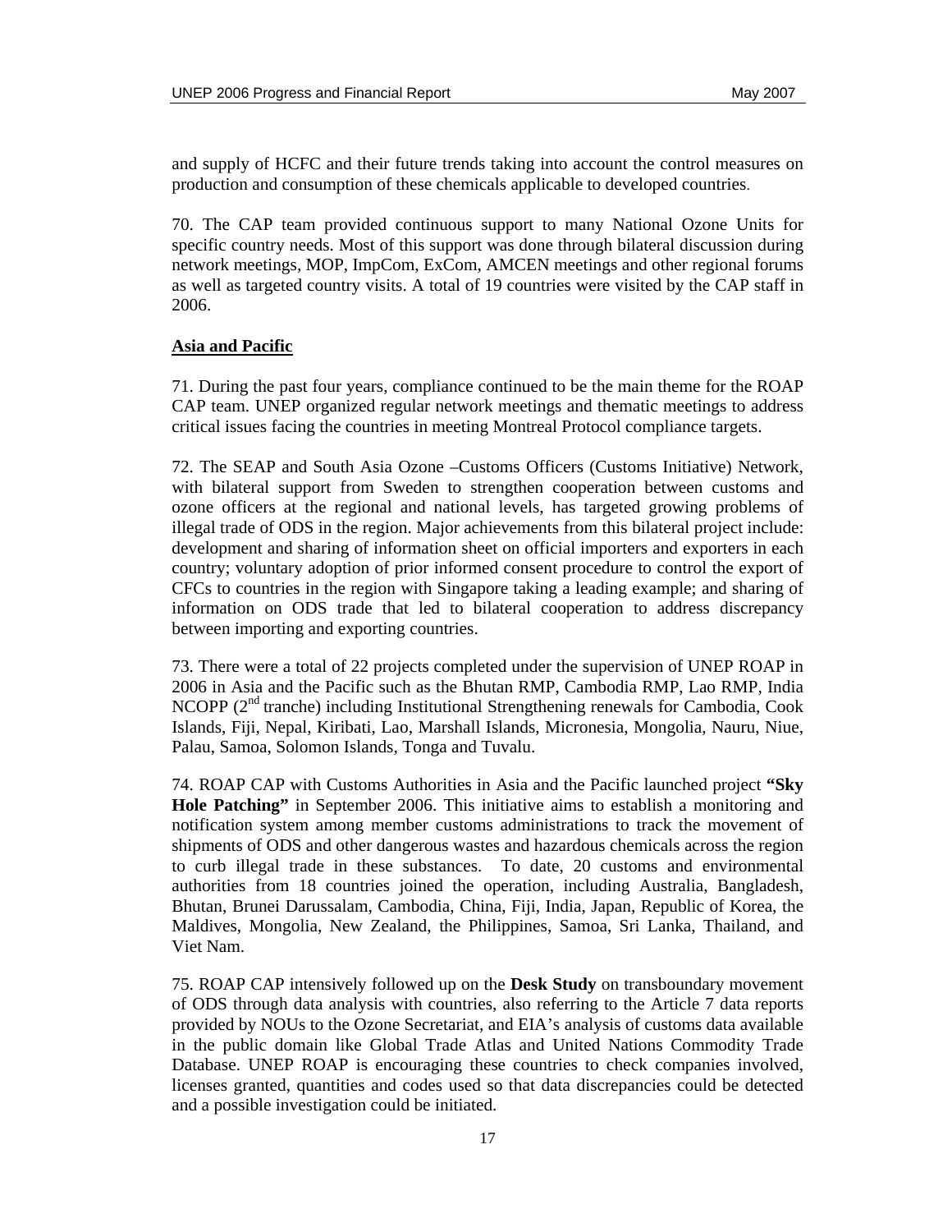and supply of HCFC and their future trends taking into account the control measures on production and consumption of these chemicals applicable to developed countries.

70. The CAP team provided continuous support to many National Ozone Units for specific country needs. Most of this support was done through bilateral discussion during network meetings, MOP, ImpCom, ExCom, AMCEN meetings and other regional forums as well as targeted country visits. A total of 19 countries were visited by the CAP staff in 2006.

## Asia and Pacific

71. During the past four years, compliance continued to be the main theme for the ROAP CAP team. UNEP organized regular network meetings and thematic meetings to address critical issues facing the countries in meeting Montreal Protocol compliance targets.

72. The SEAP and South Asia Ozone –Customs Officers (Customs Initiative) Network, with bilateral support from Sweden to strengthen cooperation between customs and ozone officers at the regional and national levels, has targeted growing problems of illegal trade of ODS in the region. Major achievements from this bilateral project include: development and sharing of information sheet on official importers and exporters in each country; voluntary adoption of prior informed consent procedure to control the export of CFCs to countries in the region with Singapore taking a leading example; and sharing of information on ODS trade that led to bilateral cooperation to address discrepancy between importing and exporting countries.

73. There were a total of 22 projects completed under the supervision of UNEP ROAP in 2006 in Asia and the Pacific such as the Bhutan RMP, Cambodia RMP, Lao RMP, India NCOPP (2nd tranche) including Institutional Strengthening renewals for Cambodia, Cook Islands, Fiji, Nepal, Kiribati, Lao, Marshall Islands, Micronesia, Mongolia, Nauru, Niue, Palau, Samoa, Solomon Islands, Tonga and Tuvalu.

74. ROAP CAP with Customs Authorities in Asia and the Pacific launched project **"Sky Hole Patching"** in September 2006. This initiative aims to establish a monitoring and notification system among member customs administrations to track the movement of shipments of ODS and other dangerous wastes and hazardous chemicals across the region to curb illegal trade in these substances. To date, 20 customs and environmental authorities from 18 countries joined the operation, including Australia, Bangladesh, Bhutan, Brunei Darussalam, Cambodia, China, Fiji, India, Japan, Republic of Korea, the Maldives, Mongolia, New Zealand, the Philippines, Samoa, Sri Lanka, Thailand, and Viet Nam.

75. ROAP CAP intensively followed up on the **Desk Study** on transboundary movement of ODS through data analysis with countries, also referring to the Article 7 data reports provided by NOUs to the Ozone Secretariat, and EIA's analysis of customs data available in the public domain like Global Trade Atlas and United Nations Commodity Trade Database. UNEP ROAP is encouraging these countries to check companies involved, licenses granted, quantities and codes used so that data discrepancies could be detected and a possible investigation could be initiated.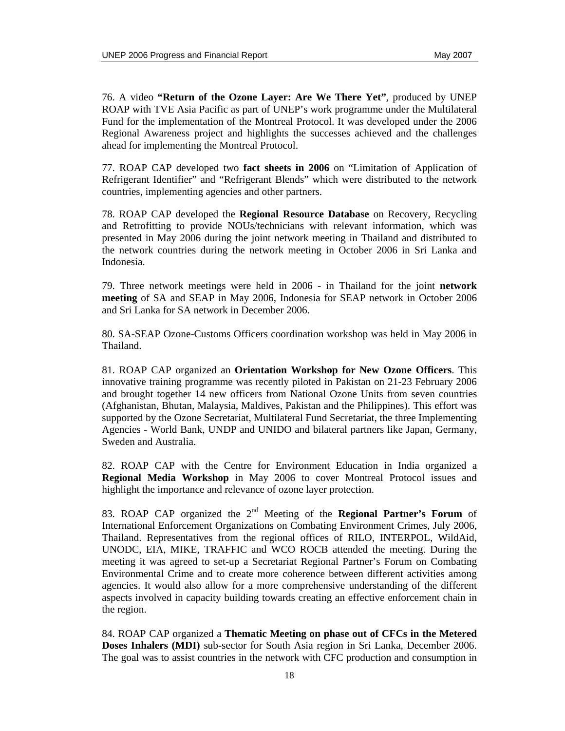76. A video **"Return of the Ozone Layer: Are We There Yet"**, produced by UNEP ROAP with TVE Asia Pacific as part of UNEP's work programme under the Multilateral Fund for the implementation of the Montreal Protocol. It was developed under the 2006 Regional Awareness project and highlights the successes achieved and the challenges ahead for implementing the Montreal Protocol.

77. ROAP CAP developed two **fact sheets in 2006** on "Limitation of Application of Refrigerant Identifier" and "Refrigerant Blends" which were distributed to the network countries, implementing agencies and other partners.

78. ROAP CAP developed the **Regional Resource Database** on Recovery, Recycling and Retrofitting to provide NOUs/technicians with relevant information, which was presented in May 2006 during the joint network meeting in Thailand and distributed to the network countries during the network meeting in October 2006 in Sri Lanka and Indonesia.

79. Three network meetings were held in 2006 - in Thailand for the joint **network meeting** of SA and SEAP in May 2006, Indonesia for SEAP network in October 2006 and Sri Lanka for SA network in December 2006.

80. SA-SEAP Ozone-Customs Officers coordination workshop was held in May 2006 in Thailand.

81. ROAP CAP organized an **Orientation Workshop for New Ozone Officers**. This innovative training programme was recently piloted in Pakistan on 21-23 February 2006 and brought together 14 new officers from National Ozone Units from seven countries (Afghanistan, Bhutan, Malaysia, Maldives, Pakistan and the Philippines). This effort was supported by the Ozone Secretariat, Multilateral Fund Secretariat, the three Implementing Agencies - World Bank, UNDP and UNIDO and bilateral partners like Japan, Germany, Sweden and Australia.

82. ROAP CAP with the Centre for Environment Education in India organized a **Regional Media Workshop** in May 2006 to cover Montreal Protocol issues and highlight the importance and relevance of ozone layer protection.

83. ROAP CAP organized the 2nd Meeting of the **Regional Partner's Forum** of International Enforcement Organizations on Combating Environment Crimes, July 2006, Thailand. Representatives from the regional offices of RILO, INTERPOL, WildAid, UNODC, EIA, MIKE, TRAFFIC and WCO ROCB attended the meeting. During the meeting it was agreed to set-up a Secretariat Regional Partner's Forum on Combating Environmental Crime and to create more coherence between different activities among agencies. It would also allow for a more comprehensive understanding of the different aspects involved in capacity building towards creating an effective enforcement chain in the region.

84. ROAP CAP organized a **Thematic Meeting on phase out of CFCs in the Metered Doses Inhalers (MDI)** sub-sector for South Asia region in Sri Lanka, December 2006. The goal was to assist countries in the network with CFC production and consumption in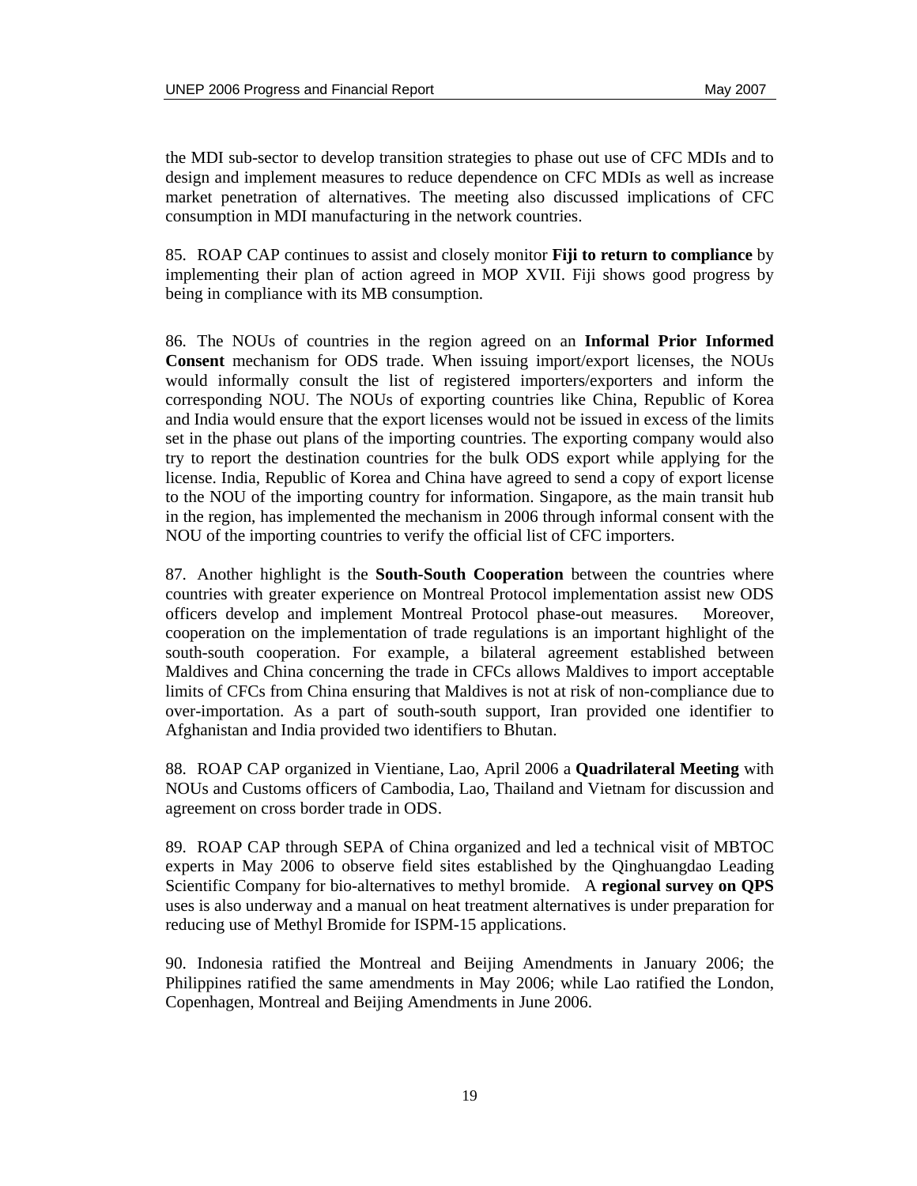the MDI sub-sector to develop transition strategies to phase out use of CFC MDIs and to design and implement measures to reduce dependence on CFC MDIs as well as increase market penetration of alternatives. The meeting also discussed implications of CFC consumption in MDI manufacturing in the network countries.

85. ROAP CAP continues to assist and closely monitor **Fiji to return to compliance** by implementing their plan of action agreed in MOP XVII. Fiji shows good progress by being in compliance with its MB consumption.

86. The NOUs of countries in the region agreed on an **Informal Prior Informed Consent** mechanism for ODS trade. When issuing import/export licenses, the NOUs would informally consult the list of registered importers/exporters and inform the corresponding NOU. The NOUs of exporting countries like China, Republic of Korea and India would ensure that the export licenses would not be issued in excess of the limits set in the phase out plans of the importing countries. The exporting company would also try to report the destination countries for the bulk ODS export while applying for the license. India, Republic of Korea and China have agreed to send a copy of export license to the NOU of the importing country for information. Singapore, as the main transit hub in the region, has implemented the mechanism in 2006 through informal consent with the NOU of the importing countries to verify the official list of CFC importers.

87. Another highlight is the **South-South Cooperation** between the countries where countries with greater experience on Montreal Protocol implementation assist new ODS officers develop and implement Montreal Protocol phase-out measures. Moreover, cooperation on the implementation of trade regulations is an important highlight of the south-south cooperation. For example, a bilateral agreement established between Maldives and China concerning the trade in CFCs allows Maldives to import acceptable limits of CFCs from China ensuring that Maldives is not at risk of non-compliance due to over-importation. As a part of south-south support, Iran provided one identifier to Afghanistan and India provided two identifiers to Bhutan.

88. ROAP CAP organized in Vientiane, Lao, April 2006 a **Quadrilateral Meeting** with NOUs and Customs officers of Cambodia, Lao, Thailand and Vietnam for discussion and agreement on cross border trade in ODS.

89. ROAP CAP through SEPA of China organized and led a technical visit of MBTOC experts in May 2006 to observe field sites established by the Qinghuangdao Leading Scientific Company for bio-alternatives to methyl bromide. A **regional survey on QPS** uses is also underway and a manual on heat treatment alternatives is under preparation for reducing use of Methyl Bromide for ISPM-15 applications.

90. Indonesia ratified the Montreal and Beijing Amendments in January 2006; the Philippines ratified the same amendments in May 2006; while Lao ratified the London, Copenhagen, Montreal and Beijing Amendments in June 2006.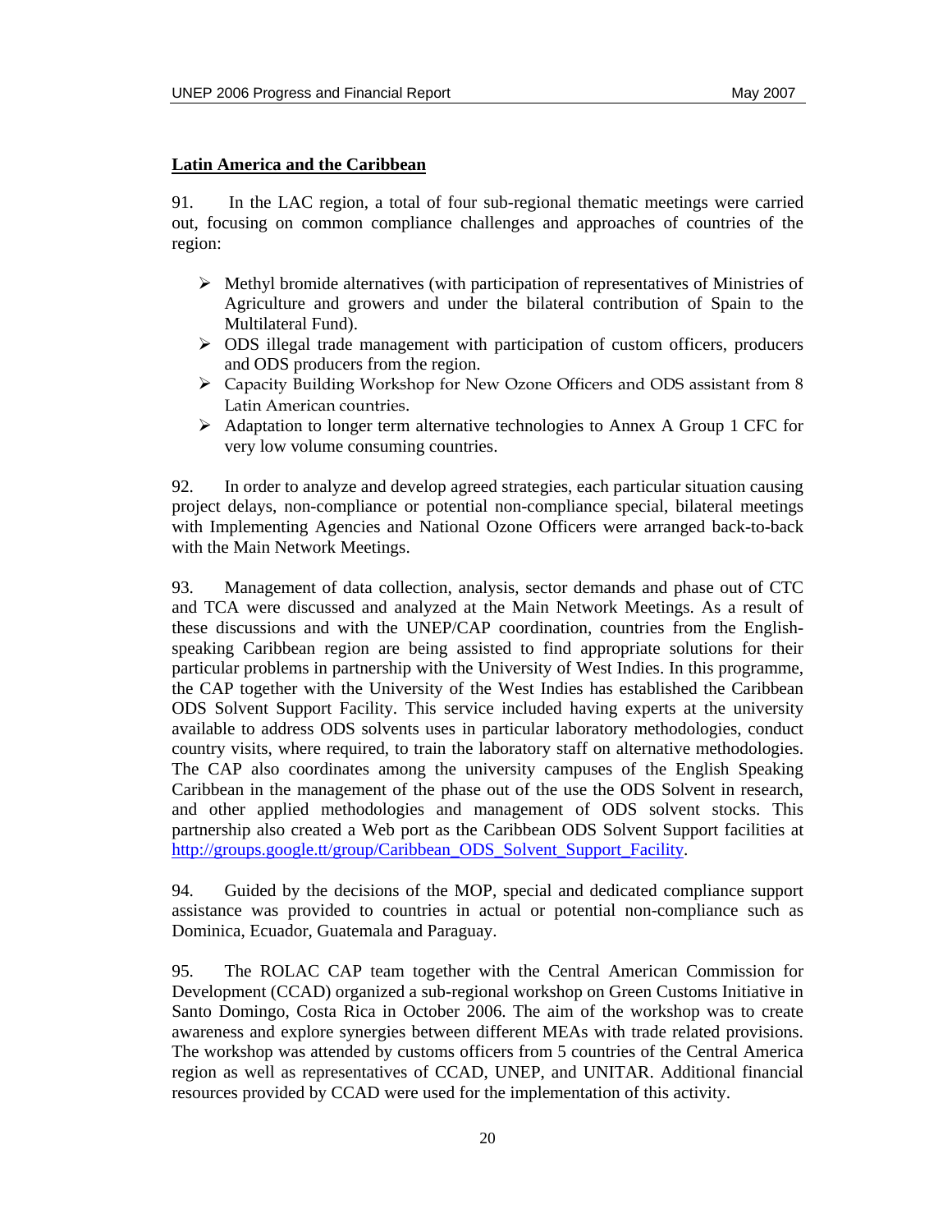**Latin America and the Caribbean**

91. In the LAC region, a total of four sub-regional thematic meetings were carried out, focusing on common compliance challenges and approaches of countries of the region:

- Methyl bromide alternatives (with participation of representatives of Ministries of Agriculture and growers and under the bilateral contribution of Spain to the Multilateral Fund).
- ODS illegal trade management with participation of custom officers, producers and ODS producers from the region.
- Capacity Building Workshop for New Ozone Officers and ODS assistant from 8 Latin American countries.
- Adaptation to longer term alternative technologies to Annex A Group 1 CFC for very low volume consuming countries.

92. In order to analyze and develop agreed strategies, each particular situation causing project delays, non-compliance or potential non-compliance special, bilateral meetings with Implementing Agencies and National Ozone Officers were arranged back-to-back with the Main Network Meetings.

93. Management of data collection, analysis, sector demands and phase out of CTC and TCA were discussed and analyzed at the Main Network Meetings. As a result of these discussions and with the UNEP/CAP coordination, countries from the English-speaking Caribbean region are being assisted to find appropriate solutions for their particular problems in partnership with the University of West Indies. In this programme, the CAP together with the University of the West Indies has established the Caribbean ODS Solvent Support Facility. This service included having experts at the university available to address ODS solvents uses in particular laboratory methodologies, conduct country visits, where required, to train the laboratory staff on alternative methodologies. The CAP also coordinates among the university campuses of the English Speaking Caribbean in the management of the phase out of the use the ODS Solvent in research, and other applied methodologies and management of ODS solvent stocks. This partnership also created a Web port as the Caribbean ODS Solvent Support facilities at http://groups.google.tt/group/Caribbean_ODS_Solvent_Support_Facility.

94. Guided by the decisions of the MOP, special and dedicated compliance support assistance was provided to countries in actual or potential non-compliance such as Dominica, Ecuador, Guatemala and Paraguay.

95. The ROLAC CAP team together with the Central American Commission for Development (CCAD) organized a sub-regional workshop on Green Customs Initiative in Santo Domingo, Costa Rica in October 2006. The aim of the workshop was to create awareness and explore synergies between different MEAs with trade related provisions. The workshop was attended by customs officers from 5 countries of the Central America region as well as representatives of CCAD, UNEP, and UNITAR. Additional financial resources provided by CCAD were used for the implementation of this activity.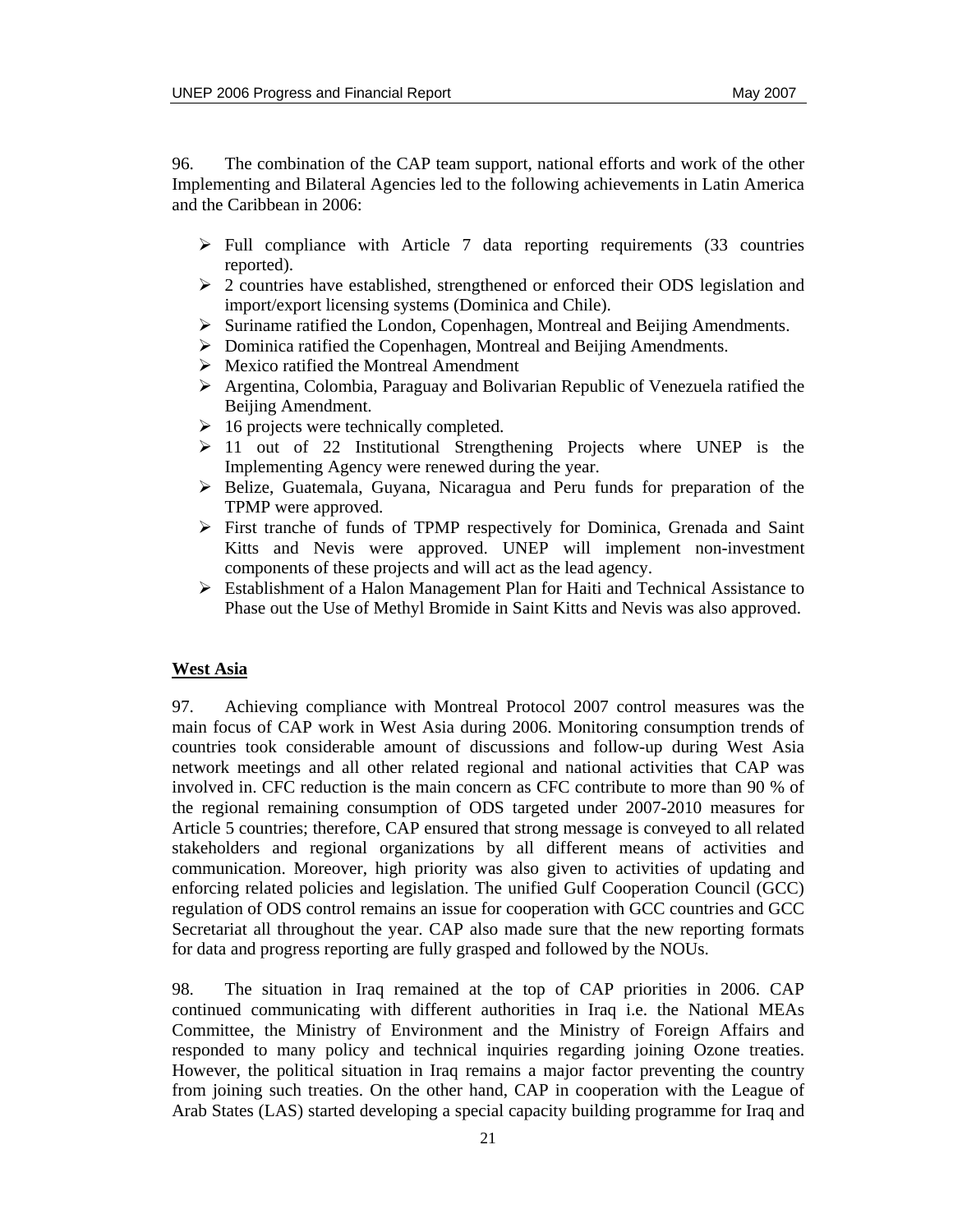96. The combination of the CAP team support, national efforts and work of the other Implementing and Bilateral Agencies led to the following achievements in Latin America and the Caribbean in 2006:

- Full compliance with Article 7 data reporting requirements (33 countries reported).
- 2 countries have established, strengthened or enforced their ODS legislation and import/export licensing systems (Dominica and Chile).
- Suriname ratified the London, Copenhagen, Montreal and Beijing Amendments.
- Dominica ratified the Copenhagen, Montreal and Beijing Amendments.
- Mexico ratified the Montreal Amendment
- Argentina, Colombia, Paraguay and Bolivarian Republic of Venezuela ratified the Beijing Amendment.
- 16 projects were technically completed.
- 11 out of 22 Institutional Strengthening Projects where UNEP is the Implementing Agency were renewed during the year.
- Belize, Guatemala, Guyana, Nicaragua and Peru funds for preparation of the TPMP were approved.
- First tranche of funds of TPMP respectively for Dominica, Grenada and Saint Kitts and Nevis were approved. UNEP will implement non-investment components of these projects and will act as the lead agency.
- Establishment of a Halon Management Plan for Haiti and Technical Assistance to Phase out the Use of Methyl Bromide in Saint Kitts and Nevis was also approved.

**West Asia**

97. Achieving compliance with Montreal Protocol 2007 control measures was the main focus of CAP work in West Asia during 2006. Monitoring consumption trends of countries took considerable amount of discussions and follow-up during West Asia network meetings and all other related regional and national activities that CAP was involved in. CFC reduction is the main concern as CFC contribute to more than 90 % of the regional remaining consumption of ODS targeted under 2007-2010 measures for Article 5 countries; therefore, CAP ensured that strong message is conveyed to all related stakeholders and regional organizations by all different means of activities and communication. Moreover, high priority was also given to activities of updating and enforcing related policies and legislation. The unified Gulf Cooperation Council (GCC) regulation of ODS control remains an issue for cooperation with GCC countries and GCC Secretariat all throughout the year. CAP also made sure that the new reporting formats for data and progress reporting are fully grasped and followed by the NOUs.

98. The situation in Iraq remained at the top of CAP priorities in 2006. CAP continued communicating with different authorities in Iraq i.e. the National MEAs Committee, the Ministry of Environment and the Ministry of Foreign Affairs and responded to many policy and technical inquiries regarding joining Ozone treaties. However, the political situation in Iraq remains a major factor preventing the country from joining such treaties. On the other hand, CAP in cooperation with the League of Arab States (LAS) started developing a special capacity building programme for Iraq and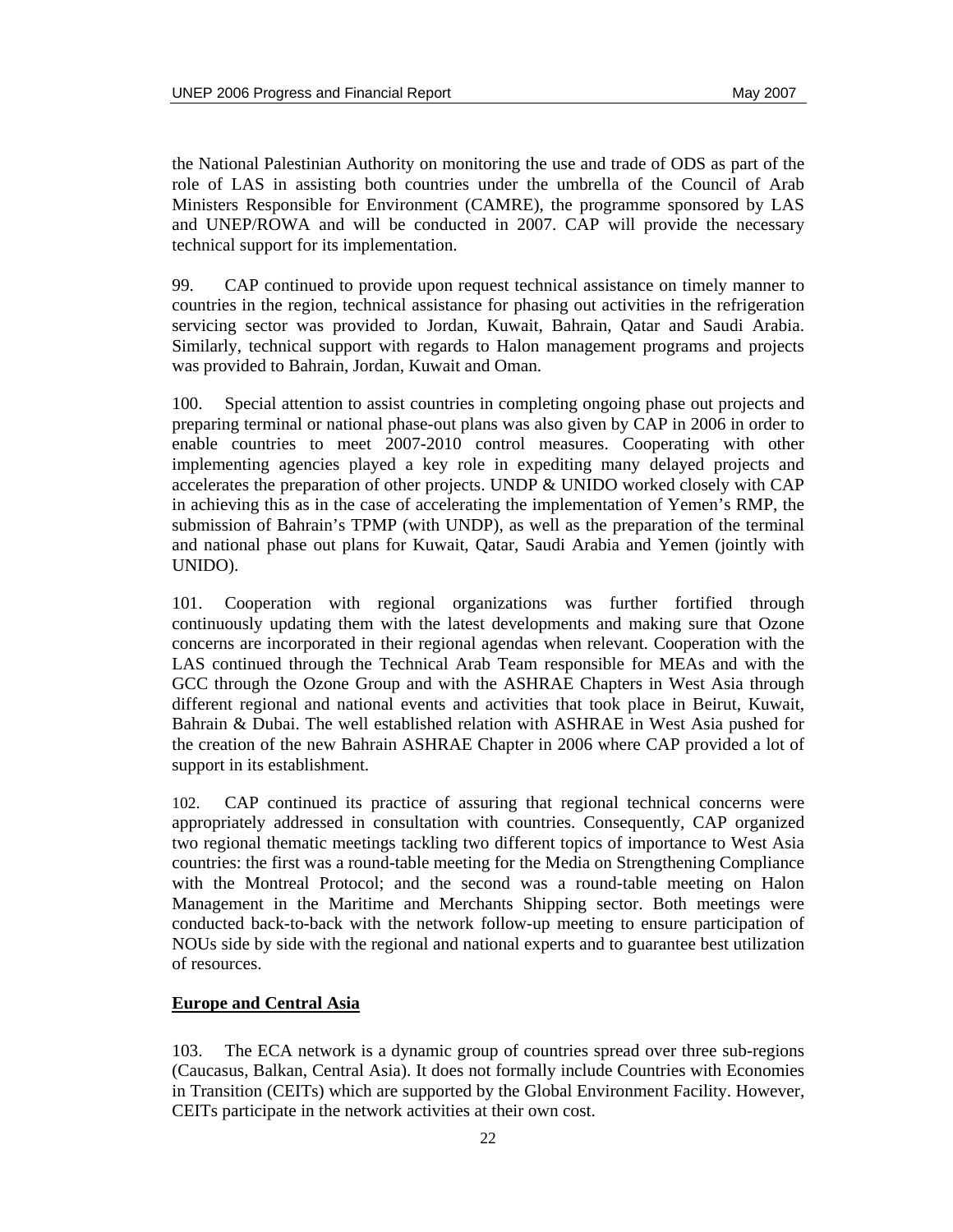the National Palestinian Authority on monitoring the use and trade of ODS as part of the role of LAS in assisting both countries under the umbrella of the Council of Arab Ministers Responsible for Environment (CAMRE), the programme sponsored by LAS and UNEP/ROWA and will be conducted in 2007. CAP will provide the necessary technical support for its implementation.

99. CAP continued to provide upon request technical assistance on timely manner to countries in the region, technical assistance for phasing out activities in the refrigeration servicing sector was provided to Jordan, Kuwait, Bahrain, Qatar and Saudi Arabia. Similarly, technical support with regards to Halon management programs and projects was provided to Bahrain, Jordan, Kuwait and Oman.

100. Special attention to assist countries in completing ongoing phase out projects and preparing terminal or national phase-out plans was also given by CAP in 2006 in order to enable countries to meet 2007-2010 control measures. Cooperating with other implementing agencies played a key role in expediting many delayed projects and accelerates the preparation of other projects. UNDP & UNIDO worked closely with CAP in achieving this as in the case of accelerating the implementation of Yemen's RMP, the submission of Bahrain's TPMP (with UNDP), as well as the preparation of the terminal and national phase out plans for Kuwait, Qatar, Saudi Arabia and Yemen (jointly with UNIDO).

101. Cooperation with regional organizations was further fortified through continuously updating them with the latest developments and making sure that Ozone concerns are incorporated in their regional agendas when relevant. Cooperation with the LAS continued through the Technical Arab Team responsible for MEAs and with the GCC through the Ozone Group and with the ASHRAE Chapters in West Asia through different regional and national events and activities that took place in Beirut, Kuwait, Bahrain & Dubai. The well established relation with ASHRAE in West Asia pushed for the creation of the new Bahrain ASHRAE Chapter in 2006 where CAP provided a lot of support in its establishment.

102. CAP continued its practice of assuring that regional technical concerns were appropriately addressed in consultation with countries. Consequently, CAP organized two regional thematic meetings tackling two different topics of importance to West Asia countries: the first was a round-table meeting for the Media on Strengthening Compliance with the Montreal Protocol; and the second was a round-table meeting on Halon Management in the Maritime and Merchants Shipping sector. Both meetings were conducted back-to-back with the network follow-up meeting to ensure participation of NOUs side by side with the regional and national experts and to guarantee best utilization of resources.

## Europe and Central Asia

103. The ECA network is a dynamic group of countries spread over three sub-regions (Caucasus, Balkan, Central Asia). It does not formally include Countries with Economies in Transition (CEITs) which are supported by the Global Environment Facility. However, CEITs participate in the network activities at their own cost.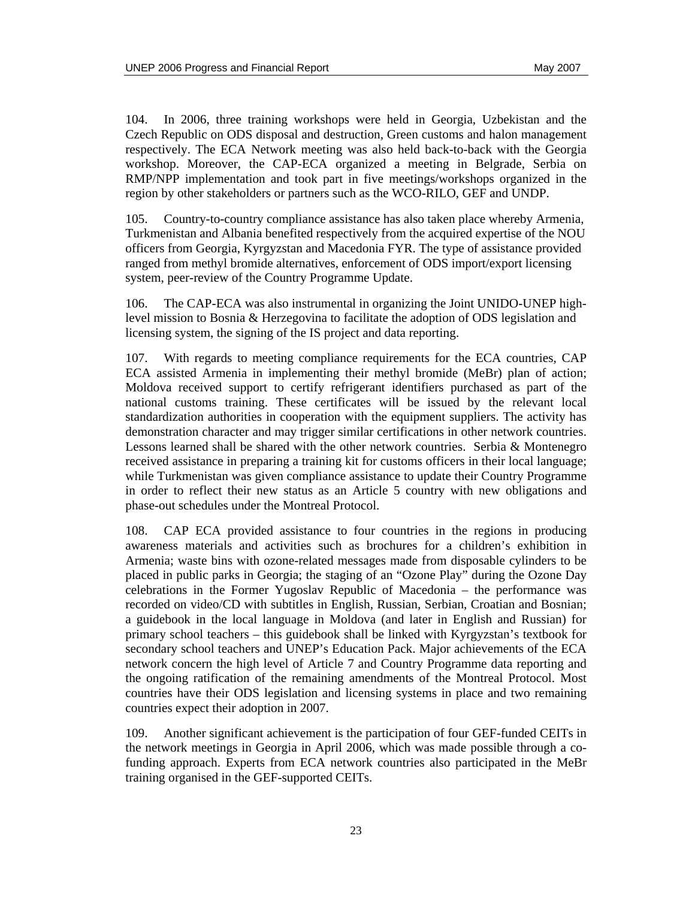104. In 2006, three training workshops were held in Georgia, Uzbekistan and the Czech Republic on ODS disposal and destruction, Green customs and halon management respectively. The ECA Network meeting was also held back-to-back with the Georgia workshop. Moreover, the CAP-ECA organized a meeting in Belgrade, Serbia on RMP/NPP implementation and took part in five meetings/workshops organized in the region by other stakeholders or partners such as the WCO-RILO, GEF and UNDP.

105. Country-to-country compliance assistance has also taken place whereby Armenia, Turkmenistan and Albania benefited respectively from the acquired expertise of the NOU officers from Georgia, Kyrgyzstan and Macedonia FYR. The type of assistance provided ranged from methyl bromide alternatives, enforcement of ODS import/export licensing system, peer-review of the Country Programme Update.

106. The CAP-ECA was also instrumental in organizing the Joint UNIDO-UNEP high-level mission to Bosnia & Herzegovina to facilitate the adoption of ODS legislation and licensing system, the signing of the IS project and data reporting.

107. With regards to meeting compliance requirements for the ECA countries, CAP ECA assisted Armenia in implementing their methyl bromide (MeBr) plan of action; Moldova received support to certify refrigerant identifiers purchased as part of the national customs training. These certificates will be issued by the relevant local standardization authorities in cooperation with the equipment suppliers. The activity has demonstration character and may trigger similar certifications in other network countries. Lessons learned shall be shared with the other network countries. Serbia & Montenegro received assistance in preparing a training kit for customs officers in their local language; while Turkmenistan was given compliance assistance to update their Country Programme in order to reflect their new status as an Article 5 country with new obligations and phase-out schedules under the Montreal Protocol.

108. CAP ECA provided assistance to four countries in the regions in producing awareness materials and activities such as brochures for a children's exhibition in Armenia; waste bins with ozone-related messages made from disposable cylinders to be placed in public parks in Georgia; the staging of an "Ozone Play" during the Ozone Day celebrations in the Former Yugoslav Republic of Macedonia – the performance was recorded on video/CD with subtitles in English, Russian, Serbian, Croatian and Bosnian; a guidebook in the local language in Moldova (and later in English and Russian) for primary school teachers – this guidebook shall be linked with Kyrgyzstan's textbook for secondary school teachers and UNEP's Education Pack. Major achievements of the ECA network concern the high level of Article 7 and Country Programme data reporting and the ongoing ratification of the remaining amendments of the Montreal Protocol. Most countries have their ODS legislation and licensing systems in place and two remaining countries expect their adoption in 2007.

109. Another significant achievement is the participation of four GEF-funded CEITs in the network meetings in Georgia in April 2006, which was made possible through a co-funding approach. Experts from ECA network countries also participated in the MeBr training organised in the GEF-supported CEITs.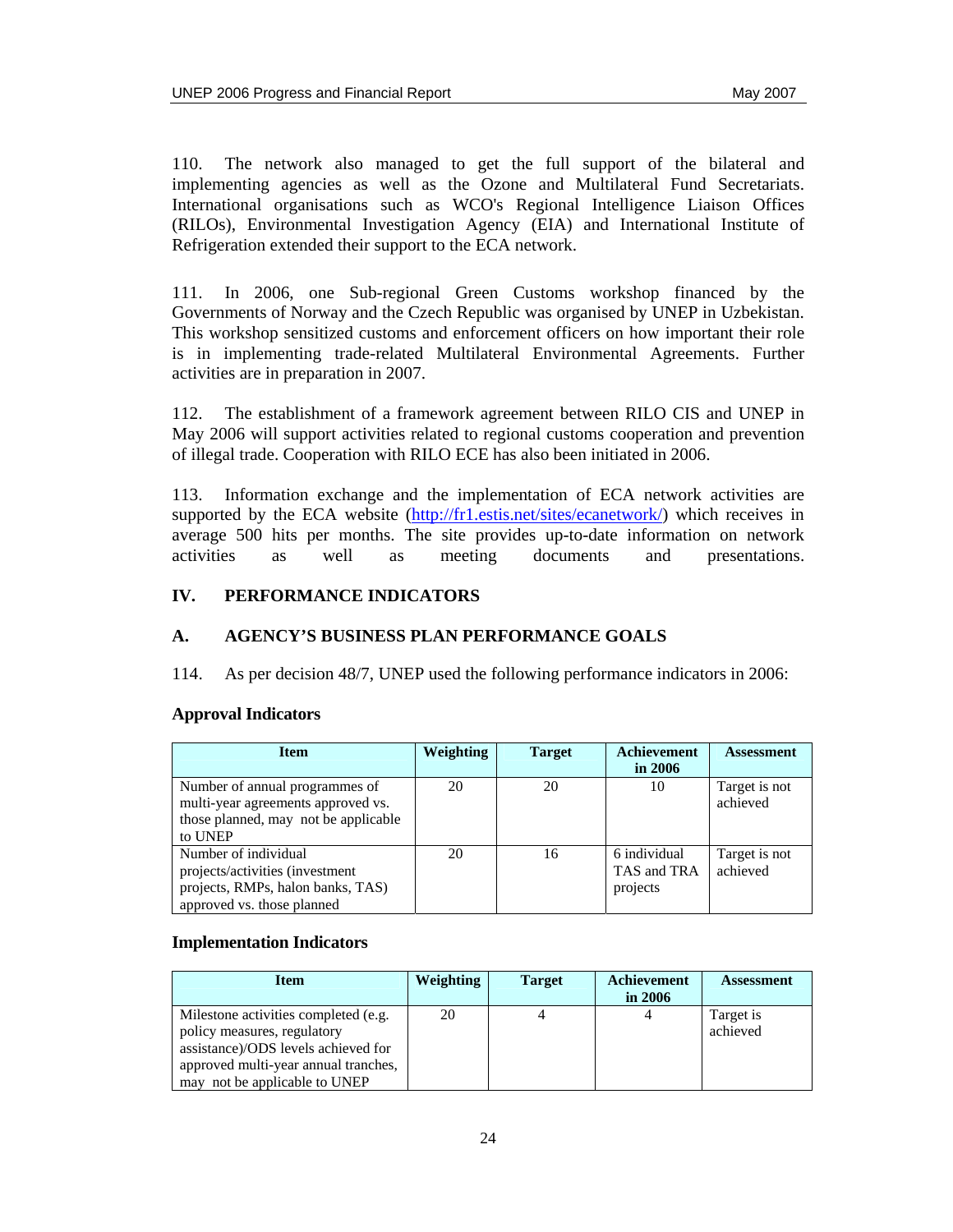110. The network also managed to get the full support of the bilateral and implementing agencies as well as the Ozone and Multilateral Fund Secretariats. International organisations such as WCO's Regional Intelligence Liaison Offices (RILOs), Environmental Investigation Agency (EIA) and International Institute of Refrigeration extended their support to the ECA network.

111. In 2006, one Sub-regional Green Customs workshop financed by the Governments of Norway and the Czech Republic was organised by UNEP in Uzbekistan. This workshop sensitized customs and enforcement officers on how important their role is in implementing trade-related Multilateral Environmental Agreements. Further activities are in preparation in 2007.

112. The establishment of a framework agreement between RILO CIS and UNEP in May 2006 will support activities related to regional customs cooperation and prevention of illegal trade. Cooperation with RILO ECE has also been initiated in 2006.

113. Information exchange and the implementation of ECA network activities are supported by the ECA website (http://fr1.estis.net/sites/ecanetwork/) which receives in average 500 hits per months. The site provides up-to-date information on network activities as well as meeting documents and presentations.

## IV. PERFORMANCE INDICATORS

### A. AGENCY'S BUSINESS PLAN PERFORMANCE GOALS

114. As per decision 48/7, UNEP used the following performance indicators in 2006:

**Approval Indicators**

| Item | Weighting | Target | Achievement in 2006 | Assessment |
|---|---|---|---|---|
| Number of annual programmes of multi-year agreements approved vs. those planned, may not be applicable to UNEP | 20 | 20 | 10 | Target is not achieved |
| Number of individual projects/activities (investment projects, RMPs, halon banks, TAS) approved vs. those planned | 20 | 16 | 6 individual TAS and TRA projects | Target is not achieved |

**Implementation Indicators**

| Item | Weighting | Target | Achievement in 2006 | Assessment |
|---|---|---|---|---|
| Milestone activities completed (e.g. policy measures, regulatory assistance)/ODS levels achieved for approved multi-year annual tranches, may not be applicable to UNEP | 20 | 4 | 4 | Target is achieved |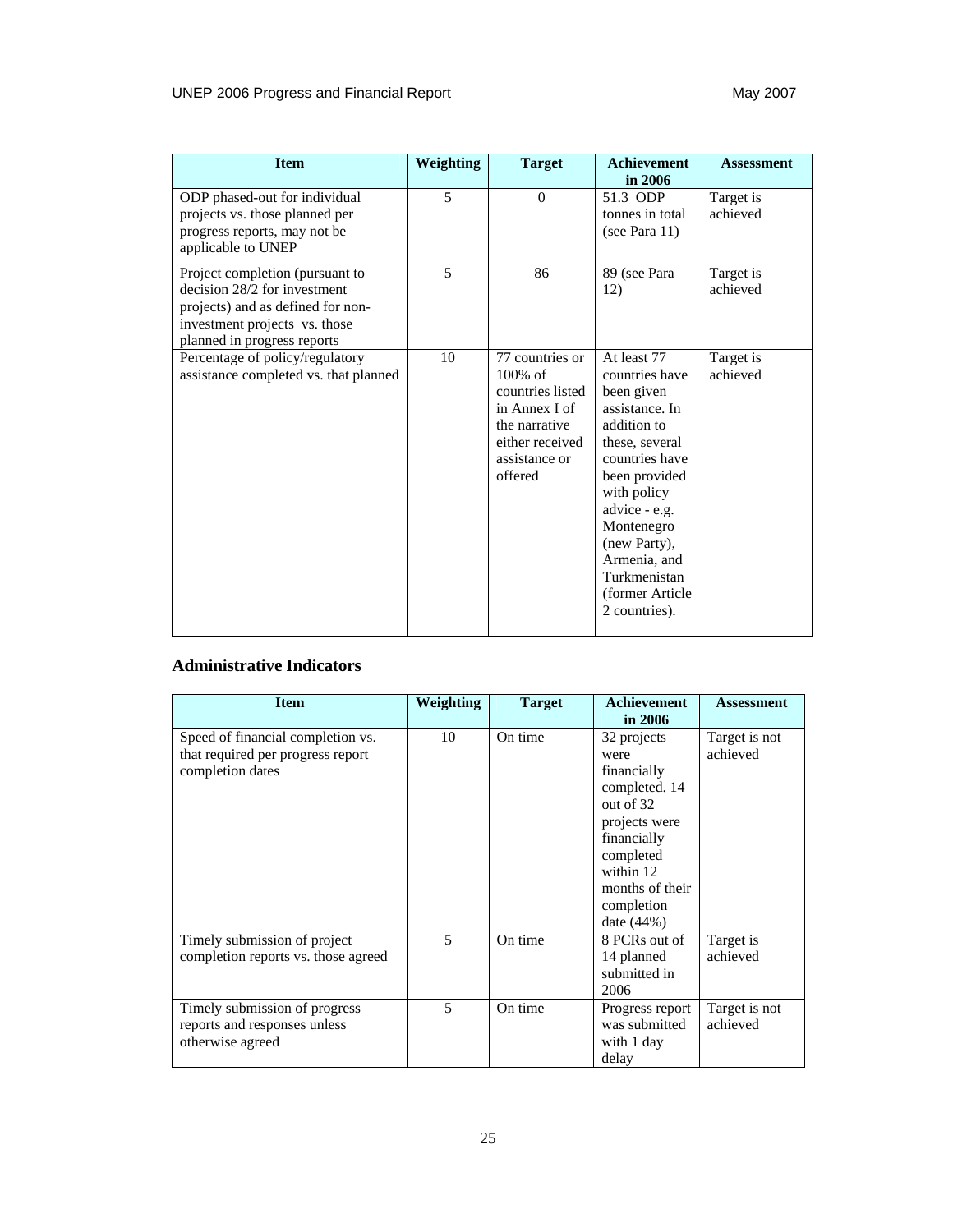| Item | Weighting | Target | Achievement in 2006 | Assessment |
|---|---|---|---|---|
| ODP phased-out for individual projects vs. those planned per progress reports, may not be applicable to UNEP | 5 | 0 | 51.3 ODP tonnes in total (see Para 11) | Target is achieved |
| Project completion (pursuant to decision 28/2 for investment projects) and as defined for non-investment projects vs. those planned in progress reports | 5 | 86 | 89 (see Para 12) | Target is achieved |
| Percentage of policy/regulatory assistance completed vs. that planned | 10 | 77 countries or 100% of countries listed in Annex I of the narrative either received assistance or offered | At least 77 countries have been given assistance. In addition to these, several countries have been provided with policy advice - e.g. Montenegro (new Party), Armenia, and Turkmenistan (former Article 2 countries). | Target is achieved |

## Administrative Indicators

| Item | Weighting | Target | Achievement in 2006 | Assessment |
|---|---|---|---|---|
| Speed of financial completion vs. that required per progress report completion dates | 10 | On time | 32 projects were financially completed. 14 out of 32 projects were financially completed within 12 months of their completion date (44%) | Target is not achieved |
| Timely submission of project completion reports vs. those agreed | 5 | On time | 8 PCRs out of 14 planned submitted in 2006 | Target is achieved |
| Timely submission of progress reports and responses unless otherwise agreed | 5 | On time | Progress report was submitted with 1 day delay | Target is not achieved |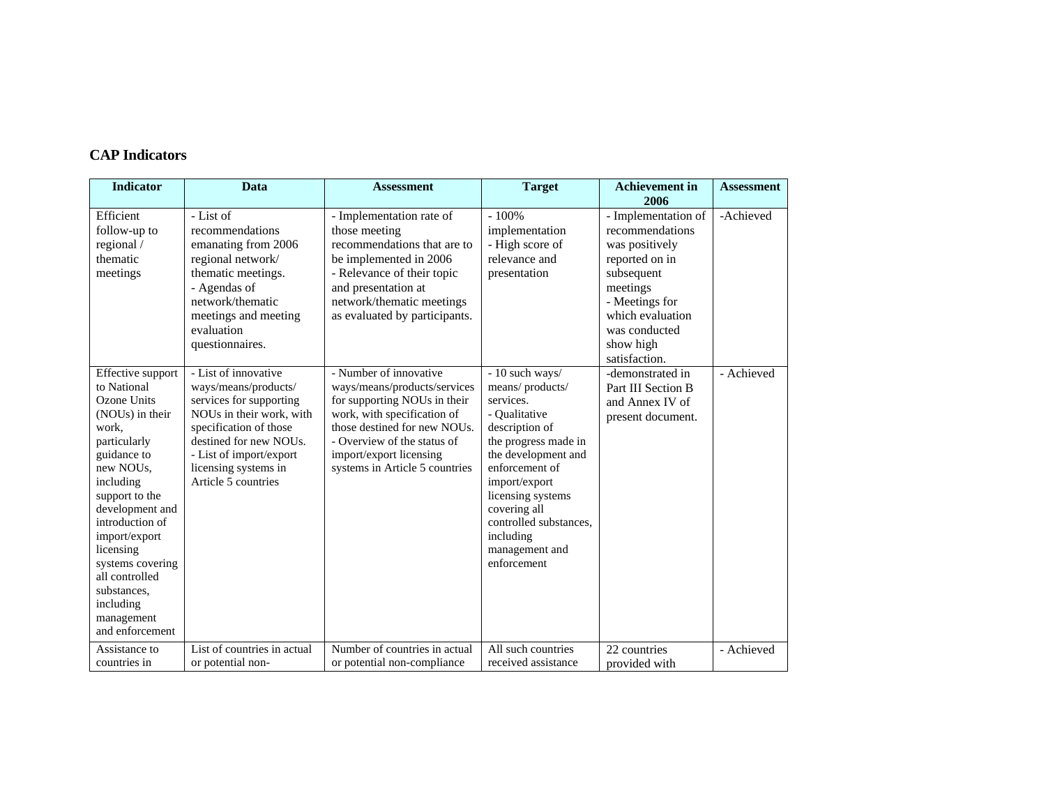## CAP Indicators

| Indicator | Data | Assessment | Target | Achievement in 2006 | Assessment |
|---|---|---|---|---|---|
| Efficient follow-up to regional / thematic meetings | - List of recommendations emanating from 2006 regional network/ thematic meetings.<br>- Agendas of network/thematic meetings and meeting evaluation questionnaires. | - Implementation rate of those meeting recommendations that are to be implemented in 2006<br>- Relevance of their topic and presentation at network/thematic meetings as evaluated by participants. | - 100% implementation<br>- High score of relevance and presentation | - Implementation of recommendations was positively reported on in subsequent meetings<br>- Meetings for which evaluation was conducted show high satisfaction. | -Achieved |
| Effective support to National Ozone Units (NOUs) in their work, particularly guidance to new NOUs, including support to the development and introduction of import/export licensing systems covering all controlled substances, including management and enforcement | - List of innovative ways/means/products/ services for supporting NOUs in their work, with specification of those destined for new NOUs.<br>- List of import/export licensing systems in Article 5 countries | - Number of innovative ways/means/products/services for supporting NOUs in their work, with specification of those destined for new NOUs.<br>- Overview of the status of import/export licensing systems in Article 5 countries | - 10 such ways/ means/ products/ services.<br>- Qualitative description of the progress made in the development and enforcement of import/export licensing systems covering all controlled substances, including management and enforcement | -demonstrated in Part III Section B and Annex IV of present document. | - Achieved |
| Assistance to countries in | List of countries in actual or potential non- | Number of countries in actual or potential non-compliance | All such countries received assistance | 22 countries provided with | - Achieved |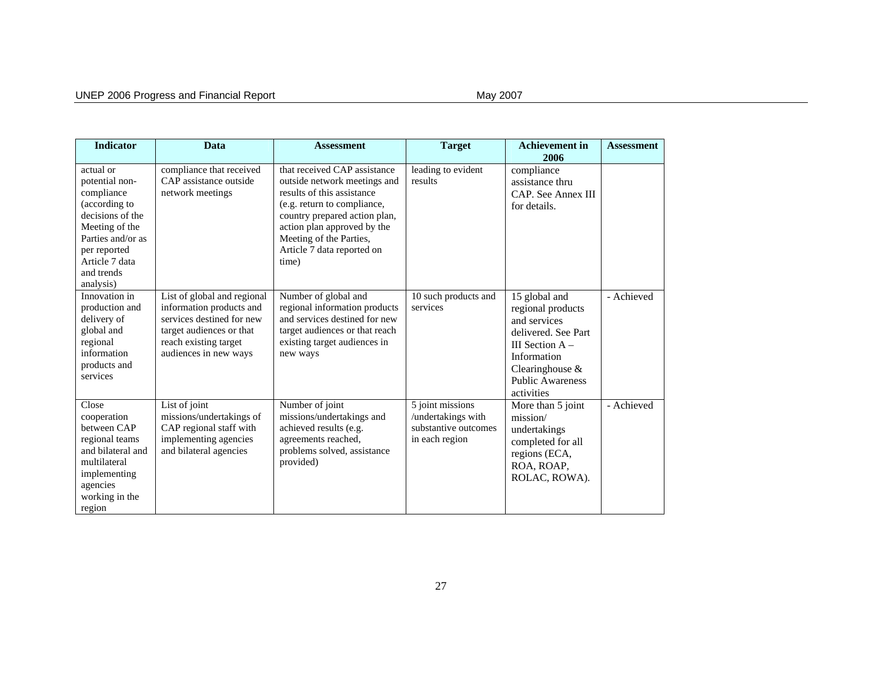| Indicator | Data | Assessment | Target | Achievement in 2006 | Assessment |
|---|---|---|---|---|---|
| actual or potential non-compliance (according to decisions of the Meeting of the Parties and/or as per reported Article 7 data and trends analysis) | compliance that received CAP assistance outside network meetings | that received CAP assistance outside network meetings and results of this assistance (e.g. return to compliance, country prepared action plan, action plan approved by the Meeting of the Parties, Article 7 data reported on time) | leading to evident results | compliance assistance thru CAP. See Annex III for details. | |
| Innovation in production and delivery of global and regional information products and services | List of global and regional information products and services destined for new target audiences or that reach existing target audiences in new ways | Number of global and regional information products and services destined for new target audiences or that reach existing target audiences in new ways | 10 such products and services | 15 global and regional products and services delivered. See Part III Section A – Information Clearinghouse & Public Awareness activities | - Achieved |
| Close cooperation between CAP regional teams and bilateral and multilateral implementing agencies working in the region | List of joint missions/undertakings of CAP regional staff with implementing agencies and bilateral agencies | Number of joint missions/undertakings and achieved results (e.g. agreements reached, problems solved, assistance provided) | 5 joint missions /undertakings with substantive outcomes in each region | More than 5 joint mission/ undertakings completed for all regions (ECA, ROA, ROAP, ROLAC, ROWA). | - Achieved |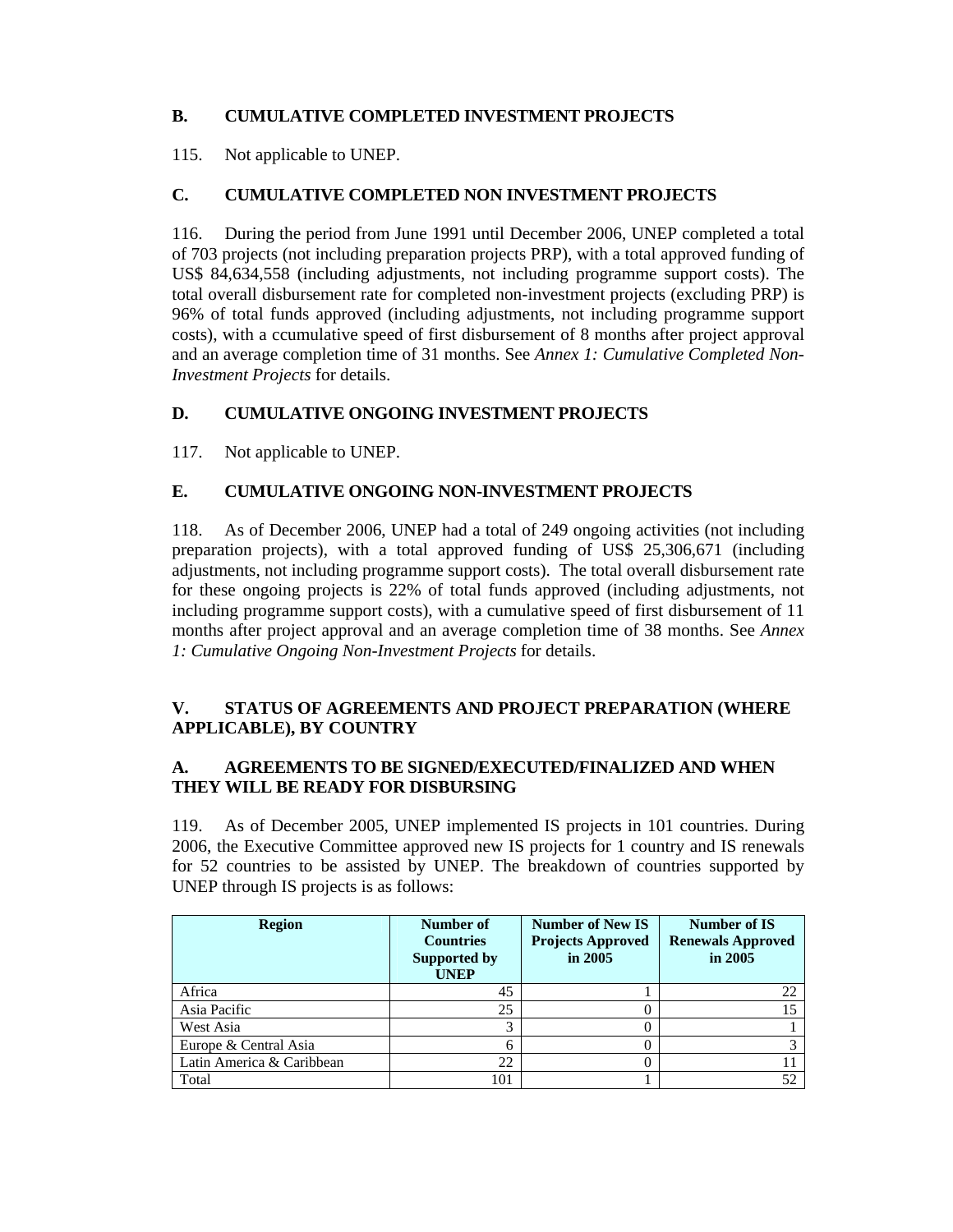## B. CUMULATIVE COMPLETED INVESTMENT PROJECTS

115. Not applicable to UNEP.

## C. CUMULATIVE COMPLETED NON INVESTMENT PROJECTS

116. During the period from June 1991 until December 2006, UNEP completed a total of 703 projects (not including preparation projects PRP), with a total approved funding of US$ 84,634,558 (including adjustments, not including programme support costs). The total overall disbursement rate for completed non-investment projects (excluding PRP) is 96% of total funds approved (including adjustments, not including programme support costs), with a ccumulative speed of first disbursement of 8 months after project approval and an average completion time of 31 months. See *Annex 1: Cumulative Completed Non-Investment Projects* for details.

## D. CUMULATIVE ONGOING INVESTMENT PROJECTS

117. Not applicable to UNEP.

## E. CUMULATIVE ONGOING NON-INVESTMENT PROJECTS

118. As of December 2006, UNEP had a total of 249 ongoing activities (not including preparation projects), with a total approved funding of US$ 25,306,671 (including adjustments, not including programme support costs). The total overall disbursement rate for these ongoing projects is 22% of total funds approved (including adjustments, not including programme support costs), with a cumulative speed of first disbursement of 11 months after project approval and an average completion time of 38 months. See *Annex 1: Cumulative Ongoing Non-Investment Projects* for details.

# V. STATUS OF AGREEMENTS AND PROJECT PREPARATION (WHERE APPLICABLE), BY COUNTRY

## A. AGREEMENTS TO BE SIGNED/EXECUTED/FINALIZED AND WHEN THEY WILL BE READY FOR DISBURSING

119. As of December 2005, UNEP implemented IS projects in 101 countries. During 2006, the Executive Committee approved new IS projects for 1 country and IS renewals for 52 countries to be assisted by UNEP. The breakdown of countries supported by UNEP through IS projects is as follows:

| Region | Number of Countries Supported by UNEP | Number of New IS Projects Approved in 2005 | Number of IS Renewals Approved in 2005 |
|---|---|---|---|
| Africa | 45 | 1 | 22 |
| Asia Pacific | 25 | 0 | 15 |
| West Asia | 3 | 0 | 1 |
| Europe & Central Asia | 6 | 0 | 3 |
| Latin America & Caribbean | 22 | 0 | 11 |
| Total | 101 | 1 | 52 |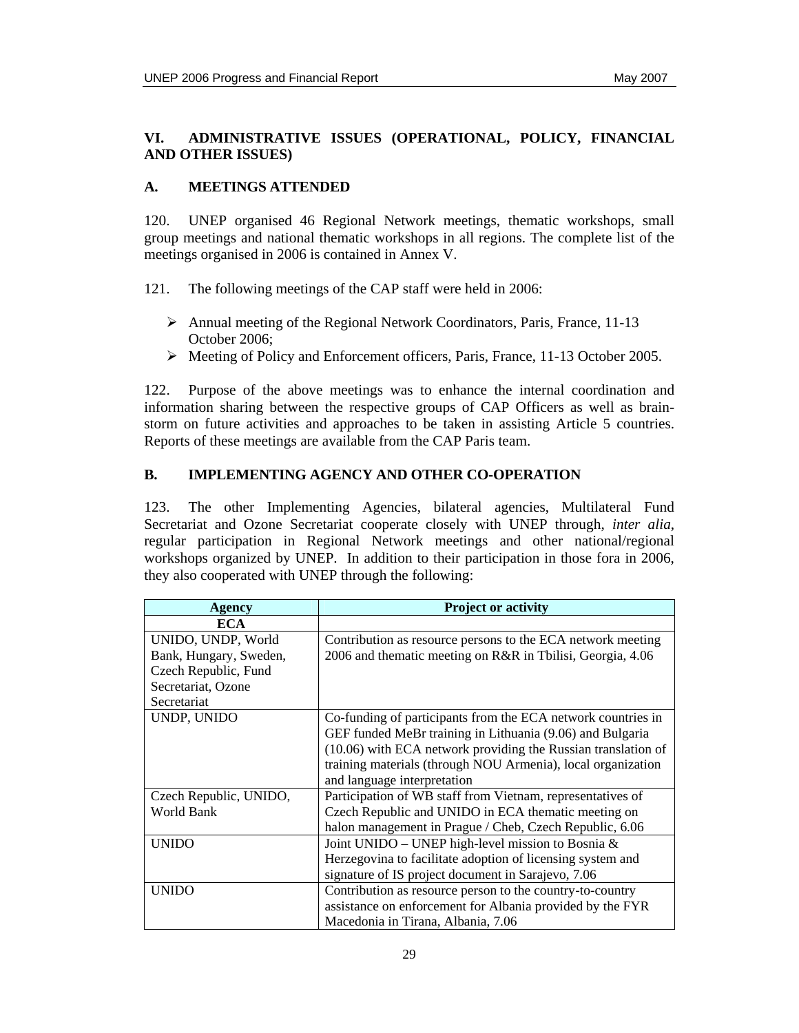## VI. ADMINISTRATIVE ISSUES (OPERATIONAL, POLICY, FINANCIAL AND OTHER ISSUES)

### A. MEETINGS ATTENDED

120. UNEP organised 46 Regional Network meetings, thematic workshops, small group meetings and national thematic workshops in all regions. The complete list of the meetings organised in 2006 is contained in Annex V.

121. The following meetings of the CAP staff were held in 2006:

- Annual meeting of the Regional Network Coordinators, Paris, France, 11-13 October 2006;
- Meeting of Policy and Enforcement officers, Paris, France, 11-13 October 2005.

122. Purpose of the above meetings was to enhance the internal coordination and information sharing between the respective groups of CAP Officers as well as brain-storm on future activities and approaches to be taken in assisting Article 5 countries. Reports of these meetings are available from the CAP Paris team.

### B. IMPLEMENTING AGENCY AND OTHER CO-OPERATION

123. The other Implementing Agencies, bilateral agencies, Multilateral Fund Secretariat and Ozone Secretariat cooperate closely with UNEP through, *inter alia*, regular participation in Regional Network meetings and other national/regional workshops organized by UNEP. In addition to their participation in those fora in 2006, they also cooperated with UNEP through the following:

| Agency | Project or activity |
|---|---|
| **ECA** | |
| UNIDO, UNDP, World Bank, Hungary, Sweden, Czech Republic, Fund Secretariat, Ozone Secretariat | Contribution as resource persons to the ECA network meeting 2006 and thematic meeting on R&R in Tbilisi, Georgia, 4.06 |
| UNDP, UNIDO | Co-funding of participants from the ECA network countries in GEF funded MeBr training in Lithuania (9.06) and Bulgaria (10.06) with ECA network providing the Russian translation of training materials (through NOU Armenia), local organization and language interpretation |
| Czech Republic, UNIDO, World Bank | Participation of WB staff from Vietnam, representatives of Czech Republic and UNIDO in ECA thematic meeting on halon management in Prague / Cheb, Czech Republic, 6.06 |
| UNIDO | Joint UNIDO – UNEP high-level mission to Bosnia & Herzegovina to facilitate adoption of licensing system and signature of IS project document in Sarajevo, 7.06 |
| UNIDO | Contribution as resource person to the country-to-country assistance on enforcement for Albania provided by the FYR Macedonia in Tirana, Albania, 7.06 |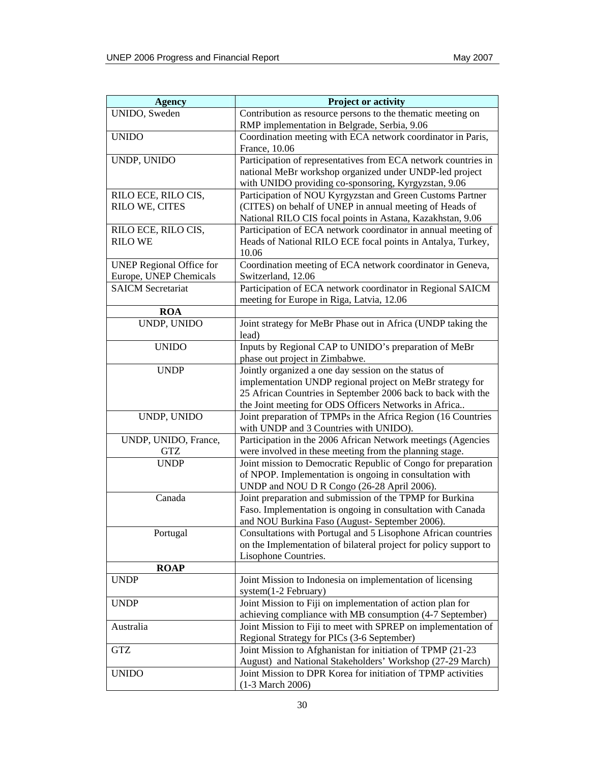| Agency | Project or activity |
| --- | --- |
| UNIDO, Sweden | Contribution as resource persons to the thematic meeting on RMP implementation in Belgrade, Serbia, 9.06 |
| UNIDO | Coordination meeting with ECA network coordinator in Paris, France, 10.06 |
| UNDP, UNIDO | Participation of representatives from ECA network countries in national MeBr workshop organized under UNDP-led project with UNIDO providing co-sponsoring, Kyrgyzstan, 9.06 |
| RILO ECE, RILO CIS, RILO WE, CITES | Participation of NOU Kyrgyzstan and Green Customs Partner (CITES) on behalf of UNEP in annual meeting of Heads of National RILO CIS focal points in Astana, Kazakhstan, 9.06 |
| RILO ECE, RILO CIS, RILO WE | Participation of ECA network coordinator in annual meeting of Heads of National RILO ECE focal points in Antalya, Turkey, 10.06 |
| UNEP Regional Office for Europe, UNEP Chemicals | Coordination meeting of ECA network coordinator in Geneva, Switzerland, 12.06 |
| SAICM Secretariat | Participation of ECA network coordinator in Regional SAICM meeting for Europe in Riga, Latvia, 12.06 |
| **ROA** | |
| UNDP, UNIDO | Joint strategy for MeBr Phase out in Africa (UNDP taking the lead) |
| UNIDO | Inputs by Regional CAP to UNIDO's preparation of MeBr phase out project in Zimbabwe. |
| UNDP | Jointly organized a one day session on the status of implementation UNDP regional project on MeBr strategy for 25 African Countries in September 2006 back to back with the the Joint meeting for ODS Officers Networks in Africa.. |
| UNDP, UNIDO | Joint preparation of TPMPs in the Africa Region (16 Countries with UNDP and 3 Countries with UNIDO). |
| UNDP, UNIDO, France, GTZ | Participation in the 2006 African Network meetings (Agencies were involved in these meeting from the planning stage. |
| UNDP | Joint mission to Democratic Republic of Congo for preparation of NPOP. Implementation is ongoing in consultation with UNDP and NOU D R Congo (26-28 April 2006). |
| Canada | Joint preparation and submission of the TPMP for Burkina Faso. Implementation is ongoing in consultation with Canada and NOU Burkina Faso (August- September 2006). |
| Portugal | Consultations with Portugal and 5 Lisophone African countries on the Implementation of bilateral project for policy support to Lisophone Countries. |
| **ROAP** | |
| UNDP | Joint Mission to Indonesia on implementation of licensing system(1-2 February) |
| UNDP | Joint Mission to Fiji on implementation of action plan for achieving compliance with MB consumption (4-7 September) |
| Australia | Joint Mission to Fiji to meet with SPREP on implementation of Regional Strategy for PICs (3-6 September) |
| GTZ | Joint Mission to Afghanistan for initiation of TPMP (21-23 August) and National Stakeholders' Workshop (27-29 March) |
| UNIDO | Joint Mission to DPR Korea for initiation of TPMP activities (1-3 March 2006) |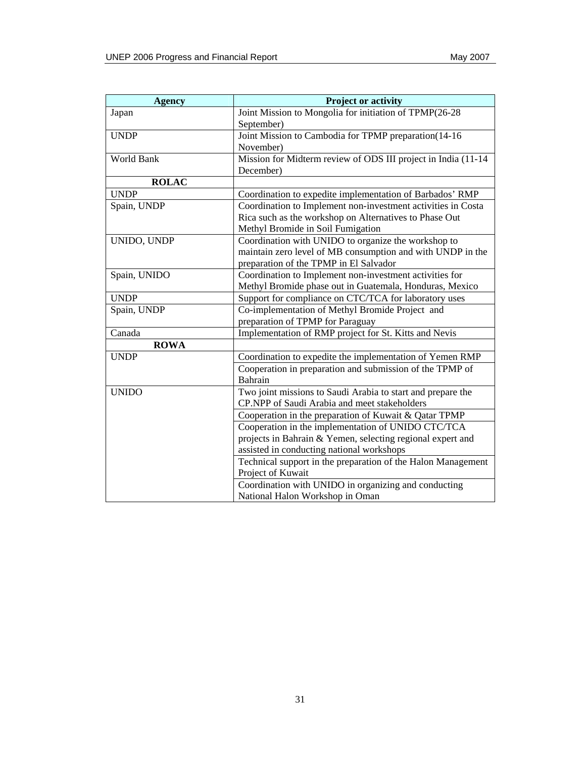| Agency | Project or activity |
|---|---|
| Japan | Joint Mission to Mongolia for initiation of TPMP(26-28 September) |
| UNDP | Joint Mission to Cambodia for TPMP preparation(14-16 November) |
| World Bank | Mission for Midterm review of ODS III project in India (11-14 December) |
| **ROLAC** | |
| UNDP | Coordination to expedite implementation of Barbados' RMP |
| Spain, UNDP | Coordination to Implement non-investment activities in Costa Rica such as the workshop on Alternatives to Phase Out Methyl Bromide in Soil Fumigation |
| UNIDO, UNDP | Coordination with UNIDO to organize the workshop to maintain zero level of MB consumption and with UNDP in the preparation of the TPMP in El Salvador |
| Spain, UNIDO | Coordination to Implement non-investment activities for Methyl Bromide phase out in Guatemala, Honduras, Mexico |
| UNDP | Support for compliance on CTC/TCA for laboratory uses |
| Spain, UNDP | Co-implementation of Methyl Bromide Project and preparation of TPMP for Paraguay |
| Canada | Implementation of RMP project for St. Kitts and Nevis |
| **ROWA** | |
| UNDP | Coordination to expedite the implementation of Yemen RMP |
| | Cooperation in preparation and submission of the TPMP of Bahrain |
| UNIDO | Two joint missions to Saudi Arabia to start and prepare the CP.NPP of Saudi Arabia and meet stakeholders |
| | Cooperation in the preparation of Kuwait & Qatar TPMP |
| | Cooperation in the implementation of UNIDO CTC/TCA projects in Bahrain & Yemen, selecting regional expert and assisted in conducting national workshops |
| | Technical support in the preparation of the Halon Management Project of Kuwait |
| | Coordination with UNIDO in organizing and conducting National Halon Workshop in Oman |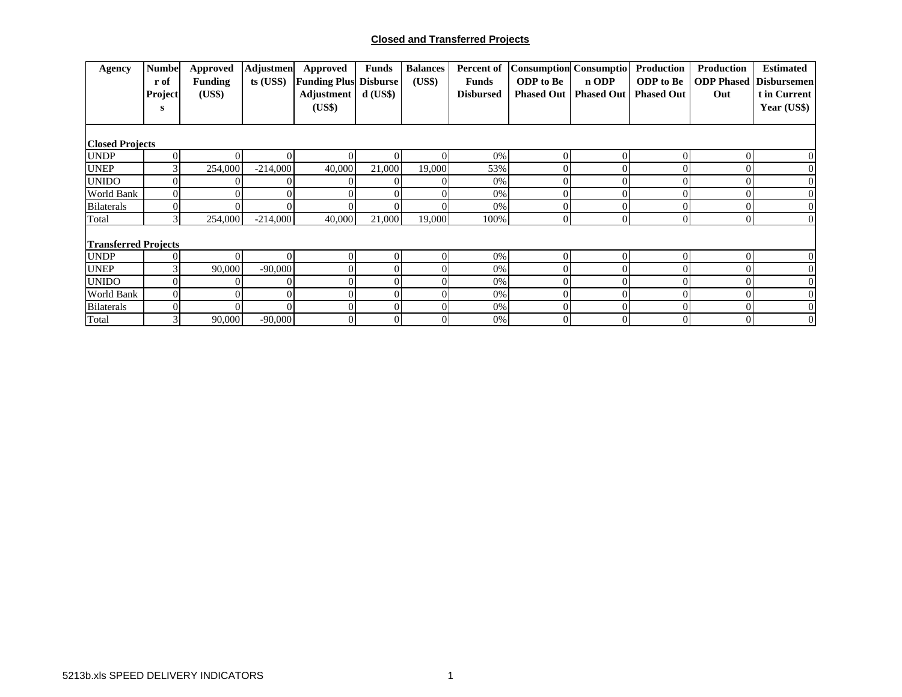## Closed and Transferred Projects

| Agency | Number of Projects | Approved Funding (US$) | Adjustments (US$) | Approved Funding Plus Adjustment (US$) | Funds Disbursed (US$) | Balances (US$) | Percent of Funds Disbursed | Consumption ODP to Be Phased Out | Consumption ODP Phased Out | Production ODP to Be Phased Out | Production ODP Phased Out | Estimated Disbursement in Current Year (US$) |
|---|---|---|---|---|---|---|---|---|---|---|---|---|
| **Closed Projects** | | | | | | | | | | | | |
| UNDP | 0 | 0 | 0 | 0 | 0 | 0 | 0% | 0 | 0 | 0 | 0 | 0 |
| UNEP | 3 | 254,000 | -214,000 | 40,000 | 21,000 | 19,000 | 53% | 0 | 0 | 0 | 0 | 0 |
| UNIDO | 0 | 0 | 0 | 0 | 0 | 0 | 0% | 0 | 0 | 0 | 0 | 0 |
| World Bank | 0 | 0 | 0 | 0 | 0 | 0 | 0% | 0 | 0 | 0 | 0 | 0 |
| Bilaterals | 0 | 0 | 0 | 0 | 0 | 0 | 0% | 0 | 0 | 0 | 0 | 0 |
| Total | 3 | 254,000 | -214,000 | 40,000 | 21,000 | 19,000 | 100% | 0 | 0 | 0 | 0 | 0 |
| **Transferred Projects** | | | | | | | | | | | | |
| UNDP | 0 | 0 | 0 | 0 | 0 | 0 | 0% | 0 | 0 | 0 | 0 | 0 |
| UNEP | 3 | 90,000 | -90,000 | 0 | 0 | 0 | 0% | 0 | 0 | 0 | 0 | 0 |
| UNIDO | 0 | 0 | 0 | 0 | 0 | 0 | 0% | 0 | 0 | 0 | 0 | 0 |
| World Bank | 0 | 0 | 0 | 0 | 0 | 0 | 0% | 0 | 0 | 0 | 0 | 0 |
| Bilaterals | 0 | 0 | 0 | 0 | 0 | 0 | 0% | 0 | 0 | 0 | 0 | 0 |
| Total | 3 | 90,000 | -90,000 | 0 | 0 | 0 | 0% | 0 | 0 | 0 | 0 | 0 |

5213b.xls SPEED DELIVERY INDICATORS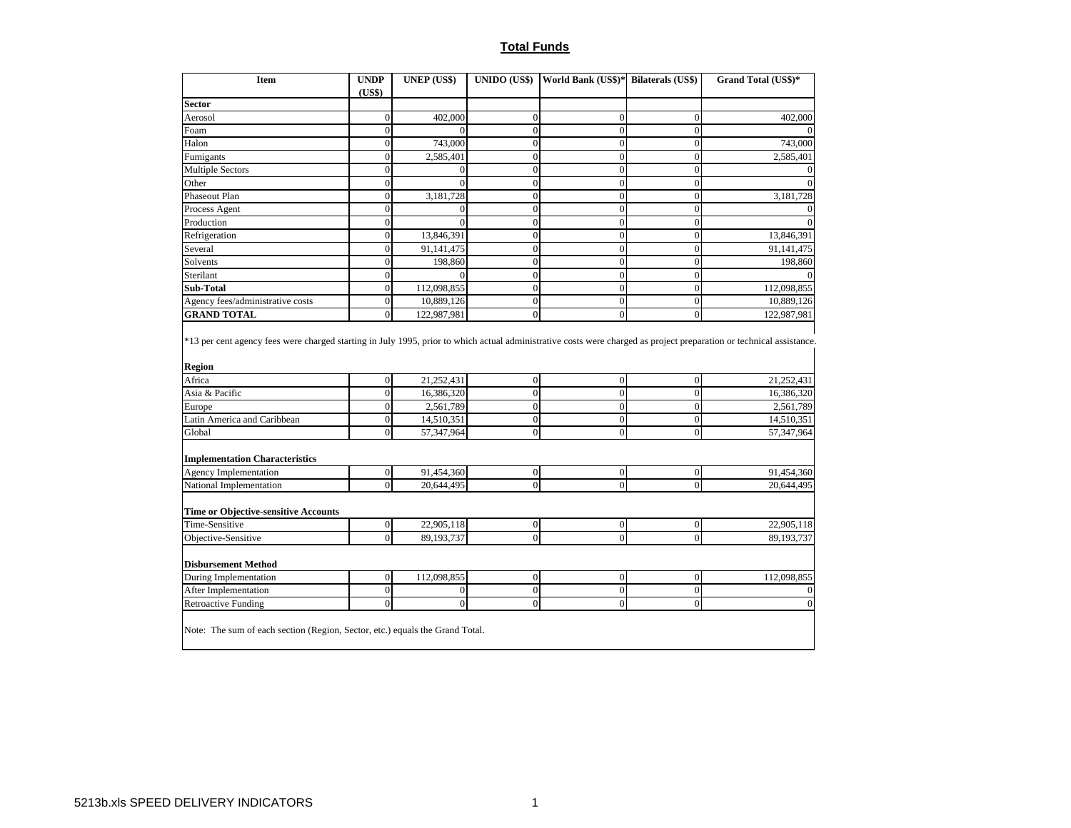## Total Funds

| Item | UNDP (US$) | UNEP (US$) | UNIDO (US$) | World Bank (US$)* | Bilaterals (US$) | Grand Total (US$)* |
|---|---|---|---|---|---|---|
| **Sector** | | | | | | |
| Aerosol | 0 | 402,000 | 0 | 0 | 0 | 402,000 |
| Foam | 0 | 0 | 0 | 0 | 0 | 0 |
| Halon | 0 | 743,000 | 0 | 0 | 0 | 743,000 |
| Fumigants | 0 | 2,585,401 | 0 | 0 | 0 | 2,585,401 |
| Multiple Sectors | 0 | 0 | 0 | 0 | 0 | 0 |
| Other | 0 | 0 | 0 | 0 | 0 | 0 |
| Phaseout Plan | 0 | 3,181,728 | 0 | 0 | 0 | 3,181,728 |
| Process Agent | 0 | 0 | 0 | 0 | 0 | 0 |
| Production | 0 | 0 | 0 | 0 | 0 | 0 |
| Refrigeration | 0 | 13,846,391 | 0 | 0 | 0 | 13,846,391 |
| Several | 0 | 91,141,475 | 0 | 0 | 0 | 91,141,475 |
| Solvents | 0 | 198,860 | 0 | 0 | 0 | 198,860 |
| Sterilant | 0 | 0 | 0 | 0 | 0 | 0 |
| **Sub-Total** | 0 | 112,098,855 | 0 | 0 | 0 | 112,098,855 |
| Agency fees/administrative costs | 0 | 10,889,126 | 0 | 0 | 0 | 10,889,126 |
| **GRAND TOTAL** | 0 | 122,987,981 | 0 | 0 | 0 | 122,987,981 |

*13 per cent agency fees were charged starting in July 1995, prior to which actual administrative costs were charged as project preparation or technical assistance.

| Item | UNDP (US$) | UNEP (US$) | UNIDO (US$) | World Bank (US$)* | Bilaterals (US$) | Grand Total (US$)* |
|---|---|---|---|---|---|---|
| **Region** | | | | | | |
| Africa | 0 | 21,252,431 | 0 | 0 | 0 | 21,252,431 |
| Asia & Pacific | 0 | 16,386,320 | 0 | 0 | 0 | 16,386,320 |
| Europe | 0 | 2,561,789 | 0 | 0 | 0 | 2,561,789 |
| Latin America and Caribbean | 0 | 14,510,351 | 0 | 0 | 0 | 14,510,351 |
| Global | 0 | 57,347,964 | 0 | 0 | 0 | 57,347,964 |
| **Implementation Characteristics** | | | | | | |
| Agency Implementation | 0 | 91,454,360 | 0 | 0 | 0 | 91,454,360 |
| National Implementation | 0 | 20,644,495 | 0 | 0 | 0 | 20,644,495 |
| **Time or Objective-sensitive Accounts** | | | | | | |
| Time-Sensitive | 0 | 22,905,118 | 0 | 0 | 0 | 22,905,118 |
| Objective-Sensitive | 0 | 89,193,737 | 0 | 0 | 0 | 89,193,737 |
| **Disbursement Method** | | | | | | |
| During Implementation | 0 | 112,098,855 | 0 | 0 | 0 | 112,098,855 |
| After Implementation | 0 | 0 | 0 | 0 | 0 | 0 |
| Retroactive Funding | 0 | 0 | 0 | 0 | 0 | 0 |

Note: The sum of each section (Region, Sector, etc.) equals the Grand Total.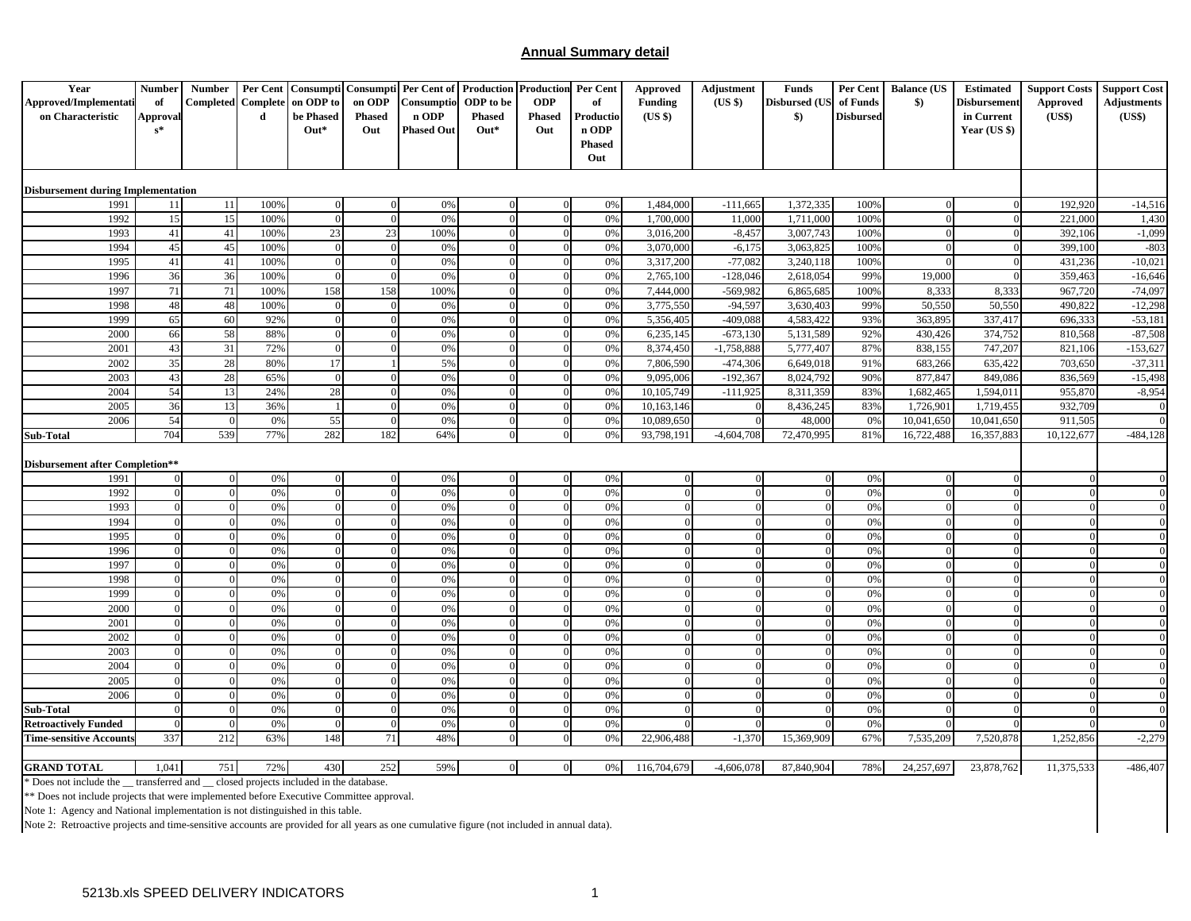## Annual Summary detail

| Year Approved/Implementation Characteristic | Number of Approvals* | Number Completed | Per Cent Completed | Consumption ODP to be Phased Out* | Consumption ODP Phased Out | Per Cent of Consumption ODP Phased Out | Production ODP to be Phased Out* | Production ODP Phased Out | Per Cent of Production ODP Phased Out | Approved Funding (US $) | Adjustment (US $) | Funds Disbursed (US $) | Per Cent of Funds Disbursed | Balance (US $) | Estimated Disbursement in Current Year (US $) | Support Costs Approved (US$) | Support Cost Adjustments (US$) |
|---|---|---|---|---|---|---|---|---|---|---|---|---|---|---|---|---|---|
| **Disbursement during Implementation** | | | | | | | | | | | | | | | | | |
| 1991 | 11 | 11 | 100% | 0 | 0 | 0% | 0 | 0 | 0% | 1,484,000 | -111,665 | 1,372,335 | 100% | 0 | 0 | 192,920 | -14,516 |
| 1992 | 15 | 15 | 100% | 0 | 0 | 0% | 0 | 0 | 0% | 1,700,000 | 11,000 | 1,711,000 | 100% | 0 | 0 | 221,000 | 1,430 |
| 1993 | 41 | 41 | 100% | 23 | 23 | 100% | 0 | 0 | 0% | 3,016,200 | -8,457 | 3,007,743 | 100% | 0 | 0 | 392,106 | -1,099 |
| 1994 | 45 | 45 | 100% | 0 | 0 | 0% | 0 | 0 | 0% | 3,070,000 | -6,175 | 3,063,825 | 100% | 0 | 0 | 399,100 | -803 |
| 1995 | 41 | 41 | 100% | 0 | 0 | 0% | 0 | 0 | 0% | 3,317,200 | -77,082 | 3,240,118 | 100% | 0 | 0 | 431,236 | -10,021 |
| 1996 | 36 | 36 | 100% | 0 | 0 | 0% | 0 | 0 | 0% | 2,765,100 | -128,046 | 2,618,054 | 99% | 19,000 | 0 | 359,463 | -16,646 |
| 1997 | 71 | 71 | 100% | 158 | 158 | 100% | 0 | 0 | 0% | 7,444,000 | -569,982 | 6,865,685 | 100% | 8,333 | 8,333 | 967,720 | -74,097 |
| 1998 | 48 | 48 | 100% | 0 | 0 | 0% | 0 | 0 | 0% | 3,775,550 | -94,597 | 3,630,403 | 99% | 50,550 | 50,550 | 490,822 | -12,298 |
| 1999 | 65 | 60 | 92% | 0 | 0 | 0% | 0 | 0 | 0% | 5,356,405 | -409,088 | 4,583,422 | 93% | 363,895 | 337,417 | 696,333 | -53,181 |
| 2000 | 66 | 58 | 88% | 0 | 0 | 0% | 0 | 0 | 0% | 6,235,145 | -673,130 | 5,131,589 | 92% | 430,426 | 374,752 | 810,568 | -87,508 |
| 2001 | 43 | 31 | 72% | 0 | 0 | 0% | 0 | 0 | 0% | 8,374,450 | -1,758,888 | 5,777,407 | 87% | 838,155 | 747,207 | 821,106 | -153,627 |
| 2002 | 35 | 28 | 80% | 17 | 1 | 5% | 0 | 0 | 0% | 7,806,590 | -474,306 | 6,649,018 | 91% | 683,266 | 635,422 | 703,650 | -37,311 |
| 2003 | 43 | 28 | 65% | 0 | 0 | 0% | 0 | 0 | 0% | 9,095,006 | -192,367 | 8,024,792 | 90% | 877,847 | 849,086 | 836,569 | -15,498 |
| 2004 | 54 | 13 | 24% | 28 | 0 | 0% | 0 | 0 | 0% | 10,105,749 | -111,925 | 8,311,359 | 83% | 1,682,465 | 1,594,011 | 955,870 | -8,954 |
| 2005 | 36 | 13 | 36% | 1 | 0 | 0% | 0 | 0 | 0% | 10,163,146 | 0 | 8,436,245 | 83% | 1,726,901 | 1,719,455 | 932,709 | 0 |
| 2006 | 54 | 0 | 0% | 55 | 0 | 0% | 0 | 0 | 0% | 10,089,650 | 0 | 48,000 | 0% | 10,041,650 | 10,041,650 | 911,505 | 0 |
| **Sub-Total** | 704 | 539 | 77% | 282 | 182 | 64% | 0 | 0 | 0% | 93,798,191 | -4,604,708 | 72,470,995 | 81% | 16,722,488 | 16,357,883 | 10,122,677 | -484,128 |
| **Disbursement after Completion**** | | | | | | | | | | | | | | | | | |
| 1991 | 0 | 0 | 0% | 0 | 0 | 0% | 0 | 0 | 0% | 0 | 0 | 0 | 0% | 0 | 0 | 0 | 0 |
| 1992 | 0 | 0 | 0% | 0 | 0 | 0% | 0 | 0 | 0% | 0 | 0 | 0 | 0% | 0 | 0 | 0 | 0 |
| 1993 | 0 | 0 | 0% | 0 | 0 | 0% | 0 | 0 | 0% | 0 | 0 | 0 | 0% | 0 | 0 | 0 | 0 |
| 1994 | 0 | 0 | 0% | 0 | 0 | 0% | 0 | 0 | 0% | 0 | 0 | 0 | 0% | 0 | 0 | 0 | 0 |
| 1995 | 0 | 0 | 0% | 0 | 0 | 0% | 0 | 0 | 0% | 0 | 0 | 0 | 0% | 0 | 0 | 0 | 0 |
| 1996 | 0 | 0 | 0% | 0 | 0 | 0% | 0 | 0 | 0% | 0 | 0 | 0 | 0% | 0 | 0 | 0 | 0 |
| 1997 | 0 | 0 | 0% | 0 | 0 | 0% | 0 | 0 | 0% | 0 | 0 | 0 | 0% | 0 | 0 | 0 | 0 |
| 1998 | 0 | 0 | 0% | 0 | 0 | 0% | 0 | 0 | 0% | 0 | 0 | 0 | 0% | 0 | 0 | 0 | 0 |
| 1999 | 0 | 0 | 0% | 0 | 0 | 0% | 0 | 0 | 0% | 0 | 0 | 0 | 0% | 0 | 0 | 0 | 0 |
| 2000 | 0 | 0 | 0% | 0 | 0 | 0% | 0 | 0 | 0% | 0 | 0 | 0 | 0% | 0 | 0 | 0 | 0 |
| 2001 | 0 | 0 | 0% | 0 | 0 | 0% | 0 | 0 | 0% | 0 | 0 | 0 | 0% | 0 | 0 | 0 | 0 |
| 2002 | 0 | 0 | 0% | 0 | 0 | 0% | 0 | 0 | 0% | 0 | 0 | 0 | 0% | 0 | 0 | 0 | 0 |
| 2003 | 0 | 0 | 0% | 0 | 0 | 0% | 0 | 0 | 0% | 0 | 0 | 0 | 0% | 0 | 0 | 0 | 0 |
| 2004 | 0 | 0 | 0% | 0 | 0 | 0% | 0 | 0 | 0% | 0 | 0 | 0 | 0% | 0 | 0 | 0 | 0 |
| 2005 | 0 | 0 | 0% | 0 | 0 | 0% | 0 | 0 | 0% | 0 | 0 | 0 | 0% | 0 | 0 | 0 | 0 |
| 2006 | 0 | 0 | 0% | 0 | 0 | 0% | 0 | 0 | 0% | 0 | 0 | 0 | 0% | 0 | 0 | 0 | 0 |
| **Sub-Total** | 0 | 0 | 0% | 0 | 0 | 0% | 0 | 0 | 0% | 0 | 0 | 0 | 0% | 0 | 0 | 0 | 0 |
| **Retroactively Funded** | 0 | 0 | 0% | 0 | 0 | 0% | 0 | 0 | 0% | 0 | 0 | 0 | 0% | 0 | 0 | 0 | 0 |
| **Time-sensitive Accounts** | 337 | 212 | 63% | 148 | 71 | 48% | 0 | 0 | 0% | 22,906,488 | -1,370 | 15,369,909 | 67% | 7,535,209 | 7,520,878 | 1,252,856 | -2,279 |
| **GRAND TOTAL** | 1,041 | 751 | 72% | 430 | 252 | 59% | 0 | 0 | 0% | 116,704,679 | -4,606,078 | 87,840,904 | 78% | 24,257,697 | 23,878,762 | 11,375,533 | -486,407 |

* Does not include the __ transferred and __ closed projects included in the database.

** Does not include projects that were implemented before Executive Committee approval.

Note 1: Agency and National implementation is not distinguished in this table.

Note 2: Retroactive projects and time-sensitive accounts are provided for all years as one cumulative figure (not included in annual data).

5213b.xls SPEED DELIVERY INDICATORS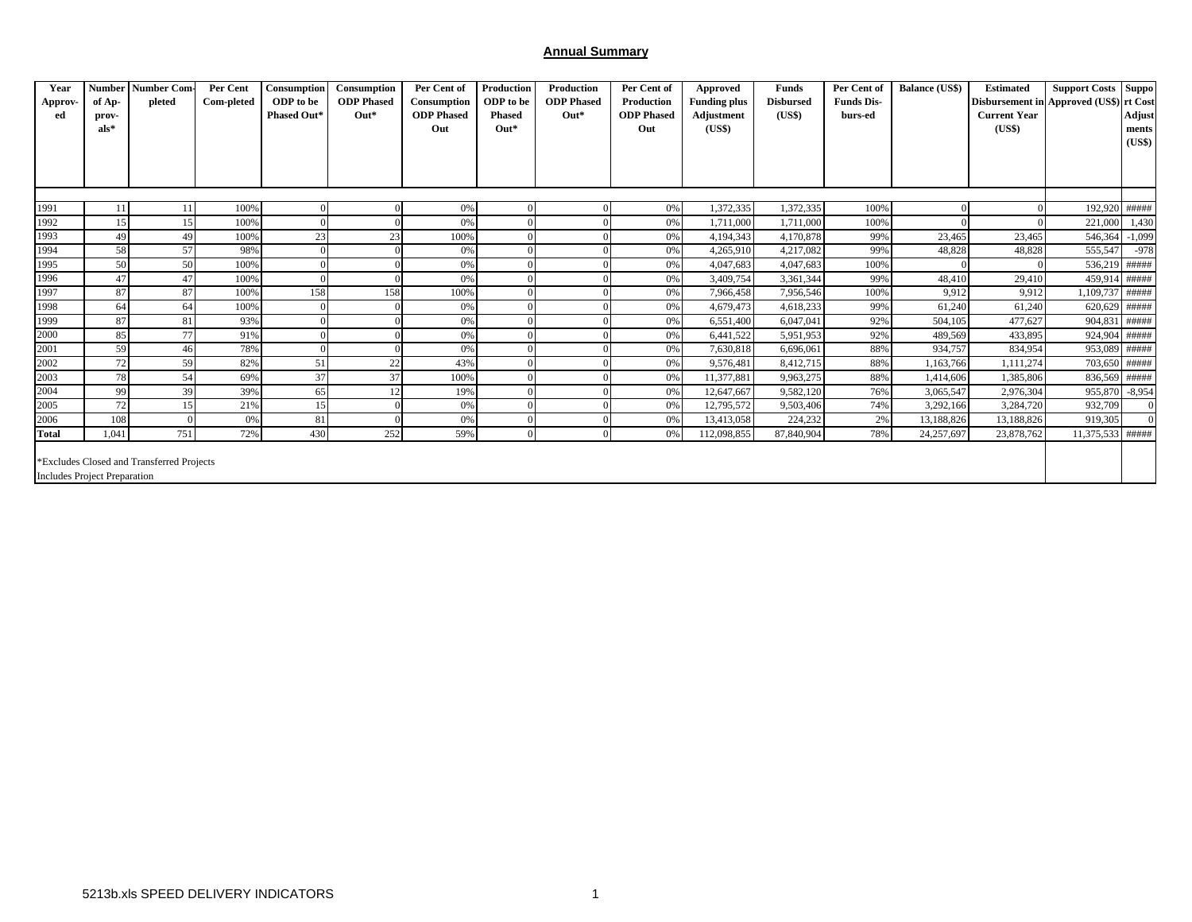## Annual Summary

| Year Approv-ed | Number of Ap-prov-als* | Number Com-pleted | Per Cent Com-pleted | Consumption ODP to be Phased Out* | Consumption ODP Phased Out* | Per Cent of Consumption ODP Phased Out | Production ODP to be Phased Out* | Production ODP Phased Out* | Per Cent of Production ODP Phased Out | Approved Funding plus Adjustment (US$) | Funds Disbursed (US$) | Per Cent of Funds Dis-burs-ed | Balance (US$) | Estimated Disbursement in Current Year (US$) | Support Costs Approved (US$) | Support Cost Adjustments (US$) |
|---|---|---|---|---|---|---|---|---|---|---|---|---|---|---|---|---|
| 1991 | 11 | 11 | 100% | 0 | 0 | 0% | 0 | 0 | 0% | 1,372,335 | 1,372,335 | 100% | 0 | 0 | 192,920 | ##### |
| 1992 | 15 | 15 | 100% | 0 | 0 | 0% | 0 | 0 | 0% | 1,711,000 | 1,711,000 | 100% | 0 | 0 | 221,000 | 1,430 |
| 1993 | 49 | 49 | 100% | 23 | 23 | 100% | 0 | 0 | 0% | 4,194,343 | 4,170,878 | 99% | 23,465 | 23,465 | 546,364 | -1,099 |
| 1994 | 58 | 57 | 98% | 0 | 0 | 0% | 0 | 0 | 0% | 4,265,910 | 4,217,082 | 99% | 48,828 | 48,828 | 555,547 | -978 |
| 1995 | 50 | 50 | 100% | 0 | 0 | 0% | 0 | 0 | 0% | 4,047,683 | 4,047,683 | 100% | 0 | 0 | 536,219 | ##### |
| 1996 | 47 | 47 | 100% | 0 | 0 | 0% | 0 | 0 | 0% | 3,409,754 | 3,361,344 | 99% | 48,410 | 29,410 | 459,914 | ##### |
| 1997 | 87 | 87 | 100% | 158 | 158 | 100% | 0 | 0 | 0% | 7,966,458 | 7,956,546 | 100% | 9,912 | 9,912 | 1,109,737 | ##### |
| 1998 | 64 | 64 | 100% | 0 | 0 | 0% | 0 | 0 | 0% | 4,679,473 | 4,618,233 | 99% | 61,240 | 61,240 | 620,629 | ##### |
| 1999 | 87 | 81 | 93% | 0 | 0 | 0% | 0 | 0 | 0% | 6,551,400 | 6,047,041 | 92% | 504,105 | 477,627 | 904,831 | ##### |
| 2000 | 85 | 77 | 91% | 0 | 0 | 0% | 0 | 0 | 0% | 6,441,522 | 5,951,953 | 92% | 489,569 | 433,895 | 924,904 | ##### |
| 2001 | 59 | 46 | 78% | 0 | 0 | 0% | 0 | 0 | 0% | 7,630,818 | 6,696,061 | 88% | 934,757 | 834,954 | 953,089 | ##### |
| 2002 | 72 | 59 | 82% | 51 | 22 | 43% | 0 | 0 | 0% | 9,576,481 | 8,412,715 | 88% | 1,163,766 | 1,111,274 | 703,650 | ##### |
| 2003 | 78 | 54 | 69% | 37 | 37 | 100% | 0 | 0 | 0% | 11,377,881 | 9,963,275 | 88% | 1,414,606 | 1,385,806 | 836,569 | ##### |
| 2004 | 99 | 39 | 39% | 65 | 12 | 19% | 0 | 0 | 0% | 12,647,667 | 9,582,120 | 76% | 3,065,547 | 2,976,304 | 955,870 | -8,954 |
| 2005 | 72 | 15 | 21% | 15 | 0 | 0% | 0 | 0 | 0% | 12,795,572 | 9,503,406 | 74% | 3,292,166 | 3,284,720 | 932,709 | 0 |
| 2006 | 108 | 0 | 0% | 81 | 0 | 0% | 0 | 0 | 0% | 13,413,058 | 224,232 | 2% | 13,188,826 | 13,188,826 | 919,305 | 0 |
| **Total** | 1,041 | 751 | 72% | 430 | 252 | 59% | 0 | 0 | 0% | 112,098,855 | 87,840,904 | 78% | 24,257,697 | 23,878,762 | 11,375,533 | ##### |

*Excludes Closed and Transferred Projects
Includes Project Preparation

5213b.xls SPEED DELIVERY INDICATORS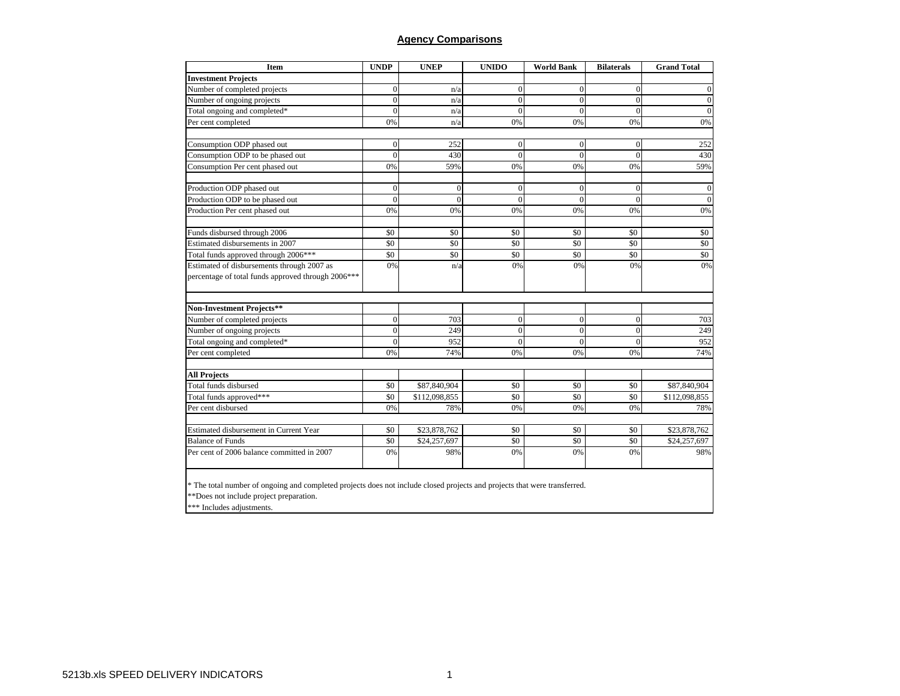## Agency Comparisons

| Item | UNDP | UNEP | UNIDO | World Bank | Bilaterals | Grand Total |
|---|---|---|---|---|---|---|
| **Investment Projects** | | | | | | |
| Number of completed projects | 0 | n/a | 0 | 0 | 0 | 0 |
| Number of ongoing projects | 0 | n/a | 0 | 0 | 0 | 0 |
| Total ongoing and completed* | 0 | n/a | 0 | 0 | 0 | 0 |
| Per cent completed | 0% | n/a | 0% | 0% | 0% | 0% |
| | | | | | | |
| Consumption ODP phased out | 0 | 252 | 0 | 0 | 0 | 252 |
| Consumption ODP to be phased out | 0 | 430 | 0 | 0 | 0 | 430 |
| Consumption Per cent phased out | 0% | 59% | 0% | 0% | 0% | 59% |
| | | | | | | |
| Production ODP phased out | 0 | 0 | 0 | 0 | 0 | 0 |
| Production ODP to be phased out | 0 | 0 | 0 | 0 | 0 | 0 |
| Production Per cent phased out | 0% | 0% | 0% | 0% | 0% | 0% |
| | | | | | | |
| Funds disbursed through 2006 | $0 | $0 | $0 | $0 | $0 | $0 |
| Estimated disbursements in 2007 | $0 | $0 | $0 | $0 | $0 | $0 |
| Total funds approved through 2006*** | $0 | $0 | $0 | $0 | $0 | $0 |
| Estimated of disbursements through 2007 as percentage of total funds approved through 2006*** | 0% | n/a | 0% | 0% | 0% | 0% |
| | | | | | | |
| **Non-Investment Projects**** | | | | | | |
| Number of completed projects | 0 | 703 | 0 | 0 | 0 | 703 |
| Number of ongoing projects | 0 | 249 | 0 | 0 | 0 | 249 |
| Total ongoing and completed* | 0 | 952 | 0 | 0 | 0 | 952 |
| Per cent completed | 0% | 74% | 0% | 0% | 0% | 74% |
| | | | | | | |
| **All Projects** | | | | | | |
| Total funds disbursed | $0 | $87,840,904 | $0 | $0 | $0 | $87,840,904 |
| Total funds approved*** | $0 | $112,098,855 | $0 | $0 | $0 | $112,098,855 |
| Per cent disbursed | 0% | 78% | 0% | 0% | 0% | 78% |
| | | | | | | |
| Estimated disbursement in Current Year | $0 | $23,878,762 | $0 | $0 | $0 | $23,878,762 |
| Balance of Funds | $0 | $24,257,697 | $0 | $0 | $0 | $24,257,697 |
| Per cent of 2006 balance committed in 2007 | 0% | 98% | 0% | 0% | 0% | 98% |

* The total number of ongoing and completed projects does not include closed projects and projects that were transferred.

**Does not include project preparation.

*** Includes adjustments.

5213b.xls SPEED DELIVERY INDICATORS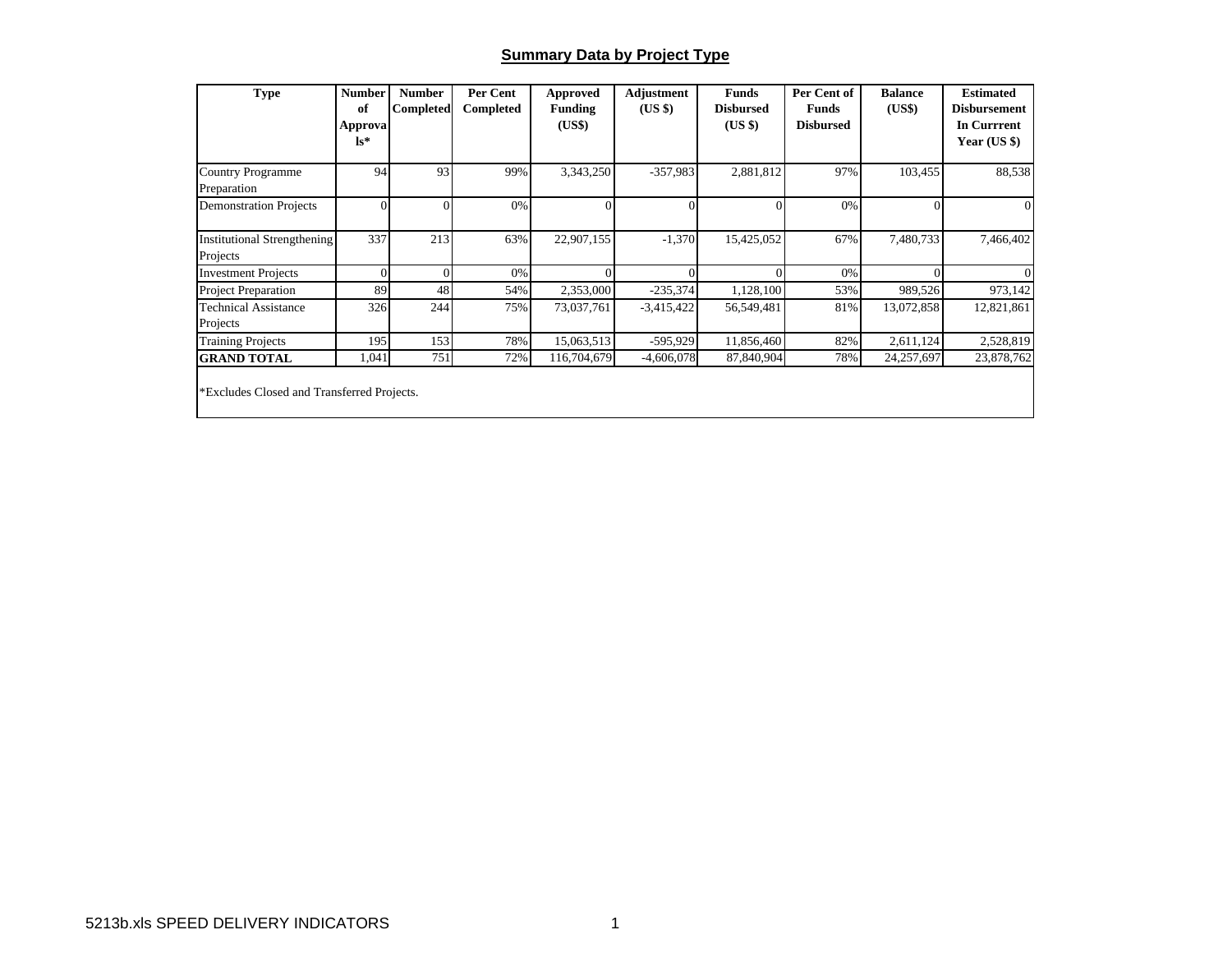## Summary Data by Project Type

| Type | Number of Approvals* | Number Completed | Per Cent Completed | Approved Funding (US$) | Adjustment (US $) | Funds Disbursed (US $) | Per Cent of Funds Disbursed | Balance (US$) | Estimated Disbursement In Currrent Year (US $) |
|---|---|---|---|---|---|---|---|---|---|
| Country Programme Preparation | 94 | 93 | 99% | 3,343,250 | -357,983 | 2,881,812 | 97% | 103,455 | 88,538 |
| Demonstration Projects | 0 | 0 | 0% | 0 | 0 | 0 | 0% | 0 | 0 |
| Institutional Strengthening Projects | 337 | 213 | 63% | 22,907,155 | -1,370 | 15,425,052 | 67% | 7,480,733 | 7,466,402 |
| Investment Projects | 0 | 0 | 0% | 0 | 0 | 0 | 0% | 0 | 0 |
| Project Preparation | 89 | 48 | 54% | 2,353,000 | -235,374 | 1,128,100 | 53% | 989,526 | 973,142 |
| Technical Assistance Projects | 326 | 244 | 75% | 73,037,761 | -3,415,422 | 56,549,481 | 81% | 13,072,858 | 12,821,861 |
| Training Projects | 195 | 153 | 78% | 15,063,513 | -595,929 | 11,856,460 | 82% | 2,611,124 | 2,528,819 |
| **GRAND TOTAL** | 1,041 | 751 | 72% | 116,704,679 | -4,606,078 | 87,840,904 | 78% | 24,257,697 | 23,878,762 |

*Excludes Closed and Transferred Projects.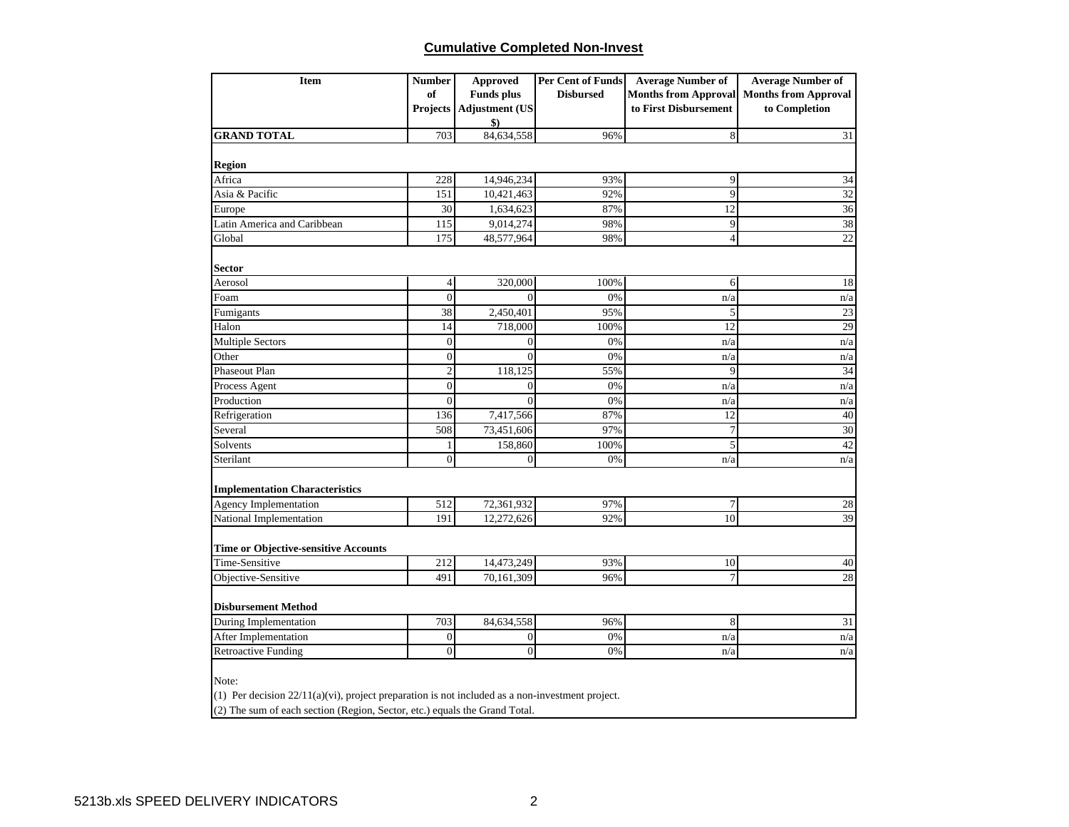## Cumulative Completed Non-Invest

| Item | Number of Projects | Approved Funds plus Adjustment (US $) | Per Cent of Funds Disbursed | Average Number of Months from Approval to First Disbursement | Average Number of Months from Approval to Completion |
|---|---|---|---|---|---|
| **GRAND TOTAL** | 703 | 84,634,558 | 96% | 8 | 31 |
| | | | | | |
| **Region** | | | | | |
| Africa | 228 | 14,946,234 | 93% | 9 | 34 |
| Asia & Pacific | 151 | 10,421,463 | 92% | 9 | 32 |
| Europe | 30 | 1,634,623 | 87% | 12 | 36 |
| Latin America and Caribbean | 115 | 9,014,274 | 98% | 9 | 38 |
| Global | 175 | 48,577,964 | 98% | 4 | 22 |
| | | | | | |
| **Sector** | | | | | |
| Aerosol | 4 | 320,000 | 100% | 6 | 18 |
| Foam | 0 | 0 | 0% | n/a | n/a |
| Fumigants | 38 | 2,450,401 | 95% | 5 | 23 |
| Halon | 14 | 718,000 | 100% | 12 | 29 |
| Multiple Sectors | 0 | 0 | 0% | n/a | n/a |
| Other | 0 | 0 | 0% | n/a | n/a |
| Phaseout Plan | 2 | 118,125 | 55% | 9 | 34 |
| Process Agent | 0 | 0 | 0% | n/a | n/a |
| Production | 0 | 0 | 0% | n/a | n/a |
| Refrigeration | 136 | 7,417,566 | 87% | 12 | 40 |
| Several | 508 | 73,451,606 | 97% | 7 | 30 |
| Solvents | 1 | 158,860 | 100% | 5 | 42 |
| Sterilant | 0 | 0 | 0% | n/a | n/a |
| | | | | | |
| **Implementation Characteristics** | | | | | |
| Agency Implementation | 512 | 72,361,932 | 97% | 7 | 28 |
| National Implementation | 191 | 12,272,626 | 92% | 10 | 39 |
| | | | | | |
| **Time or Objective-sensitive Accounts** | | | | | |
| Time-Sensitive | 212 | 14,473,249 | 93% | 10 | 40 |
| Objective-Sensitive | 491 | 70,161,309 | 96% | 7 | 28 |
| | | | | | |
| **Disbursement Method** | | | | | |
| During Implementation | 703 | 84,634,558 | 96% | 8 | 31 |
| After Implementation | 0 | 0 | 0% | n/a | n/a |
| Retroactive Funding | 0 | 0 | 0% | n/a | n/a |

Note:

(1) Per decision 22/11(a)(vi), project preparation is not included as a non-investment project.

(2) The sum of each section (Region, Sector, etc.) equals the Grand Total.

5213b.xls SPEED DELIVERY INDICATORS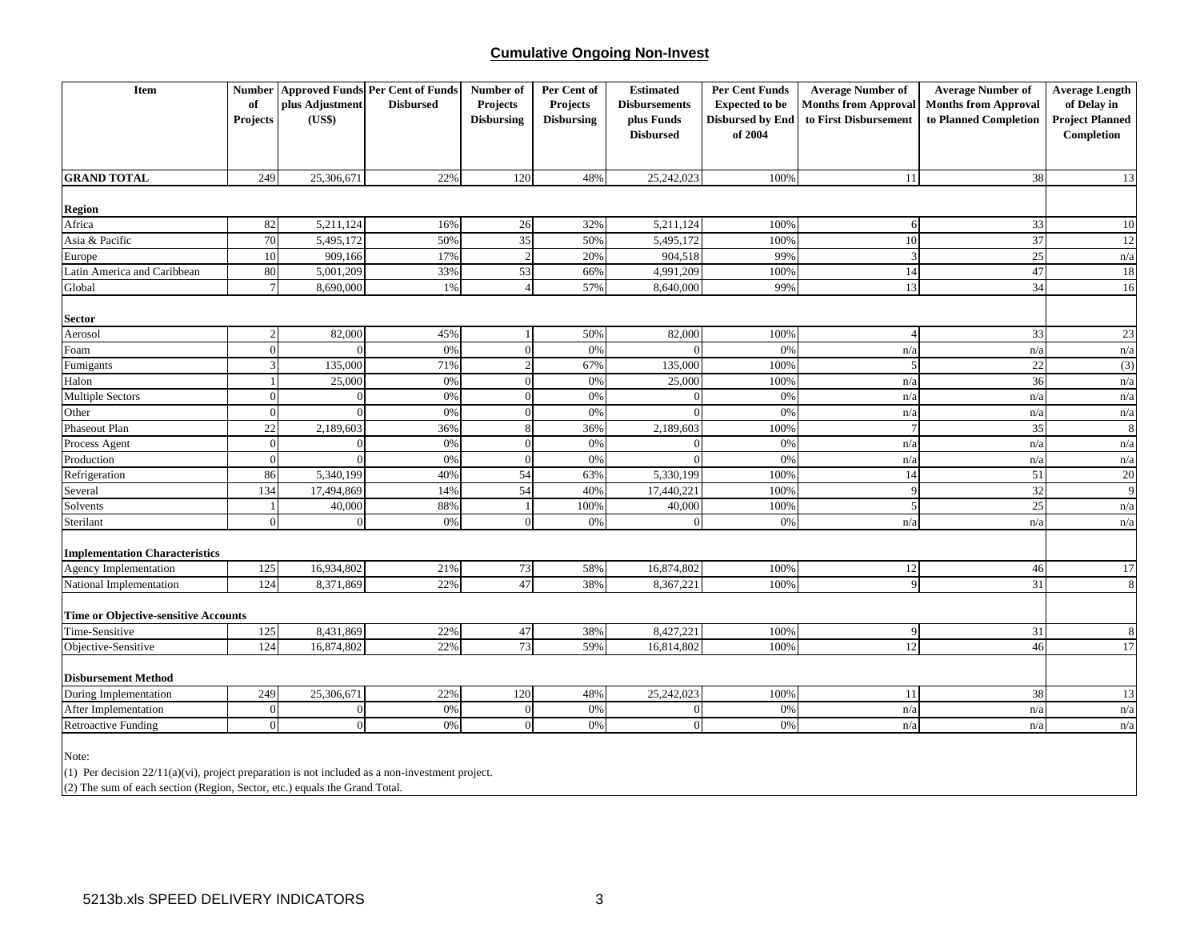## Cumulative Ongoing Non-Invest

| Item | Number of Projects | Approved Funds plus Adjustment (US$) | Per Cent of Funds Disbursed | Number of Projects Disbursing | Per Cent of Projects Disbursing | Estimated Disbursements plus Funds Disbursed | Per Cent Funds Expected to be Disbursed by End of 2004 | Average Number of Months from Approval to First Disbursement | Average Number of Months from Approval to Planned Completion | Average Length of Delay in Project Planned Completion |
|---|---|---|---|---|---|---|---|---|---|---|
| **GRAND TOTAL** | 249 | 25,306,671 | 22% | 120 | 48% | 25,242,023 | 100% | 11 | 38 | 13 |
| **Region** | | | | | | | | | | |
| Africa | 82 | 5,211,124 | 16% | 26 | 32% | 5,211,124 | 100% | 6 | 33 | 10 |
| Asia & Pacific | 70 | 5,495,172 | 50% | 35 | 50% | 5,495,172 | 100% | 10 | 37 | 12 |
| Europe | 10 | 909,166 | 17% | 2 | 20% | 904,518 | 99% | 3 | 25 | n/a |
| Latin America and Caribbean | 80 | 5,001,209 | 33% | 53 | 66% | 4,991,209 | 100% | 14 | 47 | 18 |
| Global | 7 | 8,690,000 | 1% | 4 | 57% | 8,640,000 | 99% | 13 | 34 | 16 |
| **Sector** | | | | | | | | | | |
| Aerosol | 2 | 82,000 | 45% | 1 | 50% | 82,000 | 100% | 4 | 33 | 23 |
| Foam | 0 | 0 | 0% | 0 | 0% | 0 | 0% | n/a | n/a | n/a |
| Fumigants | 3 | 135,000 | 71% | 2 | 67% | 135,000 | 100% | 5 | 22 | (3) |
| Halon | 1 | 25,000 | 0% | 0 | 0% | 25,000 | 100% | n/a | 36 | n/a |
| Multiple Sectors | 0 | 0 | 0% | 0 | 0% | 0 | 0% | n/a | n/a | n/a |
| Other | 0 | 0 | 0% | 0 | 0% | 0 | 0% | n/a | n/a | n/a |
| Phaseout Plan | 22 | 2,189,603 | 36% | 8 | 36% | 2,189,603 | 100% | 7 | 35 | 8 |
| Process Agent | 0 | 0 | 0% | 0 | 0% | 0 | 0% | n/a | n/a | n/a |
| Production | 0 | 0 | 0% | 0 | 0% | 0 | 0% | n/a | n/a | n/a |
| Refrigeration | 86 | 5,340,199 | 40% | 54 | 63% | 5,330,199 | 100% | 14 | 51 | 20 |
| Several | 134 | 17,494,869 | 14% | 54 | 40% | 17,440,221 | 100% | 9 | 32 | 9 |
| Solvents | 1 | 40,000 | 88% | 1 | 100% | 40,000 | 100% | 5 | 25 | n/a |
| Sterilant | 0 | 0 | 0% | 0 | 0% | 0 | 0% | n/a | n/a | n/a |
| **Implementation Characteristics** | | | | | | | | | | |
| Agency Implementation | 125 | 16,934,802 | 21% | 73 | 58% | 16,874,802 | 100% | 12 | 46 | 17 |
| National Implementation | 124 | 8,371,869 | 22% | 47 | 38% | 8,367,221 | 100% | 9 | 31 | 8 |
| **Time or Objective-sensitive Accounts** | | | | | | | | | | |
| Time-Sensitive | 125 | 8,431,869 | 22% | 47 | 38% | 8,427,221 | 100% | 9 | 31 | 8 |
| Objective-Sensitive | 124 | 16,874,802 | 22% | 73 | 59% | 16,814,802 | 100% | 12 | 46 | 17 |
| **Disbursement Method** | | | | | | | | | | |
| During Implementation | 249 | 25,306,671 | 22% | 120 | 48% | 25,242,023 | 100% | 11 | 38 | 13 |
| After Implementation | 0 | 0 | 0% | 0 | 0% | 0 | 0% | n/a | n/a | n/a |
| Retroactive Funding | 0 | 0 | 0% | 0 | 0% | 0 | 0% | n/a | n/a | n/a |

Note:

(1) Per decision 22/11(a)(vi), project preparation is not included as a non-investment project.

(2) The sum of each section (Region, Sector, etc.) equals the Grand Total.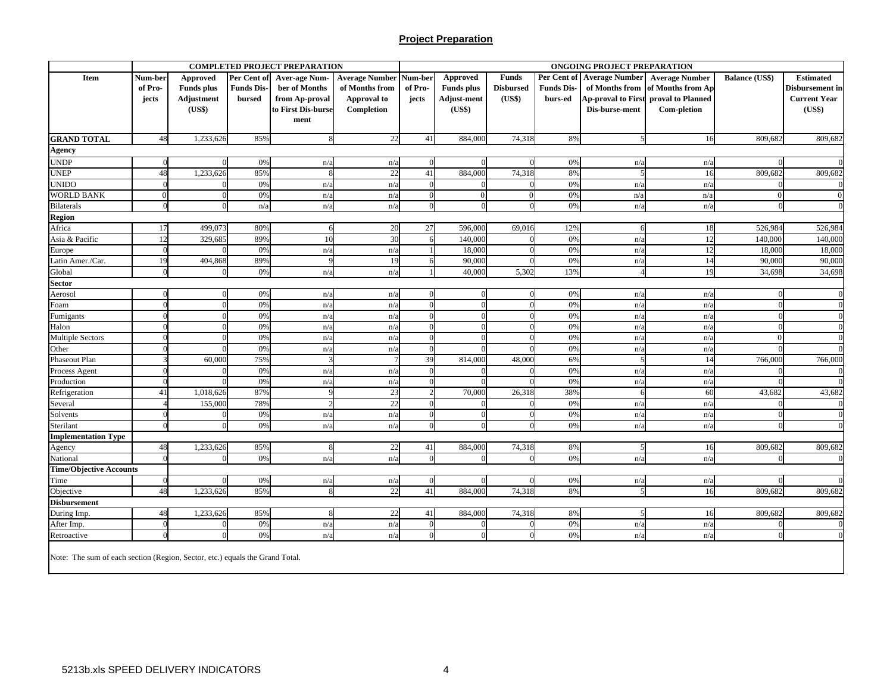## Project Preparation

| Item | COMPLETED PROJECT PREPARATION | | | | | ONGOING PROJECT PREPARATION | | | | | | | |
|---|---|---|---|---|---|---|---|---|---|---|---|---|---|
| | Num-ber of Pro-jects | Approved Funds plus Adjustment (US$) | Per Cent of Funds Dis-bursed | Aver-age Num-ber of Months from Ap-proval to First Dis-burse ment | Average Number of Months from Approval to Completion | Num-ber of Pro-jects | Approved Funds plus Adjust-ment (US$) | Funds Disbursed (US$) | Per Cent of Funds Dis-burs-ed | Average Number of Months from Ap-proval to First Dis-burse-ment | Average Number of Months from Ap proval to Planned Com-pletion | Balance (US$) | Estimated Disbursement in Current Year (US$) |
| **GRAND TOTAL** | 48 | 1,233,626 | 85% | 8 | 22 | 41 | 884,000 | 74,318 | 8% | 5 | 16 | 809,682 | 809,682 |
| **Agency** | | | | | | | | | | | | | |
| UNDP | 0 | 0 | 0% | n/a | n/a | 0 | 0 | 0 | 0% | n/a | n/a | 0 | 0 |
| UNEP | 48 | 1,233,626 | 85% | 8 | 22 | 41 | 884,000 | 74,318 | 8% | 5 | 16 | 809,682 | 809,682 |
| UNIDO | 0 | 0 | 0% | n/a | n/a | 0 | 0 | 0 | 0% | n/a | n/a | 0 | 0 |
| WORLD BANK | 0 | 0 | 0% | n/a | n/a | 0 | 0 | 0 | 0% | n/a | n/a | 0 | 0 |
| Bilaterals | 0 | 0 | n/a | n/a | n/a | 0 | 0 | 0 | 0% | n/a | n/a | 0 | 0 |
| **Region** | | | | | | | | | | | | | |
| Africa | 17 | 499,073 | 80% | 6 | 20 | 27 | 596,000 | 69,016 | 12% | 6 | 18 | 526,984 | 526,984 |
| Asia & Pacific | 12 | 329,685 | 89% | 10 | 30 | 6 | 140,000 | 0 | 0% | n/a | 12 | 140,000 | 140,000 |
| Europe | 0 | 0 | 0% | n/a | n/a | 1 | 18,000 | 0 | 0% | n/a | 12 | 18,000 | 18,000 |
| Latin Amer./Car. | 19 | 404,868 | 89% | 9 | 19 | 6 | 90,000 | 0 | 0% | n/a | 14 | 90,000 | 90,000 |
| Global | 0 | 0 | 0% | n/a | n/a | 1 | 40,000 | 5,302 | 13% | 4 | 19 | 34,698 | 34,698 |
| **Sector** | | | | | | | | | | | | | |
| Aerosol | 0 | 0 | 0% | n/a | n/a | 0 | 0 | 0 | 0% | n/a | n/a | 0 | 0 |
| Foam | 0 | 0 | 0% | n/a | n/a | 0 | 0 | 0 | 0% | n/a | n/a | 0 | 0 |
| Fumigants | 0 | 0 | 0% | n/a | n/a | 0 | 0 | 0 | 0% | n/a | n/a | 0 | 0 |
| Halon | 0 | 0 | 0% | n/a | n/a | 0 | 0 | 0 | 0% | n/a | n/a | 0 | 0 |
| Multiple Sectors | 0 | 0 | 0% | n/a | n/a | 0 | 0 | 0 | 0% | n/a | n/a | 0 | 0 |
| Other | 0 | 0 | 0% | n/a | n/a | 0 | 0 | 0 | 0% | n/a | n/a | 0 | 0 |
| Phaseout Plan | 3 | 60,000 | 75% | 3 | 7 | 39 | 814,000 | 48,000 | 6% | 5 | 14 | 766,000 | 766,000 |
| Process Agent | 0 | 0 | 0% | n/a | n/a | 0 | 0 | 0 | 0% | n/a | n/a | 0 | 0 |
| Production | 0 | 0 | 0% | n/a | n/a | 0 | 0 | 0 | 0% | n/a | n/a | 0 | 0 |
| Refrigeration | 41 | 1,018,626 | 87% | 9 | 23 | 2 | 70,000 | 26,318 | 38% | 6 | 60 | 43,682 | 43,682 |
| Several | 4 | 155,000 | 78% | 2 | 22 | 0 | 0 | 0 | 0% | n/a | n/a | 0 | 0 |
| Solvents | 0 | 0 | 0% | n/a | n/a | 0 | 0 | 0 | 0% | n/a | n/a | 0 | 0 |
| Sterilant | 0 | 0 | 0% | n/a | n/a | 0 | 0 | 0 | 0% | n/a | n/a | 0 | 0 |
| **Implementation Type** | | | | | | | | | | | | | |
| Agency | 48 | 1,233,626 | 85% | 8 | 22 | 41 | 884,000 | 74,318 | 8% | 5 | 16 | 809,682 | 809,682 |
| National | 0 | 0 | 0% | n/a | n/a | 0 | 0 | 0 | 0% | n/a | n/a | 0 | 0 |
| **Time/Objective Accounts** | | | | | | | | | | | | | |
| Time | 0 | 0 | 0% | n/a | n/a | 0 | 0 | 0 | 0% | n/a | n/a | 0 | 0 |
| Objective | 48 | 1,233,626 | 85% | 8 | 22 | 41 | 884,000 | 74,318 | 8% | 5 | 16 | 809,682 | 809,682 |
| **Disbursement** | | | | | | | | | | | | | |
| During Imp. | 48 | 1,233,626 | 85% | 8 | 22 | 41 | 884,000 | 74,318 | 8% | 5 | 16 | 809,682 | 809,682 |
| After Imp. | 0 | 0 | 0% | n/a | n/a | 0 | 0 | 0 | 0% | n/a | n/a | 0 | 0 |
| Retroactive | 0 | 0 | 0% | n/a | n/a | 0 | 0 | 0 | 0% | n/a | n/a | 0 | 0 |

Note: The sum of each section (Region, Sector, etc.) equals the Grand Total.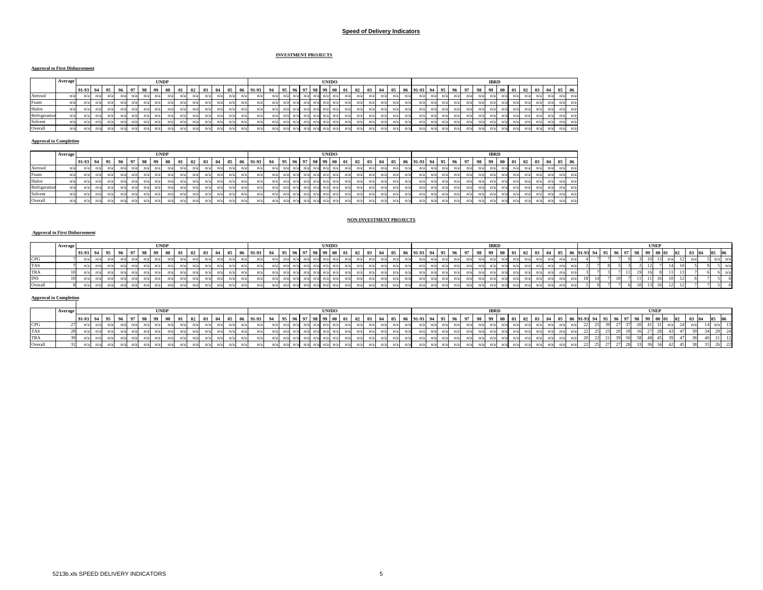## Speed of Delivery Indicators

### INVESTMENT PROJECTS

**Approval to First Disbursement**

| | Average | UNDP | | | | | | | | | | | | | | UNIDO | | | | | | | | | | | | | | IBRD | | | | | | | | | | | | | |
|---|---|---|---|---|---|---|---|---|---|---|---|---|---|---|---|---|---|---|---|---|---|---|---|---|---|---|---|---|---|---|---|---|---|---|---|---|---|---|---|---|---|---|---|
| | | 91-93 | 94 | 95 | 96 | 97 | 98 | 99 | 00 | 01 | 02 | 03 | 04 | 05 | 06 | 91-93 | 94 | 95 | 96 | 97 | 98 | 99 | 00 | 01 | 02 | 03 | 04 | 05 | 06 | 91-93 | 94 | 95 | 96 | 97 | 98 | 99 | 00 | 01 | 02 | 03 | 04 | 05 | 06 |
| Aerosol | n/a | n/a | n/a | n/a | n/a | n/a | n/a | n/a | n/a | n/a | n/a | n/a | n/a | n/a | n/a | n/a | n/a | n/a | n/a | n/a | n/a | n/a | n/a | n/a | n/a | n/a | n/a | n/a | n/a | n/a | n/a | n/a | n/a | n/a | n/a | n/a | n/a | n/a | n/a | n/a | n/a | n/a | n/a |
| Foam | n/a | n/a | n/a | n/a | n/a | n/a | n/a | n/a | n/a | n/a | n/a | n/a | n/a | n/a | n/a | n/a | n/a | n/a | n/a | n/a | n/a | n/a | n/a | n/a | n/a | n/a | n/a | n/a | n/a | n/a | n/a | n/a | n/a | n/a | n/a | n/a | n/a | n/a | n/a | n/a | n/a | n/a | n/a |
| Halon | n/a | n/a | n/a | n/a | n/a | n/a | n/a | n/a | n/a | n/a | n/a | n/a | n/a | n/a | n/a | n/a | n/a | n/a | n/a | n/a | n/a | n/a | n/a | n/a | n/a | n/a | n/a | n/a | n/a | n/a | n/a | n/a | n/a | n/a | n/a | n/a | n/a | n/a | n/a | n/a | n/a | n/a | n/a |
| Refrigeration | n/a | n/a | n/a | n/a | n/a | n/a | n/a | n/a | n/a | n/a | n/a | n/a | n/a | n/a | n/a | n/a | n/a | n/a | n/a | n/a | n/a | n/a | n/a | n/a | n/a | n/a | n/a | n/a | n/a | n/a | n/a | n/a | n/a | n/a | n/a | n/a | n/a | n/a | n/a | n/a | n/a | n/a | n/a |
| Solvent | n/a | n/a | n/a | n/a | n/a | n/a | n/a | n/a | n/a | n/a | n/a | n/a | n/a | n/a | n/a | n/a | n/a | n/a | n/a | n/a | n/a | n/a | n/a | n/a | n/a | n/a | n/a | n/a | n/a | n/a | n/a | n/a | n/a | n/a | n/a | n/a | n/a | n/a | n/a | n/a | n/a | n/a | n/a |
| Overall | n/a | n/a | n/a | n/a | n/a | n/a | n/a | n/a | n/a | n/a | n/a | n/a | n/a | n/a | n/a | n/a | n/a | n/a | n/a | n/a | n/a | n/a | n/a | n/a | n/a | n/a | n/a | n/a | n/a | n/a | n/a | n/a | n/a | n/a | n/a | n/a | n/a | n/a | n/a | n/a | n/a | n/a | n/a |

**Approval to Completion**

| | Average | UNDP | | | | | | | | | | | | | | UNIDO | | | | | | | | | | | | | | IBRD | | | | | | | | | | | | | |
|---|---|---|---|---|---|---|---|---|---|---|---|---|---|---|---|---|---|---|---|---|---|---|---|---|---|---|---|---|---|---|---|---|---|---|---|---|---|---|---|---|---|---|---|
| | | 91-93 | 94 | 95 | 96 | 97 | 98 | 99 | 00 | 01 | 02 | 03 | 04 | 05 | 06 | 91-93 | 94 | 95 | 96 | 97 | 98 | 99 | 00 | 01 | 02 | 03 | 04 | 05 | 06 | 91-93 | 94 | 95 | 96 | 97 | 98 | 99 | 00 | 01 | 02 | 03 | 04 | 05 | 06 |
| Aerosol | n/a | n/a | n/a | n/a | n/a | n/a | n/a | n/a | n/a | n/a | n/a | n/a | n/a | n/a | n/a | n/a | n/a | n/a | n/a | n/a | n/a | n/a | n/a | n/a | n/a | n/a | n/a | n/a | n/a | n/a | n/a | n/a | n/a | n/a | n/a | n/a | n/a | n/a | n/a | n/a | n/a | n/a | n/a |
| Foam | n/a | n/a | n/a | n/a | n/a | n/a | n/a | n/a | n/a | n/a | n/a | n/a | n/a | n/a | n/a | n/a | n/a | n/a | n/a | n/a | n/a | n/a | n/a | n/a | n/a | n/a | n/a | n/a | n/a | n/a | n/a | n/a | n/a | n/a | n/a | n/a | n/a | n/a | n/a | n/a | n/a | n/a | n/a |
| Halon | n/a | n/a | n/a | n/a | n/a | n/a | n/a | n/a | n/a | n/a | n/a | n/a | n/a | n/a | n/a | n/a | n/a | n/a | n/a | n/a | n/a | n/a | n/a | n/a | n/a | n/a | n/a | n/a | n/a | n/a | n/a | n/a | n/a | n/a | n/a | n/a | n/a | n/a | n/a | n/a | n/a | n/a | n/a |
| Refrigeration | n/a | n/a | n/a | n/a | n/a | n/a | n/a | n/a | n/a | n/a | n/a | n/a | n/a | n/a | n/a | n/a | n/a | n/a | n/a | n/a | n/a | n/a | n/a | n/a | n/a | n/a | n/a | n/a | n/a | n/a | n/a | n/a | n/a | n/a | n/a | n/a | n/a | n/a | n/a | n/a | n/a | n/a | n/a |
| Solvent | n/a | n/a | n/a | n/a | n/a | n/a | n/a | n/a | n/a | n/a | n/a | n/a | n/a | n/a | n/a | n/a | n/a | n/a | n/a | n/a | n/a | n/a | n/a | n/a | n/a | n/a | n/a | n/a | n/a | n/a | n/a | n/a | n/a | n/a | n/a | n/a | n/a | n/a | n/a | n/a | n/a | n/a | n/a |
| Overall | n/a | n/a | n/a | n/a | n/a | n/a | n/a | n/a | n/a | n/a | n/a | n/a | n/a | n/a | n/a | n/a | n/a | n/a | n/a | n/a | n/a | n/a | n/a | n/a | n/a | n/a | n/a | n/a | n/a | n/a | n/a | n/a | n/a | n/a | n/a | n/a | n/a | n/a | n/a | n/a | n/a | n/a | n/a |

### NON-INVESTMENT PROJECTS

**Approval to First Disbursement**

| | Average | UNDP | | | | | | | | | | | | | | UNIDO | | | | | | | | | | | | | | IBRD | | | | | | | | | | | | | | UNEP | | | | | | | | | | | | | |
|---|---|---|---|---|---|---|---|---|---|---|---|---|---|---|---|---|---|---|---|---|---|---|---|---|---|---|---|---|---|---|---|---|---|---|---|---|---|---|---|---|---|---|---|---|---|---|---|---|---|---|---|---|---|---|---|---|---|
| | | 91-93 | 94 | 95 | 96 | 97 | 98 | 99 | 00 | 01 | 02 | 03 | 04 | 05 | 06 | 91-93 | 94 | 95 | 96 | 97 | 98 | 99 | 00 | 01 | 02 | 03 | 04 | 05 | 06 | 91-93 | 94 | 95 | 96 | 97 | 98 | 99 | 00 | 01 | 02 | 03 | 04 | 05 | 06 | 91-93 | 94 | 95 | 96 | 97 | 98 | 99 | 00 | 01 | 02 | 03 | 04 | 05 | 06 |
| CPG | 7 | n/a | n/a | n/a | n/a | n/a | n/a | n/a | n/a | n/a | n/a | n/a | n/a | n/a | n/a | n/a | n/a | n/a | n/a | n/a | n/a | n/a | n/a | n/a | n/a | n/a | n/a | n/a | n/a | n/a | n/a | n/a | n/a | n/a | n/a | n/a | n/a | n/a | n/a | n/a | n/a | n/a | n/a | 4 | 7 | 7 | | 9 | 3 | 10 | 13 | n/a | 12 | n/a | 5 | n/a | n/a |
| TAS | 7 | n/a | n/a | n/a | n/a | n/a | n/a | n/a | n/a | n/a | n/a | n/a | n/a | n/a | n/a | n/a | n/a | n/a | n/a | n/a | n/a | n/a | n/a | n/a | n/a | n/a | n/a | n/a | n/a | n/a | n/a | n/a | n/a | n/a | n/a | n/a | n/a | n/a | n/a | n/a | n/a | n/a | n/a | 2 | 7 | 8 | 5 | 3 | 2 | 12 | 7 | 14 | 10 | 5 | 9 | 5 | n/a |
| TRA | 10 | n/a | n/a | n/a | n/a | n/a | n/a | n/a | n/a | n/a | n/a | n/a | n/a | n/a | n/a | n/a | n/a | n/a | n/a | n/a | n/a | n/a | n/a | n/a | n/a | n/a | n/a | n/a | n/a | n/a | n/a | n/a | n/a | n/a | n/a | n/a | n/a | n/a | n/a | n/a | n/a | n/a | n/a | 3 | 7 | 3 | 7 | 11 | 19 | 16 | 8 | 11 | 13 | 7 | 6 | 6 | n/a |
| INS | 10 | n/a | n/a | n/a | n/a | n/a | n/a | n/a | n/a | n/a | n/a | n/a | n/a | n/a | n/a | n/a | n/a | n/a | n/a | n/a | n/a | n/a | n/a | n/a | n/a | n/a | n/a | n/a | n/a | n/a | n/a | n/a | n/a | n/a | n/a | n/a | n/a | n/a | n/a | n/a | n/a | n/a | n/a | 18 | 14 | | 10 | | 11 | 11 | 16 | 10 | 12 | | 7 | 5 | 6 |
| Overall | 8 | n/a | n/a | n/a | n/a | n/a | n/a | n/a | n/a | n/a | n/a | n/a | n/a | n/a | n/a | n/a | n/a | n/a | n/a | n/a | n/a | n/a | n/a | n/a | n/a | n/a | n/a | n/a | n/a | n/a | n/a | n/a | n/a | n/a | n/a | n/a | n/a | n/a | n/a | n/a | n/a | n/a | n/a | 5 | 9 | | 7 | 6 | 10 | 13 | 10 | 12 | 12 | 7 | 7 | 5 | 6 |

**Approval to Completion**

| | Average | UNDP | | | | | | | | | | | | | | UNIDO | | | | | | | | | | | | | | IBRD | | | | | | | | | | | | | | UNEP | | | | | | | | | | | | | |
|---|---|---|---|---|---|---|---|---|---|---|---|---|---|---|---|---|---|---|---|---|---|---|---|---|---|---|---|---|---|---|---|---|---|---|---|---|---|---|---|---|---|---|---|---|---|---|---|---|---|---|---|---|---|---|---|---|---|
| | | 91-93 | 94 | 95 | 96 | 97 | 98 | 99 | 00 | 01 | 02 | 03 | 04 | 05 | 06 | 91-93 | 94 | 95 | 96 | 97 | 98 | 99 | 00 | 01 | 02 | 03 | 04 | 05 | 06 | 91-93 | 94 | 95 | 96 | 97 | 98 | 99 | 00 | 01 | 02 | 03 | 04 | 05 | 06 | 91-93 | 94 | 95 | 96 | 97 | 98 | 99 | 00 | 01 | 02 | 03 | 04 | 05 | 06 |
| CPG | 27 | n/a | n/a | n/a | n/a | n/a | n/a | n/a | n/a | n/a | n/a | n/a | n/a | n/a | n/a | n/a | n/a | n/a | n/a | n/a | n/a | n/a | n/a | n/a | n/a | n/a | n/a | n/a | n/a | n/a | n/a | n/a | n/a | n/a | n/a | n/a | n/a | n/a | n/a | n/a | n/a | n/a | n/a | 22 | 25 | 39 | 27 | 37 | 20 | 41 | 31 | n/a | 24 | n/a | 14 | n/a | 13 |
| TAS | 28 | n/a | n/a | n/a | n/a | n/a | n/a | n/a | n/a | n/a | n/a | n/a | n/a | n/a | n/a | n/a | n/a | n/a | n/a | n/a | n/a | n/a | n/a | n/a | n/a | n/a | n/a | n/a | n/a | n/a | n/a | n/a | n/a | n/a | n/a | n/a | n/a | n/a | n/a | n/a | n/a | n/a | n/a | 22 | 25 | 23 | 20 | 18 | 16 | 27 | 28 | 43 | 47 | 39 | 34 | 29 | 24 |
| TRA | 39 | n/a | n/a | n/a | n/a | n/a | n/a | n/a | n/a | n/a | n/a | n/a | n/a | n/a | n/a | n/a | n/a | n/a | n/a | n/a | n/a | n/a | n/a | n/a | n/a | n/a | n/a | n/a | n/a | n/a | n/a | n/a | n/a | n/a | n/a | n/a | n/a | n/a | n/a | n/a | n/a | n/a | n/a | 20 | 22 | 21 | 39 | 50 | 58 | 48 | 45 | 39 | 47 | 38 | 40 | 21 | 12 |
| Overall | 31 | n/a | n/a | n/a | n/a | n/a | n/a | n/a | n/a | n/a | n/a | n/a | n/a | n/a | n/a | n/a | n/a | n/a | n/a | n/a | n/a | n/a | n/a | n/a | n/a | n/a | n/a | n/a | n/a | n/a | n/a | n/a | n/a | n/a | n/a | n/a | n/a | n/a | n/a | n/a | n/a | n/a | n/a | 22 | 25 | 27 | 27 | 28 | 33 | 36 | 34 | 42 | 45 | 38 | 35 | 26 | 22 |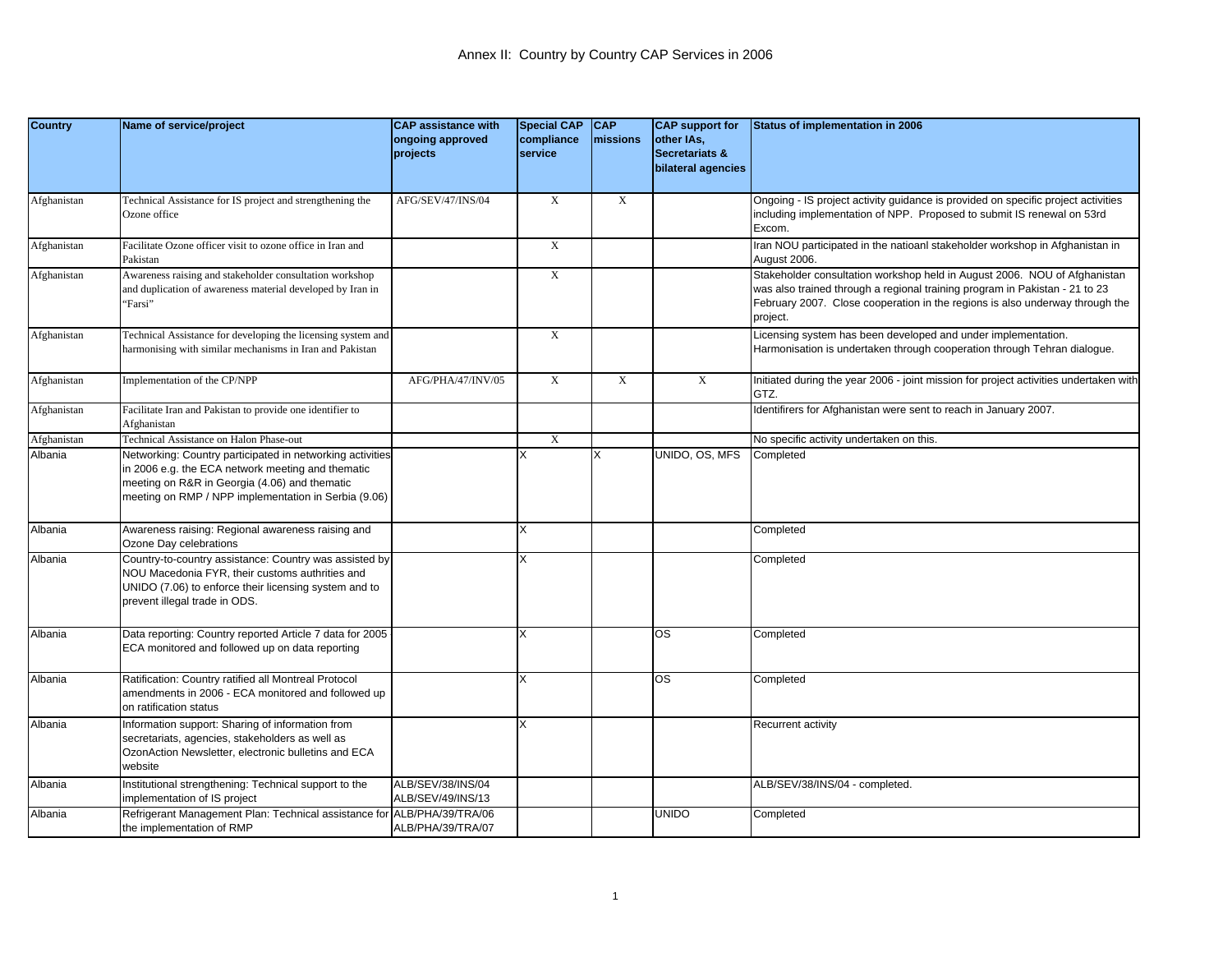# Annex II: Country by Country CAP Services in 2006

| Country | Name of service/project | CAP assistance with ongoing approved projects | Special CAP compliance service | CAP missions | CAP support for other IAs, Secretariats & bilateral agencies | Status of implementation in 2006 |
|---|---|---|---|---|---|---|
| Afghanistan | Technical Assistance for IS project and strengthening the Ozone office | AFG/SEV/47/INS/04 | X | X | | Ongoing - IS project activity guidance is provided on specific project activities including implementation of NPP. Proposed to submit IS renewal on 53rd Excom. |
| Afghanistan | Facilitate Ozone officer visit to ozone office in Iran and Pakistan | | X | | | Iran NOU participated in the natioanl stakeholder workshop in Afghanistan in August 2006. |
| Afghanistan | Awareness raising and stakeholder consultation workshop and duplication of awareness material developed by Iran in "Farsi" | | X | | | Stakeholder consultation workshop held in August 2006. NOU of Afghanistan was also trained through a regional training program in Pakistan - 21 to 23 February 2007. Close cooperation in the regions is also underway through the project. |
| Afghanistan | Technical Assistance for developing the licensing system and harmonising with similar mechanisms in Iran and Pakistan | | X | | | Licensing system has been developed and under implementation. Harmonisation is undertaken through cooperation through Tehran dialogue. |
| Afghanistan | Implementation of the CP/NPP | AFG/PHA/47/INV/05 | X | X | X | Initiated during the year 2006 - joint mission for project activities undertaken with GTZ. |
| Afghanistan | Facilitate Iran and Pakistan to provide one identifier to Afghanistan | | | | | Identifirers for Afghanistan were sent to reach in January 2007. |
| Afghanistan | Technical Assistance on Halon Phase-out | | X | | | No specific activity undertaken on this. |
| Albania | Networking: Country participated in networking activities in 2006 e.g. the ECA network meeting and thematic meeting on R&R in Georgia (4.06) and thematic meeting on RMP / NPP implementation in Serbia (9.06) | | X | X | UNIDO, OS, MFS | Completed |
| Albania | Awareness raising: Regional awareness raising and Ozone Day celebrations | | X | | | Completed |
| Albania | Country-to-country assistance: Country was assisted by NOU Macedonia FYR, their customs authrities and UNIDO (7.06) to enforce their licensing system and to prevent illegal trade in ODS. | | X | | | Completed |
| Albania | Data reporting: Country reported Article 7 data for 2005 ECA monitored and followed up on data reporting | | X | | OS | Completed |
| Albania | Ratification: Country ratified all Montreal Protocol amendments in 2006 - ECA monitored and followed up on ratification status | | X | | OS | Completed |
| Albania | Information support: Sharing of information from secretariats, agencies, stakeholders as well as OzonAction Newsletter, electronic bulletins and ECA website | | X | | | Recurrent activity |
| Albania | Institutional strengthening: Technical support to the implementation of IS project | ALB/SEV/38/INS/04 ALB/SEV/49/INS/13 | | | | ALB/SEV/38/INS/04 - completed. |
| Albania | Refrigerant Management Plan: Technical assistance for the implementation of RMP | ALB/PHA/39/TRA/06 ALB/PHA/39/TRA/07 | | | UNIDO | Completed |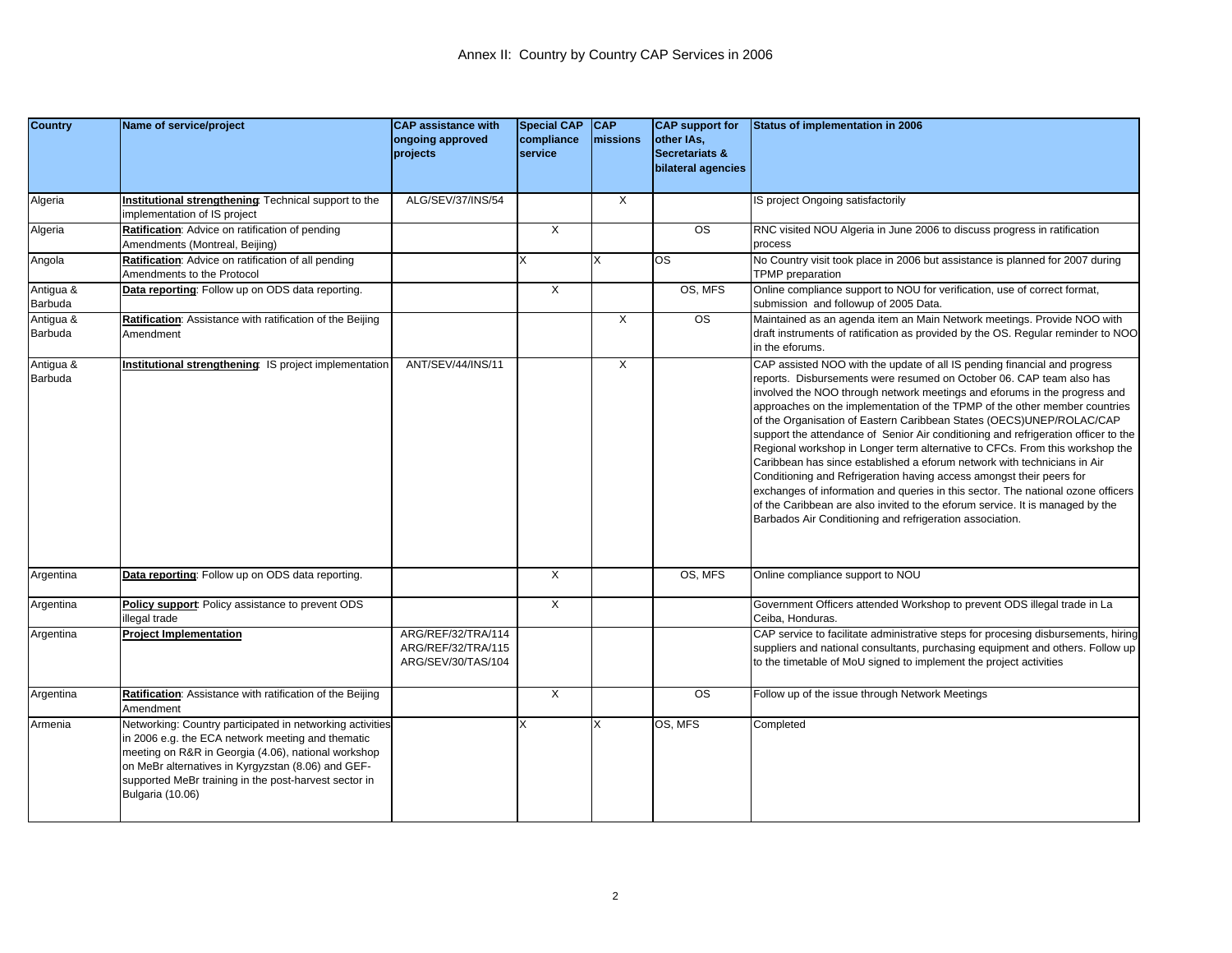# Annex II: Country by Country CAP Services in 2006

| Country | Name of service/project | CAP assistance with ongoing approved projects | Special CAP compliance service | CAP missions | CAP support for other IAs, Secretariats & bilateral agencies | Status of implementation in 2006 |
|---|---|---|---|---|---|---|
| Algeria | **Institutional strengthening**: Technical support to the implementation of IS project | ALG/SEV/37/INS/54 | | X | | IS project Ongoing satisfactorily |
| Algeria | **Ratification**: Advice on ratification of pending Amendments (Montreal, Beijing) | | X | | OS | RNC visited NOU Algeria in June 2006 to discuss progress in ratification process |
| Angola | **Ratification**: Advice on ratification of all pending Amendments to the Protocol | | X | X | OS | No Country visit took place in 2006 but assistance is planned for 2007 during TPMP preparation |
| Antigua & Barbuda | **Data reporting**: Follow up on ODS data reporting. | | X | | OS, MFS | Online compliance support to NOU for verification, use of correct format, submission and followup of 2005 Data. |
| Antigua & Barbuda | **Ratification**: Assistance with ratification of the Beijing Amendment | | | X | OS | Maintained as an agenda item an Main Network meetings. Provide NOO with draft instruments of ratification as provided by the OS. Regular reminder to NOO in the eforums. |
| Antigua & Barbuda | **Institutional strengthening**: IS project implementation | ANT/SEV/44/INS/11 | | X | | CAP assisted NOO with the update of all IS pending financial and progress reports. Disbursements were resumed on October 06. CAP team also has involved the NOO through network meetings and eforums in the progress and approaches on the implementation of the TPMP of the other member countries of the Organisation of Eastern Caribbean States (OECS)UNEP/ROLAC/CAP support the attendance of Senior Air conditioning and refrigeration officer to the Regional workshop in Longer term alternative to CFCs. From this workshop the Caribbean has since established a eforum network with technicians in Air Conditioning and Refrigeration having access amongst their peers for exchanges of information and queries in this sector. The national ozone officers of the Caribbean are also invited to the eforum service. It is managed by the Barbados Air Conditioning and refrigeration association. |
| Argentina | **Data reporting**: Follow up on ODS data reporting. | | X | | OS, MFS | Online compliance support to NOU |
| Argentina | **Policy support**: Policy assistance to prevent ODS illegal trade | | X | | | Government Officers attended Workshop to prevent ODS illegal trade in La Ceiba, Honduras. |
| Argentina | **Project Implementation** | ARG/REF/32/TRA/114 ARG/REF/32/TRA/115 ARG/SEV/30/TAS/104 | | | | CAP service to facilitate administrative steps for procesing disbursements, hiring suppliers and national consultants, purchasing equipment and others. Follow up to the timetable of MoU signed to implement the project activities |
| Argentina | **Ratification**: Assistance with ratification of the Beijing Amendment | | X | | OS | Follow up of the issue through Network Meetings |
| Armenia | Networking: Country participated in networking activities in 2006 e.g. the ECA network meeting and thematic meeting on R&R in Georgia (4.06), national workshop on MeBr alternatives in Kyrgyzstan (8.06) and GEF-supported MeBr training in the post-harvest sector in Bulgaria (10.06) | | X | X | OS, MFS | Completed |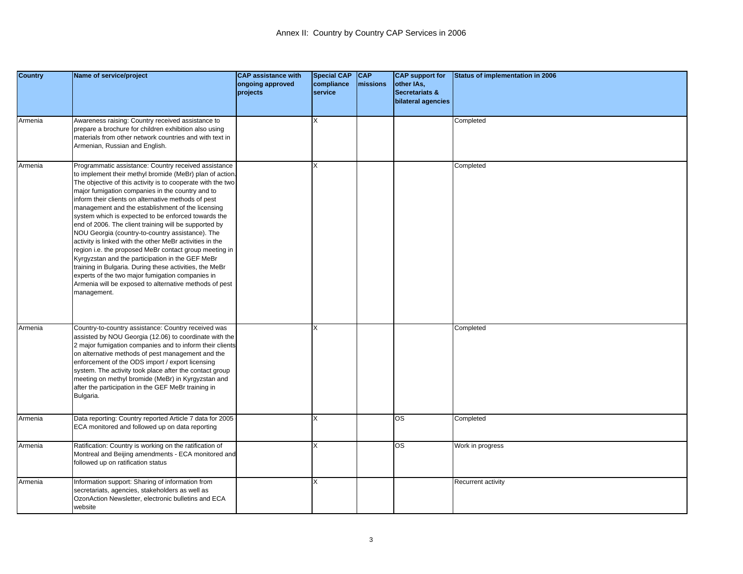# Annex II: Country by Country CAP Services in 2006

| Country | Name of service/project | CAP assistance with ongoing approved projects | Special CAP compliance service | CAP missions | CAP support for other IAs, Secretariats & bilateral agencies | Status of implementation in 2006 |
|---|---|---|---|---|---|---|
| Armenia | Awareness raising: Country received assistance to prepare a brochure for children exhibition also using materials from other network countries and with text in Armenian, Russian and English. | | X | | | Completed |
| Armenia | Programmatic assistance: Country received assistance to implement their methyl bromide (MeBr) plan of action. The objective of this activity is to cooperate with the two major fumigation companies in the country and to inform their clients on alternative methods of pest management and the establishment of the licensing system which is expected to be enforced towards the end of 2006. The client training will be supported by NOU Georgia (country-to-country assistance). The activity is linked with the other MeBr activities in the region i.e. the proposed MeBr contact group meeting in Kyrgyzstan and the participation in the GEF MeBr training in Bulgaria. During these activities, the MeBr experts of the two major fumigation companies in Armenia will be exposed to alternative methods of pest management. | | X | | | Completed |
| Armenia | Country-to-country assistance: Country received was assisted by NOU Georgia (12.06) to coordinate with the 2 major fumigation companies and to inform their clients on alternative methods of pest management and the enforcement of the ODS import / export licensing system. The activity took place after the contact group meeting on methyl bromide (MeBr) in Kyrgyzstan and after the participation in the GEF MeBr training in Bulgaria. | | X | | | Completed |
| Armenia | Data reporting: Country reported Article 7 data for 2005 ECA monitored and followed up on data reporting | | X | | OS | Completed |
| Armenia | Ratification: Country is working on the ratification of Montreal and Beijing amendments - ECA monitored and followed up on ratification status | | X | | OS | Work in progress |
| Armenia | Information support: Sharing of information from secretariats, agencies, stakeholders as well as OzonAction Newsletter, electronic bulletins and ECA website | | X | | | Recurrent activity |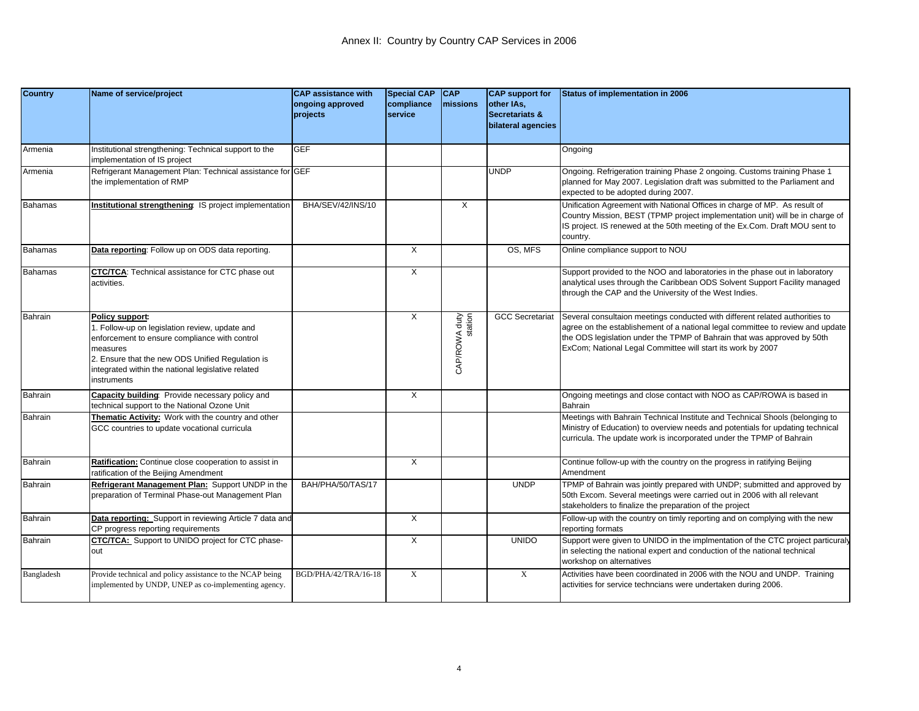# Annex II: Country by Country CAP Services in 2006

| Country | Name of service/project | CAP assistance with ongoing approved projects | Special CAP compliance service | CAP missions | CAP support for other IAs, Secretariats & bilateral agencies | Status of implementation in 2006 |
|---|---|---|---|---|---|---|
| Armenia | Institutional strengthening: Technical support to the implementation of IS project | GEF | | | | Ongoing |
| Armenia | Refrigerant Management Plan: Technical assistance for the implementation of RMP | GEF | | | UNDP | Ongoing. Refrigeration training Phase 2 ongoing. Customs training Phase 1 planned for May 2007. Legislation draft was submitted to the Parliament and expected to be adopted during 2007. |
| Bahamas | **Institutional strengthening**: IS project implementation | BHA/SEV/42/INS/10 | | X | | Unification Agreement with National Offices in charge of MP. As result of Country Mission, BEST (TPMP project implementation unit) will be in charge of IS project. IS renewed at the 50th meeting of the Ex.Com. Draft MOU sent to country. |
| Bahamas | **Data reporting**: Follow up on ODS data reporting. | | X | | OS, MFS | Online compliance support to NOU |
| Bahamas | **CTC/TCA**: Technical assistance for CTC phase out activities. | | X | | | Support provided to the NOO and laboratories in the phase out in laboratory analytical uses through the Caribbean ODS Solvent Support Facility managed through the CAP and the University of the West Indies. |
| Bahrain | **Policy support**:<br>1. Follow-up on legislation review, update and enforcement to ensure compliance with control measures<br>2. Ensure that the new ODS Unified Regulation is integrated within the national legislative related instruments | | X | CAP/ROWA duty station | GCC Secretariat | Several consultaion meetings conducted with different related authorities to agree on the establishement of a national legal committee to review and update the ODS legislation under the TPMP of Bahrain that was approved by 50th ExCom; National Legal Committee will start its work by 2007 |
| Bahrain | **Capacity building**: Provide necessary policy and technical support to the National Ozone Unit | | X | | | Ongoing meetings and close contact with NOO as CAP/ROWA is based in Bahrain |
| Bahrain | **Thematic Activity:** Work with the country and other GCC countries to update vocational curricula | | | | | Meetings with Bahrain Technical Institute and Technical Shools (belonging to Ministry of Education) to overview needs and potentials for updating technical curricula. The update work is incorporated under the TPMP of Bahrain |
| Bahrain | **Ratification:** Continue close cooperation to assist in ratification of the Beijing Amendment | | X | | | Continue follow-up with the country on the progress in ratifying Beijing Amendment |
| Bahrain | **Refrigerant Management Plan:** Support UNDP in the preparation of Terminal Phase-out Management Plan | BAH/PHA/50/TAS/17 | | | UNDP | TPMP of Bahrain was jointly prepared with UNDP; submitted and approved by 50th Excom. Several meetings were carried out in 2006 with all relevant stakeholders to finalize the preparation of the project |
| Bahrain | **Data reporting:** Support in reviewing Article 7 data and CP progress reporting requirements | | X | | | Follow-up with the country on timly reporting and on complying with the new reporting formats |
| Bahrain | **CTC/TCA:** Support to UNIDO project for CTC phase-out | | X | | UNIDO | Support were given to UNIDO in the implmentation of the CTC project particuraly in selecting the national expert and conduction of the national technical workshop on alternatives |
| Bangladesh | Provide technical and policy assistance to the NCAP being implemented by UNDP, UNEP as co-implementing agency. | BGD/PHA/42/TRA/16-18 | X | | X | Activities have been coordinated in 2006 with the NOU and UNDP. Training activities for service techncians were undertaken during 2006. |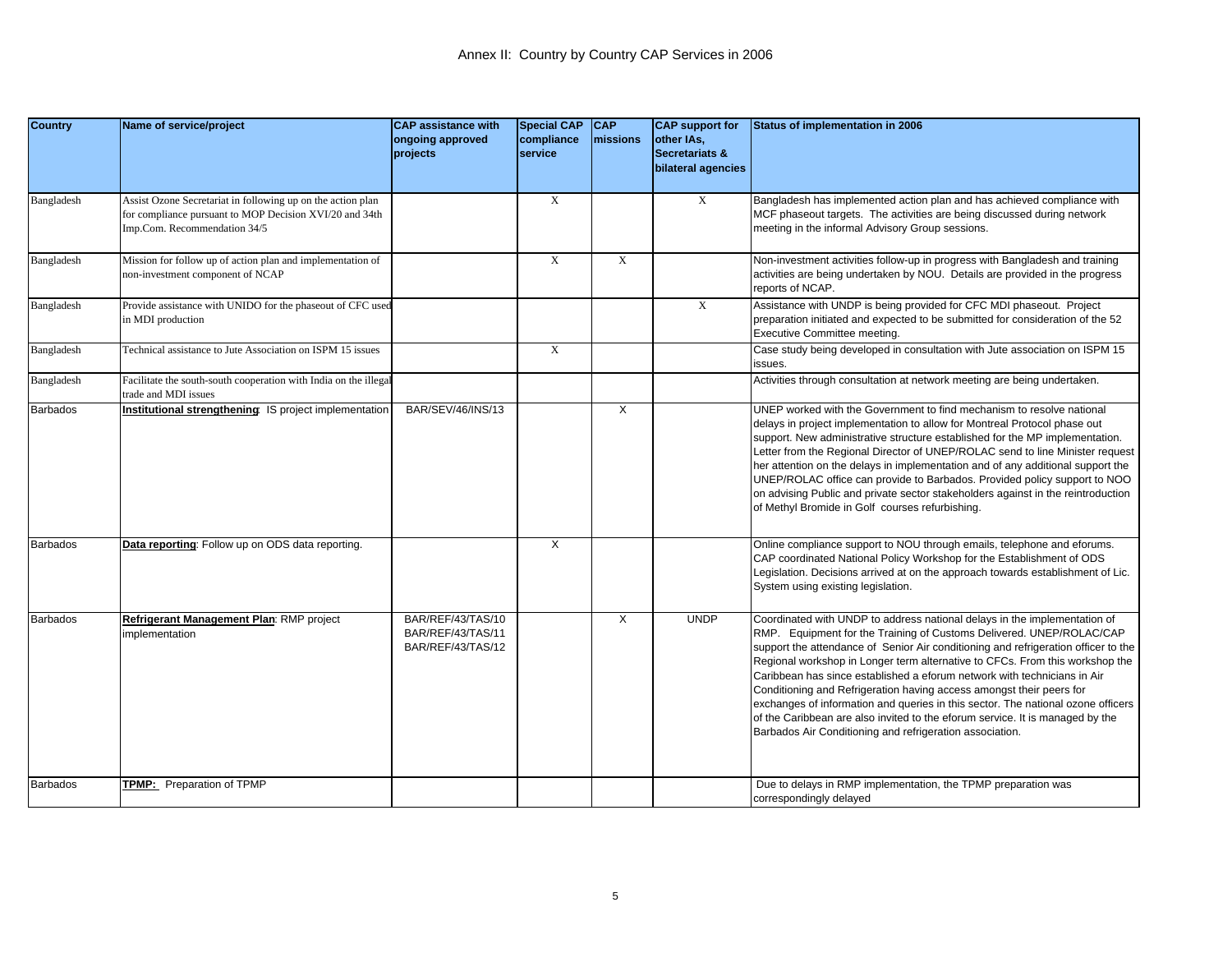# Annex II: Country by Country CAP Services in 2006

| Country | Name of service/project | CAP assistance with ongoing approved projects | Special CAP compliance service | CAP missions | CAP support for other IAs, Secretariats & bilateral agencies | Status of implementation in 2006 |
|---|---|---|---|---|---|---|
| Bangladesh | Assist Ozone Secretariat in following up on the action plan for compliance pursuant to MOP Decision XVI/20 and 34th Imp.Com. Recommendation 34/5 | | X | | X | Bangladesh has implemented action plan and has achieved compliance with MCF phaseout targets. The activities are being discussed during network meeting in the informal Advisory Group sessions. |
| Bangladesh | Mission for follow up of action plan and implementation of non-investment component of NCAP | | X | X | | Non-investment activities follow-up in progress with Bangladesh and training activities are being undertaken by NOU. Details are provided in the progress reports of NCAP. |
| Bangladesh | Provide assistance with UNIDO for the phaseout of CFC used in MDI production | | | | X | Assistance with UNDP is being provided for CFC MDI phaseout. Project preparation initiated and expected to be submitted for consideration of the 52 Executive Committee meeting. |
| Bangladesh | Technical assistance to Jute Association on ISPM 15 issues | | X | | | Case study being developed in consultation with Jute association on ISPM 15 issues. |
| Bangladesh | Facilitate the south-south cooperation with India on the illegal trade and MDI issues | | | | | Activities through consultation at network meeting are being undertaken. |
| Barbados | **Institutional strengthening**: IS project implementation | BAR/SEV/46/INS/13 | | X | | UNEP worked with the Government to find mechanism to resolve national delays in project implementation to allow for Montreal Protocol phase out support. New administrative structure established for the MP implementation. Letter from the Regional Director of UNEP/ROLAC send to line Minister request her attention on the delays in implementation and of any additional support the UNEP/ROLAC office can provide to Barbados. Provided policy support to NOO on advising Public and private sector stakeholders against in the reintroduction of Methyl Bromide in Golf courses refurbishing. |
| Barbados | **Data reporting**: Follow up on ODS data reporting. | | X | | | Online compliance support to NOU through emails, telephone and eforums. CAP coordinated National Policy Workshop for the Establishment of ODS Legislation. Decisions arrived at on the approach towards establishment of Lic. System using existing legislation. |
| Barbados | **Refrigerant Management Plan**: RMP project implementation | BAR/REF/43/TAS/10 BAR/REF/43/TAS/11 BAR/REF/43/TAS/12 | | X | UNDP | Coordinated with UNDP to address national delays in the implementation of RMP. Equipment for the Training of Customs Delivered. UNEP/ROLAC/CAP support the attendance of Senior Air conditioning and refrigeration officer to the Regional workshop in Longer term alternative to CFCs. From this workshop the Caribbean has since established a eforum network with technicians in Air Conditioning and Refrigeration having access amongst their peers for exchanges of information and queries in this sector. The national ozone officers of the Caribbean are also invited to the eforum service. It is managed by the Barbados Air Conditioning and refrigeration association. |
| Barbados | **TPMP:** Preparation of TPMP | | | | | Due to delays in RMP implementation, the TPMP preparation was correspondingly delayed |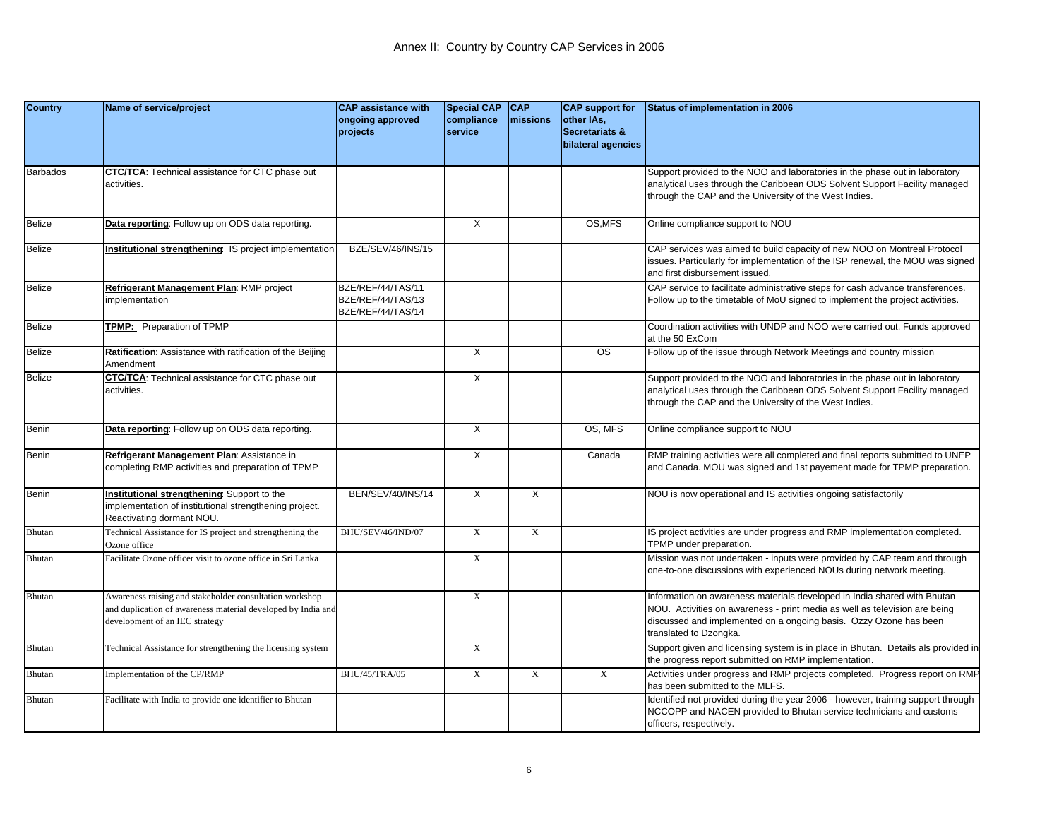# Annex II: Country by Country CAP Services in 2006

| Country | Name of service/project | CAP assistance with ongoing approved projects | Special CAP compliance service | CAP missions | CAP support for other IAs, Secretariats & bilateral agencies | Status of implementation in 2006 |
|---|---|---|---|---|---|---|
| Barbados | **CTC/TCA**: Technical assistance for CTC phase out activities. | | | | | Support provided to the NOO and laboratories in the phase out in laboratory analytical uses through the Caribbean ODS Solvent Support Facility managed through the CAP and the University of the West Indies. |
| Belize | **Data reporting**: Follow up on ODS data reporting. | | X | | OS,MFS | Online compliance support to NOU |
| Belize | **Institutional strengthening**: IS project implementation | BZE/SEV/46/INS/15 | | | | CAP services was aimed to build capacity of new NOO on Montreal Protocol issues. Particularly for implementation of the ISP renewal, the MOU was signed and first disbursement issued. |
| Belize | **Refrigerant Management Plan**: RMP project implementation | BZE/REF/44/TAS/11 BZE/REF/44/TAS/13 BZE/REF/44/TAS/14 | | | | CAP service to facilitate administrative steps for cash advance transferences. Follow up to the timetable of MoU signed to implement the project activities. |
| Belize | **TPMP:** Preparation of TPMP | | | | | Coordination activities with UNDP and NOO were carried out. Funds approved at the 50 ExCom |
| Belize | **Ratification**: Assistance with ratification of the Beijing Amendment | | X | | OS | Follow up of the issue through Network Meetings and country mission |
| Belize | **CTC/TCA**: Technical assistance for CTC phase out activities. | | X | | | Support provided to the NOO and laboratories in the phase out in laboratory analytical uses through the Caribbean ODS Solvent Support Facility managed through the CAP and the University of the West Indies. |
| Benin | **Data reporting**: Follow up on ODS data reporting. | | X | | OS, MFS | Online compliance support to NOU |
| Benin | **Refrigerant Management Plan**: Assistance in completing RMP activities and preparation of TPMP | | X | | Canada | RMP training activities were all completed and final reports submitted to UNEP and Canada. MOU was signed and 1st payement made for TPMP preparation. |
| Benin | **Institutional strengthening**: Support to the implementation of institutional strengthening project. Reactivating dormant NOU. | BEN/SEV/40/INS/14 | X | X | | NOU is now operational and IS activities ongoing satisfactorily |
| Bhutan | Technical Assistance for IS project and strengthening the Ozone office | BHU/SEV/46/IND/07 | X | X | | IS project activities are under progress and RMP implementation completed. TPMP under preparation. |
| Bhutan | Facilitate Ozone officer visit to ozone office in Sri Lanka | | X | | | Mission was not undertaken - inputs were provided by CAP team and through one-to-one discussions with experienced NOUs during network meeting. |
| Bhutan | Awareness raising and stakeholder consultation workshop and duplication of awareness material developed by India and development of an IEC strategy | | X | | | Information on awareness materials developed in India shared with Bhutan NOU. Activities on awareness - print media as well as television are being discussed and implemented on a ongoing basis. Ozzy Ozone has been translated to Dzongka. |
| Bhutan | Technical Assistance for strengthening the licensing system | | X | | | Support given and licensing system is in place in Bhutan. Details als provided in the progress report submitted on RMP implementation. |
| Bhutan | Implementation of the CP/RMP | BHU/45/TRA/05 | X | X | X | Activities under progress and RMP projects completed. Progress report on RMP has been submitted to the MLFS. |
| Bhutan | Facilitate with India to provide one identifier to Bhutan | | | | | Identified not provided during the year 2006 - however, training support through NCCOPP and NACEN provided to Bhutan service technicians and customs officers, respectively. |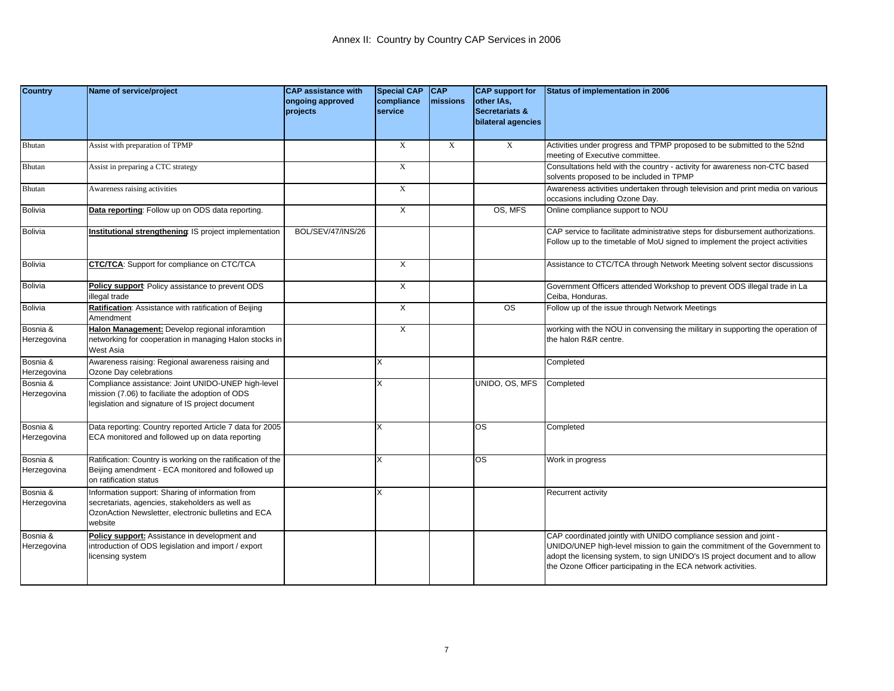# Annex II: Country by Country CAP Services in 2006

| Country | Name of service/project | CAP assistance with ongoing approved projects | Special CAP compliance service | CAP missions | CAP support for other IAs, Secretariats & bilateral agencies | Status of implementation in 2006 |
|---|---|---|---|---|---|---|
| Bhutan | Assist with preparation of TPMP | | X | X | X | Activities under progress and TPMP proposed to be submitted to the 52nd meeting of Executive committee. |
| Bhutan | Assist in preparing a CTC strategy | | X | | | Consultations held with the country - activity for awareness non-CTC based solvents proposed to be included in TPMP |
| Bhutan | Awareness raising activities | | X | | | Awareness activities undertaken through television and print media on various occasions including Ozone Day. |
| Bolivia | **Data reporting**: Follow up on ODS data reporting. | | X | | OS, MFS | Online compliance support to NOU |
| Bolivia | **Institutional strengthening**: IS project implementation | BOL/SEV/47/INS/26 | | | | CAP service to facilitate administrative steps for disbursement authorizations. Follow up to the timetable of MoU signed to implement the project activities |
| Bolivia | **CTC/TCA**: Support for compliance on CTC/TCA | | X | | | Assistance to CTC/TCA through Network Meeting solvent sector discussions |
| Bolivia | **Policy support**: Policy assistance to prevent ODS illegal trade | | X | | | Government Officers attended Workshop to prevent ODS illegal trade in La Ceiba, Honduras. |
| Bolivia | **Ratification**: Assistance with ratification of Beijing Amendment | | X | | OS | Follow up of the issue through Network Meetings |
| Bosnia & Herzegovina | **Halon Management:** Develop regional inforamtion networking for cooperation in managing Halon stocks in West Asia | | X | | | working with the NOU in convensing the military in supporting the operation of the halon R&R centre. |
| Bosnia & Herzegovina | Awareness raising: Regional awareness raising and Ozone Day celebrations | | X | | | Completed |
| Bosnia & Herzegovina | Compliance assistance: Joint UNIDO-UNEP high-level mission (7.06) to faciliate the adoption of ODS legislation and signature of IS project document | | X | | UNIDO, OS, MFS | Completed |
| Bosnia & Herzegovina | Data reporting: Country reported Article 7 data for 2005 ECA monitored and followed up on data reporting | | X | | OS | Completed |
| Bosnia & Herzegovina | Ratification: Country is working on the ratification of the Beijing amendment - ECA monitored and followed up on ratification status | | X | | OS | Work in progress |
| Bosnia & Herzegovina | Information support: Sharing of information from secretariats, agencies, stakeholders as well as OzonAction Newsletter, electronic bulletins and ECA website | | X | | | Recurrent activity |
| Bosnia & Herzegovina | **Policy support:** Assistance in development and introduction of ODS legislation and import / export licensing system | | | | | CAP coordinated jointly with UNIDO compliance session and joint - UNIDO/UNEP high-level mission to gain the commitment of the Government to adopt the licensing system, to sign UNIDO's IS project document and to allow the Ozone Officer participating in the ECA network activities. |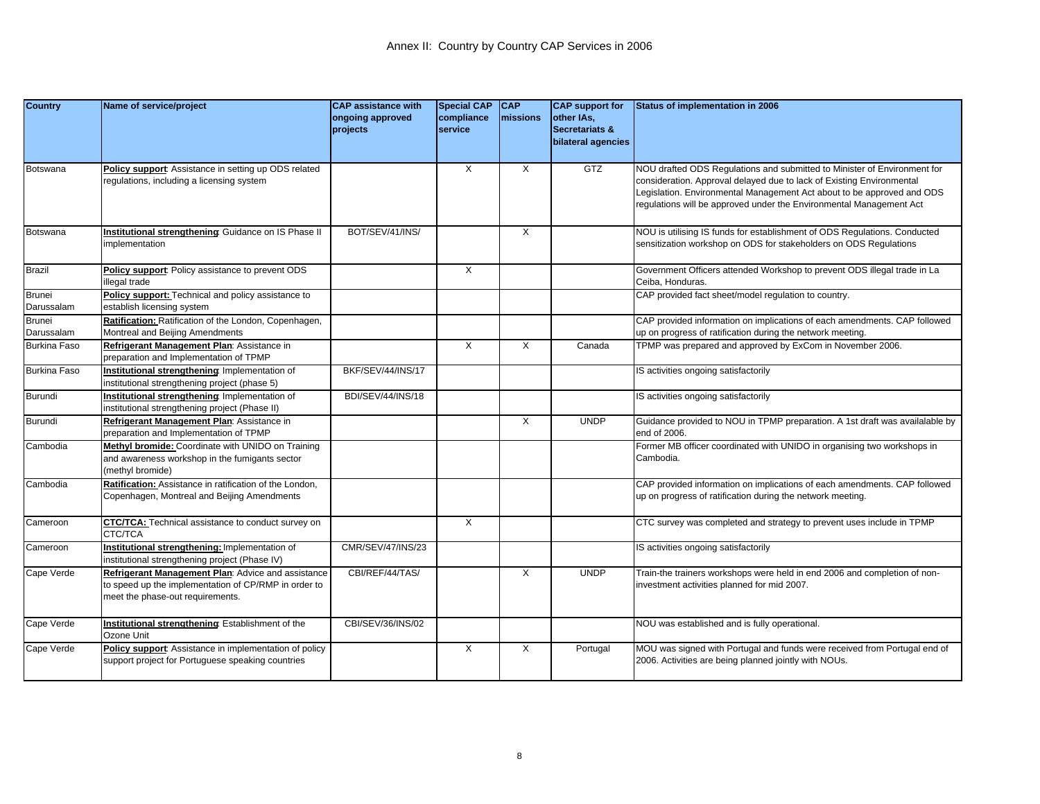# Annex II: Country by Country CAP Services in 2006

| Country | Name of service/project | CAP assistance with ongoing approved projects | Special CAP compliance service | CAP missions | CAP support for other IAs, Secretariats & bilateral agencies | Status of implementation in 2006 |
|---|---|---|---|---|---|---|
| Botswana | **Policy support**: Assistance in setting up ODS related regulations, including a licensing system | | X | X | GTZ | NOU drafted ODS Regulations and submitted to Minister of Environment for consideration. Approval delayed due to lack of Existing Environmental Legislation. Environmental Management Act about to be approved and ODS regulations will be approved under the Environmental Management Act |
| Botswana | **Institutional strengthening**: Guidance on IS Phase II implementation | BOT/SEV/41/INS/ | | X | | NOU is utilising IS funds for establishment of ODS Regulations. Conducted sensitization workshop on ODS for stakeholders on ODS Regulations |
| Brazil | **Policy support**: Policy assistance to prevent ODS illegal trade | | X | | | Government Officers attended Workshop to prevent ODS illegal trade in La Ceiba, Honduras. |
| Brunei Darussalam | **Policy support:** Technical and policy assistance to establish licensing system | | | | | CAP provided fact sheet/model regulation to country. |
| Brunei Darussalam | **Ratification:** Ratification of the London, Copenhagen, Montreal and Beijing Amendments | | | | | CAP provided information on implications of each amendments. CAP followed up on progress of ratification during the network meeting. |
| Burkina Faso | **Refrigerant Management Plan**: Assistance in preparation and Implementation of TPMP | | X | X | Canada | TPMP was prepared and approved by ExCom in November 2006. |
| Burkina Faso | **Institutional strengthening**: Implementation of institutional strengthening project (phase 5) | BKF/SEV/44/INS/17 | | | | IS activities ongoing satisfactorily |
| Burundi | **Institutional strengthening**: Implementation of institutional strengthening project (Phase II) | BDI/SEV/44/INS/18 | | | | IS activities ongoing satisfactorily |
| Burundi | **Refrigerant Management Plan**: Assistance in preparation and Implementation of TPMP | | | X | UNDP | Guidance provided to NOU in TPMP preparation. A 1st draft was availalable by end of 2006. |
| Cambodia | **Methyl bromide:** Coordinate with UNIDO on Training and awareness workshop in the fumigants sector (methyl bromide) | | | | | Former MB officer coordinated with UNIDO in organising two workshops in Cambodia. |
| Cambodia | **Ratification:** Assistance in ratification of the London, Copenhagen, Montreal and Beijing Amendments | | | | | CAP provided information on implications of each amendments. CAP followed up on progress of ratification during the network meeting. |
| Cameroon | **CTC/TCA:** Technical assistance to conduct survey on CTC/TCA | | X | | | CTC survey was completed and strategy to prevent uses include in TPMP |
| Cameroon | **Institutional strengthening:** Implementation of institutional strengthening project (Phase IV) | CMR/SEV/47/INS/23 | | | | IS activities ongoing satisfactorily |
| Cape Verde | **Refrigerant Management Plan**: Advice and assistance to speed up the implementation of CP/RMP in order to meet the phase-out requirements. | CBI/REF/44/TAS/ | | X | UNDP | Train-the trainers workshops were held in end 2006 and completion of non-investment activities planned for mid 2007. |
| Cape Verde | **Institutional strengthening**: Establishment of the Ozone Unit | CBI/SEV/36/INS/02 | | | | NOU was established and is fully operational. |
| Cape Verde | **Policy support**: Assistance in implementation of policy support project for Portuguese speaking countries | | X | X | Portugal | MOU was signed with Portugal and funds were received from Portugal end of 2006. Activities are being planned jointly with NOUs. |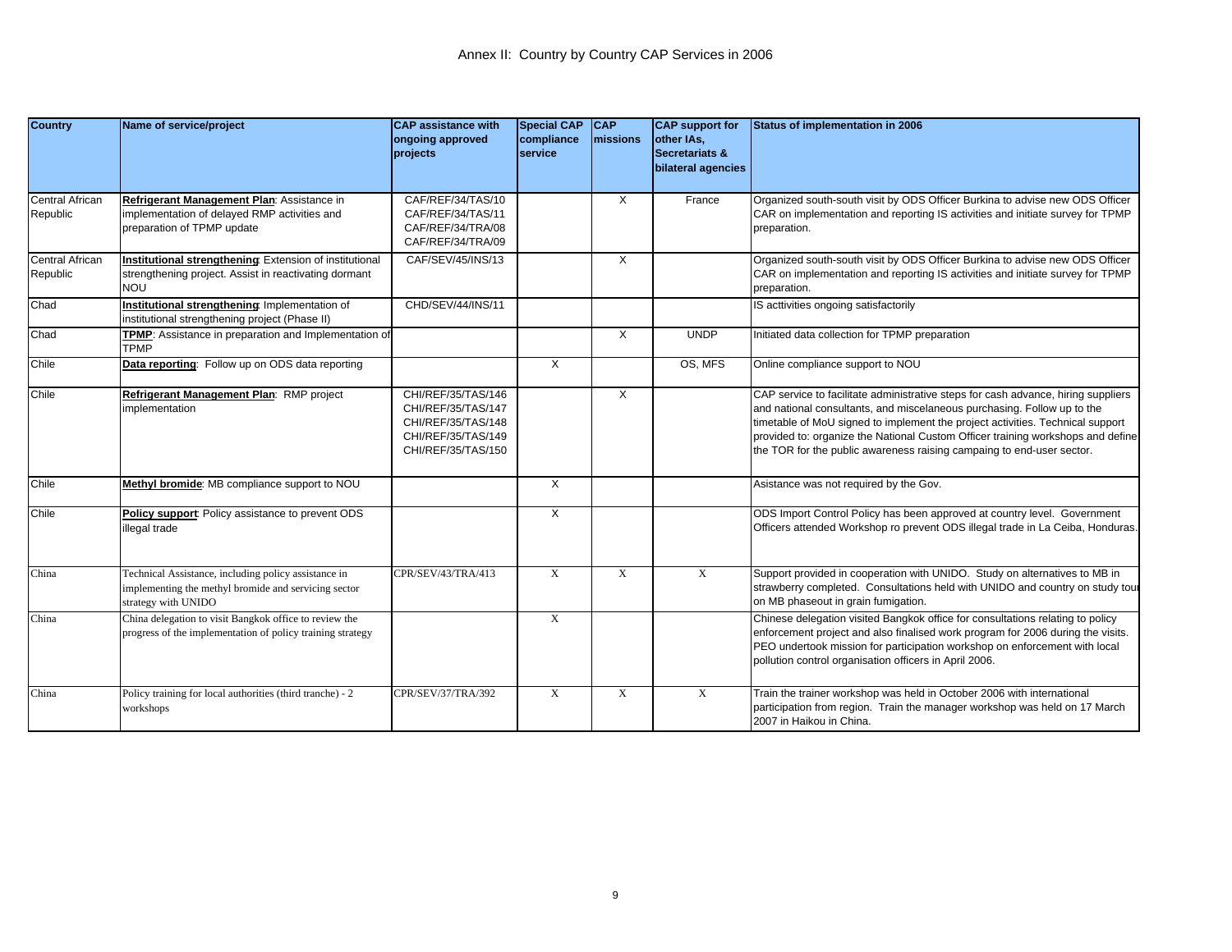# Annex II: Country by Country CAP Services in 2006

| Country | Name of service/project | CAP assistance with ongoing approved projects | Special CAP compliance service | CAP missions | CAP support for other IAs, Secretariats & bilateral agencies | Status of implementation in 2006 |
|---|---|---|---|---|---|---|
| Central African Republic | **Refrigerant Management Plan**: Assistance in implementation of delayed RMP activities and preparation of TPMP update | CAF/REF/34/TAS/10 CAF/REF/34/TAS/11 CAF/REF/34/TRA/08 CAF/REF/34/TRA/09 | | X | France | Organized south-south visit by ODS Officer Burkina to advise new ODS Officer CAR on implementation and reporting IS activities and initiate survey for TPMP preparation. |
| Central African Republic | **Institutional strengthening**: Extension of institutional strengthening project. Assist in reactivating dormant NOU | CAF/SEV/45/INS/13 | | X | | Organized south-south visit by ODS Officer Burkina to advise new ODS Officer CAR on implementation and reporting IS activities and initiate survey for TPMP preparation. |
| Chad | **Institutional strengthening**: Implementation of institutional strengthening project (Phase II) | CHD/SEV/44/INS/11 | | | | IS acttivities ongoing satisfactorily |
| Chad | **TPMP**: Assistance in preparation and Implementation of TPMP | | | X | UNDP | Initiated data collection for TPMP preparation |
| Chile | **Data reporting**: Follow up on ODS data reporting | | X | | OS, MFS | Online compliance support to NOU |
| Chile | **Refrigerant Management Plan**: RMP project implementation | CHI/REF/35/TAS/146 CHI/REF/35/TAS/147 CHI/REF/35/TAS/148 CHI/REF/35/TAS/149 CHI/REF/35/TAS/150 | | X | | CAP service to facilitate administrative steps for cash advance, hiring suppliers and national consultants, and miscelaneous purchasing. Follow up to the timetable of MoU signed to implement the project activities. Technical support provided to: organize the National Custom Officer training workshops and define the TOR for the public awareness raising campaing to end-user sector. |
| Chile | **Methyl bromide**: MB compliance support to NOU | | X | | | Asistance was not required by the Gov. |
| Chile | **Policy support**: Policy assistance to prevent ODS illegal trade | | X | | | ODS Import Control Policy has been approved at country level. Government Officers attended Workshop ro prevent ODS illegal trade in La Ceiba, Honduras. |
| China | Technical Assistance, including policy assistance in implementing the methyl bromide and servicing sector strategy with UNIDO | CPR/SEV/43/TRA/413 | X | X | X | Support provided in cooperation with UNIDO. Study on alternatives to MB in strawberry completed. Consultations held with UNIDO and country on study tour on MB phaseout in grain fumigation. |
| China | China delegation to visit Bangkok office to review the progress of the implementation of policy training strategy | | X | | | Chinese delegation visited Bangkok office for consultations relating to policy enforcement project and also finalised work program for 2006 during the visits. PEO undertook mission for participation workshop on enforcement with local pollution control organisation officers in April 2006. |
| China | Policy training for local authorities (third tranche) - 2 workshops | CPR/SEV/37/TRA/392 | X | X | X | Train the trainer workshop was held in October 2006 with international participation from region. Train the manager workshop was held on 17 March 2007 in Haikou in China. |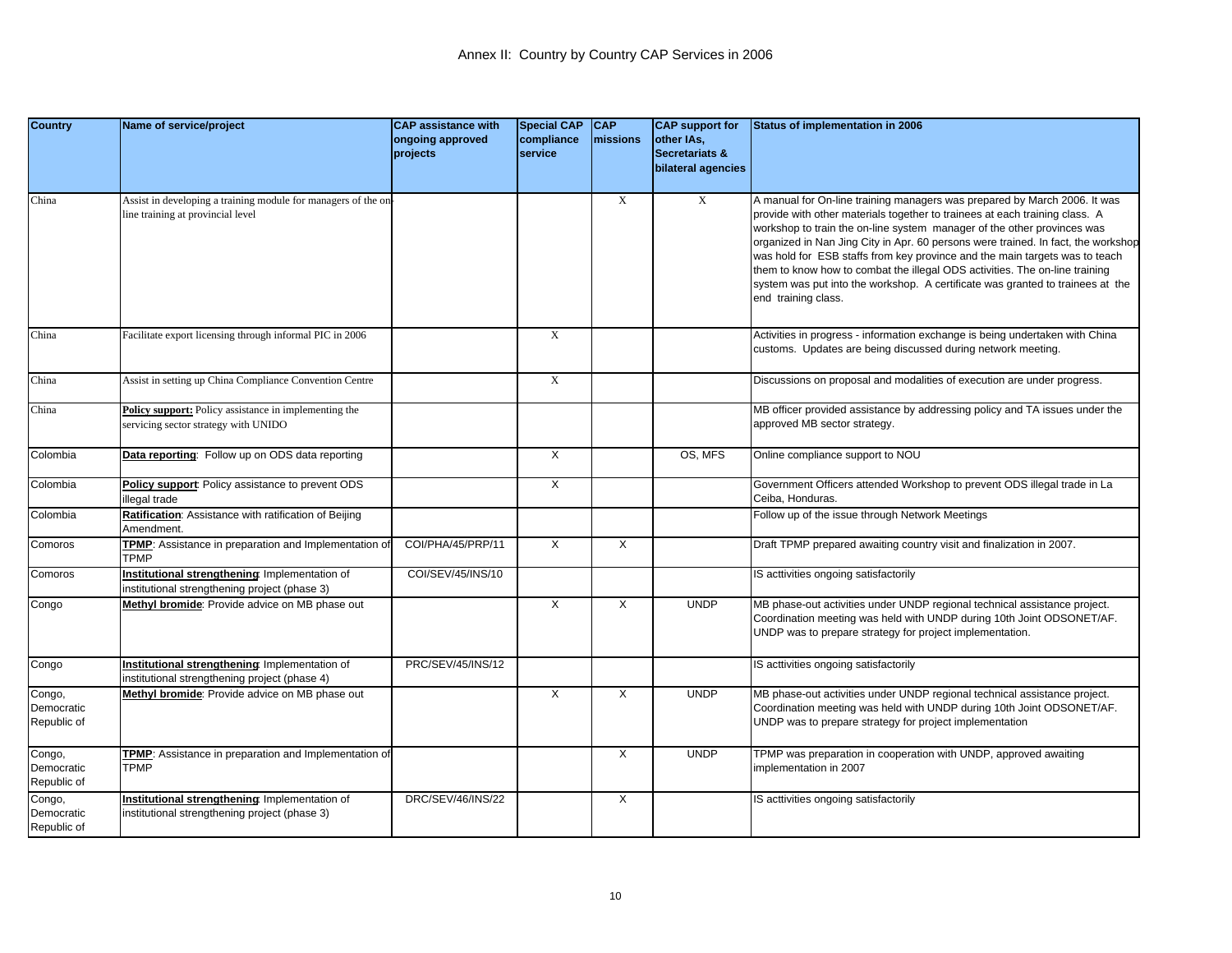# Annex II: Country by Country CAP Services in 2006

| Country | Name of service/project | CAP assistance with ongoing approved projects | Special CAP compliance service | CAP missions | CAP support for other IAs, Secretariats & bilateral agencies | Status of implementation in 2006 |
|---|---|---|---|---|---|---|
| China | Assist in developing a training module for managers of the on-line training at provincial level | | | X | X | A manual for On-line training managers was prepared by March 2006. It was provide with other materials together to trainees at each training class. A workshop to train the on-line system manager of the other provinces was organized in Nan Jing City in Apr. 60 persons were trained. In fact, the workshop was hold for ESB staffs from key province and the main targets was to teach them to know how to combat the illegal ODS activities. The on-line training system was put into the workshop. A certificate was granted to trainees at the end training class. |
| China | Facilitate export licensing through informal PIC in 2006 | | X | | | Activities in progress - information exchange is being undertaken with China customs. Updates are being discussed during network meeting. |
| China | Assist in setting up China Compliance Convention Centre | | X | | | Discussions on proposal and modalities of execution are under progress. |
| China | **Policy support:** Policy assistance in implementing the servicing sector strategy with UNIDO | | | | | MB officer provided assistance by addressing policy and TA issues under the approved MB sector strategy. |
| Colombia | **Data reporting**: Follow up on ODS data reporting | | X | | OS, MFS | Online compliance support to NOU |
| Colombia | **Policy support**: Policy assistance to prevent ODS illegal trade | | X | | | Government Officers attended Workshop to prevent ODS illegal trade in La Ceiba, Honduras. |
| Colombia | **Ratification**: Assistance with ratification of Beijing Amendment. | | | | | Follow up of the issue through Network Meetings |
| Comoros | **TPMP**: Assistance in preparation and Implementation of TPMP | COI/PHA/45/PRP/11 | X | X | | Draft TPMP prepared awaiting country visit and finalization in 2007. |
| Comoros | **Institutional strengthening**: Implementation of institutional strengthening project (phase 3) | COI/SEV/45/INS/10 | | | | IS acttivities ongoing satisfactorily |
| Congo | **Methyl bromide**: Provide advice on MB phase out | | X | X | UNDP | MB phase-out activities under UNDP regional technical assistance project. Coordination meeting was held with UNDP during 10th Joint ODSONET/AF. UNDP was to prepare strategy for project implementation. |
| Congo | **Institutional strengthening**: Implementation of institutional strengthening project (phase 4) | PRC/SEV/45/INS/12 | | | | IS acttivities ongoing satisfactorily |
| Congo, Democratic Republic of | **Methyl bromide**: Provide advice on MB phase out | | X | X | UNDP | MB phase-out activities under UNDP regional technical assistance project. Coordination meeting was held with UNDP during 10th Joint ODSONET/AF. UNDP was to prepare strategy for project implementation |
| Congo, Democratic Republic of | **TPMP**: Assistance in preparation and Implementation of TPMP | | | X | UNDP | TPMP was preparation in cooperation with UNDP, approved awaiting implementation in 2007 |
| Congo, Democratic Republic of | **Institutional strengthening**: Implementation of institutional strengthening project (phase 3) | DRC/SEV/46/INS/22 | | X | | IS acttivities ongoing satisfactorily |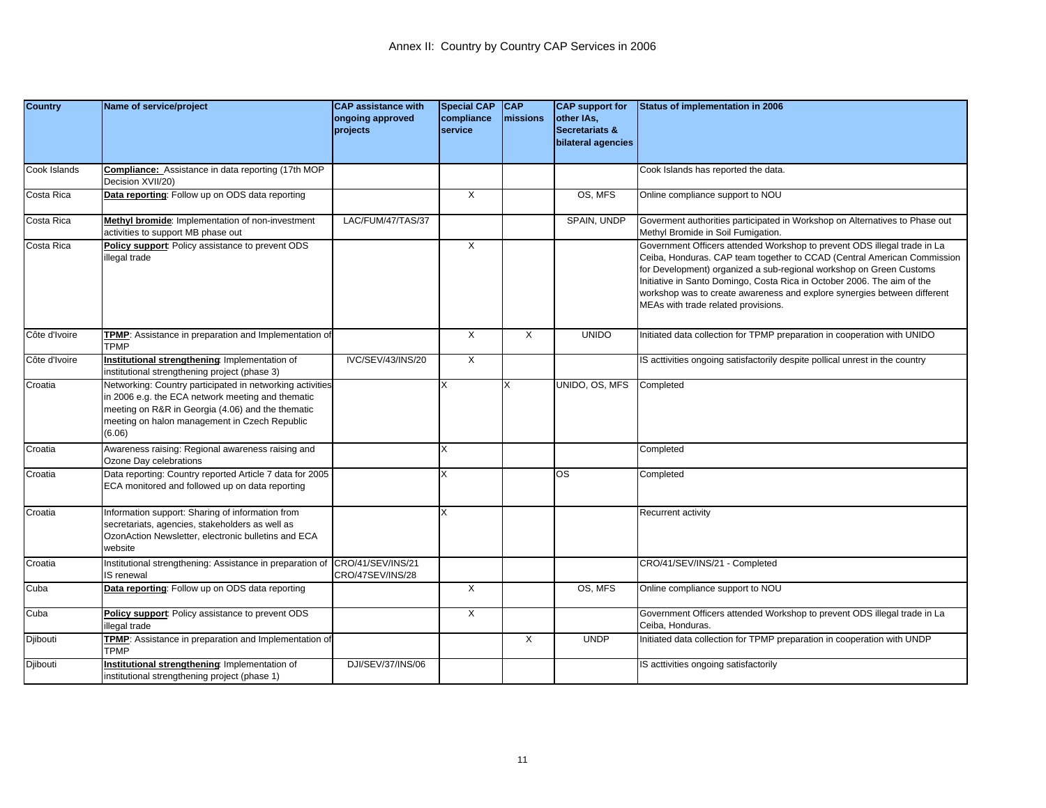# Annex II: Country by Country CAP Services in 2006

| Country | Name of service/project | CAP assistance with ongoing approved projects | Special CAP compliance service | CAP missions | CAP support for other IAs, Secretariats & bilateral agencies | Status of implementation in 2006 |
|---|---|---|---|---|---|---|
| Cook Islands | **Compliance:** Assistance in data reporting (17th MOP Decision XVII/20) | | | | | Cook Islands has reported the data. |
| Costa Rica | **Data reporting**: Follow up on ODS data reporting | | X | | OS, MFS | Online compliance support to NOU |
| Costa Rica | **Methyl bromide**: Implementation of non-investment activities to support MB phase out | LAC/FUM/47/TAS/37 | | | SPAIN, UNDP | Goverment authorities participated in Workshop on Alternatives to Phase out Methyl Bromide in Soil Fumigation. |
| Costa Rica | **Policy support**: Policy assistance to prevent ODS illegal trade | | X | | | Government Officers attended Workshop to prevent ODS illegal trade in La Ceiba, Honduras. CAP team together to CCAD (Central American Commission for Development) organized a sub-regional workshop on Green Customs Initiative in Santo Domingo, Costa Rica in October 2006. The aim of the workshop was to create awareness and explore synergies between different MEAs with trade related provisions. |
| Côte d'Ivoire | **TPMP**: Assistance in preparation and Implementation of TPMP | | X | X | UNIDO | Initiated data collection for TPMP preparation in cooperation with UNIDO |
| Côte d'Ivoire | **Institutional strengthening**: Implementation of institutional strengthening project (phase 3) | IVC/SEV/43/INS/20 | X | | | IS acttivities ongoing satisfactorily despite pollical unrest in the country |
| Croatia | Networking: Country participated in networking activities in 2006 e.g. the ECA network meeting and thematic meeting on R&R in Georgia (4.06) and the thematic meeting on halon management in Czech Republic (6.06) | | X | X | UNIDO, OS, MFS | Completed |
| Croatia | Awareness raising: Regional awareness raising and Ozone Day celebrations | | X | | | Completed |
| Croatia | Data reporting: Country reported Article 7 data for 2005 ECA monitored and followed up on data reporting | | X | | OS | Completed |
| Croatia | Information support: Sharing of information from secretariats, agencies, stakeholders as well as OzonAction Newsletter, electronic bulletins and ECA website | | X | | | Recurrent activity |
| Croatia | Institutional strengthening: Assistance in preparation of IS renewal | CRO/41/SEV/INS/21 CRO/47SEV/INS/28 | | | | CRO/41/SEV/INS/21 - Completed |
| Cuba | **Data reporting**: Follow up on ODS data reporting | | X | | OS, MFS | Online compliance support to NOU |
| Cuba | **Policy support**: Policy assistance to prevent ODS illegal trade | | X | | | Government Officers attended Workshop to prevent ODS illegal trade in La Ceiba, Honduras. |
| Djibouti | **TPMP**: Assistance in preparation and Implementation of TPMP | | | X | UNDP | Initiated data collection for TPMP preparation in cooperation with UNDP |
| Djibouti | **Institutional strengthening**: Implementation of institutional strengthening project (phase 1) | DJI/SEV/37/INS/06 | | | | IS acttivities ongoing satisfactorily |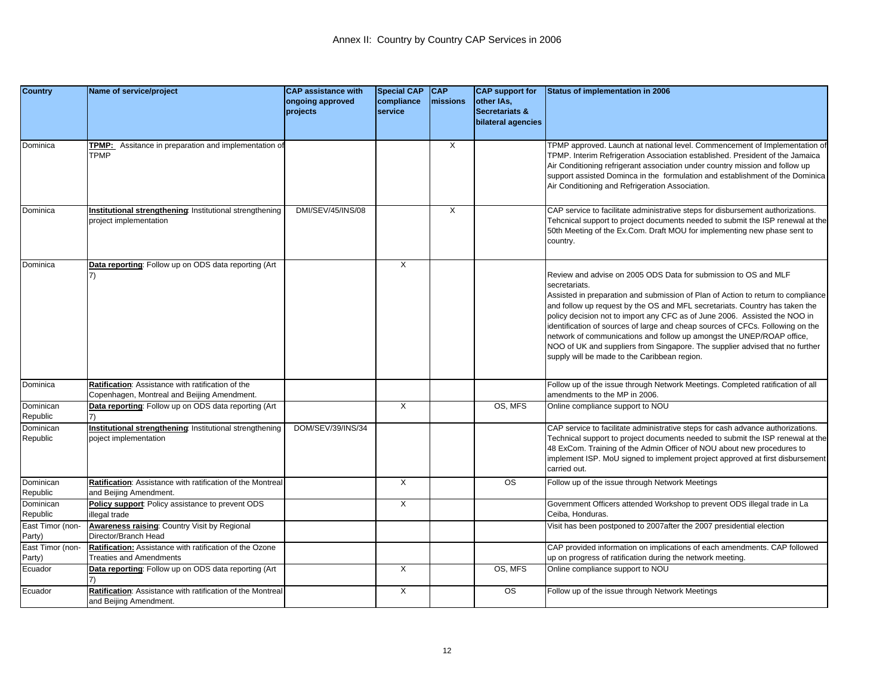# Annex II: Country by Country CAP Services in 2006

| Country | Name of service/project | CAP assistance with ongoing approved projects | Special CAP compliance service | CAP missions | CAP support for other IAs, Secretariats & bilateral agencies | Status of implementation in 2006 |
|---|---|---|---|---|---|---|
| Dominica | **TPMP:** Assitance in preparation and implementation of TPMP | | | X | | TPMP approved. Launch at national level. Commencement of Implementation of TPMP. Interim Refrigeration Association established. President of the Jamaica Air Conditioning refrigerant association under country mission and follow up support assisted Dominca in the formulation and establishment of the Dominica Air Conditioning and Refrigeration Association. |
| Dominica | **Institutional strengthening**: Institutional strengthening project implementation | DMI/SEV/45/INS/08 | | X | | CAP service to facilitate administrative steps for disbursement authorizations. Tehcnical support to project documents needed to submit the ISP renewal at the 50th Meeting of the Ex.Com. Draft MOU for implementing new phase sent to country. |
| Dominica | **Data reporting**: Follow up on ODS data reporting (Art 7) | | X | | | Review and advise on 2005 ODS Data for submission to OS and MLF secretariats.<br>Assisted in preparation and submission of Plan of Action to return to compliance and follow up request by the OS and MFL secretariats. Country has taken the policy decision not to import any CFC as of June 2006. Assisted the NOO in identification of sources of large and cheap sources of CFCs. Following on the network of communications and follow up amongst the UNEP/ROAP office, NOO of UK and suppliers from Singapore. The supplier advised that no further supply will be made to the Caribbean region. |
| Dominica | **Ratification**: Assistance with ratification of the Copenhagen, Montreal and Beijing Amendment. | | | | | Follow up of the issue through Network Meetings. Completed ratification of all amendments to the MP in 2006. |
| Dominican Republic | **Data reporting**: Follow up on ODS data reporting (Art 7) | | X | | OS, MFS | Online compliance support to NOU |
| Dominican Republic | **Institutional strengthening**: Institutional strengthening poject implementation | DOM/SEV/39/INS/34 | | | | CAP service to facilitate administrative steps for cash advance authorizations. Technical support to project documents needed to submit the ISP renewal at the 48 ExCom. Training of the Admin Officer of NOU about new procedures to implement ISP. MoU signed to implement project approved at first disbursement carried out. |
| Dominican Republic | **Ratification**: Assistance with ratification of the Montreal and Beijing Amendment. | | X | | OS | Follow up of the issue through Network Meetings |
| Dominican Republic | **Policy support**: Policy assistance to prevent ODS illegal trade | | X | | | Government Officers attended Workshop to prevent ODS illegal trade in La Ceiba, Honduras. |
| East Timor (non-Party) | **Awareness raising**: Country Visit by Regional Director/Branch Head | | | | | Visit has been postponed to 2007after the 2007 presidential election |
| East Timor (non-Party) | **Ratification:** Assistance with ratification of the Ozone Treaties and Amendments | | | | | CAP provided information on implications of each amendments. CAP followed up on progress of ratification during the network meeting. |
| Ecuador | **Data reporting**: Follow up on ODS data reporting (Art 7) | | X | | OS, MFS | Online compliance support to NOU |
| Ecuador | **Ratification**: Assistance with ratification of the Montreal and Beijing Amendment. | | X | | OS | Follow up of the issue through Network Meetings |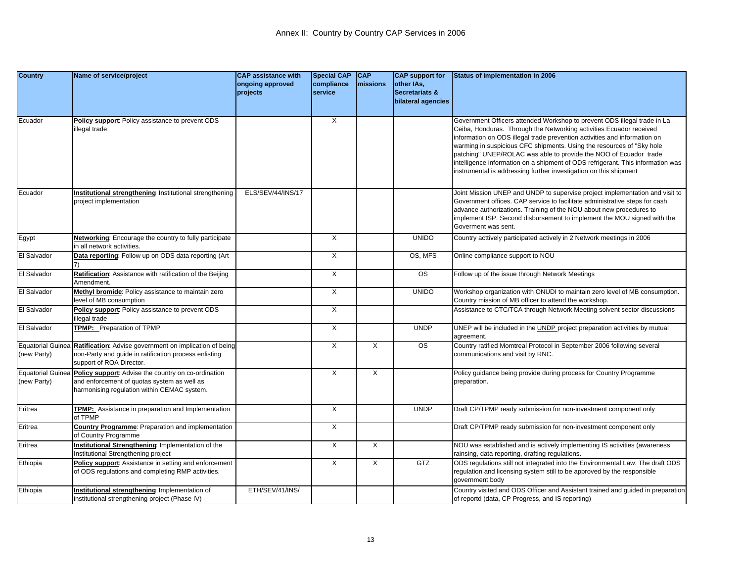# Annex II: Country by Country CAP Services in 2006

| Country | Name of service/project | CAP assistance with ongoing approved projects | Special CAP compliance service | CAP missions | CAP support for other IAs, Secretariats & bilateral agencies | Status of implementation in 2006 |
|---|---|---|---|---|---|---|
| Ecuador | **Policy support**: Policy assistance to prevent ODS illegal trade | | X | | | Government Officers attended Workshop to prevent ODS illegal trade in La Ceiba, Honduras. Through the Networking activities Ecuador received information on ODS illegal trade prevention activities and information on warming in suspicious CFC shipments. Using the resources of "Sky hole patching" UNEP/ROLAC was able to provide the NOO of Ecuador trade intelligence information on a shipment of ODS refrigerant. This information was instrumental is addressing further investigation on this shipment |
| Ecuador | **Institutional strengthening**: Institutional strengthening project implementation | ELS/SEV/44/INS/17 | | | | Joint Mission UNEP and UNDP to supervise project implementation and visit to Government offices. CAP service to facilitate administrative steps for cash advance authorizations. Training of the NOU about new procedures to implement ISP. Second disbursement to implement the MOU signed with the Goverment was sent. |
| Egypt | **Networking**: Encourage the country to fully participate in all network activities. | | X | | UNIDO | Country acttively participated actively in 2 Network meetings in 2006 |
| El Salvador | **Data reporting**: Follow up on ODS data reporting (Art 7) | | X | | OS, MFS | Online compliance support to NOU |
| El Salvador | **Ratification**: Assistance with ratification of the Beijing Amendment. | | X | | OS | Follow up of the issue through Network Meetings |
| El Salvador | **Methyl bromide**: Policy assistance to maintain zero level of MB consumption | | X | | UNIDO | Workshop organization with ONUDI to maintain zero level of MB consumption. Country mission of MB officer to attend the workshop. |
| El Salvador | **Policy support**: Policy assistance to prevent ODS illegal trade | | X | | | Assistance to CTC/TCA through Network Meeting solvent sector discussions |
| El Salvador | **TPMP:** Preparation of TPMP | | X | | UNDP | UNEP will be included in the UNDP project preparation activities by mutual agreement. |
| Equatorial Guinea (new Party) | **Ratification**: Advise government on implication of being non-Party and guide in ratification process enlisting support of ROA Director. | | X | X | OS | Country ratified Momtreal Protocol in September 2006 following several communications and visit by RNC. |
| Equatorial Guinea (new Party) | **Policy support**: Advise the country on co-ordination and enforcement of quotas system as well as harmonising regulation within CEMAC system. | | X | X | | Policy guidance being provide during process for Country Programme preparation. |
| Eritrea | **TPMP:** Assistance in preparation and Implementation of TPMP | | X | | UNDP | Draft CP/TPMP ready submission for non-investment component only |
| Eritrea | **Country Programme**: Preparation and implementation of Country Programme | | X | | | Draft CP/TPMP ready submission for non-investment component only |
| Eritrea | **Institutional Strengthening**: Implementation of the Institutional Strengthening project | | X | X | | NOU was established and is actively implementing IS activities (awareness rainsing, data reporting, drafting regulations. |
| Ethiopia | **Policy support**: Assistance in setting and enforcement of ODS regulations and completing RMP activities. | | X | X | GTZ | ODS regulations still not integrated into the Environmental Law. The draft ODS regulation and licensing system still to be approved by the responsible government body |
| Ethiopia | **Institutional strengthening**: Implementation of institutional strengthening project (Phase IV) | ETH/SEV/41/INS/ | | | | Country visited and ODS Officer and Assistant trained and guided in preparation of reportd (data, CP Progress, and IS reporting) |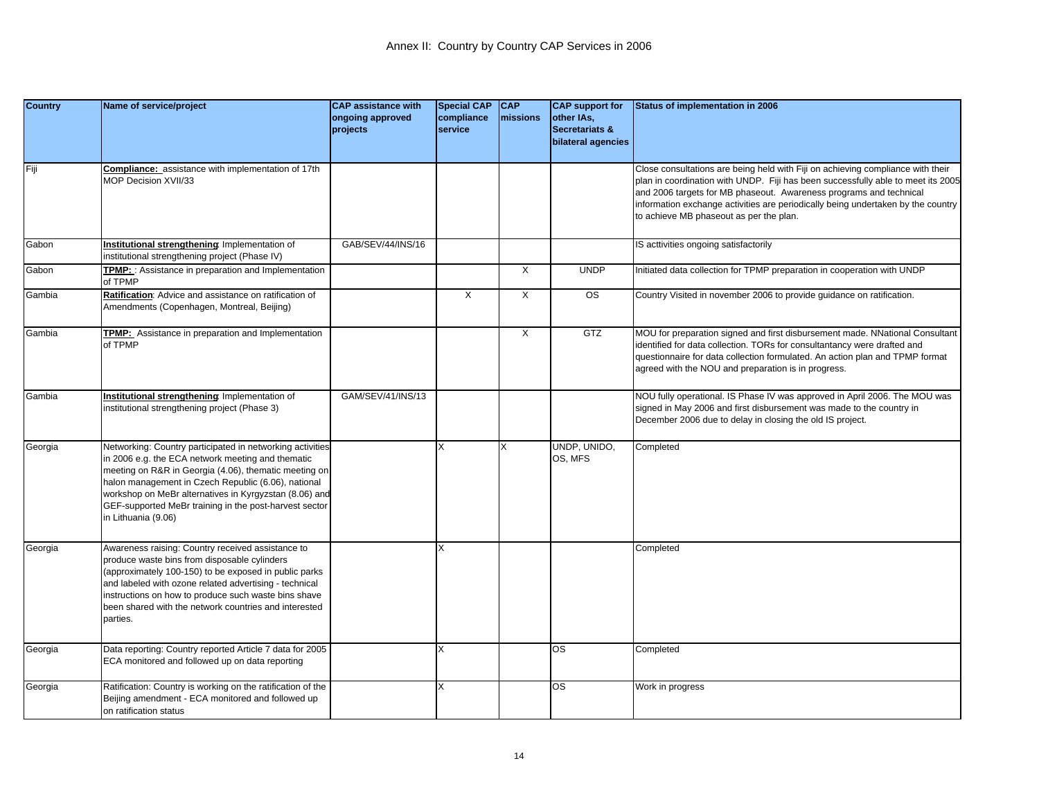# Annex II: Country by Country CAP Services in 2006

| Country | Name of service/project | CAP assistance with ongoing approved projects | Special CAP compliance service | CAP missions | CAP support for other IAs, Secretariats & bilateral agencies | Status of implementation in 2006 |
|---|---|---|---|---|---|---|
| Fiji | **Compliance:** assistance with implementation of 17th MOP Decision XVII/33 | | | | | Close consultations are being held with Fiji on achieving compliance with their plan in coordination with UNDP. Fiji has been successfully able to meet its 2005 and 2006 targets for MB phaseout. Awareness programs and technical information exchange activities are periodically being undertaken by the country to achieve MB phaseout as per the plan. |
| Gabon | **Institutional strengthening**: Implementation of institutional strengthening project (Phase IV) | GAB/SEV/44/INS/16 | | | | IS acttivities ongoing satisfactorily |
| Gabon | **TPMP:** : Assistance in preparation and Implementation of TPMP | | | X | UNDP | Initiated data collection for TPMP preparation in cooperation with UNDP |
| Gambia | **Ratification**: Advice and assistance on ratification of Amendments (Copenhagen, Montreal, Beijing) | | X | X | OS | Country Visited in november 2006 to provide guidance on ratification. |
| Gambia | **TPMP:** Assistance in preparation and Implementation of TPMP | | | X | GTZ | MOU for preparation signed and first disbursement made. NNational Consultant identified for data collection. TORs for consultantancy were drafted and questionnaire for data collection formulated. An action plan and TPMP format agreed with the NOU and preparation is in progress. |
| Gambia | **Institutional strengthening**: Implementation of institutional strengthening project (Phase 3) | GAM/SEV/41/INS/13 | | | | NOU fully operational. IS Phase IV was approved in April 2006. The MOU was signed in May 2006 and first disbursement was made to the country in December 2006 due to delay in closing the old IS project. |
| Georgia | Networking: Country participated in networking activities in 2006 e.g. the ECA network meeting and thematic meeting on R&R in Georgia (4.06), thematic meeting on halon management in Czech Republic (6.06), national workshop on MeBr alternatives in Kyrgyzstan (8.06) and GEF-supported MeBr training in the post-harvest sector in Lithuania (9.06) | | X | X | UNDP, UNIDO, OS, MFS | Completed |
| Georgia | Awareness raising: Country received assistance to produce waste bins from disposable cylinders (approximately 100-150) to be exposed in public parks and labeled with ozone related advertising - technical instructions on how to produce such waste bins shave been shared with the network countries and interested parties. | | X | | | Completed |
| Georgia | Data reporting: Country reported Article 7 data for 2005 ECA monitored and followed up on data reporting | | X | | OS | Completed |
| Georgia | Ratification: Country is working on the ratification of the Beijing amendment - ECA monitored and followed up on ratification status | | X | | OS | Work in progress |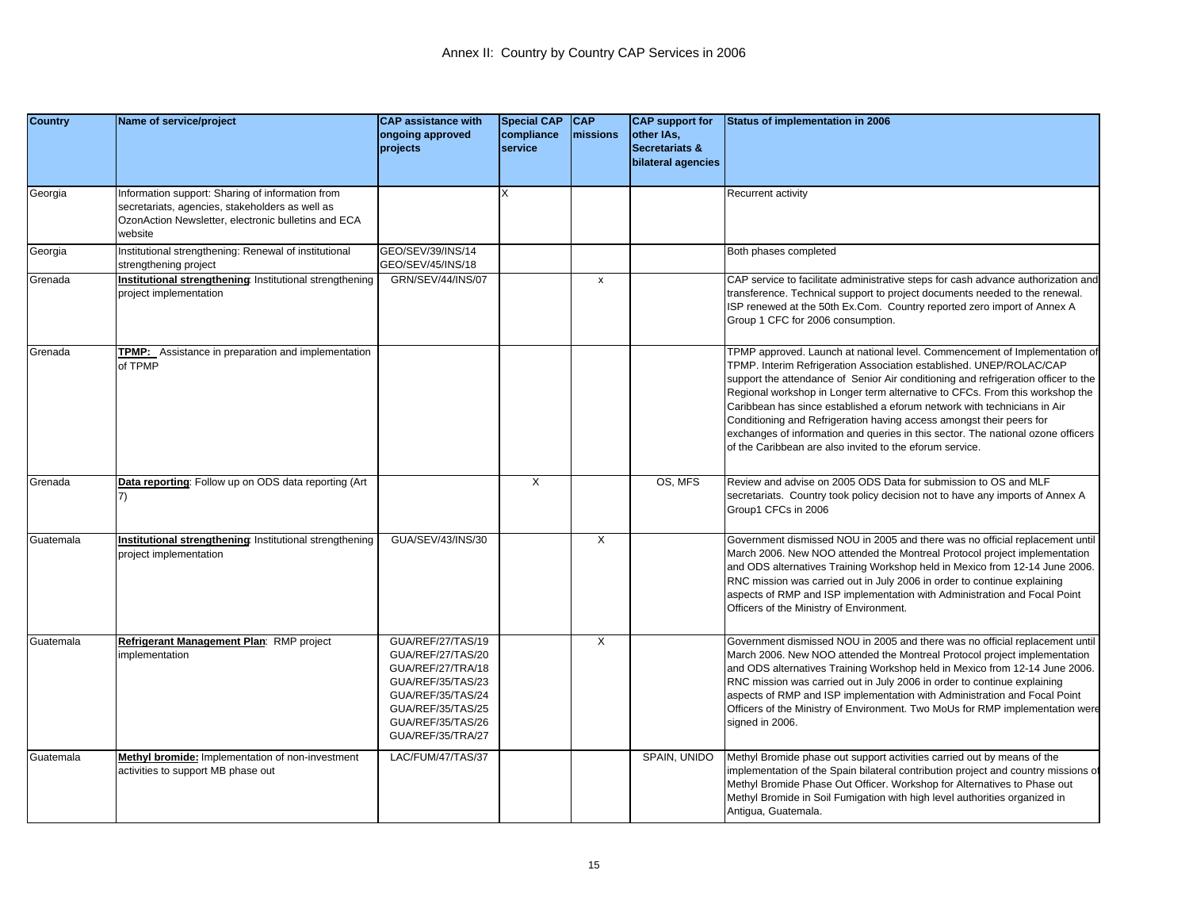# Annex II: Country by Country CAP Services in 2006

| Country | Name of service/project | CAP assistance with ongoing approved projects | Special CAP compliance service | CAP missions | CAP support for other IAs, Secretariats & bilateral agencies | Status of implementation in 2006 |
|---|---|---|---|---|---|---|
| Georgia | Information support: Sharing of information from secretariats, agencies, stakeholders as well as OzonAction Newsletter, electronic bulletins and ECA website | | X | | | Recurrent activity |
| Georgia | Institutional strengthening: Renewal of institutional strengthening project | GEO/SEV/39/INS/14 GEO/SEV/45/INS/18 | | | | Both phases completed |
| Grenada | **Institutional strengthening**: Institutional strengthening project implementation | GRN/SEV/44/INS/07 | | x | | CAP service to facilitate administrative steps for cash advance authorization and transference. Technical support to project documents needed to the renewal. ISP renewed at the 50th Ex.Com. Country reported zero import of Annex A Group 1 CFC for 2006 consumption. |
| Grenada | **TPMP:** Assistance in preparation and implementation of TPMP | | | | | TPMP approved. Launch at national level. Commencement of Implementation of TPMP. Interim Refrigeration Association established. UNEP/ROLAC/CAP support the attendance of Senior Air conditioning and refrigeration officer to the Regional workshop in Longer term alternative to CFCs. From this workshop the Caribbean has since established a eforum network with technicians in Air Conditioning and Refrigeration having access amongst their peers for exchanges of information and queries in this sector. The national ozone officers of the Caribbean are also invited to the eforum service. |
| Grenada | **Data reporting**: Follow up on ODS data reporting (Art 7) | | X | | OS, MFS | Review and advise on 2005 ODS Data for submission to OS and MLF secretariats. Country took policy decision not to have any imports of Annex A Group1 CFCs in 2006 |
| Guatemala | **Institutional strengthening**: Institutional strengthening project implementation | GUA/SEV/43/INS/30 | | X | | Government dismissed NOU in 2005 and there was no official replacement until March 2006. New NOO attended the Montreal Protocol project implementation and ODS alternatives Training Workshop held in Mexico from 12-14 June 2006. RNC mission was carried out in July 2006 in order to continue explaining aspects of RMP and ISP implementation with Administration and Focal Point Officers of the Ministry of Environment. |
| Guatemala | **Refrigerant Management Plan**: RMP project implementation | GUA/REF/27/TAS/19 GUA/REF/27/TAS/20 GUA/REF/27/TRA/18 GUA/REF/35/TAS/23 GUA/REF/35/TAS/24 GUA/REF/35/TAS/25 GUA/REF/35/TAS/26 GUA/REF/35/TRA/27 | | X | | Government dismissed NOU in 2005 and there was no official replacement until March 2006. New NOO attended the Montreal Protocol project implementation and ODS alternatives Training Workshop held in Mexico from 12-14 June 2006. RNC mission was carried out in July 2006 in order to continue explaining aspects of RMP and ISP implementation with Administration and Focal Point Officers of the Ministry of Environment. Two MoUs for RMP implementation were signed in 2006. |
| Guatemala | **Methyl bromide:** Implementation of non-investment activities to support MB phase out | LAC/FUM/47/TAS/37 | | | SPAIN, UNIDO | Methyl Bromide phase out support activities carried out by means of the implementation of the Spain bilateral contribution project and country missions of Methyl Bromide Phase Out Officer. Workshop for Alternatives to Phase out Methyl Bromide in Soil Fumigation with high level authorities organized in Antigua, Guatemala. |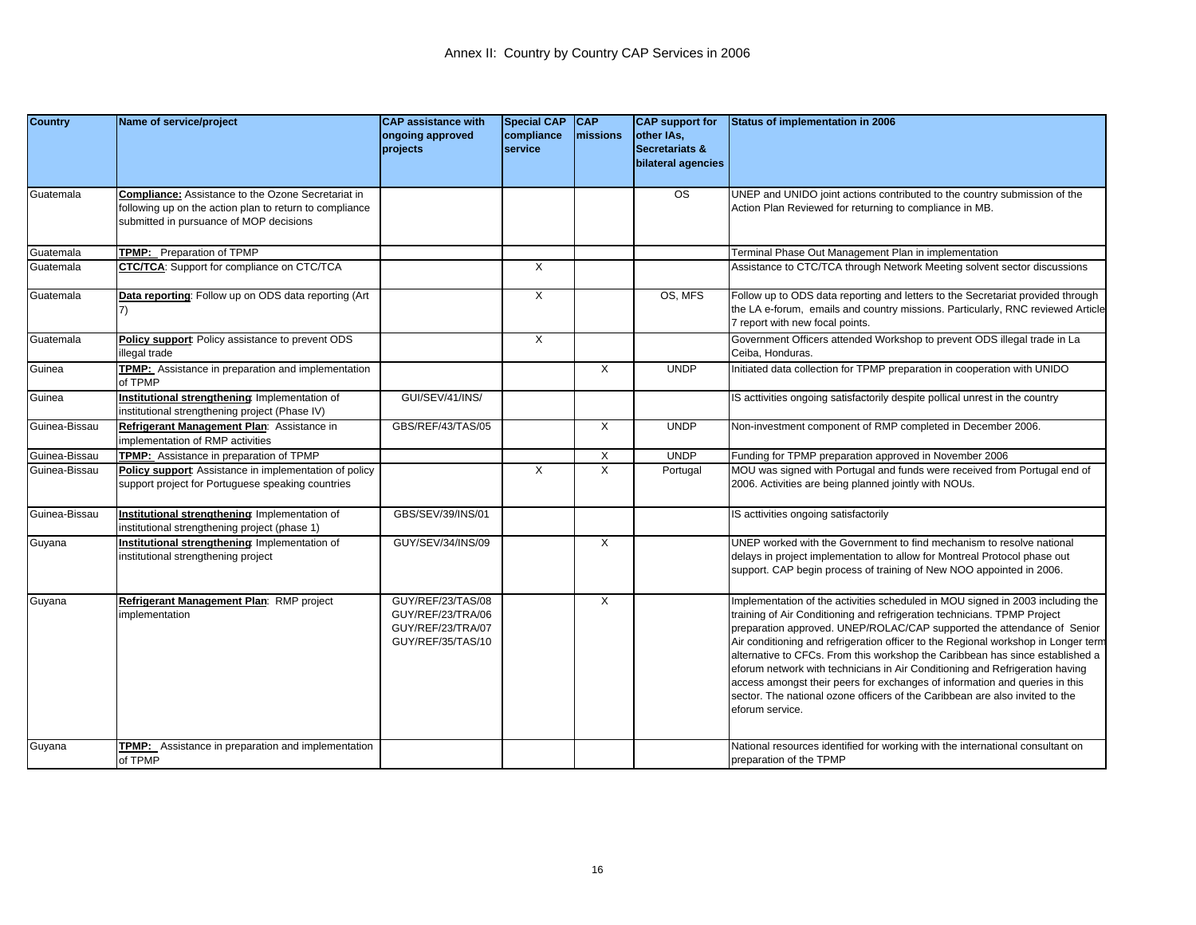# Annex II: Country by Country CAP Services in 2006

| Country | Name of service/project | CAP assistance with ongoing approved projects | Special CAP compliance service | CAP missions | CAP support for other IAs, Secretariats & bilateral agencies | Status of implementation in 2006 |
|---|---|---|---|---|---|---|
| Guatemala | **Compliance:** Assistance to the Ozone Secretariat in following up on the action plan to return to compliance submitted in pursuance of MOP decisions | | | | OS | UNEP and UNIDO joint actions contributed to the country submission of the Action Plan Reviewed for returning to compliance in MB. |
| Guatemala | **TPMP:** Preparation of TPMP | | | | | Terminal Phase Out Management Plan in implementation |
| Guatemala | **CTC/TCA**: Support for compliance on CTC/TCA | | X | | | Assistance to CTC/TCA through Network Meeting solvent sector discussions |
| Guatemala | **Data reporting**: Follow up on ODS data reporting (Art 7) | | X | | OS, MFS | Follow up to ODS data reporting and letters to the Secretariat provided through the LA e-forum, emails and country missions. Particularly, RNC reviewed Article 7 report with new focal points. |
| Guatemala | **Policy support**: Policy assistance to prevent ODS illegal trade | | X | | | Government Officers attended Workshop to prevent ODS illegal trade in La Ceiba, Honduras. |
| Guinea | **TPMP:** Assistance in preparation and implementation of TPMP | | | X | UNDP | Initiated data collection for TPMP preparation in cooperation with UNIDO |
| Guinea | **Institutional strengthening**: Implementation of institutional strengthening project (Phase IV) | GUI/SEV/41/INS/ | | | | IS acttivities ongoing satisfactorily despite pollical unrest in the country |
| Guinea-Bissau | **Refrigerant Management Plan**: Assistance in implementation of RMP activities | GBS/REF/43/TAS/05 | | X | UNDP | Non-investment component of RMP completed in December 2006. |
| Guinea-Bissau | **TPMP:** Assistance in preparation of TPMP | | | X | UNDP | Funding for TPMP preparation approved in November 2006 |
| Guinea-Bissau | **Policy support**: Assistance in implementation of policy support project for Portuguese speaking countries | | X | X | Portugal | MOU was signed with Portugal and funds were received from Portugal end of 2006. Activities are being planned jointly with NOUs. |
| Guinea-Bissau | **Institutional strengthening**: Implementation of institutional strengthening project (phase 1) | GBS/SEV/39/INS/01 | | | | IS acttivities ongoing satisfactorily |
| Guyana | **Institutional strengthening**: Implementation of institutional strengthening project | GUY/SEV/34/INS/09 | | X | | UNEP worked with the Government to find mechanism to resolve national delays in project implementation to allow for Montreal Protocol phase out support. CAP begin process of training of New NOO appointed in 2006. |
| Guyana | **Refrigerant Management Plan**: RMP project implementation | GUY/REF/23/TAS/08 GUY/REF/23/TRA/06 GUY/REF/23/TRA/07 GUY/REF/35/TAS/10 | | X | | Implementation of the activities scheduled in MOU signed in 2003 including the training of Air Conditioning and refrigeration technicians. TPMP Project preparation approved. UNEP/ROLAC/CAP supported the attendance of Senior Air conditioning and refrigeration officer to the Regional workshop in Longer term alternative to CFCs. From this workshop the Caribbean has since established a eforum network with technicians in Air Conditioning and Refrigeration having access amongst their peers for exchanges of information and queries in this sector. The national ozone officers of the Caribbean are also invited to the eforum service. |
| Guyana | **TPMP:** Assistance in preparation and implementation of TPMP | | | | | National resources identified for working with the international consultant on preparation of the TPMP |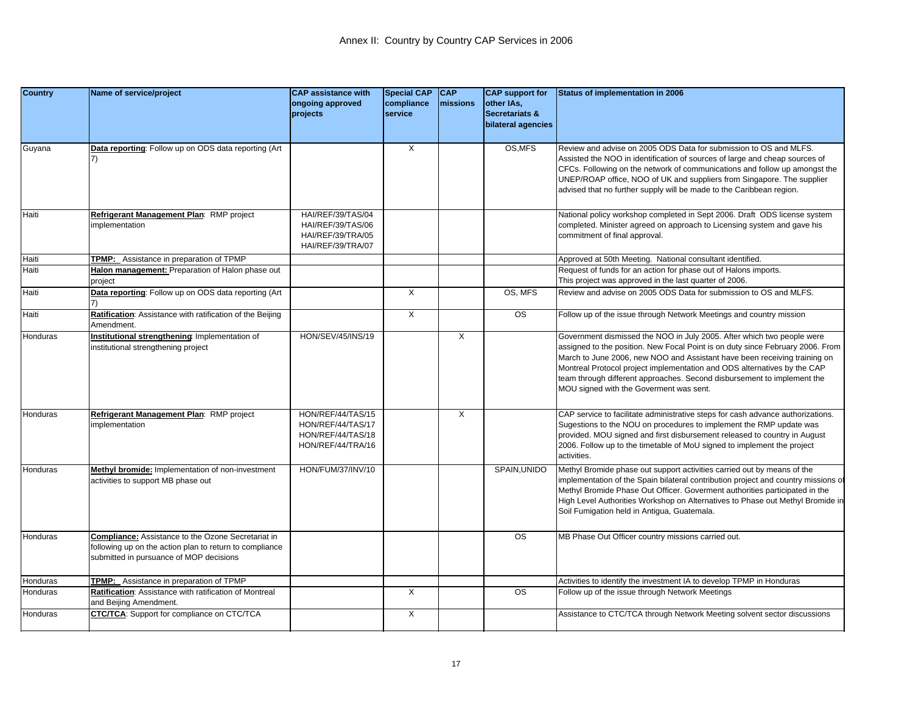# Annex II: Country by Country CAP Services in 2006

| Country | Name of service/project | CAP assistance with ongoing approved projects | Special CAP compliance service | CAP missions | CAP support for other IAs, Secretariats & bilateral agencies | Status of implementation in 2006 |
|---|---|---|---|---|---|---|
| Guyana | **Data reporting**: Follow up on ODS data reporting (Art 7) | | X | | OS,MFS | Review and advise on 2005 ODS Data for submission to OS and MLFS. Assisted the NOO in identification of sources of large and cheap sources of CFCs. Following on the network of communications and follow up amongst the UNEP/ROAP office, NOO of UK and suppliers from Singapore. The supplier advised that no further supply will be made to the Caribbean region. |
| Haiti | **Refrigerant Management Plan**: RMP project implementation | HAI/REF/39/TAS/04 HAI/REF/39/TAS/06 HAI/REF/39/TRA/05 HAI/REF/39/TRA/07 | | | | National policy workshop completed in Sept 2006. Draft ODS license system completed. Minister agreed on approach to Licensing system and gave his commitment of final approval. |
| Haiti | **TPMP:** Assistance in preparation of TPMP | | | | | Approved at 50th Meeting. National consultant identified. |
| Haiti | **Halon management:** Preparation of Halon phase out project | | | | | Request of funds for an action for phase out of Halons imports. This project was approved in the last quarter of 2006. |
| Haiti | **Data reporting**: Follow up on ODS data reporting (Art 7) | | X | | OS, MFS | Review and advise on 2005 ODS Data for submission to OS and MLFS. |
| Haiti | **Ratification**: Assistance with ratification of the Beijing Amendment. | | X | | OS | Follow up of the issue through Network Meetings and country mission |
| Honduras | **Institutional strengthening**: Implementation of institutional strengthening project | HON/SEV/45/INS/19 | | X | | Government dismissed the NOO in July 2005. After which two people were assigned to the position. New Focal Point is on duty since February 2006. From March to June 2006, new NOO and Assistant have been receiving training on Montreal Protocol project implementation and ODS alternatives by the CAP team through different approaches. Second disbursement to implement the MOU signed with the Goverment was sent. |
| Honduras | **Refrigerant Management Plan**: RMP project implementation | HON/REF/44/TAS/15 HON/REF/44/TAS/17 HON/REF/44/TAS/18 HON/REF/44/TRA/16 | | X | | CAP service to facilitate administrative steps for cash advance authorizations. Sugestions to the NOU on procedures to implement the RMP update was provided. MOU signed and first disbursement released to country in August 2006. Follow up to the timetable of MoU signed to implement the project activities. |
| Honduras | **Methyl bromide:** Implementation of non-investment activities to support MB phase out | HON/FUM/37/INV/10 | | | SPAIN,UNIDO | Methyl Bromide phase out support activities carried out by means of the implementation of the Spain bilateral contribution project and country missions of Methyl Bromide Phase Out Officer. Goverment authorities participated in the High Level Authorities Workshop on Alternatives to Phase out Methyl Bromide in Soil Fumigation held in Antigua, Guatemala. |
| Honduras | **Compliance:** Assistance to the Ozone Secretariat in following up on the action plan to return to compliance submitted in pursuance of MOP decisions | | | | OS | MB Phase Out Officer country missions carried out. |
| Honduras | **TPMP:** Assistance in preparation of TPMP | | | | | Activities to identify the investment IA to develop TPMP in Honduras |
| Honduras | **Ratification**: Assistance with ratification of Montreal and Beijing Amendment. | | X | | OS | Follow up of the issue through Network Meetings |
| Honduras | **CTC/TCA**: Support for compliance on CTC/TCA | | X | | | Assistance to CTC/TCA through Network Meeting solvent sector discussions |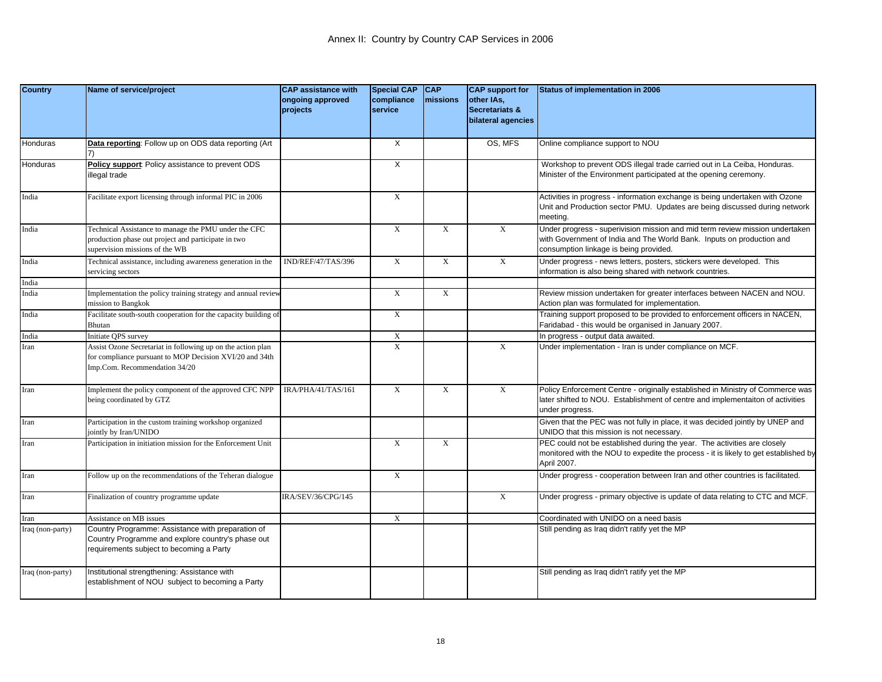# Annex II: Country by Country CAP Services in 2006

| Country | Name of service/project | CAP assistance with ongoing approved projects | Special CAP compliance service | CAP missions | CAP support for other IAs, Secretariats & bilateral agencies | Status of implementation in 2006 |
|---|---|---|---|---|---|---|
| Honduras | **Data reporting**: Follow up on ODS data reporting (Art 7) | | X | | OS, MFS | Online compliance support to NOU |
| Honduras | **Policy support**: Policy assistance to prevent ODS illegal trade | | X | | | Workshop to prevent ODS illegal trade carried out in La Ceiba, Honduras. Minister of the Environment participated at the opening ceremony. |
| India | Facilitate export licensing through informal PIC in 2006 | | X | | | Activities in progress - information exchange is being undertaken with Ozone Unit and Production sector PMU. Updates are being discussed during network meeting. |
| India | Technical Assistance to manage the PMU under the CFC production phase out project and participate in two supervision missions of the WB | | X | X | X | Under progress - superivision mission and mid term review mission undertaken with Government of India and The World Bank. Inputs on production and consumption linkage is being provided. |
| India | Technical assistance, including awareness generation in the servicing sectors | IND/REF/47/TAS/396 | X | X | X | Under progress - news letters, posters, stickers were developed. This information is also being shared with network countries. |
| India | | | | | | |
| India | Implementation the policy training strategy and annual review mission to Bangkok | | X | X | | Review mission undertaken for greater interfaces between NACEN and NOU. Action plan was formulated for implementation. |
| India | Facilitate south-south cooperation for the capacity building of Bhutan | | X | | | Training support proposed to be provided to enforcement officers in NACEN, Faridabad - this would be organised in January 2007. |
| India | Initiate QPS survey | | X | | | In progress - output data awaited. |
| Iran | Assist Ozone Secretariat in following up on the action plan for compliance pursuant to MOP Decision XVI/20 and 34th Imp.Com. Recommendation 34/20 | | X | | X | Under implementation - Iran is under compliance on MCF. |
| Iran | Implement the policy component of the approved CFC NPP being coordinated by GTZ | IRA/PHA/41/TAS/161 | X | X | X | Policy Enforcement Centre - originally established in Ministry of Commerce was later shifted to NOU. Establishment of centre and implementaiton of activities under progress. |
| Iran | Participation in the custom training workshop organized jointly by Iran/UNIDO | | | | | Given that the PEC was not fully in place, it was decided jointly by UNEP and UNIDO that this mission is not necessary. |
| Iran | Participation in initiation mission for the Enforcement Unit | | X | X | | PEC could not be established during the year. The activities are closely monitored with the NOU to expedite the process - it is likely to get established by April 2007. |
| Iran | Follow up on the recommendations of the Teheran dialogue | | X | | | Under progress - cooperation between Iran and other countries is facilitated. |
| Iran | Finalization of country programme update | IRA/SEV/36/CPG/145 | | | X | Under progress - primary objective is update of data relating to CTC and MCF. |
| Iran | Assistance on MB issues | | X | | | Coordinated with UNIDO on a need basis |
| Iraq (non-party) | Country Programme: Assistance with preparation of Country Programme and explore country's phase out requirements subject to becoming a Party | | | | | Still pending as Iraq didn't ratify yet the MP |
| Iraq (non-party) | Institutional strengthening: Assistance with establishment of NOU subject to becoming a Party | | | | | Still pending as Iraq didn't ratify yet the MP |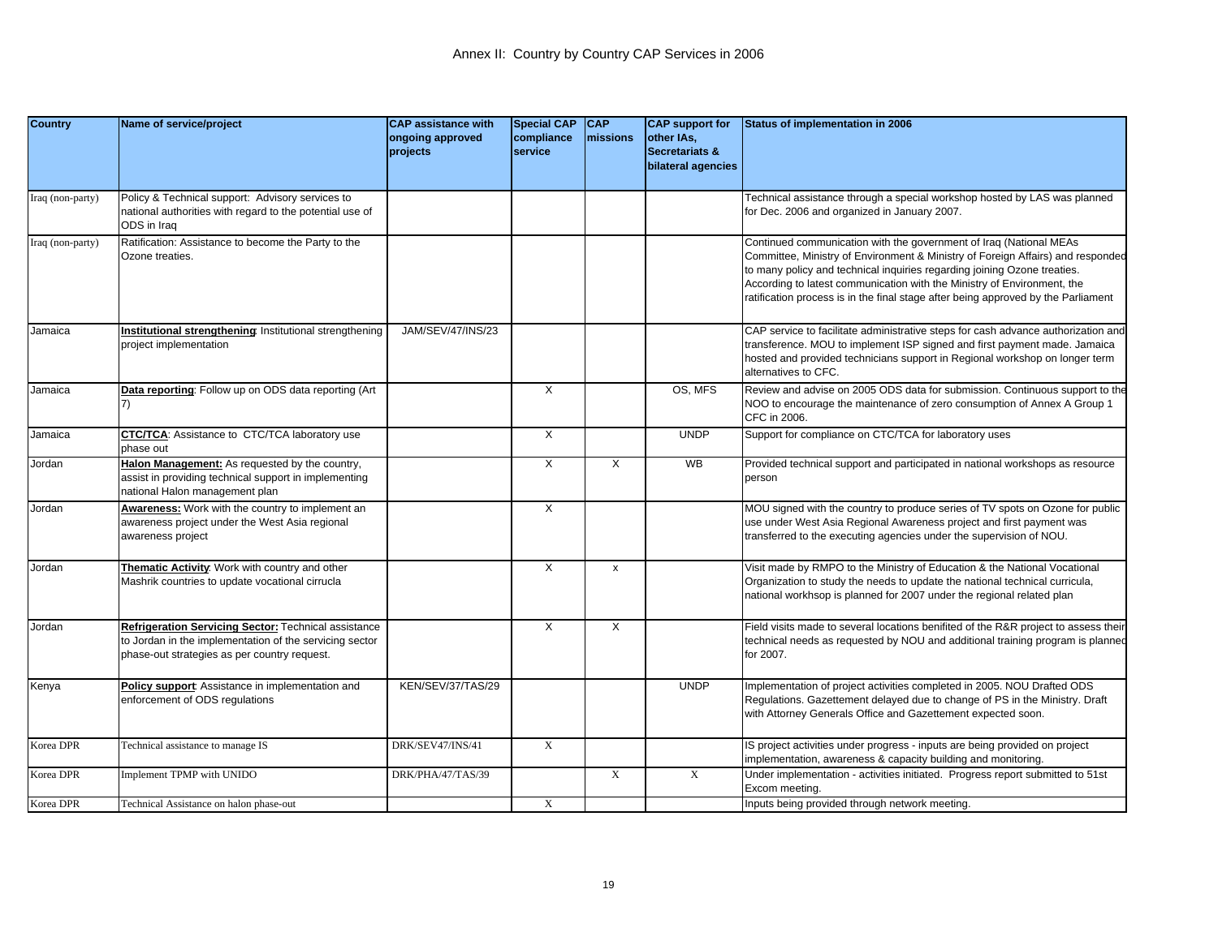# Annex II: Country by Country CAP Services in 2006

| Country | Name of service/project | CAP assistance with ongoing approved projects | Special CAP compliance service | CAP missions | CAP support for other IAs, Secretariats & bilateral agencies | Status of implementation in 2006 |
|---|---|---|---|---|---|---|
| Iraq (non-party) | Policy & Technical support: Advisory services to national authorities with regard to the potential use of ODS in Iraq | | | | | Technical assistance through a special workshop hosted by LAS was planned for Dec. 2006 and organized in January 2007. |
| Iraq (non-party) | Ratification: Assistance to become the Party to the Ozone treaties. | | | | | Continued communication with the government of Iraq (National MEAs Committee, Ministry of Environment & Ministry of Foreign Affairs) and responded to many policy and technical inquiries regarding joining Ozone treaties. According to latest communication with the Ministry of Environment, the ratification process is in the final stage after being approved by the Parliament |
| Jamaica | **Institutional strengthening**: Institutional strengthening project implementation | JAM/SEV/47/INS/23 | | | | CAP service to facilitate administrative steps for cash advance authorization and transference. MOU to implement ISP signed and first payment made. Jamaica hosted and provided technicians support in Regional workshop on longer term alternatives to CFC. |
| Jamaica | **Data reporting**: Follow up on ODS data reporting (Art 7) | | X | | OS, MFS | Review and advise on 2005 ODS data for submission. Continuous support to the NOO to encourage the maintenance of zero consumption of Annex A Group 1 CFC in 2006. |
| Jamaica | **CTC/TCA**: Assistance to CTC/TCA laboratory use phase out | | X | | UNDP | Support for compliance on CTC/TCA for laboratory uses |
| Jordan | **Halon Management:** As requested by the country, assist in providing technical support in implementing national Halon management plan | | X | X | WB | Provided technical support and participated in national workshops as resource person |
| Jordan | **Awareness:** Work with the country to implement an awareness project under the West Asia regional awareness project | | X | | | MOU signed with the country to produce series of TV spots on Ozone for public use under West Asia Regional Awareness project and first payment was transferred to the executing agencies under the supervision of NOU. |
| Jordan | **Thematic Activity**: Work with country and other Mashrik countries to update vocational cirrucla | | X | x | | Visit made by RMPO to the Ministry of Education & the National Vocational Organization to study the needs to update the national technical curricula, national workhsop is planned for 2007 under the regional related plan |
| Jordan | **Refrigeration Servicing Sector:** Technical assistance to Jordan in the implementation of the servicing sector phase-out strategies as per country request. | | X | X | | Field visits made to several locations benifited of the R&R project to assess their technical needs as requested by NOU and additional training program is planned for 2007. |
| Kenya | **Policy support**: Assistance in implementation and enforcement of ODS regulations | KEN/SEV/37/TAS/29 | | | UNDP | Implementation of project activities completed in 2005. NOU Drafted ODS Regulations. Gazettement delayed due to change of PS in the Ministry. Draft with Attorney Generals Office and Gazettement expected soon. |
| Korea DPR | Technical assistance to manage IS | DRK/SEV47/INS/41 | X | | | IS project activities under progress - inputs are being provided on project implementation, awareness & capacity building and monitoring. |
| Korea DPR | Implement TPMP with UNIDO | DRK/PHA/47/TAS/39 | | X | X | Under implementation - activities initiated. Progress report submitted to 51st Excom meeting. |
| Korea DPR | Technical Assistance on halon phase-out | | X | | | Inputs being provided through network meeting. |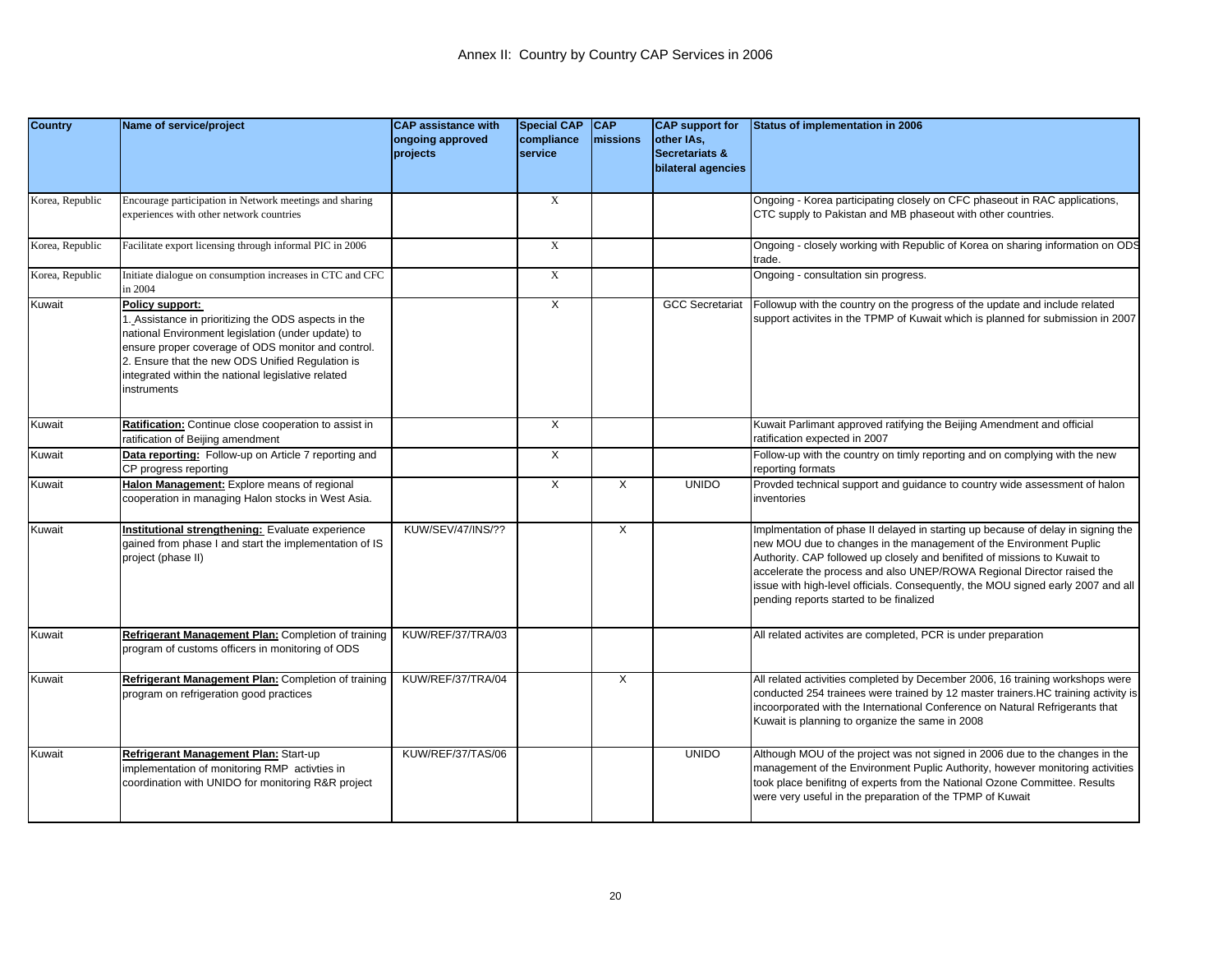# Annex II: Country by Country CAP Services in 2006

| Country | Name of service/project | CAP assistance with ongoing approved projects | Special CAP compliance service | CAP missions | CAP support for other IAs, Secretariats & bilateral agencies | Status of implementation in 2006 |
|---|---|---|---|---|---|---|
| Korea, Republic | Encourage participation in Network meetings and sharing experiences with other network countries | | X | | | Ongoing - Korea participating closely on CFC phaseout in RAC applications, CTC supply to Pakistan and MB phaseout with other countries. |
| Korea, Republic | Facilitate export licensing through informal PIC in 2006 | | X | | | Ongoing - closely working with Republic of Korea on sharing information on ODS trade. |
| Korea, Republic | Initiate dialogue on consumption increases in CTC and CFC in 2004 | | X | | | Ongoing - consultation sin progress. |
| Kuwait | **Policy support:** 1. Assistance in prioritizing the ODS aspects in the national Environment legislation (under update) to ensure proper coverage of ODS monitor and control. 2. Ensure that the new ODS Unified Regulation is integrated within the national legislative related instruments | | X | | GCC Secretariat | Followup with the country on the progress of the update and include related support activites in the TPMP of Kuwait which is planned for submission in 2007 |
| Kuwait | **Ratification:** Continue close cooperation to assist in ratification of Beijing amendment | | X | | | Kuwait Parlimant approved ratifying the Beijing Amendment and official ratification expected in 2007 |
| Kuwait | **Data reporting:** Follow-up on Article 7 reporting and CP progress reporting | | X | | | Follow-up with the country on timly reporting and on complying with the new reporting formats |
| Kuwait | **Halon Management:** Explore means of regional cooperation in managing Halon stocks in West Asia. | | X | X | UNIDO | Provded technical support and guidance to country wide assessment of halon inventories |
| Kuwait | **Institutional strengthening:** Evaluate experience gained from phase I and start the implementation of IS project (phase II) | KUW/SEV/47/INS/?? | | X | | Implmentation of phase II delayed in starting up because of delay in signing the new MOU due to changes in the management of the Environment Puplic Authority. CAP followed up closely and benifited of missions to Kuwait to accelerate the process and also UNEP/ROWA Regional Director raised the issue with high-level officials. Consequently, the MOU signed early 2007 and all pending reports started to be finalized |
| Kuwait | **Refrigerant Management Plan:** Completion of training program of customs officers in monitoring of ODS | KUW/REF/37/TRA/03 | | | | All related activites are completed, PCR is under preparation |
| Kuwait | **Refrigerant Management Plan:** Completion of training program on refrigeration good practices | KUW/REF/37/TRA/04 | | X | | All related activities completed by December 2006, 16 training workshops were conducted 254 trainees were trained by 12 master trainers.HC training activity is incoorporated with the International Conference on Natural Refrigerants that Kuwait is planning to organize the same in 2008 |
| Kuwait | **Refrigerant Management Plan:** Start-up implementation of monitoring RMP activties in coordination with UNIDO for monitoring R&R project | KUW/REF/37/TAS/06 | | | UNIDO | Although MOU of the project was not signed in 2006 due to the changes in the management of the Environment Puplic Authority, however monitoring activities took place benifitng of experts from the National Ozone Committee. Results were very useful in the preparation of the TPMP of Kuwait |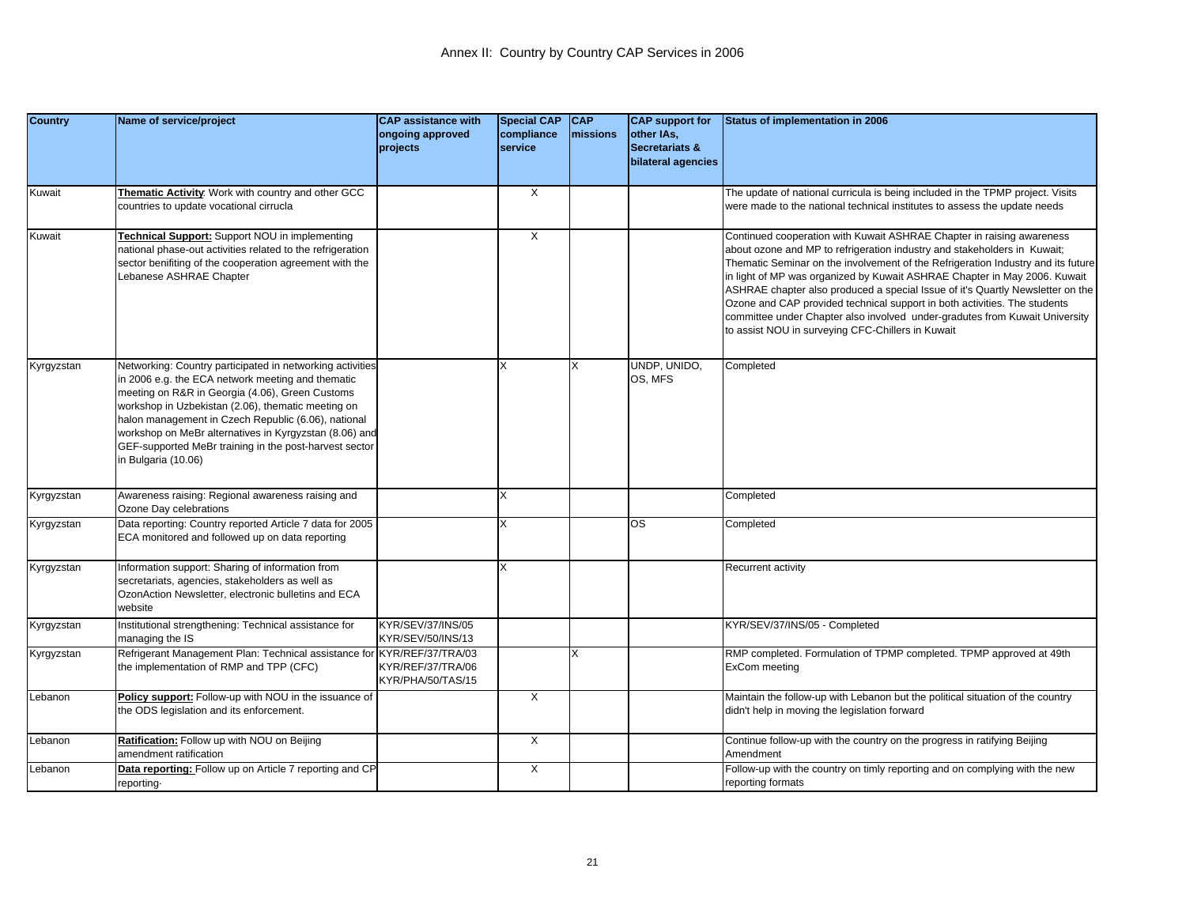# Annex II: Country by Country CAP Services in 2006

| Country | Name of service/project | CAP assistance with ongoing approved projects | Special CAP compliance service | CAP missions | CAP support for other IAs, Secretariats & bilateral agencies | Status of implementation in 2006 |
|---|---|---|---|---|---|---|
| Kuwait | **Thematic Activity**: Work with country and other GCC countries to update vocational cirrucla | | X | | | The update of national curricula is being included in the TPMP project. Visits were made to the national technical institutes to assess the update needs |
| Kuwait | **Technical Support:** Support NOU in implementing national phase-out activities related to the refrigeration sector benifiting of the cooperation agreement with the Lebanese ASHRAE Chapter | | X | | | Continued cooperation with Kuwait ASHRAE Chapter in raising awareness about ozone and MP to refrigeration industry and stakeholders in Kuwait; Thematic Seminar on the involvement of the Refrigeration Industry and its future in light of MP was organized by Kuwait ASHRAE Chapter in May 2006. Kuwait ASHRAE chapter also produced a special Issue of it's Quartly Newsletter on the Ozone and CAP provided technical support in both activities. The students committee under Chapter also involved under-gradutes from Kuwait University to assist NOU in surveying CFC-Chillers in Kuwait |
| Kyrgyzstan | Networking: Country participated in networking activities in 2006 e.g. the ECA network meeting and thematic meeting on R&R in Georgia (4.06), Green Customs workshop in Uzbekistan (2.06), thematic meeting on halon management in Czech Republic (6.06), national workshop on MeBr alternatives in Kyrgyzstan (8.06) and GEF-supported MeBr training in the post-harvest sector in Bulgaria (10.06) | | X | X | UNDP, UNIDO, OS, MFS | Completed |
| Kyrgyzstan | Awareness raising: Regional awareness raising and Ozone Day celebrations | | X | | | Completed |
| Kyrgyzstan | Data reporting: Country reported Article 7 data for 2005 ECA monitored and followed up on data reporting | | X | | OS | Completed |
| Kyrgyzstan | Information support: Sharing of information from secretariats, agencies, stakeholders as well as OzonAction Newsletter, electronic bulletins and ECA website | | X | | | Recurrent activity |
| Kyrgyzstan | Institutional strengthening: Technical assistance for managing the IS | KYR/SEV/37/INS/05<br>KYR/SEV/50/INS/13 | | | | KYR/SEV/37/INS/05 - Completed |
| Kyrgyzstan | Refrigerant Management Plan: Technical assistance for the implementation of RMP and TPP (CFC) | KYR/REF/37/TRA/03<br>KYR/REF/37/TRA/06<br>KYR/PHA/50/TAS/15 | | X | | RMP completed. Formulation of TPMP completed. TPMP approved at 49th ExCom meeting |
| Lebanon | **Policy support:** Follow-up with NOU in the issuance of the ODS legislation and its enforcement. | | X | | | Maintain the follow-up with Lebanon but the political situation of the country didn't help in moving the legislation forward |
| Lebanon | **Ratification:** Follow up with NOU on Beijing amendment ratification | | X | | | Continue follow-up with the country on the progress in ratifying Beijing Amendment |
| Lebanon | **Data reporting:** Follow up on Article 7 reporting and CP reporting· | | X | | | Follow-up with the country on timly reporting and on complying with the new reporting formats |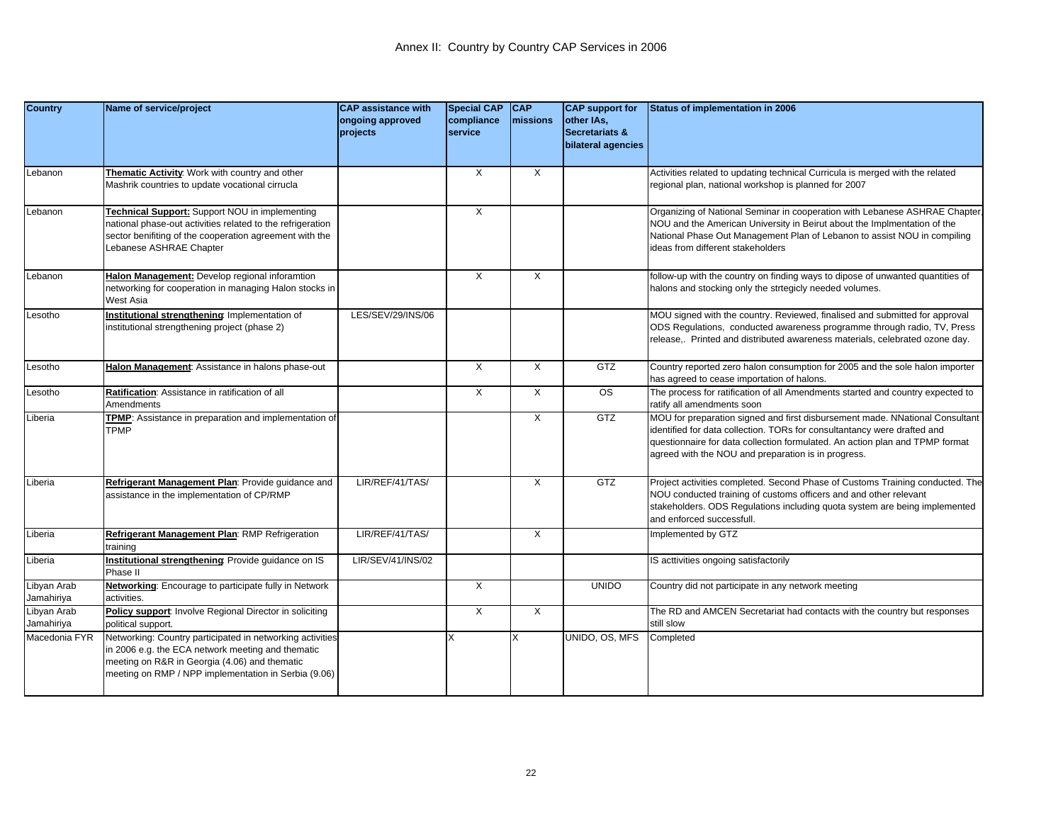# Annex II: Country by Country CAP Services in 2006

| Country | Name of service/project | CAP assistance with ongoing approved projects | Special CAP compliance service | CAP missions | CAP support for other IAs, Secretariats & bilateral agencies | Status of implementation in 2006 |
|---|---|---|---|---|---|---|
| Lebanon | **Thematic Activity**: Work with country and other Mashrik countries to update vocational cirrucla | | X | X | | Activities related to updating technical Curricula is merged with the related regional plan, national workshop is planned for 2007 |
| Lebanon | **Technical Support:** Support NOU in implementing national phase-out activities related to the refrigeration sector benifiting of the cooperation agreement with the Lebanese ASHRAE Chapter | | X | | | Organizing of National Seminar in cooperation with Lebanese ASHRAE Chapter, NOU and the American University in Beirut about the Implmentation of the National Phase Out Management Plan of Lebanon to assist NOU in compiling ideas from different stakeholders |
| Lebanon | **Halon Management:** Develop regional inforamtion networking for cooperation in managing Halon stocks in West Asia | | X | X | | follow-up with the country on finding ways to dipose of unwanted quantities of halons and stocking only the strtegicly needed volumes. |
| Lesotho | **Institutional strengthening**: Implementation of institutional strengthening project (phase 2) | LES/SEV/29/INS/06 | | | | MOU signed with the country. Reviewed, finalised and submitted for approval ODS Regulations, conducted awareness programme through radio, TV, Press release,. Printed and distributed awareness materials, celebrated ozone day. |
| Lesotho | **Halon Management**: Assistance in halons phase-out | | X | X | GTZ | Country reported zero halon consumption for 2005 and the sole halon importer has agreed to cease importation of halons. |
| Lesotho | **Ratification**: Assistance in ratification of all Amendments | | X | X | OS | The process for ratification of all Amendments started and country expected to ratify all amendments soon |
| Liberia | **TPMP**: Assistance in preparation and implementation of TPMP | | | X | GTZ | MOU for preparation signed and first disbursement made. NNational Consultant identified for data collection. TORs for consultantancy were drafted and questionnaire for data collection formulated. An action plan and TPMP format agreed with the NOU and preparation is in progress. |
| Liberia | **Refrigerant Management Plan**: Provide guidance and assistance in the implementation of CP/RMP | LIR/REF/41/TAS/ | | X | GTZ | Project activities completed. Second Phase of Customs Training conducted. The NOU conducted training of customs officers and and other relevant stakeholders. ODS Regulations including quota system are being implemented and enforced successfull. |
| Liberia | **Refrigerant Management Plan**: RMP Refrigeration training | LIR/REF/41/TAS/ | | X | | Implemented by GTZ |
| Liberia | **Institutional strengthening**: Provide guidance on IS Phase II | LIR/SEV/41/INS/02 | | | | IS acttivities ongoing satisfactorily |
| Libyan Arab Jamahiriya | **Networking**: Encourage to participate fully in Network activities. | | X | | UNIDO | Country did not participate in any network meeting |
| Libyan Arab Jamahiriya | **Policy support**: Involve Regional Director in soliciting political support. | | X | X | | The RD and AMCEN Secretariat had contacts with the country but responses still slow |
| Macedonia FYR | Networking: Country participated in networking activities in 2006 e.g. the ECA network meeting and thematic meeting on R&R in Georgia (4.06) and thematic meeting on RMP / NPP implementation in Serbia (9.06) | | X | X | UNIDO, OS, MFS | Completed |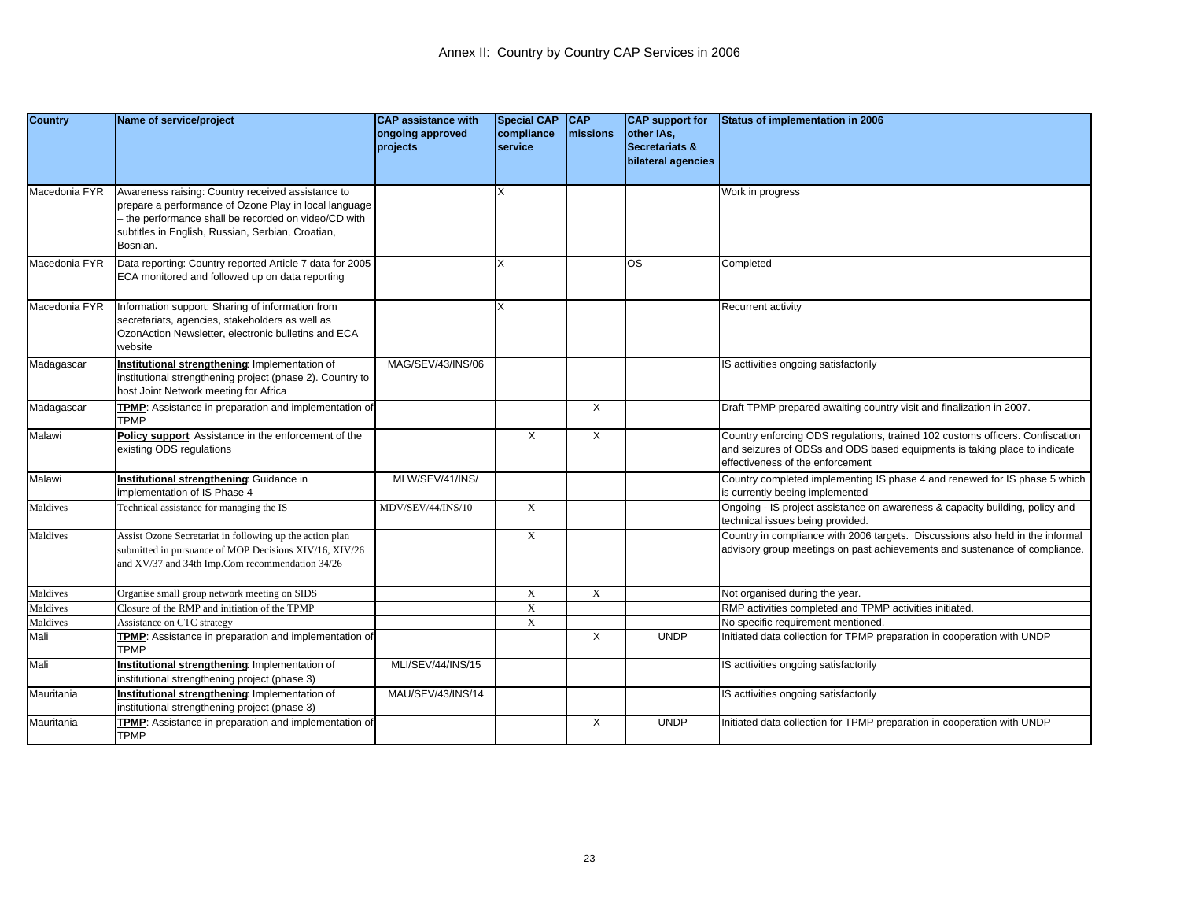# Annex II: Country by Country CAP Services in 2006

| Country | Name of service/project | CAP assistance with ongoing approved projects | Special CAP compliance service | CAP missions | CAP support for other IAs, Secretariats & bilateral agencies | Status of implementation in 2006 |
|---|---|---|---|---|---|---|
| Macedonia FYR | Awareness raising: Country received assistance to prepare a performance of Ozone Play in local language – the performance shall be recorded on video/CD with subtitles in English, Russian, Serbian, Croatian, Bosnian. | | X | | | Work in progress |
| Macedonia FYR | Data reporting: Country reported Article 7 data for 2005 ECA monitored and followed up on data reporting | | X | | OS | Completed |
| Macedonia FYR | Information support: Sharing of information from secretariats, agencies, stakeholders as well as OzonAction Newsletter, electronic bulletins and ECA website | | X | | | Recurrent activity |
| Madagascar | **Institutional strengthening**: Implementation of institutional strengthening project (phase 2). Country to host Joint Network meeting for Africa | MAG/SEV/43/INS/06 | | | | IS acttivities ongoing satisfactorily |
| Madagascar | **TPMP**: Assistance in preparation and implementation of TPMP | | | X | | Draft TPMP prepared awaiting country visit and finalization in 2007. |
| Malawi | **Policy support**: Assistance in the enforcement of the existing ODS regulations | | X | X | | Country enforcing ODS regulations, trained 102 customs officers. Confiscation and seizures of ODSs and ODS based equipments is taking place to indicate effectiveness of the enforcement |
| Malawi | **Institutional strengthening**: Guidance in implementation of IS Phase 4 | MLW/SEV/41/INS/ | | | | Country completed implementing IS phase 4 and renewed for IS phase 5 which is currently beeing implemented |
| Maldives | Technical assistance for managing the IS | MDV/SEV/44/INS/10 | X | | | Ongoing - IS project assistance on awareness & capacity building, policy and technical issues being provided. |
| Maldives | Assist Ozone Secretariat in following up the action plan submitted in pursuance of MOP Decisions XIV/16, XIV/26 and XV/37 and 34th Imp.Com recommendation 34/26 | | X | | | Country in compliance with 2006 targets. Discussions also held in the informal advisory group meetings on past achievements and sustenance of compliance. |
| Maldives | Organise small group network meeting on SIDS | | X | X | | Not organised during the year. |
| Maldives | Closure of the RMP and initiation of the TPMP | | X | | | RMP activities completed and TPMP activities initiated. |
| Maldives | Assistance on CTC strategy | | X | | | No specific requirement mentioned. |
| Mali | **TPMP**: Assistance in preparation and implementation of TPMP | | | X | UNDP | Initiated data collection for TPMP preparation in cooperation with UNDP |
| Mali | **Institutional strengthening**: Implementation of institutional strengthening project (phase 3) | MLI/SEV/44/INS/15 | | | | IS acttivities ongoing satisfactorily |
| Mauritania | **Institutional strengthening**: Implementation of institutional strengthening project (phase 3) | MAU/SEV/43/INS/14 | | | | IS acttivities ongoing satisfactorily |
| Mauritania | **TPMP**: Assistance in preparation and implementation of TPMP | | | X | UNDP | Initiated data collection for TPMP preparation in cooperation with UNDP |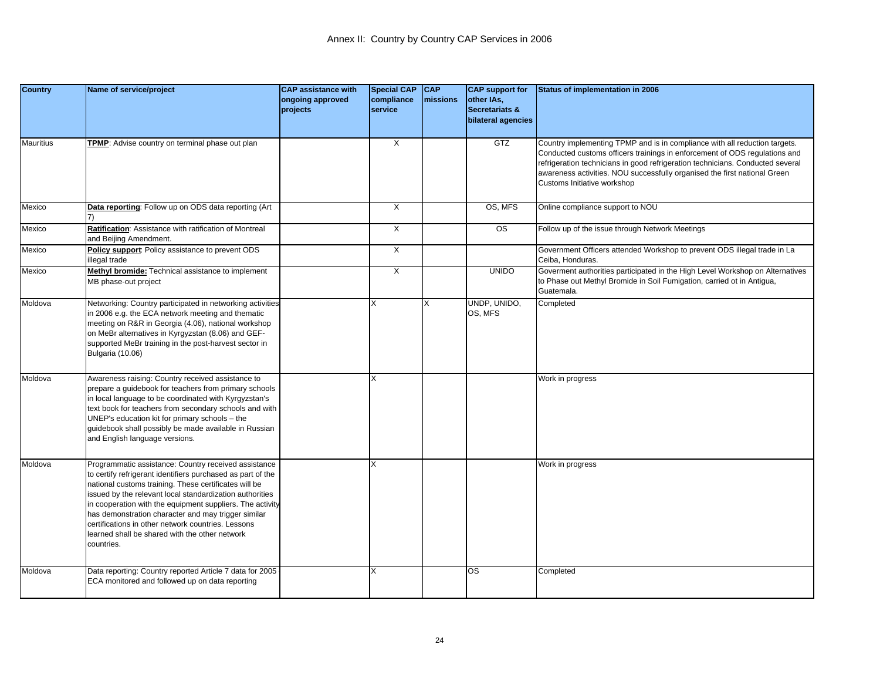# Annex II: Country by Country CAP Services in 2006

| Country | Name of service/project | CAP assistance with ongoing approved projects | Special CAP compliance service | CAP missions | CAP support for other IAs, Secretariats & bilateral agencies | Status of implementation in 2006 |
|---|---|---|---|---|---|---|
| Mauritius | **TPMP**: Advise country on terminal phase out plan | | X | | GTZ | Country implementing TPMP and is in compliance with all reduction targets. Conducted customs officers trainings in enforcement of ODS regulations and refrigeration technicians in good refrigeration technicians. Conducted several awareness activities. NOU successfully organised the first national Green Customs Initiative workshop |
| Mexico | **Data reporting**: Follow up on ODS data reporting (Art 7) | | X | | OS, MFS | Online compliance support to NOU |
| Mexico | **Ratification**: Assistance with ratification of Montreal and Beijing Amendment. | | X | | OS | Follow up of the issue through Network Meetings |
| Mexico | **Policy support**: Policy assistance to prevent ODS illegal trade | | X | | | Government Officers attended Workshop to prevent ODS illegal trade in La Ceiba, Honduras. |
| Mexico | **Methyl bromide:** Technical assistance to implement MB phase-out project | | X | | UNIDO | Goverment authorities participated in the High Level Workshop on Alternatives to Phase out Methyl Bromide in Soil Fumigation, carried ot in Antigua, Guatemala. |
| Moldova | Networking: Country participated in networking activities in 2006 e.g. the ECA network meeting and thematic meeting on R&R in Georgia (4.06), national workshop on MeBr alternatives in Kyrgyzstan (8.06) and GEF-supported MeBr training in the post-harvest sector in Bulgaria (10.06) | | X | X | UNDP, UNIDO, OS, MFS | Completed |
| Moldova | Awareness raising: Country received assistance to prepare a guidebook for teachers from primary schools in local language to be coordinated with Kyrgyzstan's text book for teachers from secondary schools and with UNEP's education kit for primary schools – the guidebook shall possibly be made available in Russian and English language versions. | | X | | | Work in progress |
| Moldova | Programmatic assistance: Country received assistance to certify refrigerant identifiers purchased as part of the national customs training. These certificates will be issued by the relevant local standardization authorities in cooperation with the equipment suppliers. The activity has demonstration character and may trigger similar certifications in other network countries. Lessons learned shall be shared with the other network countries. | | X | | | Work in progress |
| Moldova | Data reporting: Country reported Article 7 data for 2005 ECA monitored and followed up on data reporting | | X | | OS | Completed |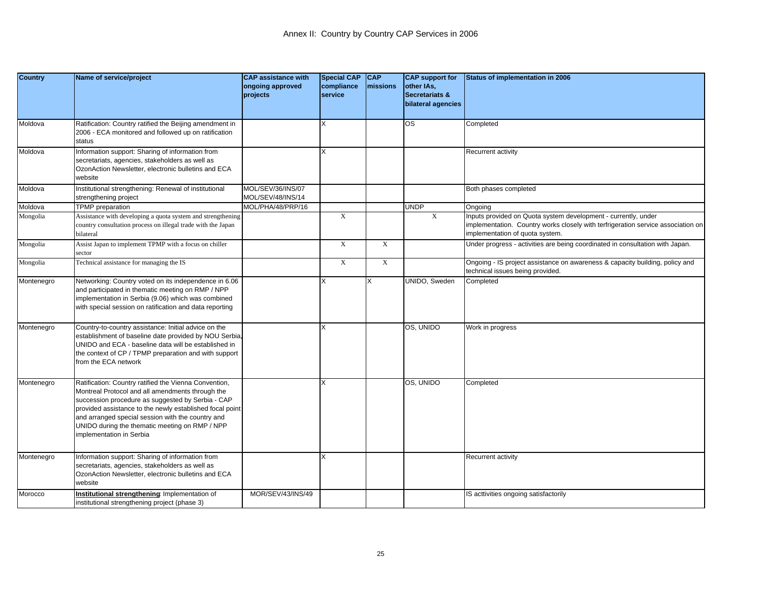# Annex II: Country by Country CAP Services in 2006

| Country | Name of service/project | CAP assistance with ongoing approved projects | Special CAP compliance service | CAP missions | CAP support for other IAs, Secretariats & bilateral agencies | Status of implementation in 2006 |
|---|---|---|---|---|---|---|
| Moldova | Ratification: Country ratified the Beijing amendment in 2006 - ECA monitored and followed up on ratification status | | X | | OS | Completed |
| Moldova | Information support: Sharing of information from secretariats, agencies, stakeholders as well as OzonAction Newsletter, electronic bulletins and ECA website | | X | | | Recurrent activity |
| Moldova | Institutional strengthening: Renewal of institutional strengthening project | MOL/SEV/36/INS/07 MOL/SEV/48/INS/14 | | | | Both phases completed |
| Moldova | TPMP preparation | MOL/PHA/48/PRP/16 | | | UNDP | Ongoing |
| Mongolia | Assistance with developing a quota system and strengthening country consultation process on illegal trade with the Japan bilateral | | X | | X | Inputs provided on Quota system development - currently, under implementation. Country works closely with terfrigeration service association on implementation of quota system. |
| Mongolia | Assist Japan to implement TPMP with a focus on chiller sector | | X | X | | Under progress - activities are being coordinated in consultation with Japan. |
| Mongolia | Technical assistance for managing the IS | | X | X | | Ongoing - IS project assistance on awareness & capacity building, policy and technical issues being provided. |
| Montenegro | Networking: Country voted on its independence in 6.06 and participated in thematic meeting on RMP / NPP implementation in Serbia (9.06) which was combined with special session on ratification and data reporting | | X | X | UNIDO, Sweden | Completed |
| Montenegro | Country-to-country assistance: Initial advice on the establishment of baseline date provided by NOU Serbia, UNIDO and ECA - baseline data will be established in the context of CP / TPMP preparation and with support from the ECA network | | X | | OS, UNIDO | Work in progress |
| Montenegro | Ratification: Country ratified the Vienna Convention, Montreal Protocol and all amendments through the succession procedure as suggested by Serbia - CAP provided assistance to the newly established focal point and arranged special session with the country and UNIDO during the thematic meeting on RMP / NPP implementation in Serbia | | X | | OS, UNIDO | Completed |
| Montenegro | Information support: Sharing of information from secretariats, agencies, stakeholders as well as OzonAction Newsletter, electronic bulletins and ECA website | | X | | | Recurrent activity |
| Morocco | **Institutional strengthening**: Implementation of institutional strengthening project (phase 3) | MOR/SEV/43/INS/49 | | | | IS acttivities ongoing satisfactorily |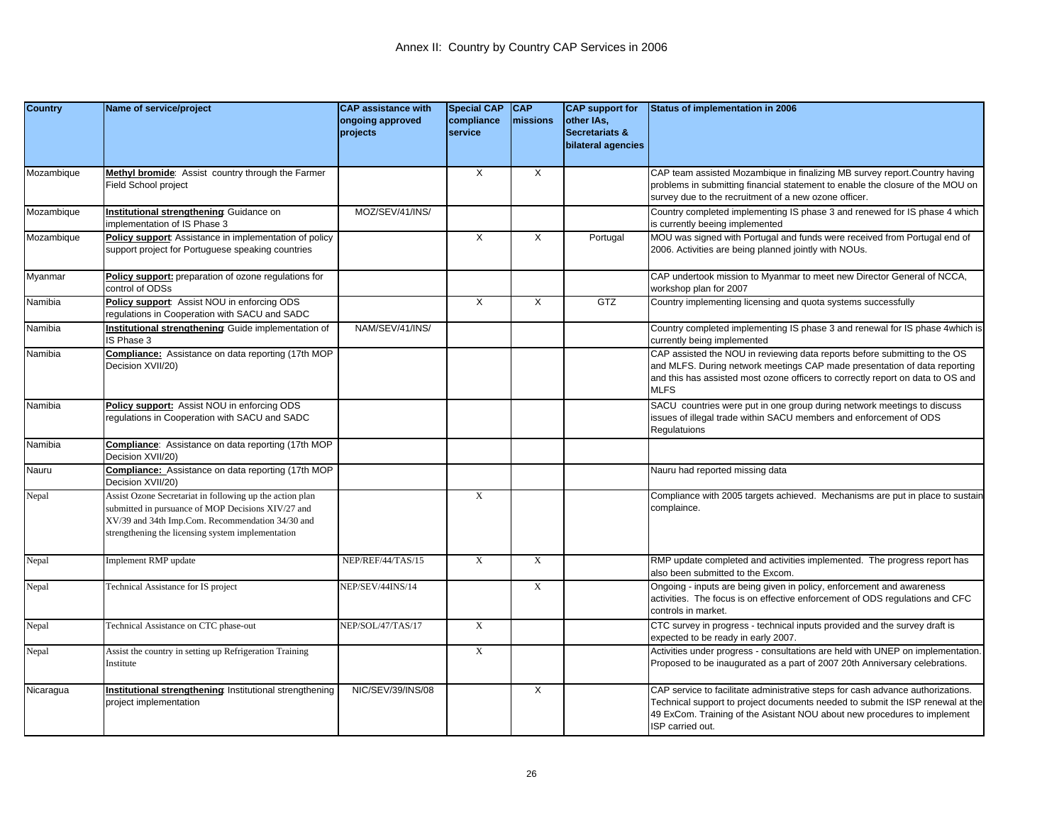# Annex II: Country by Country CAP Services in 2006

| Country | Name of service/project | CAP assistance with ongoing approved projects | Special CAP compliance service | CAP missions | CAP support for other IAs, Secretariats & bilateral agencies | Status of implementation in 2006 |
|---|---|---|---|---|---|---|
| Mozambique | **Methyl bromide**: Assist country through the Farmer Field School project | | X | X | | CAP team assisted Mozambique in finalizing MB survey report.Country having problems in submitting financial statement to enable the closure of the MOU on survey due to the recruitment of a new ozone officer. |
| Mozambique | **Institutional strengthening**: Guidance on implementation of IS Phase 3 | MOZ/SEV/41/INS/ | | | | Country completed implementing IS phase 3 and renewed for IS phase 4 which is currently beeing implemented |
| Mozambique | **Policy support**: Assistance in implementation of policy support project for Portuguese speaking countries | | X | X | Portugal | MOU was signed with Portugal and funds were received from Portugal end of 2006. Activities are being planned jointly with NOUs. |
| Myanmar | **Policy support:** preparation of ozone regulations for control of ODSs | | | | | CAP undertook mission to Myanmar to meet new Director General of NCCA, workshop plan for 2007 |
| Namibia | **Policy support**: Assist NOU in enforcing ODS regulations in Cooperation with SACU and SADC | | X | X | GTZ | Country implementing licensing and quota systems successfully |
| Namibia | **Institutional strengthening**: Guide implementation of IS Phase 3 | NAM/SEV/41/INS/ | | | | Country completed implementing IS phase 3 and renewal for IS phase 4which is currently being implemented |
| Namibia | **Compliance:** Assistance on data reporting (17th MOP Decision XVII/20) | | | | | CAP assisted the NOU in reviewing data reports before submitting to the OS and MLFS. During network meetings CAP made presentation of data reporting and this has assisted most ozone officers to correctly report on data to OS and MLFS |
| Namibia | **Policy support:** Assist NOU in enforcing ODS regulations in Cooperation with SACU and SADC | | | | | SACU countries were put in one group during network meetings to discuss issues of illegal trade within SACU members and enforcement of ODS Regulatuions |
| Namibia | **Compliance**: Assistance on data reporting (17th MOP Decision XVII/20) | | | | | |
| Nauru | **Compliance:** Assistance on data reporting (17th MOP Decision XVII/20) | | | | | Nauru had reported missing data |
| Nepal | Assist Ozone Secretariat in following up the action plan submitted in pursuance of MOP Decisions XIV/27 and XV/39 and 34th Imp.Com. Recommendation 34/30 and strengthening the licensing system implementation | | X | | | Compliance with 2005 targets achieved. Mechanisms are put in place to sustain complaince. |
| Nepal | Implement RMP update | NEP/REF/44/TAS/15 | X | X | | RMP update completed and activities implemented. The progress report has also been submitted to the Excom. |
| Nepal | Technical Assistance for IS project | NEP/SEV/44INS/14 | | X | | Ongoing - inputs are being given in policy, enforcement and awareness activities. The focus is on effective enforcement of ODS regulations and CFC controls in market. |
| Nepal | Technical Assistance on CTC phase-out | NEP/SOL/47/TAS/17 | X | | | CTC survey in progress - technical inputs provided and the survey draft is expected to be ready in early 2007. |
| Nepal | Assist the country in setting up Refrigeration Training Institute | | X | | | Activities under progress - consultations are held with UNEP on implementation. Proposed to be inaugurated as a part of 2007 20th Anniversary celebrations. |
| Nicaragua | **Institutional strengthening**: Institutional strengthening project implementation | NIC/SEV/39/INS/08 | | X | | CAP service to facilitate administrative steps for cash advance authorizations. Technical support to project documents needed to submit the ISP renewal at the 49 ExCom. Training of the Asistant NOU about new procedures to implement ISP carried out. |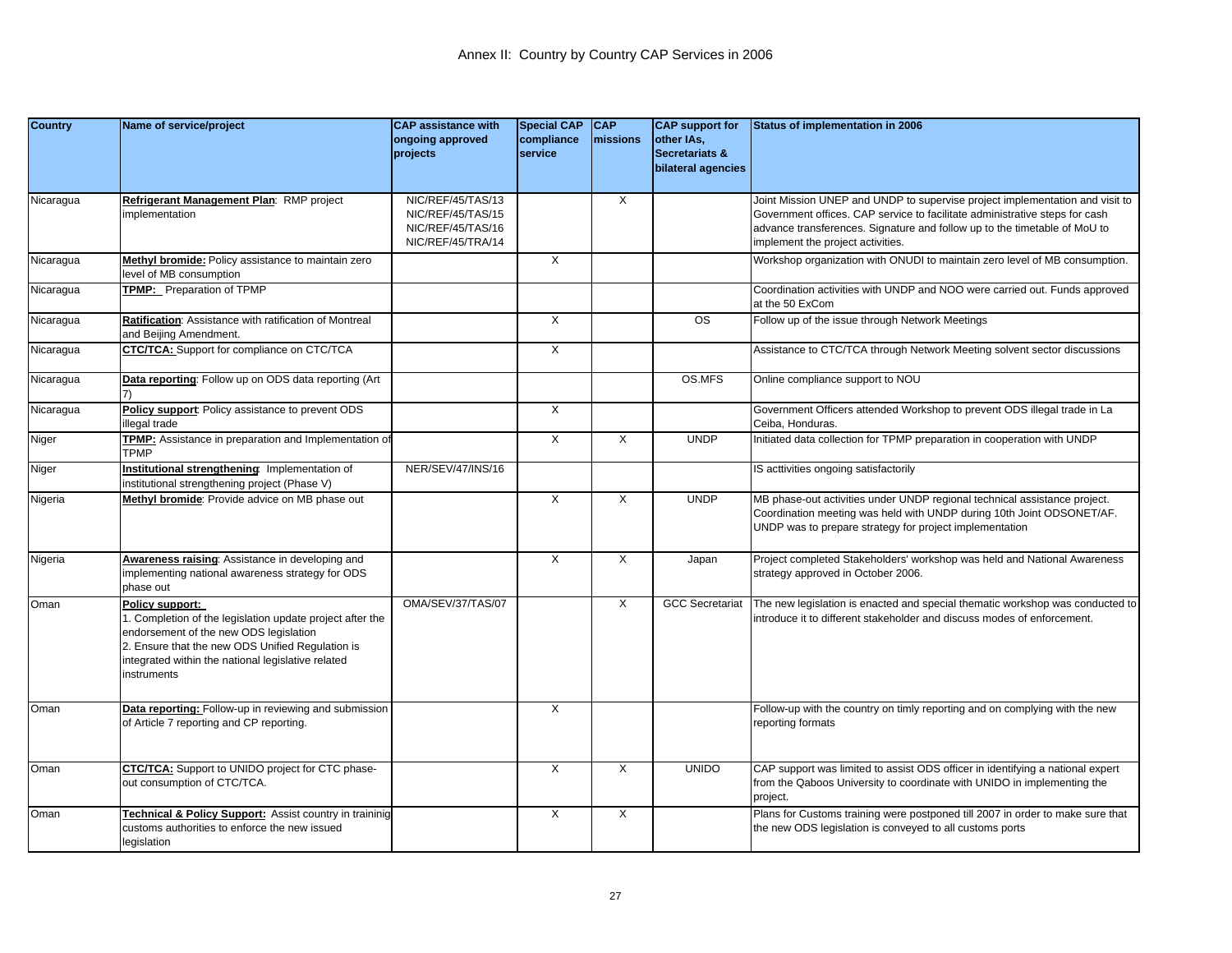# Annex II: Country by Country CAP Services in 2006

| Country | Name of service/project | CAP assistance with ongoing approved projects | Special CAP compliance service | CAP missions | CAP support for other IAs, Secretariats & bilateral agencies | Status of implementation in 2006 |
|---|---|---|---|---|---|---|
| Nicaragua | **Refrigerant Management Plan**: RMP project implementation | NIC/REF/45/TAS/13 NIC/REF/45/TAS/15 NIC/REF/45/TAS/16 NIC/REF/45/TRA/14 | | X | | Joint Mission UNEP and UNDP to supervise project implementation and visit to Government offices. CAP service to facilitate administrative steps for cash advance transferences. Signature and follow up to the timetable of MoU to implement the project activities. |
| Nicaragua | **Methyl bromide:** Policy assistance to maintain zero level of MB consumption | | X | | | Workshop organization with ONUDI to maintain zero level of MB consumption. |
| Nicaragua | **TPMP:** Preparation of TPMP | | | | | Coordination activities with UNDP and NOO were carried out. Funds approved at the 50 ExCom |
| Nicaragua | **Ratification**: Assistance with ratification of Montreal and Beijing Amendment. | | X | | OS | Follow up of the issue through Network Meetings |
| Nicaragua | **CTC/TCA:** Support for compliance on CTC/TCA | | X | | | Assistance to CTC/TCA through Network Meeting solvent sector discussions |
| Nicaragua | **Data reporting**: Follow up on ODS data reporting (Art 7) | | | | OS.MFS | Online compliance support to NOU |
| Nicaragua | **Policy support**: Policy assistance to prevent ODS illegal trade | | X | | | Government Officers attended Workshop to prevent ODS illegal trade in La Ceiba, Honduras. |
| Niger | **TPMP:** Assistance in preparation and Implementation of TPMP | | X | X | UNDP | Initiated data collection for TPMP preparation in cooperation with UNDP |
| Niger | **Institutional strengthening**: Implementation of institutional strengthening project (Phase V) | NER/SEV/47/INS/16 | | | | IS acttivities ongoing satisfactorily |
| Nigeria | **Methyl bromide**: Provide advice on MB phase out | | X | X | UNDP | MB phase-out activities under UNDP regional technical assistance project. Coordination meeting was held with UNDP during 10th Joint ODSONET/AF. UNDP was to prepare strategy for project implementation |
| Nigeria | **Awareness raising**: Assistance in developing and implementing national awareness strategy for ODS phase out | | X | X | Japan | Project completed Stakeholders' workshop was held and National Awareness strategy approved in October 2006. |
| Oman | **Policy support:** 1. Completion of the legislation update project after the endorsement of the new ODS legislation 2. Ensure that the new ODS Unified Regulation is integrated within the national legislative related instruments | OMA/SEV/37/TAS/07 | | X | GCC Secretariat | The new legislation is enacted and special thematic workshop was conducted to introduce it to different stakeholder and discuss modes of enforcement. |
| Oman | **Data reporting:** Follow-up in reviewing and submission of Article 7 reporting and CP reporting. | | X | | | Follow-up with the country on timly reporting and on complying with the new reporting formats |
| Oman | **CTC/TCA:** Support to UNIDO project for CTC phase-out consumption of CTC/TCA. | | X | X | UNIDO | CAP support was limited to assist ODS officer in identifying a national expert from the Qaboos University to coordinate with UNIDO in implementing the project. |
| Oman | **Technical & Policy Support:** Assist country in traininig customs authorities to enforce the new issued legislation | | X | X | | Plans for Customs training were postponed till 2007 in order to make sure that the new ODS legislation is conveyed to all customs ports |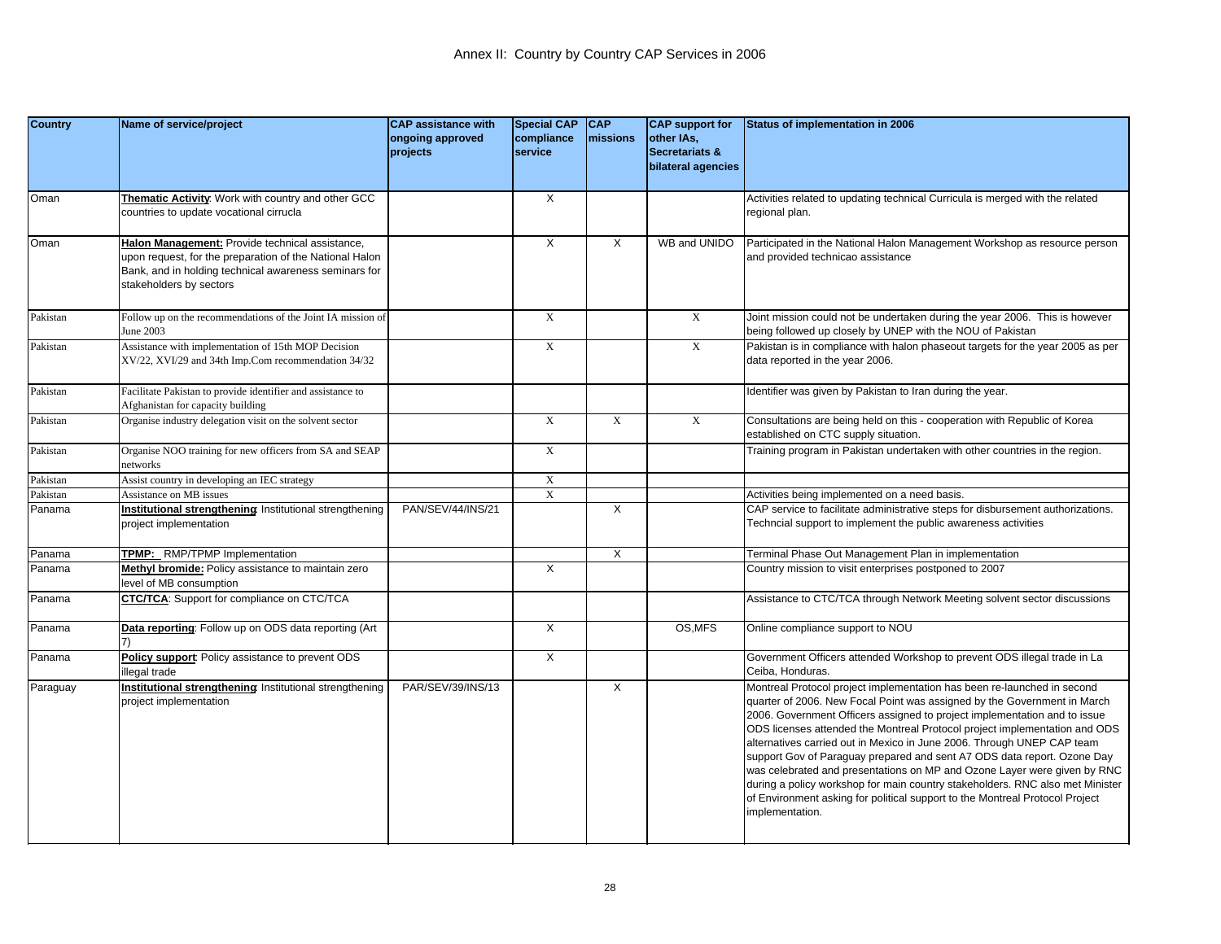# Annex II: Country by Country CAP Services in 2006

| Country | Name of service/project | CAP assistance with ongoing approved projects | Special CAP compliance service | CAP missions | CAP support for other IAs, Secretariats & bilateral agencies | Status of implementation in 2006 |
|---|---|---|---|---|---|---|
| Oman | **Thematic Activity**: Work with country and other GCC countries to update vocational cirrucla | | X | | | Activities related to updating technical Curricula is merged with the related regional plan. |
| Oman | **Halon Management:** Provide technical assistance, upon request, for the preparation of the National Halon Bank, and in holding technical awareness seminars for stakeholders by sectors | | X | X | WB and UNIDO | Participated in the National Halon Management Workshop as resource person and provided technicao assistance |
| Pakistan | Follow up on the recommendations of the Joint IA mission of June 2003 | | X | | X | Joint mission could not be undertaken during the year 2006. This is however being followed up closely by UNEP with the NOU of Pakistan |
| Pakistan | Assistance with implementation of 15th MOP Decision XV/22, XVI/29 and 34th Imp.Com recommendation 34/32 | | X | | X | Pakistan is in compliance with halon phaseout targets for the year 2005 as per data reported in the year 2006. |
| Pakistan | Facilitate Pakistan to provide identifier and assistance to Afghanistan for capacity building | | | | | Identifier was given by Pakistan to Iran during the year. |
| Pakistan | Organise industry delegation visit on the solvent sector | | X | X | X | Consultations are being held on this - cooperation with Republic of Korea established on CTC supply situation. |
| Pakistan | Organise NOO training for new officers from SA and SEAP networks | | X | | | Training program in Pakistan undertaken with other countries in the region. |
| Pakistan | Assist country in developing an IEC strategy | | X | | | |
| Pakistan | Assistance on MB issues | | X | | | Activities being implemented on a need basis. |
| Panama | **Institutional strengthening**: Institutional strengthening project implementation | PAN/SEV/44/INS/21 | | X | | CAP service to facilitate administrative steps for disbursement authorizations. Techncial support to implement the public awareness activities |
| Panama | **TPMP:** RMP/TPMP Implementation | | | X | | Terminal Phase Out Management Plan in implementation |
| Panama | **Methyl bromide:** Policy assistance to maintain zero level of MB consumption | | X | | | Country mission to visit enterprises postponed to 2007 |
| Panama | **CTC/TCA**: Support for compliance on CTC/TCA | | | | | Assistance to CTC/TCA through Network Meeting solvent sector discussions |
| Panama | **Data reporting**: Follow up on ODS data reporting (Art 7) | | X | | OS,MFS | Online compliance support to NOU |
| Panama | **Policy support**: Policy assistance to prevent ODS illegal trade | | X | | | Government Officers attended Workshop to prevent ODS illegal trade in La Ceiba, Honduras. |
| Paraguay | **Institutional strengthening**: Institutional strengthening project implementation | PAR/SEV/39/INS/13 | | X | | Montreal Protocol project implementation has been re-launched in second quarter of 2006. New Focal Point was assigned by the Government in March 2006. Government Officers assigned to project implementation and to issue ODS licenses attended the Montreal Protocol project implementation and ODS alternatives carried out in Mexico in June 2006. Through UNEP CAP team support Gov of Paraguay prepared and sent A7 ODS data report. Ozone Day was celebrated and presentations on MP and Ozone Layer were given by RNC during a policy workshop for main country stakeholders. RNC also met Minister of Environment asking for political support to the Montreal Protocol Project implementation. |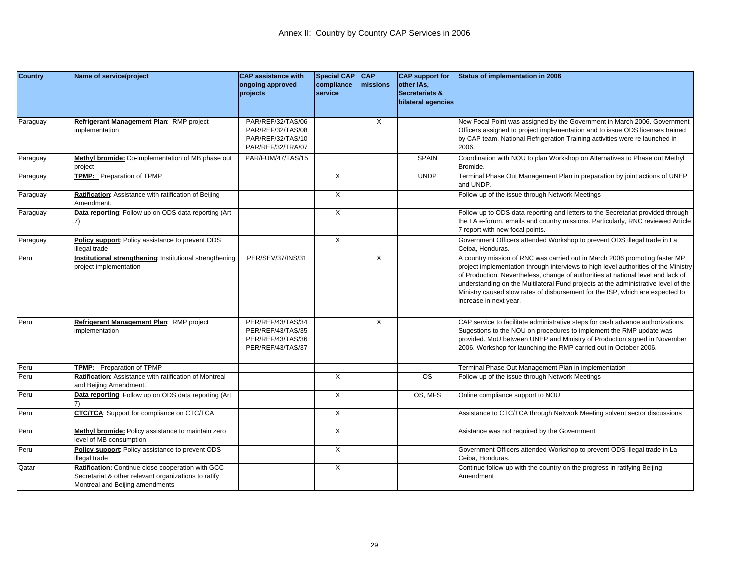# Annex II: Country by Country CAP Services in 2006

| Country | Name of service/project | CAP assistance with ongoing approved projects | Special CAP compliance service | CAP missions | CAP support for other IAs, Secretariats & bilateral agencies | Status of implementation in 2006 |
|---|---|---|---|---|---|---|
| Paraguay | **Refrigerant Management Plan**: RMP project implementation | PAR/REF/32/TAS/06 PAR/REF/32/TAS/08 PAR/REF/32/TAS/10 PAR/REF/32/TRA/07 | | X | | New Focal Point was assigned by the Government in March 2006. Government Officers assigned to project implementation and to issue ODS licenses trained by CAP team. National Refrigeration Training activities were re launched in 2006. |
| Paraguay | **Methyl bromide:** Co-implementation of MB phase out project | PAR/FUM/47/TAS/15 | | | SPAIN | Coordination with NOU to plan Workshop on Alternatives to Phase out Methyl Bromide. |
| Paraguay | **TPMP:** Preparation of TPMP | | X | | UNDP | Terminal Phase Out Management Plan in preparation by joint actions of UNEP and UNDP. |
| Paraguay | **Ratification**: Assistance with ratification of Beijing Amendment. | | X | | | Follow up of the issue through Network Meetings |
| Paraguay | **Data reporting**: Follow up on ODS data reporting (Art 7) | | X | | | Follow up to ODS data reporting and letters to the Secretariat provided through the LA e-forum, emails and country missions. Particularly, RNC reviewed Article 7 report with new focal points. |
| Paraguay | **Policy support**: Policy assistance to prevent ODS illegal trade | | X | | | Government Officers attended Workshop to prevent ODS illegal trade in La Ceiba, Honduras. |
| Peru | **Institutional strengthening**: Institutional strengthening project implementation | PER/SEV/37/INS/31 | | X | | A country mission of RNC was carried out in March 2006 promoting faster MP project implementation through interviews to high level authorities of the Ministry of Production. Nevertheless, change of authorities at national level and lack of understanding on the Multilateral Fund projects at the administrative level of the Ministry caused slow rates of disbursement for the ISP, which are expected to increase in next year. |
| Peru | **Refrigerant Management Plan**: RMP project implementation | PER/REF/43/TAS/34 PER/REF/43/TAS/35 PER/REF/43/TAS/36 PER/REF/43/TAS/37 | | X | | CAP service to facilitate administrative steps for cash advance authorizations. Sugestions to the NOU on procedures to implement the RMP update was provided. MoU between UNEP and Ministry of Production signed in November 2006. Workshop for launching the RMP carried out in October 2006. |
| Peru | **TPMP:** Preparation of TPMP | | | | | Terminal Phase Out Management Plan in implementation |
| Peru | **Ratification**: Assistance with ratification of Montreal and Beijing Amendment. | | X | | OS | Follow up of the issue through Network Meetings |
| Peru | **Data reporting**: Follow up on ODS data reporting (Art 7) | | X | | OS, MFS | Online compliance support to NOU |
| Peru | **CTC/TCA**: Support for compliance on CTC/TCA | | X | | | Assistance to CTC/TCA through Network Meeting solvent sector discussions |
| Peru | **Methyl bromide:** Policy assistance to maintain zero level of MB consumption | | X | | | Asistance was not required by the Government |
| Peru | **Policy support**: Policy assistance to prevent ODS illegal trade | | X | | | Government Officers attended Workshop to prevent ODS illegal trade in La Ceiba, Honduras. |
| Qatar | **Ratification:** Continue close cooperation with GCC Secretariat & other relevant organizations to ratify Montreal and Beijing amendments | | X | | | Continue follow-up with the country on the progress in ratifying Beijing Amendment |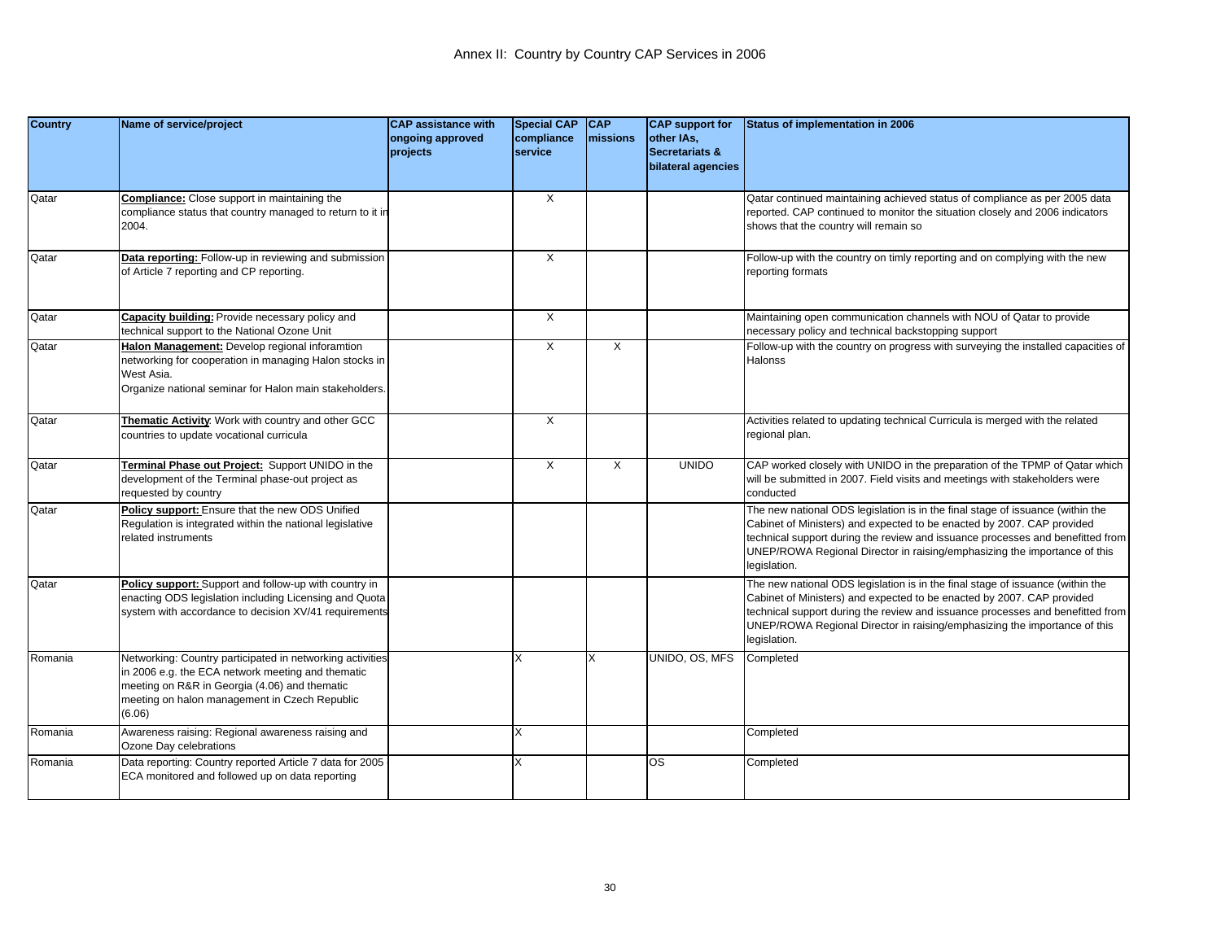# Annex II: Country by Country CAP Services in 2006

| Country | Name of service/project | CAP assistance with ongoing approved projects | Special CAP compliance service | CAP missions | CAP support for other IAs, Secretariats & bilateral agencies | Status of implementation in 2006 |
|---|---|---|---|---|---|---|
| Qatar | **Compliance:** Close support in maintaining the compliance status that country managed to return to it in 2004. | | X | | | Qatar continued maintaining achieved status of compliance as per 2005 data reported. CAP continued to monitor the situation closely and 2006 indicators shows that the country will remain so |
| Qatar | **Data reporting:** Follow-up in reviewing and submission of Article 7 reporting and CP reporting. | | X | | | Follow-up with the country on timly reporting and on complying with the new reporting formats |
| Qatar | **Capacity building:** Provide necessary policy and technical support to the National Ozone Unit | | X | | | Maintaining open communication channels with NOU of Qatar to provide necessary policy and technical backstopping support |
| Qatar | **Halon Management:** Develop regional inforamtion networking for cooperation in managing Halon stocks in West Asia. Organize national seminar for Halon main stakeholders. | | X | X | | Follow-up with the country on progress with surveying the installed capacities of Halonss |
| Qatar | **Thematic Activity**: Work with country and other GCC countries to update vocational curricula | | X | | | Activities related to updating technical Curricula is merged with the related regional plan. |
| Qatar | **Terminal Phase out Project:** Support UNIDO in the development of the Terminal phase-out project as requested by country | | X | X | UNIDO | CAP worked closely with UNIDO in the preparation of the TPMP of Qatar which will be submitted in 2007. Field visits and meetings with stakeholders were conducted |
| Qatar | **Policy support:** Ensure that the new ODS Unified Regulation is integrated within the national legislative related instruments | | | | | The new national ODS legislation is in the final stage of issuance (within the Cabinet of Ministers) and expected to be enacted by 2007. CAP provided technical support during the review and issuance processes and benefitted from UNEP/ROWA Regional Director in raising/emphasizing the importance of this legislation. |
| Qatar | **Policy support:** Support and follow-up with country in enacting ODS legislation including Licensing and Quota system with accordance to decision XV/41 requirements | | | | | The new national ODS legislation is in the final stage of issuance (within the Cabinet of Ministers) and expected to be enacted by 2007. CAP provided technical support during the review and issuance processes and benefitted from UNEP/ROWA Regional Director in raising/emphasizing the importance of this legislation. |
| Romania | Networking: Country participated in networking activities in 2006 e.g. the ECA network meeting and thematic meeting on R&R in Georgia (4.06) and thematic meeting on halon management in Czech Republic (6.06) | | X | X | UNIDO, OS, MFS | Completed |
| Romania | Awareness raising: Regional awareness raising and Ozone Day celebrations | | X | | | Completed |
| Romania | Data reporting: Country reported Article 7 data for 2005 ECA monitored and followed up on data reporting | | X | | OS | Completed |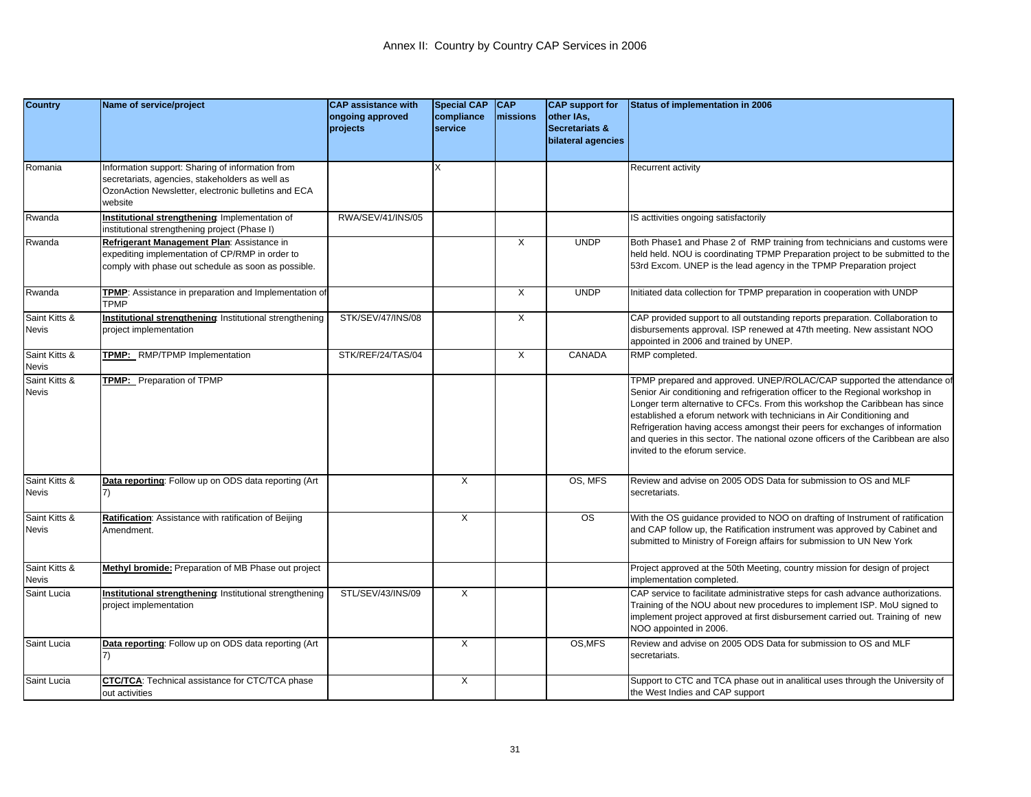# Annex II: Country by Country CAP Services in 2006

| Country | Name of service/project | CAP assistance with ongoing approved projects | Special CAP compliance service | CAP missions | CAP support for other IAs, Secretariats & bilateral agencies | Status of implementation in 2006 |
|---|---|---|---|---|---|---|
| Romania | Information support: Sharing of information from secretariats, agencies, stakeholders as well as OzonAction Newsletter, electronic bulletins and ECA website | | X | | | Recurrent activity |
| Rwanda | **Institutional strengthening**: Implementation of institutional strengthening project (Phase I) | RWA/SEV/41/INS/05 | | | | IS acttivities ongoing satisfactorily |
| Rwanda | **Refrigerant Management Plan**: Assistance in expediting implementation of CP/RMP in order to comply with phase out schedule as soon as possible. | | | X | UNDP | Both Phase1 and Phase 2 of RMP training from technicians and customs were held held. NOU is coordinating TPMP Preparation project to be submitted to the 53rd Excom. UNEP is the lead agency in the TPMP Preparation project |
| Rwanda | **TPMP**: Assistance in preparation and Implementation of TPMP | | | X | UNDP | Initiated data collection for TPMP preparation in cooperation with UNDP |
| Saint Kitts & Nevis | **Institutional strengthening**: Institutional strengthening project implementation | STK/SEV/47/INS/08 | | X | | CAP provided support to all outstanding reports preparation. Collaboration to disbursements approval. ISP renewed at 47th meeting. New assistant NOO appointed in 2006 and trained by UNEP. |
| Saint Kitts & Nevis | **TPMP:** RMP/TPMP Implementation | STK/REF/24/TAS/04 | | X | CANADA | RMP completed. |
| Saint Kitts & Nevis | **TPMP:** Preparation of TPMP | | | | | TPMP prepared and approved. UNEP/ROLAC/CAP supported the attendance of Senior Air conditioning and refrigeration officer to the Regional workshop in Longer term alternative to CFCs. From this workshop the Caribbean has since established a eforum network with technicians in Air Conditioning and Refrigeration having access amongst their peers for exchanges of information and queries in this sector. The national ozone officers of the Caribbean are also invited to the eforum service. |
| Saint Kitts & Nevis | **Data reporting**: Follow up on ODS data reporting (Art 7) | | X | | OS, MFS | Review and advise on 2005 ODS Data for submission to OS and MLF secretariats. |
| Saint Kitts & Nevis | **Ratification**: Assistance with ratification of Beijing Amendment. | | X | | OS | With the OS guidance provided to NOO on drafting of Instrument of ratification and CAP follow up, the Ratification instrument was approved by Cabinet and submitted to Ministry of Foreign affairs for submission to UN New York |
| Saint Kitts & Nevis | **Methyl bromide:** Preparation of MB Phase out project | | | | | Project approved at the 50th Meeting, country mission for design of project implementation completed. |
| Saint Lucia | **Institutional strengthening**: Institutional strengthening project implementation | STL/SEV/43/INS/09 | X | | | CAP service to facilitate administrative steps for cash advance authorizations. Training of the NOU about new procedures to implement ISP. MoU signed to implement project approved at first disbursement carried out. Training of new NOO appointed in 2006. |
| Saint Lucia | **Data reporting**: Follow up on ODS data reporting (Art 7) | | X | | OS,MFS | Review and advise on 2005 ODS Data for submission to OS and MLF secretariats. |
| Saint Lucia | **CTC/TCA**: Technical assistance for CTC/TCA phase out activities | | X | | | Support to CTC and TCA phase out in analitical uses through the University of the West Indies and CAP support |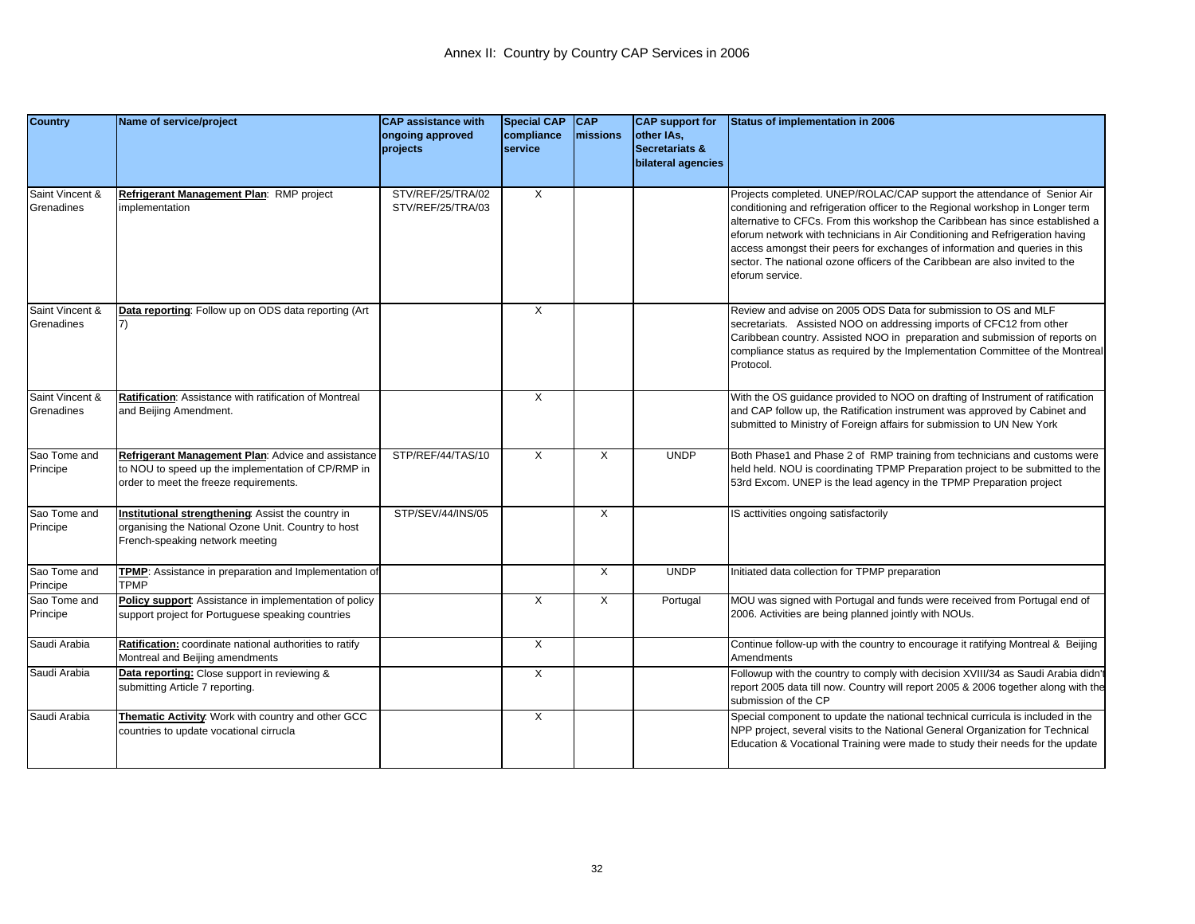# Annex II: Country by Country CAP Services in 2006

| Country | Name of service/project | CAP assistance with ongoing approved projects | Special CAP compliance service | CAP missions | CAP support for other IAs, Secretariats & bilateral agencies | Status of implementation in 2006 |
|---|---|---|---|---|---|---|
| Saint Vincent & Grenadines | **Refrigerant Management Plan**: RMP project implementation | STV/REF/25/TRA/02 STV/REF/25/TRA/03 | X | | | Projects completed. UNEP/ROLAC/CAP support the attendance of Senior Air conditioning and refrigeration officer to the Regional workshop in Longer term alternative to CFCs. From this workshop the Caribbean has since established a eforum network with technicians in Air Conditioning and Refrigeration having access amongst their peers for exchanges of information and queries in this sector. The national ozone officers of the Caribbean are also invited to the eforum service. |
| Saint Vincent & Grenadines | **Data reporting**: Follow up on ODS data reporting (Art 7) | | X | | | Review and advise on 2005 ODS Data for submission to OS and MLF secretariats. Assisted NOO on addressing imports of CFC12 from other Caribbean country. Assisted NOO in preparation and submission of reports on compliance status as required by the Implementation Committee of the Montreal Protocol. |
| Saint Vincent & Grenadines | **Ratification**: Assistance with ratification of Montreal and Beijing Amendment. | | X | | | With the OS guidance provided to NOO on drafting of Instrument of ratification and CAP follow up, the Ratification instrument was approved by Cabinet and submitted to Ministry of Foreign affairs for submission to UN New York |
| Sao Tome and Principe | **Refrigerant Management Plan**: Advice and assistance to NOU to speed up the implementation of CP/RMP in order to meet the freeze requirements. | STP/REF/44/TAS/10 | X | X | UNDP | Both Phase1 and Phase 2 of RMP training from technicians and customs were held held. NOU is coordinating TPMP Preparation project to be submitted to the 53rd Excom. UNEP is the lead agency in the TPMP Preparation project |
| Sao Tome and Principe | **Institutional strengthening**: Assist the country in organising the National Ozone Unit. Country to host French-speaking network meeting | STP/SEV/44/INS/05 | | X | | IS acttivities ongoing satisfactorily |
| Sao Tome and Principe | **TPMP**: Assistance in preparation and Implementation of TPMP | | | X | UNDP | Initiated data collection for TPMP preparation |
| Sao Tome and Principe | **Policy support**: Assistance in implementation of policy support project for Portuguese speaking countries | | X | X | Portugal | MOU was signed with Portugal and funds were received from Portugal end of 2006. Activities are being planned jointly with NOUs. |
| Saudi Arabia | **Ratification:** coordinate national authorities to ratify Montreal and Beijing amendments | | X | | | Continue follow-up with the country to encourage it ratifying Montreal & Beijing Amendments |
| Saudi Arabia | **Data reporting:** Close support in reviewing & submitting Article 7 reporting. | | X | | | Followup with the country to comply with decision XVIII/34 as Saudi Arabia didn't report 2005 data till now. Country will report 2005 & 2006 together along with the submission of the CP |
| Saudi Arabia | **Thematic Activity**: Work with country and other GCC countries to update vocational cirrucla | | X | | | Special component to update the national technical curricula is included in the NPP project, several visits to the National General Organization for Technical Education & Vocational Training were made to study their needs for the update |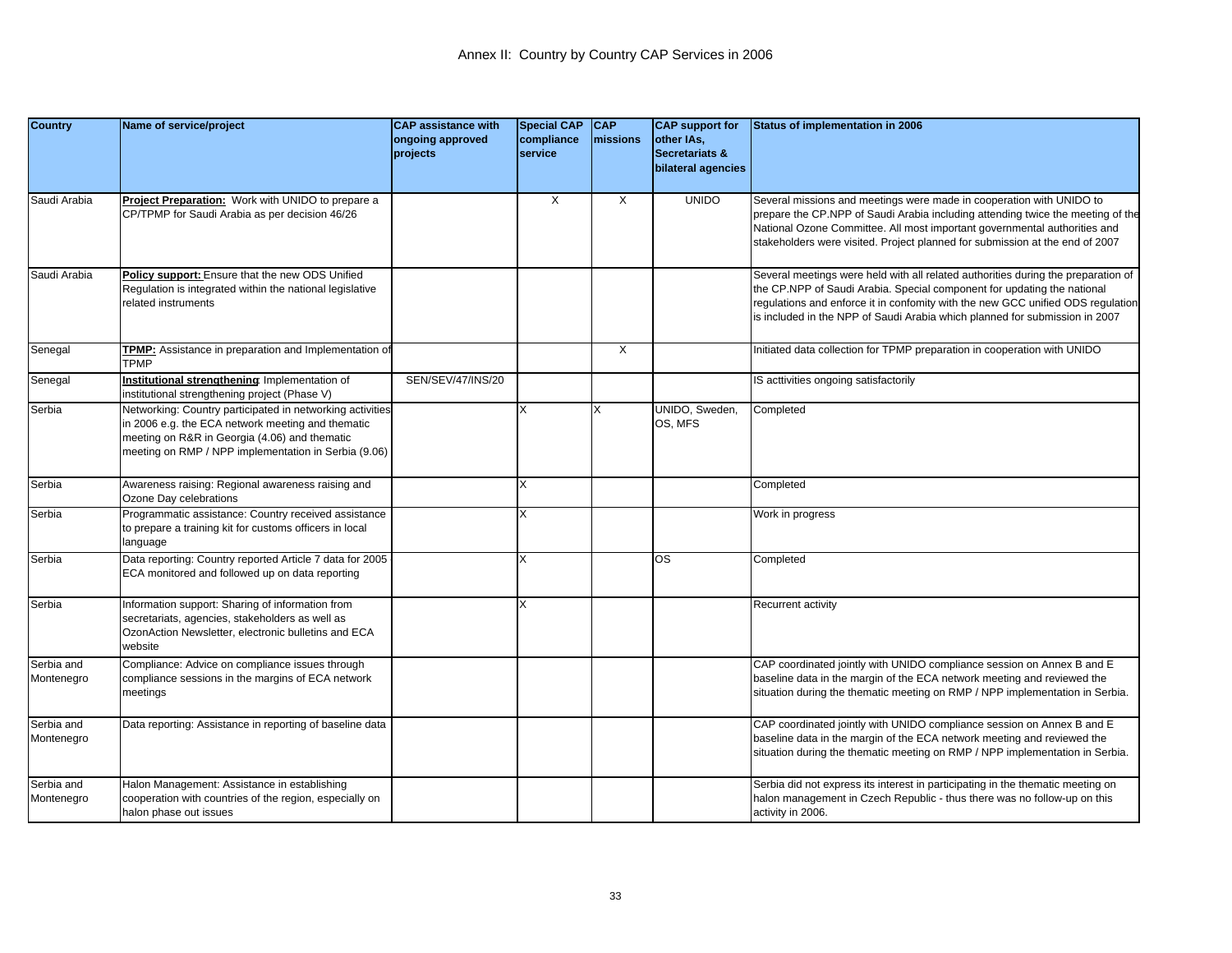# Annex II: Country by Country CAP Services in 2006

| Country | Name of service/project | CAP assistance with ongoing approved projects | Special CAP compliance service | CAP missions | CAP support for other IAs, Secretariats & bilateral agencies | Status of implementation in 2006 |
|---|---|---|---|---|---|---|
| Saudi Arabia | **Project Preparation:** Work with UNIDO to prepare a CP/TPMP for Saudi Arabia as per decision 46/26 | | X | X | UNIDO | Several missions and meetings were made in cooperation with UNIDO to prepare the CP.NPP of Saudi Arabia including attending twice the meeting of the National Ozone Committee. All most important governmental authorities and stakeholders were visited. Project planned for submission at the end of 2007 |
| Saudi Arabia | **Policy support:** Ensure that the new ODS Unified Regulation is integrated within the national legislative related instruments | | | | | Several meetings were held with all related authorities during the preparation of the CP.NPP of Saudi Arabia. Special component for updating the national regulations and enforce it in confomity with the new GCC unified ODS regulation is included in the NPP of Saudi Arabia which planned for submission in 2007 |
| Senegal | **TPMP:** Assistance in preparation and Implementation of TPMP | | | X | | Initiated data collection for TPMP preparation in cooperation with UNIDO |
| Senegal | **Institutional strengthening**: Implementation of institutional strengthening project (Phase V) | SEN/SEV/47/INS/20 | | | | IS acttivities ongoing satisfactorily |
| Serbia | Networking: Country participated in networking activities in 2006 e.g. the ECA network meeting and thematic meeting on R&R in Georgia (4.06) and thematic meeting on RMP / NPP implementation in Serbia (9.06) | | X | X | UNIDO, Sweden, OS, MFS | Completed |
| Serbia | Awareness raising: Regional awareness raising and Ozone Day celebrations | | X | | | Completed |
| Serbia | Programmatic assistance: Country received assistance to prepare a training kit for customs officers in local language | | X | | | Work in progress |
| Serbia | Data reporting: Country reported Article 7 data for 2005 ECA monitored and followed up on data reporting | | X | | OS | Completed |
| Serbia | Information support: Sharing of information from secretariats, agencies, stakeholders as well as OzonAction Newsletter, electronic bulletins and ECA website | | X | | | Recurrent activity |
| Serbia and Montenegro | Compliance: Advice on compliance issues through compliance sessions in the margins of ECA network meetings | | | | | CAP coordinated jointly with UNIDO compliance session on Annex B and E baseline data in the margin of the ECA network meeting and reviewed the situation during the thematic meeting on RMP / NPP implementation in Serbia. |
| Serbia and Montenegro | Data reporting: Assistance in reporting of baseline data | | | | | CAP coordinated jointly with UNIDO compliance session on Annex B and E baseline data in the margin of the ECA network meeting and reviewed the situation during the thematic meeting on RMP / NPP implementation in Serbia. |
| Serbia and Montenegro | Halon Management: Assistance in establishing cooperation with countries of the region, especially on halon phase out issues | | | | | Serbia did not express its interest in participating in the thematic meeting on halon management in Czech Republic - thus there was no follow-up on this activity in 2006. |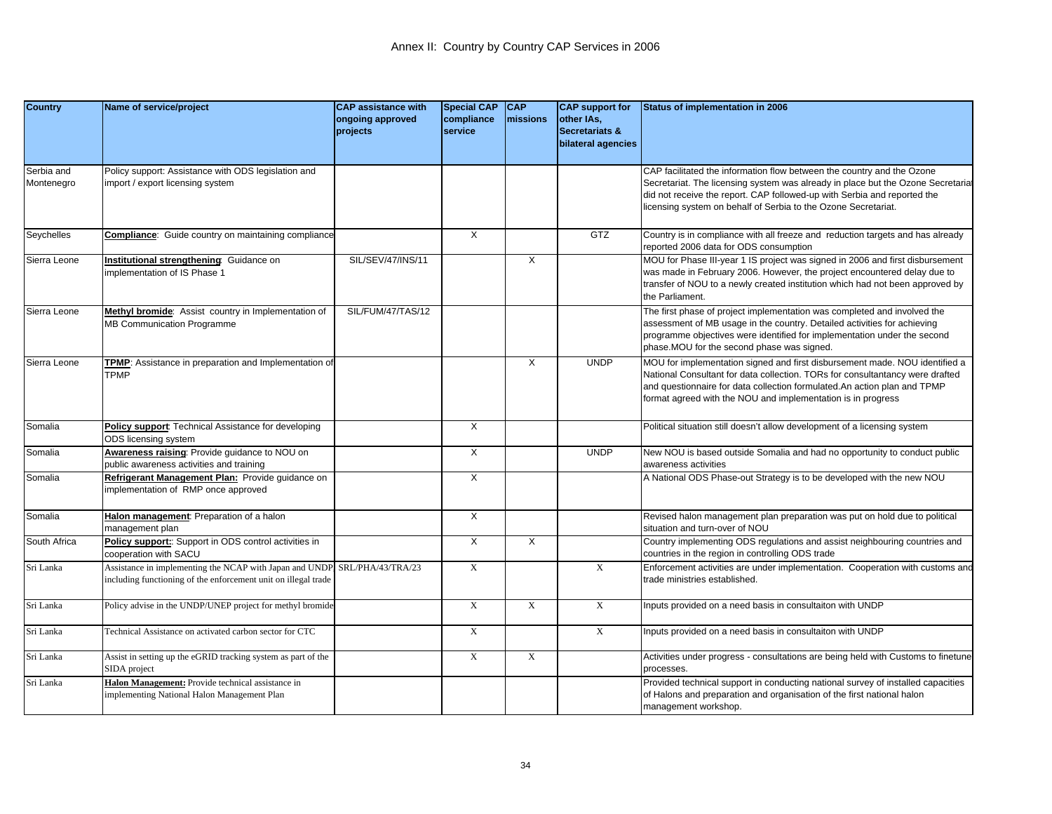# Annex II: Country by Country CAP Services in 2006

| Country | Name of service/project | CAP assistance with ongoing approved projects | Special CAP compliance service | CAP missions | CAP support for other IAs, Secretariats & bilateral agencies | Status of implementation in 2006 |
|---|---|---|---|---|---|---|
| Serbia and Montenegro | Policy support: Assistance with ODS legislation and import / export licensing system | | | | | CAP facilitated the information flow between the country and the Ozone Secretariat. The licensing system was already in place but the Ozone Secretariat did not receive the report. CAP followed-up with Serbia and reported the licensing system on behalf of Serbia to the Ozone Secretariat. |
| Seychelles | **Compliance**: Guide country on maintaining compliance | | X | | GTZ | Country is in compliance with all freeze and reduction targets and has already reported 2006 data for ODS consumption |
| Sierra Leone | **Institutional strengthening**: Guidance on implementation of IS Phase 1 | SIL/SEV/47/INS/11 | | X | | MOU for Phase III-year 1 IS project was signed in 2006 and first disbursement was made in February 2006. However, the project encountered delay due to transfer of NOU to a newly created institution which had not been approved by the Parliament. |
| Sierra Leone | **Methyl bromide**: Assist country in Implementation of MB Communication Programme | SIL/FUM/47/TAS/12 | | | | The first phase of project implementation was completed and involved the assessment of MB usage in the country. Detailed activities for achieving programme objectives were identified for implementation under the second phase.MOU for the second phase was signed. |
| Sierra Leone | **TPMP**: Assistance in preparation and Implementation of TPMP | | | X | UNDP | MOU for implementation signed and first disbursement made. NOU identified a National Consultant for data collection. TORs for consultantancy were drafted and questionnaire for data collection formulated.An action plan and TPMP format agreed with the NOU and implementation is in progress |
| Somalia | **Policy support**: Technical Assistance for developing ODS licensing system | | X | | | Political situation still doesn't allow development of a licensing system |
| Somalia | **Awareness raising**: Provide guidance to NOU on public awareness activities and training | | X | | UNDP | New NOU is based outside Somalia and had no opportunity to conduct public awareness activities |
| Somalia | **Refrigerant Management Plan:** Provide guidance on implementation of RMP once approved | | X | | | A National ODS Phase-out Strategy is to be developed with the new NOU |
| Somalia | **Halon management**: Preparation of a halon management plan | | X | | | Revised halon management plan preparation was put on hold due to political situation and turn-over of NOU |
| South Africa | **Policy support:**: Support in ODS control activities in cooperation with SACU | | X | X | | Country implementing ODS regulations and assist neighbouring countries and countries in the region in controlling ODS trade |
| Sri Lanka | Assistance in implementing the NCAP with Japan and UNDP including functioning of the enforcement unit on illegal trade | SRL/PHA/43/TRA/23 | X | | X | Enforcement activities are under implementation. Cooperation with customs and trade ministries established. |
| Sri Lanka | Policy advise in the UNDP/UNEP project for methyl bromide | | X | X | X | Inputs provided on a need basis in consultaiton with UNDP |
| Sri Lanka | Technical Assistance on activated carbon sector for CTC | | X | | X | Inputs provided on a need basis in consultaiton with UNDP |
| Sri Lanka | Assist in setting up the eGRID tracking system as part of the SIDA project | | X | X | | Activities under progress - consultations are being held with Customs to finetune processes. |
| Sri Lanka | **Halon Management:** Provide technical assistance in implementing National Halon Management Plan | | | | | Provided technical support in conducting national survey of installed capacities of Halons and preparation and organisation of the first national halon management workshop. |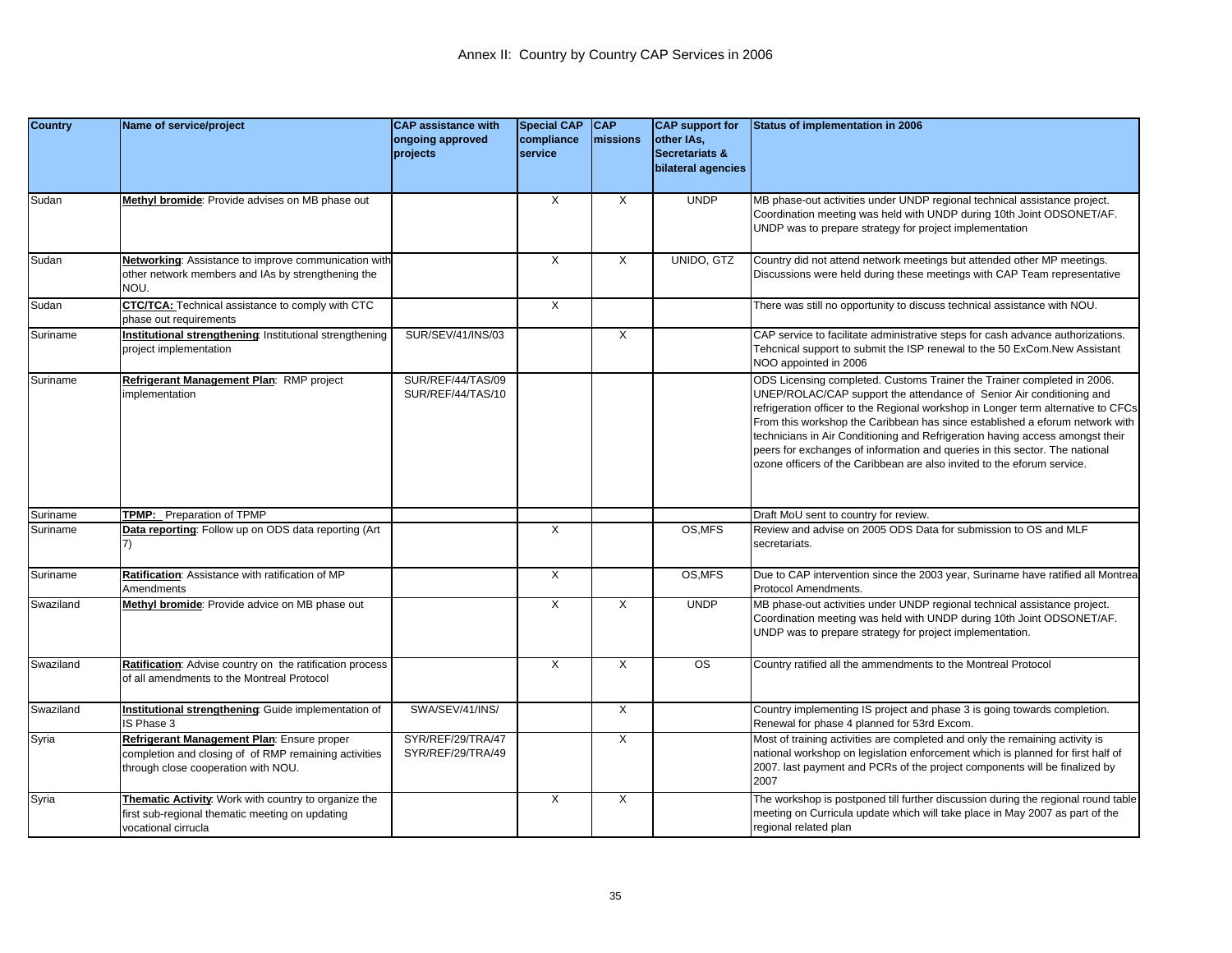# Annex II: Country by Country CAP Services in 2006

| Country | Name of service/project | CAP assistance with ongoing approved projects | Special CAP compliance service | CAP missions | CAP support for other IAs, Secretariats & bilateral agencies | Status of implementation in 2006 |
|---|---|---|---|---|---|---|
| Sudan | **Methyl bromide**: Provide advises on MB phase out | | X | X | UNDP | MB phase-out activities under UNDP regional technical assistance project. Coordination meeting was held with UNDP during 10th Joint ODSONET/AF. UNDP was to prepare strategy for project implementation |
| Sudan | **Networking**: Assistance to improve communication with other network members and IAs by strengthening the NOU. | | X | X | UNIDO, GTZ | Country did not attend network meetings but attended other MP meetings. Discussions were held during these meetings with CAP Team representative |
| Sudan | **CTC/TCA:** Technical assistance to comply with CTC phase out requirements | | X | | | There was still no opportunity to discuss technical assistance with NOU. |
| Suriname | **Institutional strengthening**: Institutional strengthening project implementation | SUR/SEV/41/INS/03 | | X | | CAP service to facilitate administrative steps for cash advance authorizations. Tehcnical support to submit the ISP renewal to the 50 ExCom.New Assistant NOO appointed in 2006 |
| Suriname | **Refrigerant Management Plan**: RMP project implementation | SUR/REF/44/TAS/09 SUR/REF/44/TAS/10 | | | | ODS Licensing completed. Customs Trainer the Trainer completed in 2006. UNEP/ROLAC/CAP support the attendance of Senior Air conditioning and refrigeration officer to the Regional workshop in Longer term alternative to CFCs From this workshop the Caribbean has since established a eforum network with technicians in Air Conditioning and Refrigeration having access amongst their peers for exchanges of information and queries in this sector. The national ozone officers of the Caribbean are also invited to the eforum service. |
| Suriname | **TPMP:** Preparation of TPMP | | | | | Draft MoU sent to country for review. |
| Suriname | **Data reporting**: Follow up on ODS data reporting (Art 7) | | X | | OS,MFS | Review and advise on 2005 ODS Data for submission to OS and MLF secretariats. |
| Suriname | **Ratification**: Assistance with ratification of MP Amendments | | X | | OS,MFS | Due to CAP intervention since the 2003 year, Suriname have ratified all Montreal Protocol Amendments. |
| Swaziland | **Methyl bromide**: Provide advice on MB phase out | | X | X | UNDP | MB phase-out activities under UNDP regional technical assistance project. Coordination meeting was held with UNDP during 10th Joint ODSONET/AF. UNDP was to prepare strategy for project implementation. |
| Swaziland | **Ratification**: Advise country on the ratification process of all amendments to the Montreal Protocol | | X | X | OS | Country ratified all the ammendments to the Montreal Protocol |
| Swaziland | **Institutional strengthening**: Guide implementation of IS Phase 3 | SWA/SEV/41/INS/ | | X | | Country implementing IS project and phase 3 is going towards completion. Renewal for phase 4 planned for 53rd Excom. |
| Syria | **Refrigerant Management Plan**: Ensure proper completion and closing of of RMP remaining activities through close cooperation with NOU. | SYR/REF/29/TRA/47 SYR/REF/29/TRA/49 | | X | | Most of training activities are completed and only the remaining activity is national workshop on legislation enforcement which is planned for first half of 2007. last payment and PCRs of the project components will be finalized by 2007 |
| Syria | **Thematic Activity**: Work with country to organize the first sub-regional thematic meeting on updating vocational cirrucla | | X | X | | The workshop is postponed till further discussion during the regional round table meeting on Curricula update which will take place in May 2007 as part of the regional related plan |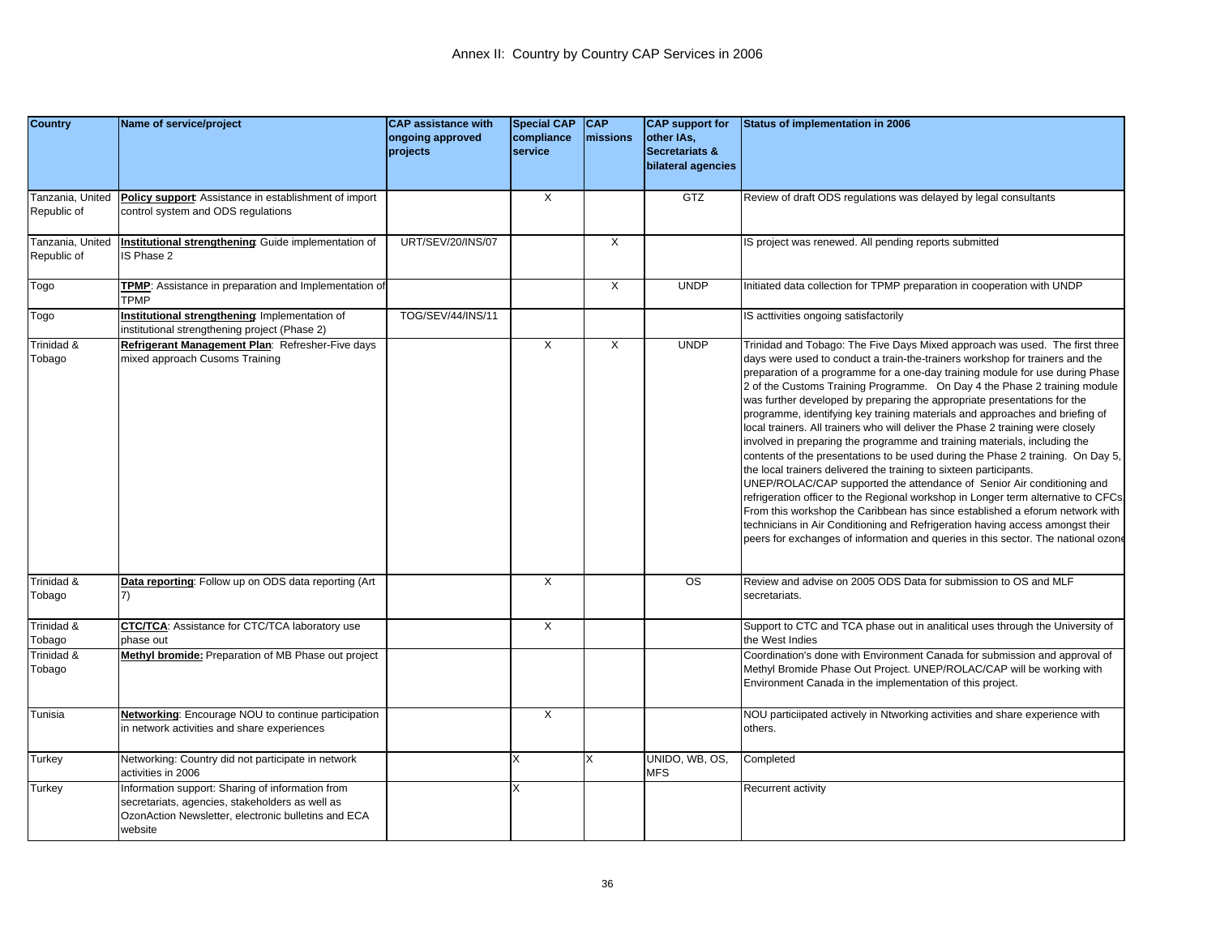# Annex II: Country by Country CAP Services in 2006

| Country | Name of service/project | CAP assistance with ongoing approved projects | Special CAP compliance service | CAP missions | CAP support for other IAs, Secretariats & bilateral agencies | Status of implementation in 2006 |
|---|---|---|---|---|---|---|
| Tanzania, United Republic of | **Policy support**: Assistance in establishment of import control system and ODS regulations | | X | | GTZ | Review of draft ODS regulations was delayed by legal consultants |
| Tanzania, United Republic of | **Institutional strengthening**: Guide implementation of IS Phase 2 | URT/SEV/20/INS/07 | | X | | IS project was renewed. All pending reports submitted |
| Togo | **TPMP**: Assistance in preparation and Implementation of TPMP | | | X | UNDP | Initiated data collection for TPMP preparation in cooperation with UNDP |
| Togo | **Institutional strengthening**: Implementation of institutional strengthening project (Phase 2) | TOG/SEV/44/INS/11 | | | | IS acttivities ongoing satisfactorily |
| Trinidad & Tobago | **Refrigerant Management Plan**: Refresher-Five days mixed approach Cusoms Training | | X | X | UNDP | Trinidad and Tobago: The Five Days Mixed approach was used. The first three days were used to conduct a train-the-trainers workshop for trainers and the preparation of a programme for a one-day training module for use during Phase 2 of the Customs Training Programme. On Day 4 the Phase 2 training module was further developed by preparing the appropriate presentations for the programme, identifying key training materials and approaches and briefing of local trainers. All trainers who will deliver the Phase 2 training were closely involved in preparing the programme and training materials, including the contents of the presentations to be used during the Phase 2 training. On Day 5, the local trainers delivered the training to sixteen participants. UNEP/ROLAC/CAP supported the attendance of Senior Air conditioning and refrigeration officer to the Regional workshop in Longer term alternative to CFCs From this workshop the Caribbean has since established a eforum network with technicians in Air Conditioning and Refrigeration having access amongst their peers for exchanges of information and queries in this sector. The national ozone |
| Trinidad & Tobago | **Data reporting**: Follow up on ODS data reporting (Art 7) | | X | | OS | Review and advise on 2005 ODS Data for submission to OS and MLF secretariats. |
| Trinidad & Tobago | **CTC/TCA**: Assistance for CTC/TCA laboratory use phase out | | X | | | Support to CTC and TCA phase out in analitical uses through the University of the West Indies |
| Trinidad & Tobago | **Methyl bromide:** Preparation of MB Phase out project | | | | | Coordination's done with Environment Canada for submission and approval of Methyl Bromide Phase Out Project. UNEP/ROLAC/CAP will be working with Environment Canada in the implementation of this project. |
| Tunisia | **Networking**: Encourage NOU to continue participation in network activities and share experiences | | X | | | NOU particiipated actively in Ntworking activities and share experience with others. |
| Turkey | Networking: Country did not participate in network activities in 2006 | | X | X | UNIDO, WB, OS, MFS | Completed |
| Turkey | Information support: Sharing of information from secretariats, agencies, stakeholders as well as OzonAction Newsletter, electronic bulletins and ECA website | | X | | | Recurrent activity |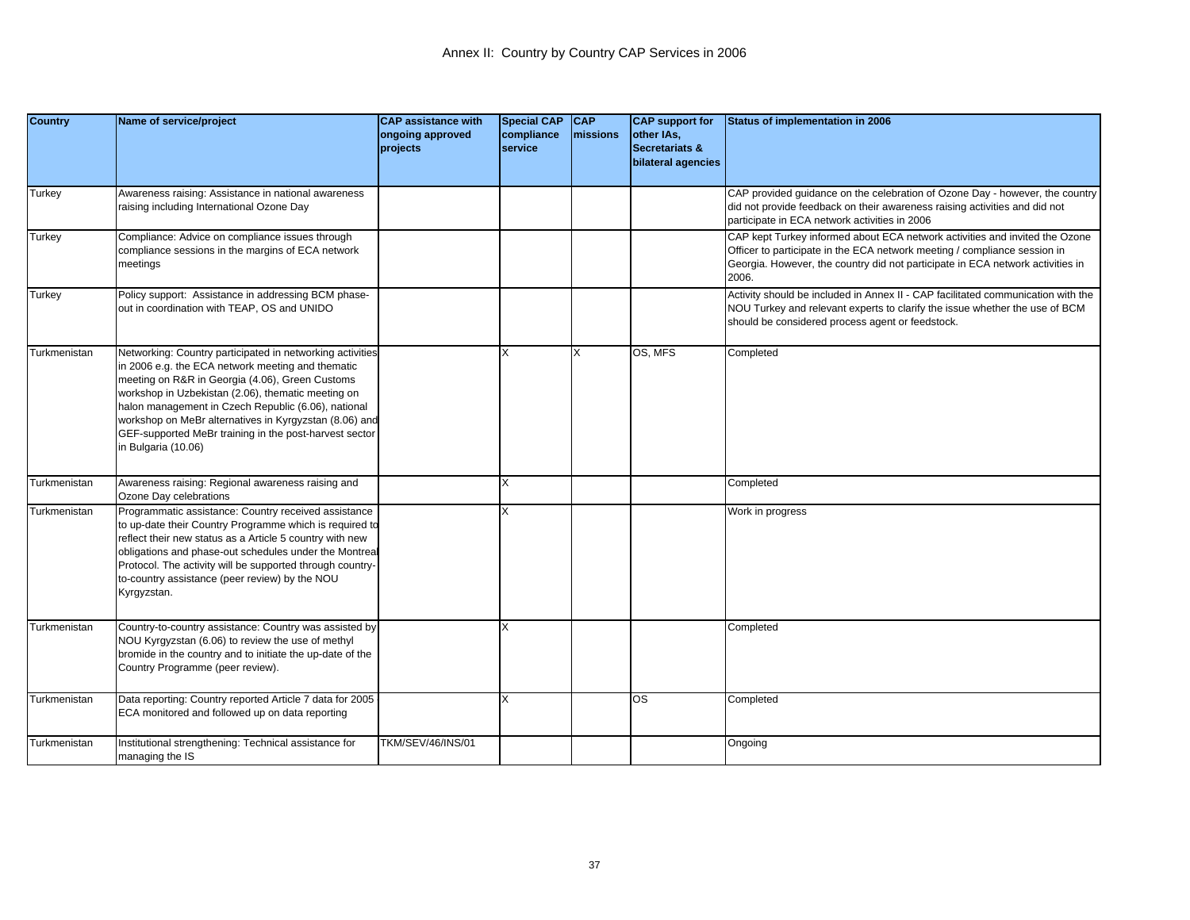# Annex II: Country by Country CAP Services in 2006

| Country | Name of service/project | CAP assistance with ongoing approved projects | Special CAP compliance service | CAP missions | CAP support for other IAs, Secretariats & bilateral agencies | Status of implementation in 2006 |
|---|---|---|---|---|---|---|
| Turkey | Awareness raising: Assistance in national awareness raising including International Ozone Day | | | | | CAP provided guidance on the celebration of Ozone Day - however, the country did not provide feedback on their awareness raising activities and did not participate in ECA network activities in 2006 |
| Turkey | Compliance: Advice on compliance issues through compliance sessions in the margins of ECA network meetings | | | | | CAP kept Turkey informed about ECA network activities and invited the Ozone Officer to participate in the ECA network meeting / compliance session in Georgia. However, the country did not participate in ECA network activities in 2006. |
| Turkey | Policy support: Assistance in addressing BCM phase-out in coordination with TEAP, OS and UNIDO | | | | | Activity should be included in Annex II - CAP facilitated communication with the NOU Turkey and relevant experts to clarify the issue whether the use of BCM should be considered process agent or feedstock. |
| Turkmenistan | Networking: Country participated in networking activities in 2006 e.g. the ECA network meeting and thematic meeting on R&R in Georgia (4.06), Green Customs workshop in Uzbekistan (2.06), thematic meeting on halon management in Czech Republic (6.06), national workshop on MeBr alternatives in Kyrgyzstan (8.06) and GEF-supported MeBr training in the post-harvest sector in Bulgaria (10.06) | | X | X | OS, MFS | Completed |
| Turkmenistan | Awareness raising: Regional awareness raising and Ozone Day celebrations | | X | | | Completed |
| Turkmenistan | Programmatic assistance: Country received assistance to up-date their Country Programme which is required to reflect their new status as a Article 5 country with new obligations and phase-out schedules under the Montreal Protocol. The activity will be supported through country-to-country assistance (peer review) by the NOU Kyrgyzstan. | | X | | | Work in progress |
| Turkmenistan | Country-to-country assistance: Country was assisted by NOU Kyrgyzstan (6.06) to review the use of methyl bromide in the country and to initiate the up-date of the Country Programme (peer review). | | X | | | Completed |
| Turkmenistan | Data reporting: Country reported Article 7 data for 2005 ECA monitored and followed up on data reporting | | X | | OS | Completed |
| Turkmenistan | Institutional strengthening: Technical assistance for managing the IS | TKM/SEV/46/INS/01 | | | | Ongoing |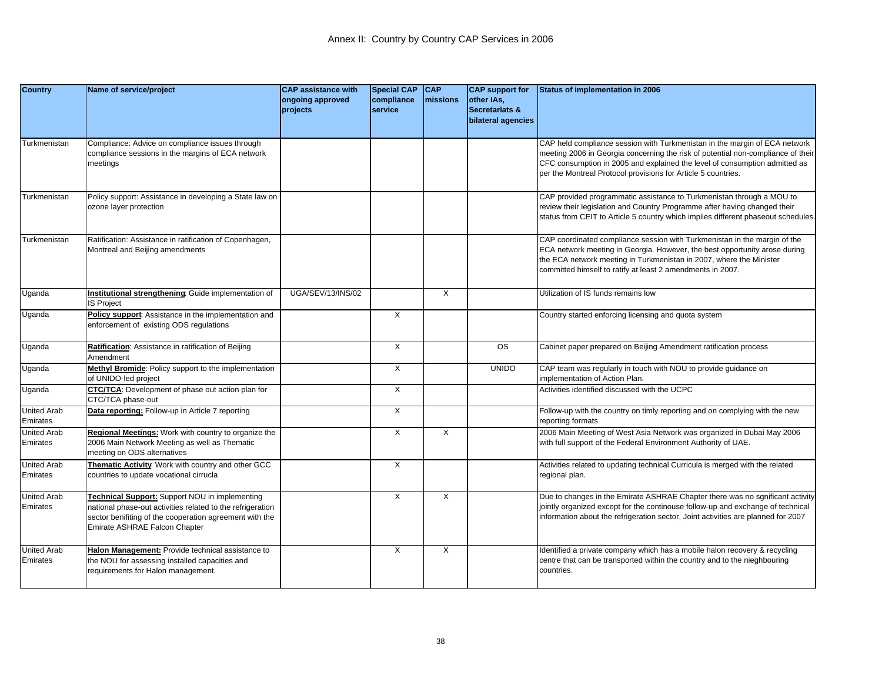# Annex II: Country by Country CAP Services in 2006

| Country | Name of service/project | CAP assistance with ongoing approved projects | Special CAP compliance service | CAP missions | CAP support for other IAs, Secretariats & bilateral agencies | Status of implementation in 2006 |
|---|---|---|---|---|---|---|
| Turkmenistan | Compliance: Advice on compliance issues through compliance sessions in the margins of ECA network meetings | | | | | CAP held compliance session with Turkmenistan in the margin of ECA network meeting 2006 in Georgia concerning the risk of potential non-compliance of their CFC consumption in 2005 and explained the level of consumption admitted as per the Montreal Protocol provisions for Article 5 countries. |
| Turkmenistan | Policy support: Assistance in developing a State law on ozone layer protection | | | | | CAP provided programmatic assistance to Turkmenistan through a MOU to review their legislation and Country Programme after having changed their status from CEIT to Article 5 country which implies different phaseout schedules. |
| Turkmenistan | Ratification: Assistance in ratification of Copenhagen, Montreal and Beijing amendments | | | | | CAP coordinated compliance session with Turkmenistan in the margin of the ECA network meeting in Georgia. However, the best opportunity arose during the ECA network meeting in Turkmenistan in 2007, where the Minister committed himself to ratify at least 2 amendments in 2007. |
| Uganda | **Institutional strengthening**: Guide implementation of IS Project | UGA/SEV/13/INS/02 | | X | | Utilization of IS funds remains low |
| Uganda | **Policy support**: Assistance in the implementation and enforcement of existing ODS regulations | | X | | | Country started enforcing licensing and quota system |
| Uganda | **Ratification**: Assistance in ratification of Beijing Amendment | | X | | OS | Cabinet paper prepared on Beijing Amendment ratification process |
| Uganda | **Methyl Bromide**: Policy support to the implementation of UNIDO-led project | | X | | UNIDO | CAP team was regularly in touch with NOU to provide guidance on implementation of Action Plan. |
| Uganda | **CTC/TCA**: Development of phase out action plan for CTC/TCA phase-out | | X | | | Activities identified discussed with the UCPC |
| United Arab Emirates | **Data reporting:** Follow-up in Article 7 reporting | | X | | | Follow-up with the country on timly reporting and on complying with the new reporting formats |
| United Arab Emirates | **Regional Meetings:** Work with country to organize the 2006 Main Network Meeting as well as Thematic meeting on ODS alternatives | | X | X | | 2006 Main Meeting of West Asia Network was organized in Dubai May 2006 with full support of the Federal Environment Authority of UAE. |
| United Arab Emirates | **Thematic Activity**: Work with country and other GCC countries to update vocational cirrucla | | X | | | Activities related to updating technical Curricula is merged with the related regional plan. |
| United Arab Emirates | **Technical Support:** Support NOU in implementing national phase-out activities related to the refrigeration sector benifiting of the cooperation agreement with the Emirate ASHRAE Falcon Chapter | | X | X | | Due to changes in the Emirate ASHRAE Chapter there was no sgnificant activity jointly organized except for the continouse follow-up and exchange of technical information about the refrigeration sector, Joint activities are planned for 2007 |
| United Arab Emirates | **Halon Management:** Provide technical assistance to the NOU for assessing installed capacities and requirements for Halon management. | | X | X | | Identified a private company which has a mobile halon recovery & recycling centre that can be transported within the country and to the nieghbouring countries. |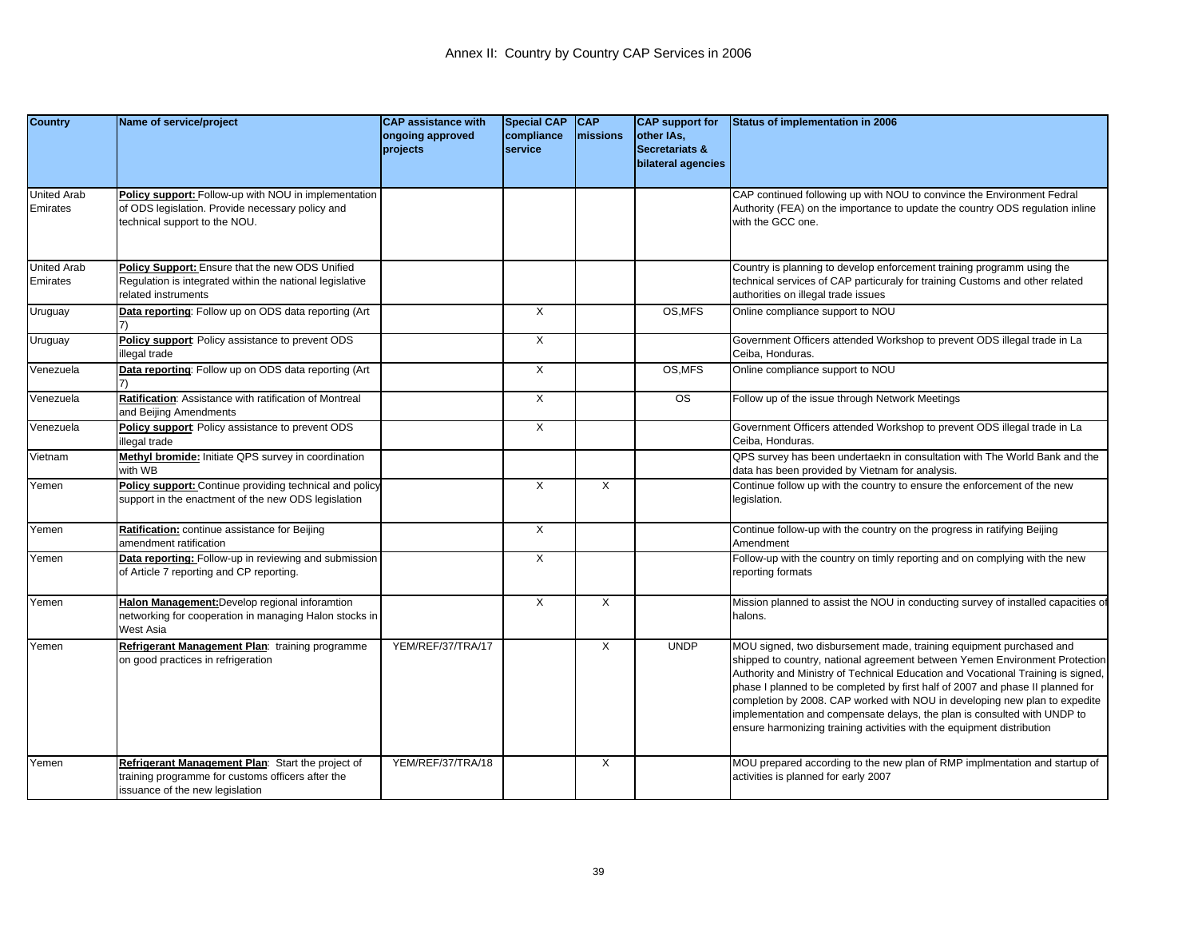# Annex II: Country by Country CAP Services in 2006

| Country | Name of service/project | CAP assistance with ongoing approved projects | Special CAP compliance service | CAP missions | CAP support for other IAs, Secretariats & bilateral agencies | Status of implementation in 2006 |
|---|---|---|---|---|---|---|
| United Arab Emirates | **Policy support:** Follow-up with NOU in implementation of ODS legislation. Provide necessary policy and technical support to the NOU. | | | | | CAP continued following up with NOU to convince the Environment Fedral Authority (FEA) on the importance to update the country ODS regulation inline with the GCC one. |
| United Arab Emirates | **Policy Support:** Ensure that the new ODS Unified Regulation is integrated within the national legislative related instruments | | | | | Country is planning to develop enforcement training programm using the technical services of CAP particuraly for training Customs and other related authorities on illegal trade issues |
| Uruguay | **Data reporting**: Follow up on ODS data reporting (Art 7) | | X | | OS,MFS | Online compliance support to NOU |
| Uruguay | **Policy support**: Policy assistance to prevent ODS illegal trade | | X | | | Government Officers attended Workshop to prevent ODS illegal trade in La Ceiba, Honduras. |
| Venezuela | **Data reporting**: Follow up on ODS data reporting (Art 7) | | X | | OS,MFS | Online compliance support to NOU |
| Venezuela | **Ratification**: Assistance with ratification of Montreal and Beijing Amendments | | X | | OS | Follow up of the issue through Network Meetings |
| Venezuela | **Policy support**: Policy assistance to prevent ODS illegal trade | | X | | | Government Officers attended Workshop to prevent ODS illegal trade in La Ceiba, Honduras. |
| Vietnam | **Methyl bromide:** Initiate QPS survey in coordination with WB | | | | | QPS survey has been undertaekn in consultation with The World Bank and the data has been provided by Vietnam for analysis. |
| Yemen | **Policy support:** Continue providing technical and policy support in the enactment of the new ODS legislation | | X | X | | Continue follow up with the country to ensure the enforcement of the new legislation. |
| Yemen | **Ratification:** continue assistance for Beijing amendment ratification | | X | | | Continue follow-up with the country on the progress in ratifying Beijing Amendment |
| Yemen | **Data reporting:** Follow-up in reviewing and submission of Article 7 reporting and CP reporting. | | X | | | Follow-up with the country on timly reporting and on complying with the new reporting formats |
| Yemen | **Halon Management:** Develop regional inforamtion networking for cooperation in managing Halon stocks in West Asia | | X | X | | Mission planned to assist the NOU in conducting survey of installed capacities of halons. |
| Yemen | **Refrigerant Management Plan**: training programme on good practices in refrigeration | YEM/REF/37/TRA/17 | | X | UNDP | MOU signed, two disbursement made, training equipment purchased and shipped to country, national agreement between Yemen Environment Protection Authority and Ministry of Technical Education and Vocational Training is signed, phase I planned to be completed by first half of 2007 and phase II planned for completion by 2008. CAP worked with NOU in developing new plan to expedite implementation and compensate delays, the plan is consulted with UNDP to ensure harmonizing training activities with the equipment distribution |
| Yemen | **Refrigerant Management Plan**: Start the project of training programme for customs officers after the issuance of the new legislation | YEM/REF/37/TRA/18 | | X | | MOU prepared according to the new plan of RMP implmentation and startup of activities is planned for early 2007 |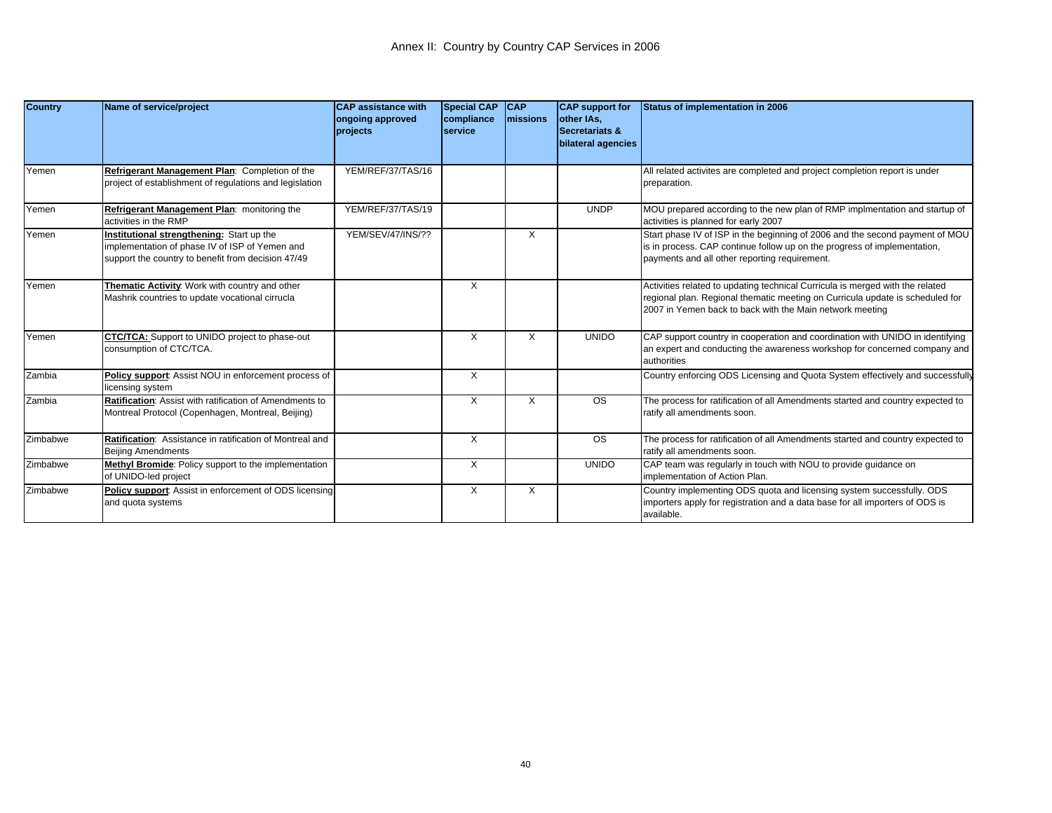# Annex II: Country by Country CAP Services in 2006

| Country | Name of service/project | CAP assistance with ongoing approved projects | Special CAP compliance service | CAP missions | CAP support for other IAs, Secretariats & bilateral agencies | Status of implementation in 2006 |
|---|---|---|---|---|---|---|
| Yemen | **Refrigerant Management Plan**: Completion of the project of establishment of regulations and legislation | YEM/REF/37/TAS/16 | | | | All related activites are completed and project completion report is under preparation. |
| Yemen | **Refrigerant Management Plan**: monitoring the activities in the RMP | YEM/REF/37/TAS/19 | | | UNDP | MOU prepared according to the new plan of RMP implmentation and startup of activities is planned for early 2007 |
| Yemen | **Institutional strengthening:** Start up the implementation of phase IV of ISP of Yemen and support the country to benefit from decision 47/49 | YEM/SEV/47/INS/?? | | X | | Start phase IV of ISP in the beginning of 2006 and the second payment of MOU is in process. CAP continue follow up on the progress of implementation, payments and all other reporting requirement. |
| Yemen | **Thematic Activity**: Work with country and other Mashrik countries to update vocational cirrucla | | X | | | Activities related to updating technical Curricula is merged with the related regional plan. Regional thematic meeting on Curricula update is scheduled for 2007 in Yemen back to back with the Main network meeting |
| Yemen | **CTC/TCA:** Support to UNIDO project to phase-out consumption of CTC/TCA. | | X | X | UNIDO | CAP support country in cooperation and coordination with UNIDO in identifying an expert and conducting the awareness workshop for concerned company and authorities |
| Zambia | **Policy support**: Assist NOU in enforcement process of licensing system | | X | | | Country enforcing ODS Licensing and Quota System effectively and successfully |
| Zambia | **Ratification**: Assist with ratification of Amendments to Montreal Protocol (Copenhagen, Montreal, Beijing) | | X | X | OS | The process for ratification of all Amendments started and country expected to ratify all amendments soon. |
| Zimbabwe | **Ratification**: Assistance in ratification of Montreal and Beijing Amendments | | X | | OS | The process for ratification of all Amendments started and country expected to ratify all amendments soon. |
| Zimbabwe | **Methyl Bromide**: Policy support to the implementation of UNIDO-led project | | X | | UNIDO | CAP team was regularly in touch with NOU to provide guidance on implementation of Action Plan. |
| Zimbabwe | **Policy support**: Assist in enforcement of ODS licensing and quota systems | | X | X | | Country implementing ODS quota and licensing system successfully. ODS importers apply for registration and a data base for all importers of ODS is available. |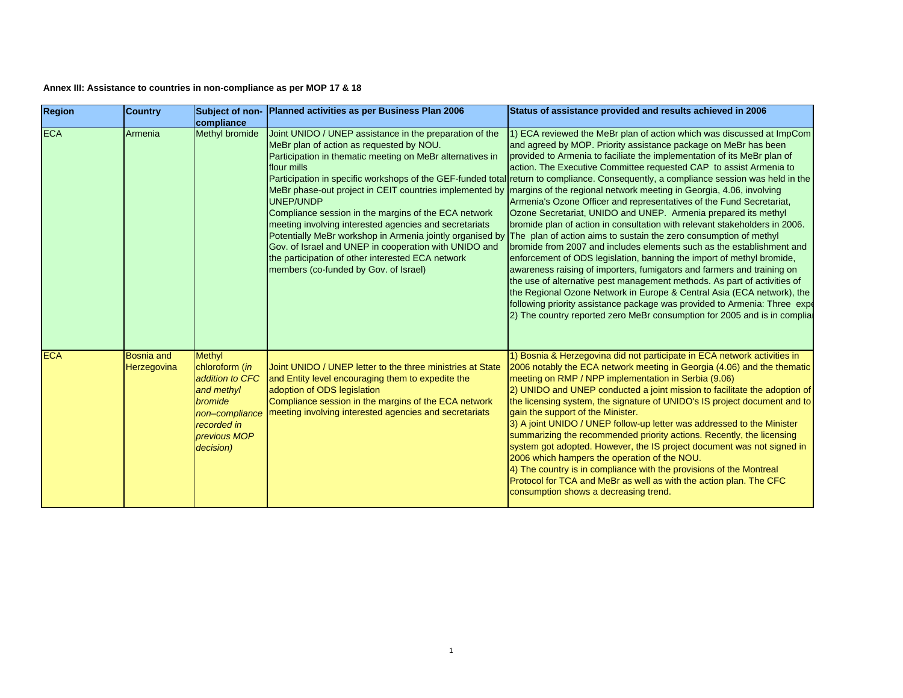**Annex III: Assistance to countries in non-compliance as per MOP 17 & 18**

| Region | Country | Subject of non-compliance | Planned activities as per Business Plan 2006 | Status of assistance provided and results achieved in 2006 |
|---|---|---|---|---|
| ECA | Armenia | Methyl bromide | Joint UNIDO / UNEP assistance in the preparation of the MeBr plan of action as requested by NOU.<br>Participation in thematic meeting on MeBr alternatives in flour mills<br>Participation in specific workshops of the GEF-funded total MeBr phase-out project in CEIT countries implemented by UNEP/UNDP<br>Compliance session in the margins of the ECA network meeting involving interested agencies and secretariats<br>Potentially MeBr workshop in Armenia jointly organised by Gov. of Israel and UNEP in cooperation with UNIDO and the participation of other interested ECA network members (co-funded by Gov. of Israel) | 1) ECA reviewed the MeBr plan of action which was discussed at ImpCom and agreed by MOP. Priority assistance package on MeBr has been provided to Armenia to faciliate the implementation of its MeBr plan of action. The Executive Committee requested CAP to assist Armenia to return to compliance. Consequently, a compliance session was held in the margins of the regional network meeting in Georgia, 4.06, involving Armenia's Ozone Officer and representatives of the Fund Secretariat, Ozone Secretariat, UNIDO and UNEP. Armenia prepared its methyl bromide plan of action in consultation with relevant stakeholders in 2006. The plan of action aims to sustain the zero consumption of methyl bromide from 2007 and includes elements such as the establishment and enforcement of ODS legislation, banning the import of methyl bromide, awareness raising of importers, fumigators and farmers and training on the use of alternative pest management methods. As part of activities of the Regional Ozone Network in Europe & Central Asia (ECA network), the following priority assistance package was provided to Armenia: Three expe<br>2) The country reported zero MeBr consumption for 2005 and is in complia |
| ECA | Bosnia and Herzegovina | Methyl chloroform (*in addition to CFC and methyl bromide non–compliance recorded in previous MOP decision)* | Joint UNIDO / UNEP letter to the three ministries at State and Entity level encouraging them to expedite the adoption of ODS legislation<br>Compliance session in the margins of the ECA network meeting involving interested agencies and secretariats | 1) Bosnia & Herzegovina did not participate in ECA network activities in 2006 notably the ECA network meeting in Georgia (4.06) and the thematic meeting on RMP / NPP implementation in Serbia (9.06)<br>2) UNIDO and UNEP conducted a joint mission to facilitate the adoption of the licensing system, the signature of UNIDO's IS project document and to gain the support of the Minister.<br>3) A joint UNIDO / UNEP follow-up letter was addressed to the Minister summarizing the recommended priority actions. Recently, the licensing system got adopted. However, the IS project document was not signed in 2006 which hampers the operation of the NOU.<br>4) The country is in compliance with the provisions of the Montreal Protocol for TCA and MeBr as well as with the action plan. The CFC consumption shows a decreasing trend. |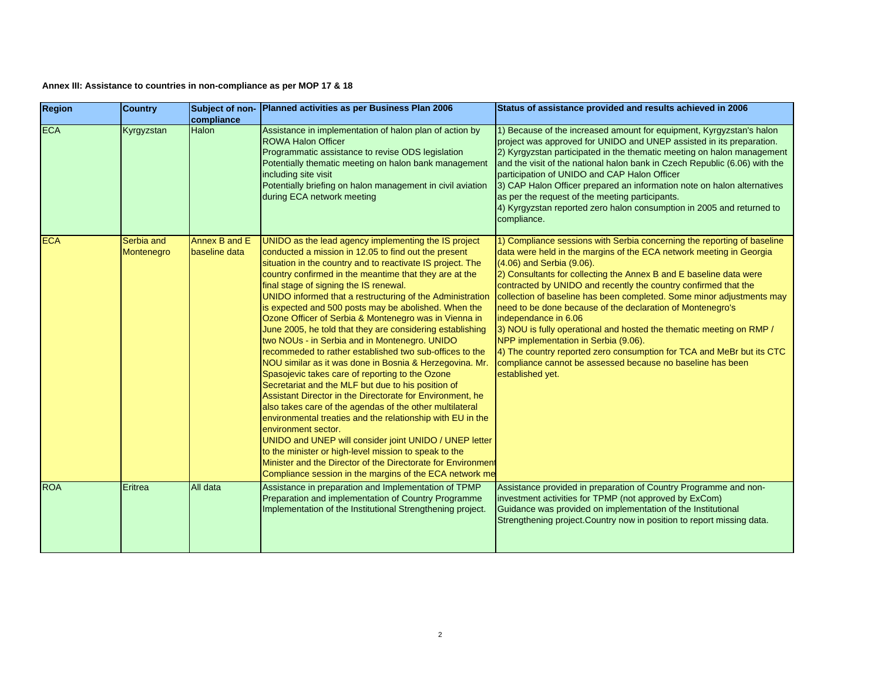**Annex III: Assistance to countries in non-compliance as per MOP 17 & 18**

| Region | Country | Subject of non-compliance | Planned activities as per Business Plan 2006 | Status of assistance provided and results achieved in 2006 |
|---|---|---|---|---|
| ECA | Kyrgyzstan | Halon | Assistance in implementation of halon plan of action by ROWA Halon Officer<br>Programmatic assistance to revise ODS legislation<br>Potentially thematic meeting on halon bank management including site visit<br>Potentially briefing on halon management in civil aviation during ECA network meeting | 1) Because of the increased amount for equipment, Kyrgyzstan's halon project was approved for UNIDO and UNEP assisted in its preparation.<br>2) Kyrgyzstan participated in the thematic meeting on halon management and the visit of the national halon bank in Czech Republic (6.06) with the participation of UNIDO and CAP Halon Officer<br>3) CAP Halon Officer prepared an information note on halon alternatives as per the request of the meeting participants.<br>4) Kyrgyzstan reported zero halon consumption in 2005 and returned to compliance. |
| ECA | Serbia and Montenegro | Annex B and E baseline data | UNIDO as the lead agency implementing the IS project conducted a mission in 12.05 to find out the present situation in the country and to reactivate IS project. The country confirmed in the meantime that they are at the final stage of signing the IS renewal.<br>UNIDO informed that a restructuring of the Administration is expected and 500 posts may be abolished. When the Ozone Officer of Serbia & Montenegro was in Vienna in June 2005, he told that they are considering establishing two NOUs - in Serbia and in Montenegro. UNIDO recommeded to rather established two sub-offices to the NOU similar as it was done in Bosnia & Herzegovina. Mr. Spasojevic takes care of reporting to the Ozone Secretariat and the MLF but due to his position of Assistant Director in the Directorate for Environment, he also takes care of the agendas of the other multilateral environmental treaties and the relationship with EU in the environment sector.<br>UNIDO and UNEP will consider joint UNIDO / UNEP letter to the minister or high-level mission to speak to the Minister and the Director of the Directorate for Environment<br>Compliance session in the margins of the ECA network me | 1) Compliance sessions with Serbia concerning the reporting of baseline data were held in the margins of the ECA network meeting in Georgia (4.06) and Serbia (9.06).<br>2) Consultants for collecting the Annex B and E baseline data were contracted by UNIDO and recently the country confirmed that the collection of baseline has been completed. Some minor adjustments may need to be done because of the declaration of Montenegro's independance in 6.06<br>3) NOU is fully operational and hosted the thematic meeting on RMP / NPP implementation in Serbia (9.06).<br>4) The country reported zero consumption for TCA and MeBr but its CTC compliance cannot be assessed because no baseline has been established yet. |
| ROA | Eritrea | All data | Assistance in preparation and Implementation of TPMP<br>Preparation and implementation of Country Programme<br>Implementation of the Institutional Strengthening project. | Assistance provided in preparation of Country Programme and non-investment activities for TPMP (not approved by ExCom)<br>Guidance was provided on implementation of the Institutional Strengthening project.Country now in position to report missing data. |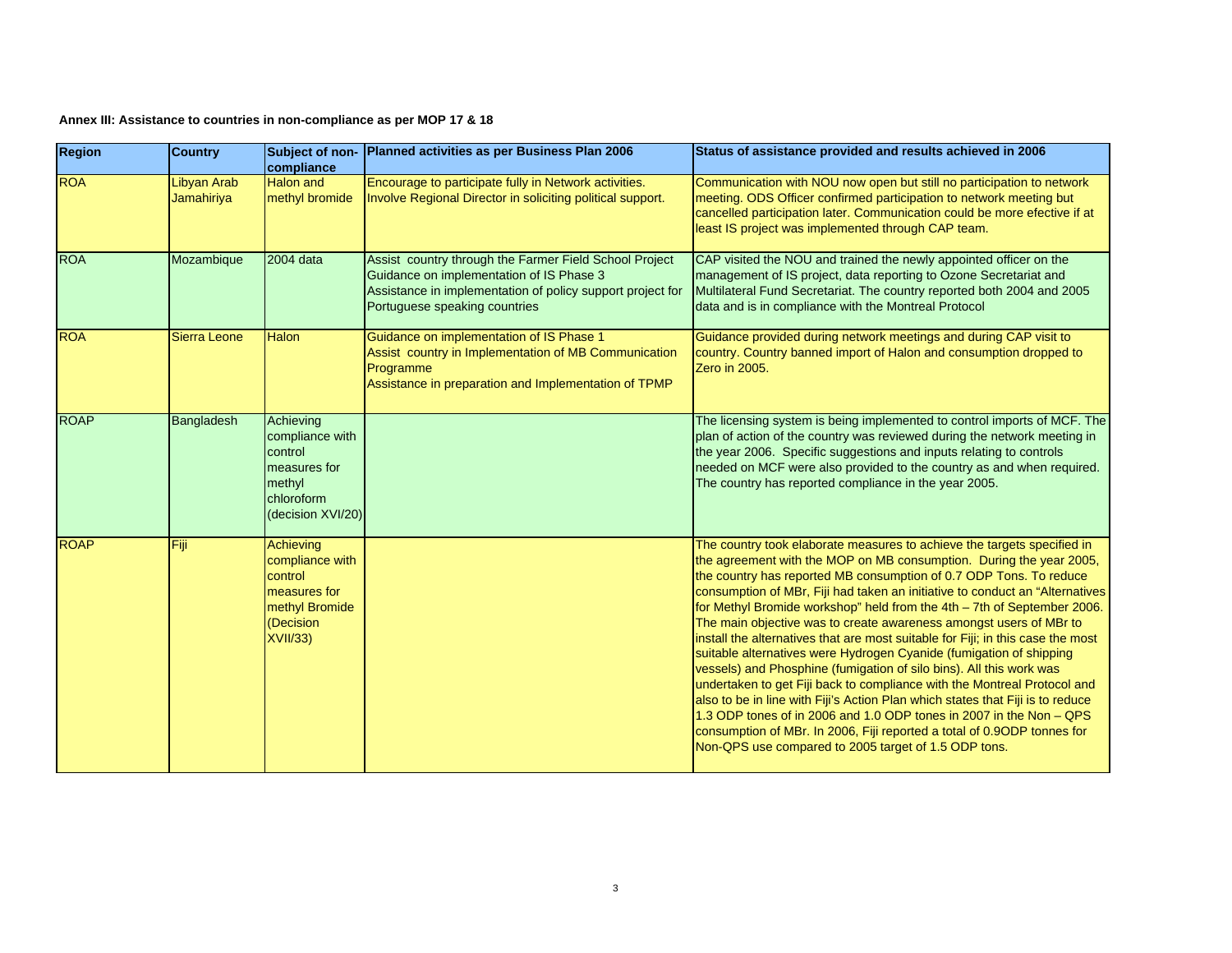**Annex III: Assistance to countries in non-compliance as per MOP 17 & 18**

| Region | Country | Subject of non-compliance | Planned activities as per Business Plan 2006 | Status of assistance provided and results achieved in 2006 |
|---|---|---|---|---|
| ROA | Libyan Arab Jamahiriya | Halon and methyl bromide | Encourage to participate fully in Network activities.<br>Involve Regional Director in soliciting political support. | Communication with NOU now open but still no participation to network meeting. ODS Officer confirmed participation to network meeting but cancelled participation later. Communication could be more efective if at least IS project was implemented through CAP team. |
| ROA | Mozambique | 2004 data | Assist country through the Farmer Field School Project<br>Guidance on implementation of IS Phase 3<br>Assistance in implementation of policy support project for Portuguese speaking countries | CAP visited the NOU and trained the newly appointed officer on the management of IS project, data reporting to Ozone Secretariat and Multilateral Fund Secretariat. The country reported both 2004 and 2005 data and is in compliance with the Montreal Protocol |
| ROA | Sierra Leone | Halon | Guidance on implementation of IS Phase 1<br>Assist country in Implementation of MB Communication Programme<br>Assistance in preparation and Implementation of TPMP | Guidance provided during network meetings and during CAP visit to country. Country banned import of Halon and consumption dropped to Zero in 2005. |
| ROAP | Bangladesh | Achieving compliance with control measures for methyl chloroform (decision XVI/20) | | The licensing system is being implemented to control imports of MCF. The plan of action of the country was reviewed during the network meeting in the year 2006. Specific suggestions and inputs relating to controls needed on MCF were also provided to the country as and when required. The country has reported compliance in the year 2005. |
| ROAP | Fiji | Achieving compliance with control measures for methyl Bromide (Decision XVII/33) | | The country took elaborate measures to achieve the targets specified in the agreement with the MOP on MB consumption. During the year 2005, the country has reported MB consumption of 0.7 ODP Tons. To reduce consumption of MBr, Fiji had taken an initiative to conduct an "Alternatives for Methyl Bromide workshop" held from the 4th – 7th of September 2006. The main objective was to create awareness amongst users of MBr to install the alternatives that are most suitable for Fiji; in this case the most suitable alternatives were Hydrogen Cyanide (fumigation of shipping vessels) and Phosphine (fumigation of silo bins). All this work was undertaken to get Fiji back to compliance with the Montreal Protocol and also to be in line with Fiji's Action Plan which states that Fiji is to reduce 1.3 ODP tones of in 2006 and 1.0 ODP tones in 2007 in the Non – QPS consumption of MBr. In 2006, Fiji reported a total of 0.9ODP tonnes for Non-QPS use compared to 2005 target of 1.5 ODP tons. |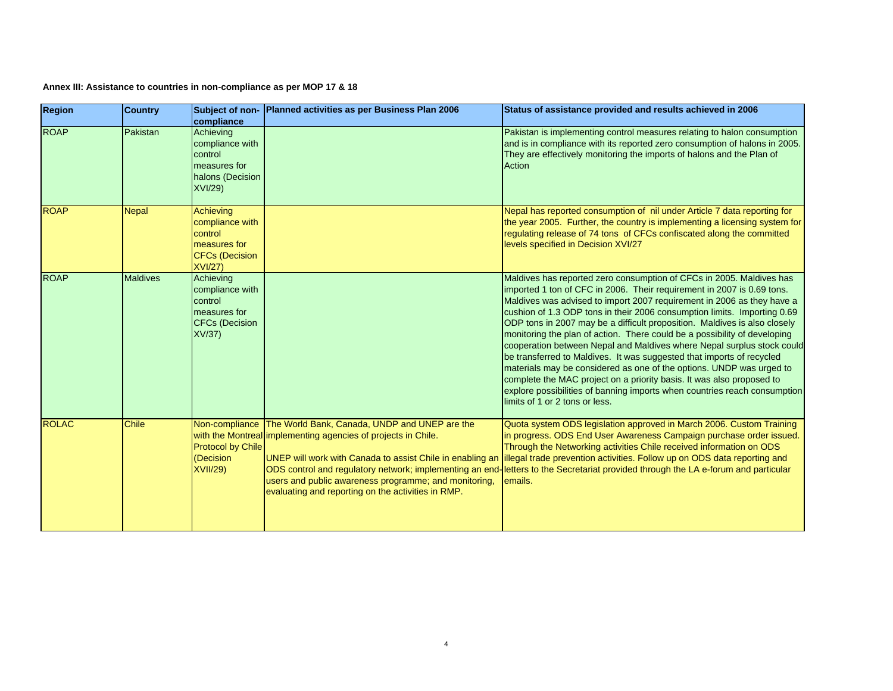**Annex III: Assistance to countries in non-compliance as per MOP 17 & 18**

| Region | Country | Subject of non-compliance | Planned activities as per Business Plan 2006 | Status of assistance provided and results achieved in 2006 |
|---|---|---|---|---|
| ROAP | Pakistan | Achieving compliance with control measures for halons (Decision XVI/29) | | Pakistan is implementing control measures relating to halon consumption and is in compliance with its reported zero consumption of halons in 2005. They are effectively monitoring the imports of halons and the Plan of Action |
| ROAP | Nepal | Achieving compliance with control measures for CFCs (Decision XVI/27) | | Nepal has reported consumption of nil under Article 7 data reporting for the year 2005. Further, the country is implementing a licensing system for regulating release of 74 tons of CFCs confiscated along the committed levels specified in Decision XVI/27 |
| ROAP | Maldives | Achieving compliance with control measures for CFCs (Decision XV/37) | | Maldives has reported zero consumption of CFCs in 2005. Maldives has imported 1 ton of CFC in 2006. Their requirement in 2007 is 0.69 tons. Maldives was advised to import 2007 requirement in 2006 as they have a cushion of 1.3 ODP tons in their 2006 consumption limits. Importing 0.69 ODP tons in 2007 may be a difficult proposition. Maldives is also closely monitoring the plan of action. There could be a possibility of developing cooperation between Nepal and Maldives where Nepal surplus stock could be transferred to Maldives. It was suggested that imports of recycled materials may be considered as one of the options. UNDP was urged to complete the MAC project on a priority basis. It was also proposed to explore possibilities of banning imports when countries reach consumption limits of 1 or 2 tons or less. |
| ROLAC | Chile | Non-compliance with the Montreal Protocol by Chile (Decision XVII/29) | The World Bank, Canada, UNDP and UNEP are the implementing agencies of projects in Chile.<br><br>UNEP will work with Canada to assist Chile in enabling an ODS control and regulatory network; implementing an end-users and public awareness programme; and monitoring, evaluating and reporting on the activities in RMP. | Quota system ODS legislation approved in March 2006. Custom Training in progress. ODS End User Awareness Campaign purchase order issued. Through the Networking activities Chile received information on ODS illegal trade prevention activities. Follow up on ODS data reporting and letters to the Secretariat provided through the LA e-forum and particular emails. |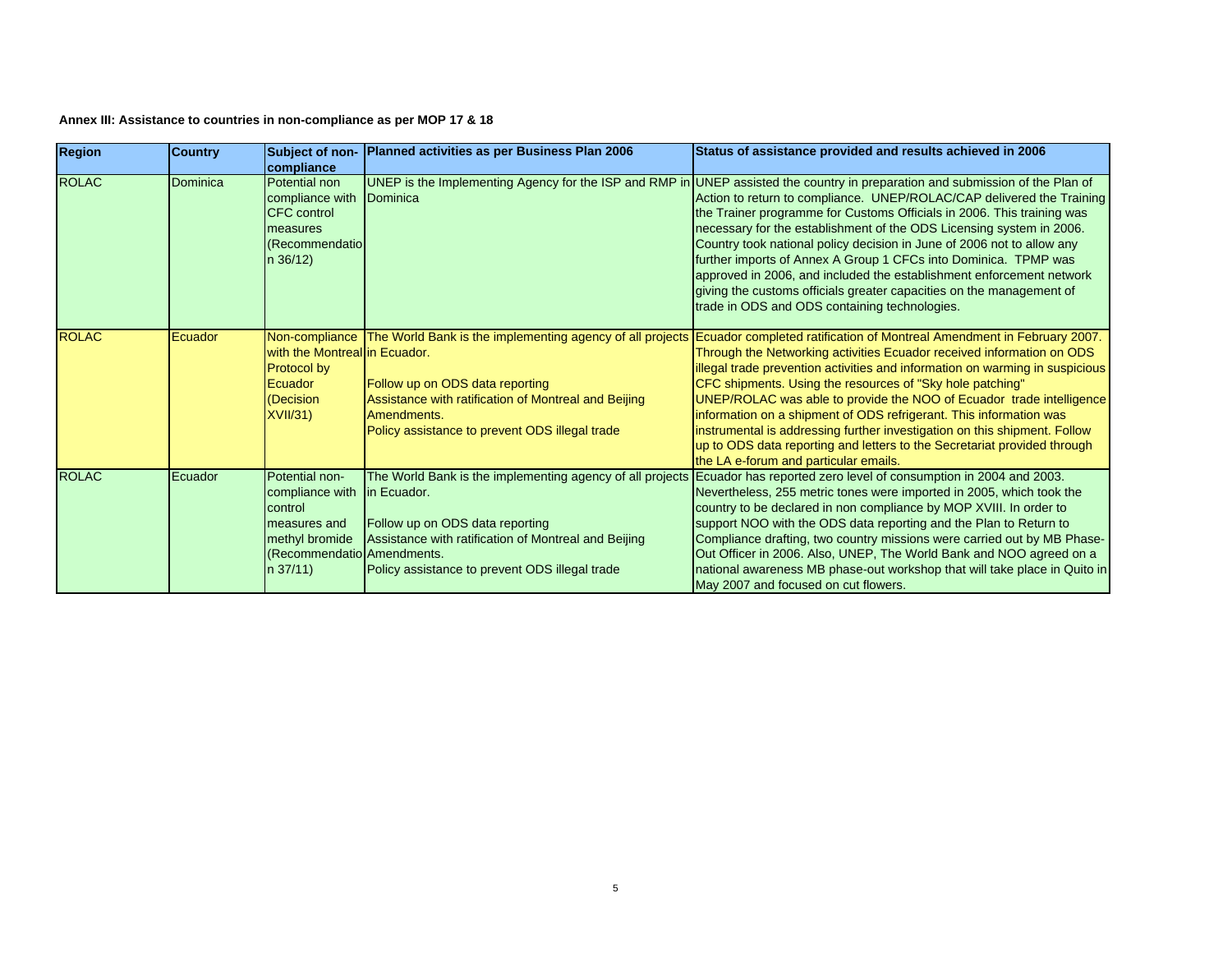**Annex III: Assistance to countries in non-compliance as per MOP 17 & 18**

| Region | Country | Subject of non-compliance | Planned activities as per Business Plan 2006 | Status of assistance provided and results achieved in 2006 |
|---|---|---|---|---|
| ROLAC | Dominica | Potential non compliance with CFC control measures (Recommendation 36/12) | UNEP is the Implementing Agency for the ISP and RMP in Dominica | UNEP assisted the country in preparation and submission of the Plan of Action to return to compliance. UNEP/ROLAC/CAP delivered the Training the Trainer programme for Customs Officials in 2006. This training was necessary for the establishment of the ODS Licensing system in 2006. Country took national policy decision in June of 2006 not to allow any further imports of Annex A Group 1 CFCs into Dominica. TPMP was approved in 2006, and included the establishment enforcement network giving the customs officials greater capacities on the management of trade in ODS and ODS containing technologies. |
| ROLAC | Ecuador | Non-compliance with the Montreal Protocol by Ecuador (Decision XVII/31) | The World Bank is the implementing agency of all projects in Ecuador.<br><br>Follow up on ODS data reporting<br>Assistance with ratification of Montreal and Beijing Amendments.<br>Policy assistance to prevent ODS illegal trade | Ecuador completed ratification of Montreal Amendment in February 2007. Through the Networking activities Ecuador received information on ODS illegal trade prevention activities and information on warming in suspicious CFC shipments. Using the resources of "Sky hole patching" UNEP/ROLAC was able to provide the NOO of Ecuador trade intelligence information on a shipment of ODS refrigerant. This information was instrumental is addressing further investigation on this shipment. Follow up to ODS data reporting and letters to the Secretariat provided through the LA e-forum and particular emails. |
| ROLAC | Ecuador | Potential non-compliance with control measures and methyl bromide (Recommendation 37/11) | The World Bank is the implementing agency of all projects in Ecuador.<br><br>Follow up on ODS data reporting<br>Assistance with ratification of Montreal and Beijing Amendments.<br>Policy assistance to prevent ODS illegal trade | Ecuador has reported zero level of consumption in 2004 and 2003. Nevertheless, 255 metric tones were imported in 2005, which took the country to be declared in non compliance by MOP XVIII. In order to support NOO with the ODS data reporting and the Plan to Return to Compliance drafting, two country missions were carried out by MB Phase-Out Officer in 2006. Also, UNEP, The World Bank and NOO agreed on a national awareness MB phase-out workshop that will take place in Quito in May 2007 and focused on cut flowers. |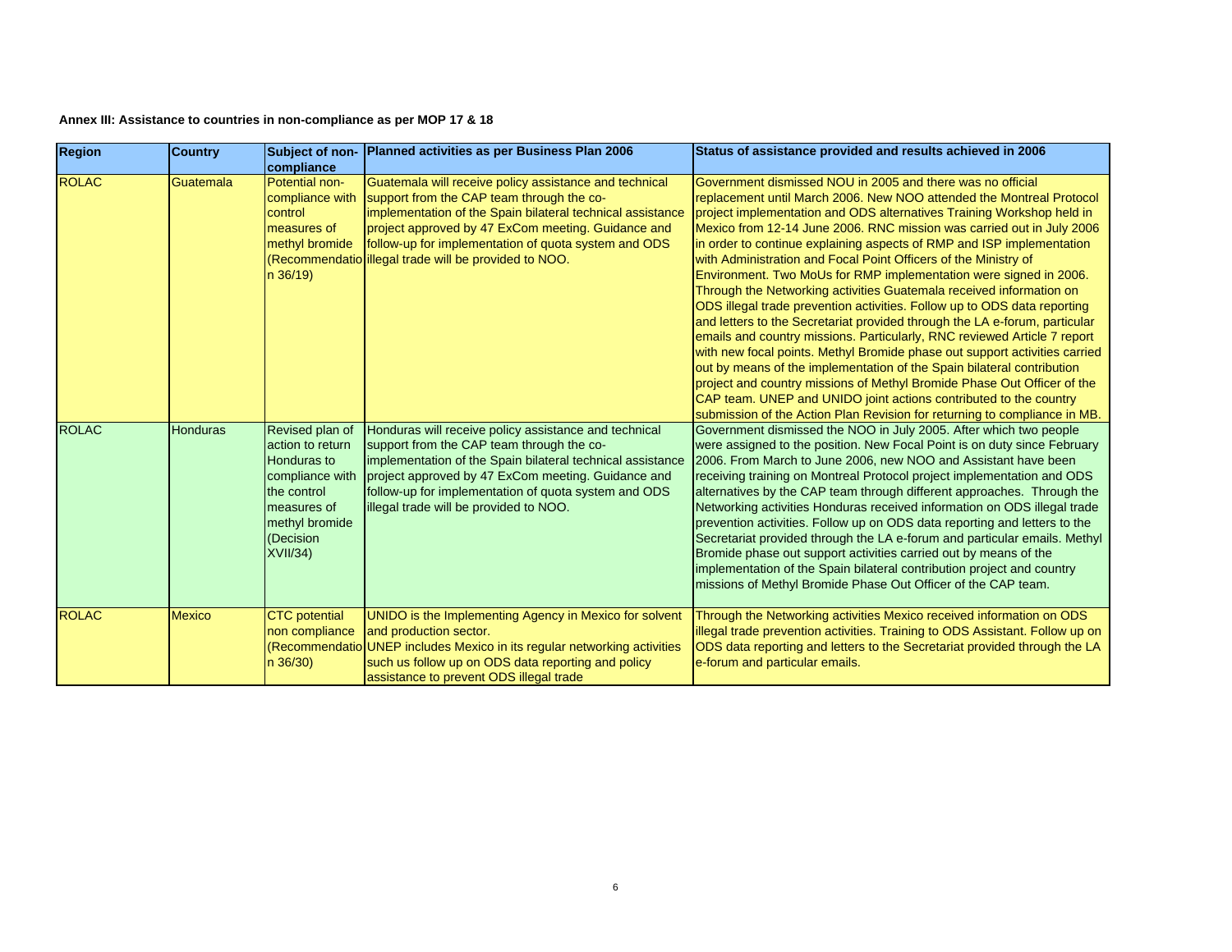**Annex III: Assistance to countries in non-compliance as per MOP 17 & 18**

| Region | Country | Subject of non-compliance | Planned activities as per Business Plan 2006 | Status of assistance provided and results achieved in 2006 |
|---|---|---|---|---|
| ROLAC | Guatemala | Potential non-compliance with control measures of methyl bromide (Recommendation 36/19) | Guatemala will receive policy assistance and technical support from the CAP team through the co-implementation of the Spain bilateral technical assistance project approved by 47 ExCom meeting. Guidance and follow-up for implementation of quota system and ODS illegal trade will be provided to NOO. | Government dismissed NOU in 2005 and there was no official replacement until March 2006. New NOO attended the Montreal Protocol project implementation and ODS alternatives Training Workshop held in Mexico from 12-14 June 2006. RNC mission was carried out in July 2006 in order to continue explaining aspects of RMP and ISP implementation with Administration and Focal Point Officers of the Ministry of Environment. Two MoUs for RMP implementation were signed in 2006. Through the Networking activities Guatemala received information on ODS illegal trade prevention activities. Follow up to ODS data reporting and letters to the Secretariat provided through the LA e-forum, particular emails and country missions. Particularly, RNC reviewed Article 7 report with new focal points. Methyl Bromide phase out support activities carried out by means of the implementation of the Spain bilateral contribution project and country missions of Methyl Bromide Phase Out Officer of the CAP team. UNEP and UNIDO joint actions contributed to the country submission of the Action Plan Revision for returning to compliance in MB. |
| ROLAC | Honduras | Revised plan of action to return Honduras to compliance with the control measures of methyl bromide (Decision XVII/34) | Honduras will receive policy assistance and technical support from the CAP team through the co-implementation of the Spain bilateral technical assistance project approved by 47 ExCom meeting. Guidance and follow-up for implementation of quota system and ODS illegal trade will be provided to NOO. | Government dismissed the NOO in July 2005. After which two people were assigned to the position. New Focal Point is on duty since February 2006. From March to June 2006, new NOO and Assistant have been receiving training on Montreal Protocol project implementation and ODS alternatives by the CAP team through different approaches. Through the Networking activities Honduras received information on ODS illegal trade prevention activities. Follow up on ODS data reporting and letters to the Secretariat provided through the LA e-forum and particular emails. Methyl Bromide phase out support activities carried out by means of the implementation of the Spain bilateral contribution project and country missions of Methyl Bromide Phase Out Officer of the CAP team. |
| ROLAC | Mexico | CTC potential non compliance (Recommendation 36/30) | UNIDO is the Implementing Agency in Mexico for solvent and production sector. UNEP includes Mexico in its regular networking activities such us follow up on ODS data reporting and policy assistance to prevent ODS illegal trade | Through the Networking activities Mexico received information on ODS illegal trade prevention activities. Training to ODS Assistant. Follow up on ODS data reporting and letters to the Secretariat provided through the LA e-forum and particular emails. |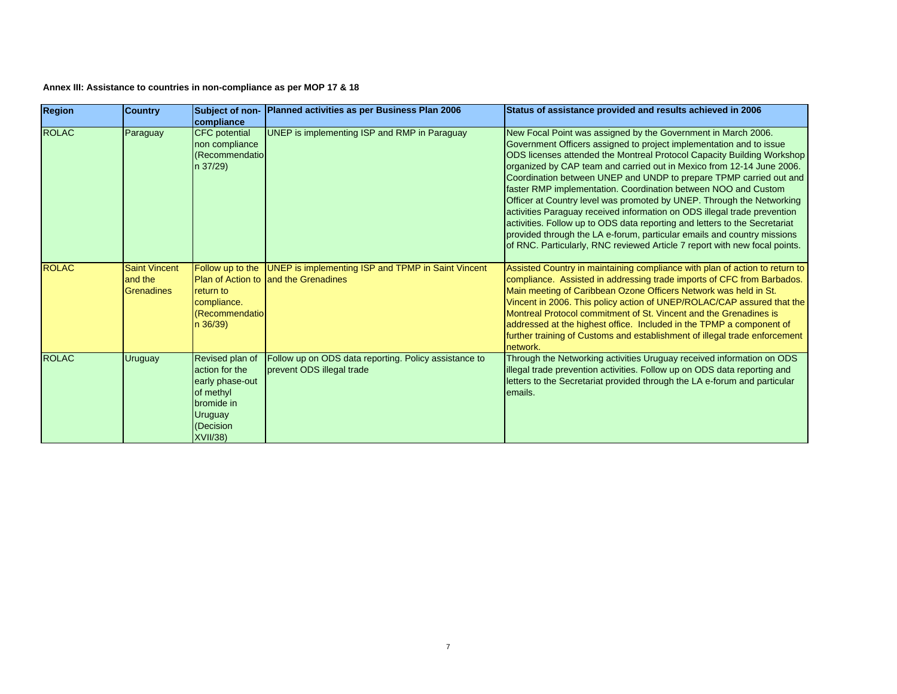**Annex III: Assistance to countries in non-compliance as per MOP 17 & 18**

| Region | Country | Subject of non-compliance | Planned activities as per Business Plan 2006 | Status of assistance provided and results achieved in 2006 |
|---|---|---|---|---|
| ROLAC | Paraguay | CFC potential non compliance (Recommendation 37/29) | UNEP is implementing ISP and RMP in Paraguay | New Focal Point was assigned by the Government in March 2006. Government Officers assigned to project implementation and to issue ODS licenses attended the Montreal Protocol Capacity Building Workshop organized by CAP team and carried out in Mexico from 12-14 June 2006. Coordination between UNEP and UNDP to prepare TPMP carried out and faster RMP implementation. Coordination between NOO and Custom Officer at Country level was promoted by UNEP. Through the Networking activities Paraguay received information on ODS illegal trade prevention activities. Follow up to ODS data reporting and letters to the Secretariat provided through the LA e-forum, particular emails and country missions of RNC. Particularly, RNC reviewed Article 7 report with new focal points. |
| ROLAC | Saint Vincent and the Grenadines | Follow up to the Plan of Action to return to compliance. (Recommendation 36/39) | UNEP is implementing ISP and TPMP in Saint Vincent and the Grenadines | Assisted Country in maintaining compliance with plan of action to return to compliance. Assisted in addressing trade imports of CFC from Barbados. Main meeting of Caribbean Ozone Officers Network was held in St. Vincent in 2006. This policy action of UNEP/ROLAC/CAP assured that the Montreal Protocol commitment of St. Vincent and the Grenadines is addressed at the highest office. Included in the TPMP a component of further training of Customs and establishment of illegal trade enforcement network. |
| ROLAC | Uruguay | Revised plan of action for the early phase-out of methyl bromide in Uruguay (Decision XVII/38) | Follow up on ODS data reporting. Policy assistance to prevent ODS illegal trade | Through the Networking activities Uruguay received information on ODS illegal trade prevention activities. Follow up on ODS data reporting and letters to the Secretariat provided through the LA e-forum and particular emails. |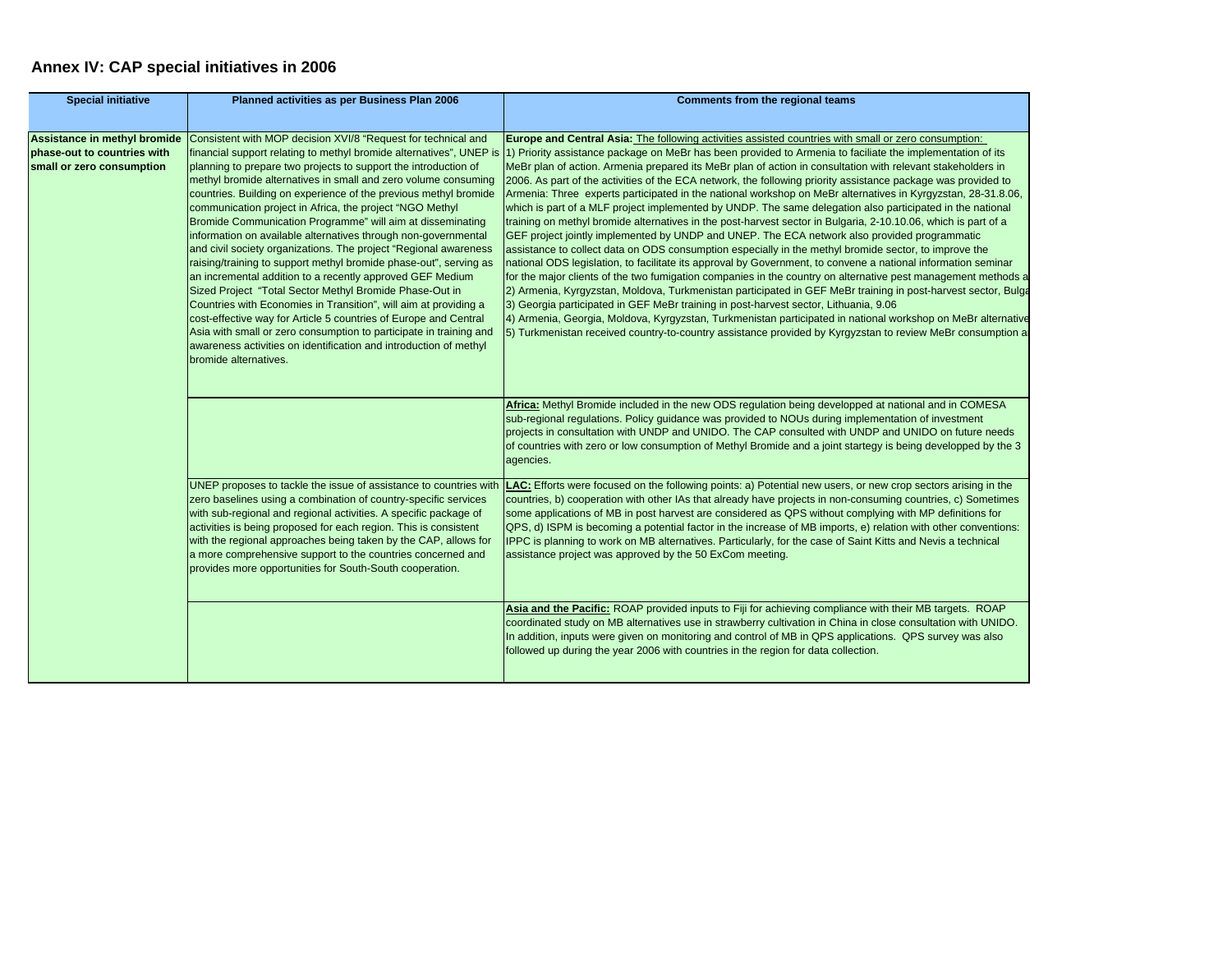# Annex IV: CAP special initiatives in 2006

| Special initiative | Planned activities as per Business Plan 2006 | Comments from the regional teams |
|---|---|---|
| **Assistance in methyl bromide phase-out to countries with small or zero consumption** | Consistent with MOP decision XVI/8 "Request for technical and financial support relating to methyl bromide alternatives", UNEP is planning to prepare two projects to support the introduction of methyl bromide alternatives in small and zero volume consuming countries. Building on experience of the previous methyl bromide communication project in Africa, the project "NGO Methyl Bromide Communication Programme" will aim at disseminating information on available alternatives through non-governmental and civil society organizations. The project "Regional awareness raising/training to support methyl bromide phase-out", serving as an incremental addition to a recently approved GEF Medium Sized Project "Total Sector Methyl Bromide Phase-Out in Countries with Economies in Transition", will aim at providing a cost-effective way for Article 5 countries of Europe and Central Asia with small or zero consumption to participate in training and awareness activities on identification and introduction of methyl bromide alternatives. | **Europe and Central Asia:** The following activities assisted countries with small or zero consumption: 1) Priority assistance package on MeBr has been provided to Armenia to faciliate the implementation of its MeBr plan of action. Armenia prepared its MeBr plan of action in consultation with relevant stakeholders in 2006. As part of the activities of the ECA network, the following priority assistance package was provided to Armenia: Three experts participated in the national workshop on MeBr alternatives in Kyrgyzstan, 28-31.8.06, which is part of a MLF project implemented by UNDP. The same delegation also participated in the national training on methyl bromide alternatives in the post-harvest sector in Bulgaria, 2-10.10.06, which is part of a GEF project jointly implemented by UNDP and UNEP. The ECA network also provided programmatic assistance to collect data on ODS consumption especially in the methyl bromide sector, to improve the national ODS legislation, to facilitate its approval by Government, to convene a national information seminar for the major clients of the two fumigation companies in the country on alternative pest management methods a<br>2) Armenia, Kyrgyzstan, Moldova, Turkmenistan participated in GEF MeBr training in post-harvest sector, Bulga<br>3) Georgia participated in GEF MeBr training in post-harvest sector, Lithuania, 9.06<br>4) Armenia, Georgia, Moldova, Kyrgyzstan, Turkmenistan participated in national workshop on MeBr alternative<br>5) Turkmenistan received country-to-country assistance provided by Kyrgyzstan to review MeBr consumption a |
| | | **Africa:** Methyl Bromide included in the new ODS regulation being developped at national and in COMESA sub-regional regulations. Policy guidance was provided to NOUs during implementation of investment projects in consultation with UNDP and UNIDO. The CAP consulted with UNDP and UNIDO on future needs of countries with zero or low consumption of Methyl Bromide and a joint startegy is being developped by the 3 agencies. |
| | UNEP proposes to tackle the issue of assistance to countries with zero baselines using a combination of country-specific services with sub-regional and regional activities. A specific package of activities is being proposed for each region. This is consistent with the regional approaches being taken by the CAP, allows for a more comprehensive support to the countries concerned and provides more opportunities for South-South cooperation. | **LAC:** Efforts were focused on the following points: a) Potential new users, or new crop sectors arising in the countries, b) cooperation with other IAs that already have projects in non-consuming countries, c) Sometimes some applications of MB in post harvest are considered as QPS without complying with MP definitions for QPS, d) ISPM is becoming a potential factor in the increase of MB imports, e) relation with other conventions: IPPC is planning to work on MB alternatives. Particularly, for the case of Saint Kitts and Nevis a technical assistance project was approved by the 50 ExCom meeting. |
| | | **Asia and the Pacific:** ROAP provided inputs to Fiji for achieving compliance with their MB targets. ROAP coordinated study on MB alternatives use in strawberry cultivation in China in close consultation with UNIDO. In addition, inputs were given on monitoring and control of MB in QPS applications. QPS survey was also followed up during the year 2006 with countries in the region for data collection. |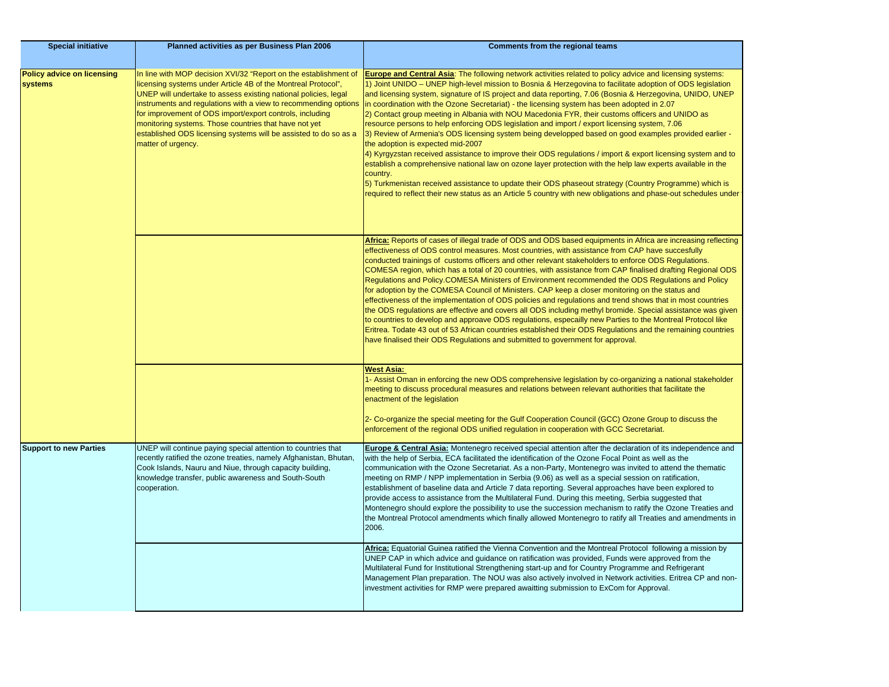| Special initiative | Planned activities as per Business Plan 2006 | Comments from the regional teams |
|---|---|---|
| **Policy advice on licensing systems** | In line with MOP decision XVI/32 "Report on the establishment of licensing systems under Article 4B of the Montreal Protocol", UNEP will undertake to assess existing national policies, legal instruments and regulations with a view to recommending options for improvement of ODS import/export controls, including monitoring systems. Those countries that have not yet established ODS licensing systems will be assisted to do so as a matter of urgency. | **Europe and Central Asia**: The following network activities related to policy advice and licensing systems:<br>1) Joint UNIDO – UNEP high-level mission to Bosnia & Herzegovina to facilitate adoption of ODS legislation and licensing system, signature of IS project and data reporting, 7.06 (Bosnia & Herzegovina, UNIDO, UNEP in coordination with the Ozone Secretariat) - the licensing system has been adopted in 2.07<br>2) Contact group meeting in Albania with NOU Macedonia FYR, their customs officers and UNIDO as resource persons to help enforcing ODS legislation and import / export licensing system, 7.06<br>3) Review of Armenia's ODS licensing system being developped based on good examples provided earlier - the adoption is expected mid-2007<br>4) Kyrgyzstan received assistance to improve their ODS regulations / import & export licensing system and to establish a comprehensive national law on ozone layer protection with the help law experts available in the country.<br>5) Turkmenistan received assistance to update their ODS phaseout strategy (Country Programme) which is required to reflect their new status as an Article 5 country with new obligations and phase-out schedules under |
| | | **Africa:** Reports of cases of illegal trade of ODS and ODS based equipments in Africa are increasing reflecting effectiveness of ODS control measures. Most countries, with assistance from CAP have succesfully conducted trainings of customs officers and other relevant stakeholders to enforce ODS Regulations. COMESA region, which has a total of 20 countries, with assistance from CAP finalised drafting Regional ODS Regulations and Policy.COMESA Ministers of Environment recommended the ODS Regulations and Policy for adoption by the COMESA Council of Ministers. CAP keep a closer monitoring on the status and effectiveness of the implementation of ODS policies and regulations and trend shows that in most countries the ODS regulations are effective and covers all ODS including methyl bromide. Special assistance was given to countries to develop and approave ODS regulations, espceailly new Parties to the Montreal Protocol like Eritrea. Todate 43 out of 53 African countries established their ODS Regulations and the remaining countries have finalised their ODS Regulations and submitted to government for approval. |
| | | **West Asia:**<br>1- Assist Oman in enforcing the new ODS comprehensive legislation by co-organizing a national stakeholder meeting to discuss procedural measures and relations between relevant authorities that facilitate the enactment of the legislation<br><br>2- Co-organize the special meeting for the Gulf Cooperation Council (GCC) Ozone Group to discuss the enforcement of the regional ODS unified regulation in cooperation with GCC Secretariat. |
| **Support to new Parties** | UNEP will continue paying special attention to countries that recently ratified the ozone treaties, namely Afghanistan, Bhutan, Cook Islands, Nauru and Niue, through capacity building, knowledge transfer, public awareness and South-South cooperation. | **Europe & Central Asia:** Montenegro received special attention after the declaration of its independence and with the help of Serbia, ECA facilitated the identification of the Ozone Focal Point as well as the communication with the Ozone Secretariat. As a non-Party, Montenegro was invited to attend the thematic meeting on RMP / NPP implementation in Serbia (9.06) as well as a special session on ratification, establishment of baseline data and Article 7 data reporting. Several approaches have been explored to provide access to assistance from the Multilateral Fund. During this meeting, Serbia suggested that Montenegro should explore the possibility to use the succession mechanism to ratify the Ozone Treaties and the Montreal Protocol amendments which finally allowed Montenegro to ratify all Treaties and amendments in 2006. |
| | | **Africa:** Equatorial Guinea ratified the Vienna Convention and the Montreal Protocol following a mission by UNEP CAP in which advice and guidance on ratification was provided, Funds were approved from the Multilateral Fund for Institutional Strengthening start-up and for Country Programme and Refrigerant Management Plan preparation. The NOU was also actively involved in Network activities. Eritrea CP and non-investment activities for RMP were prepared awaitting submission to ExCom for Approval. |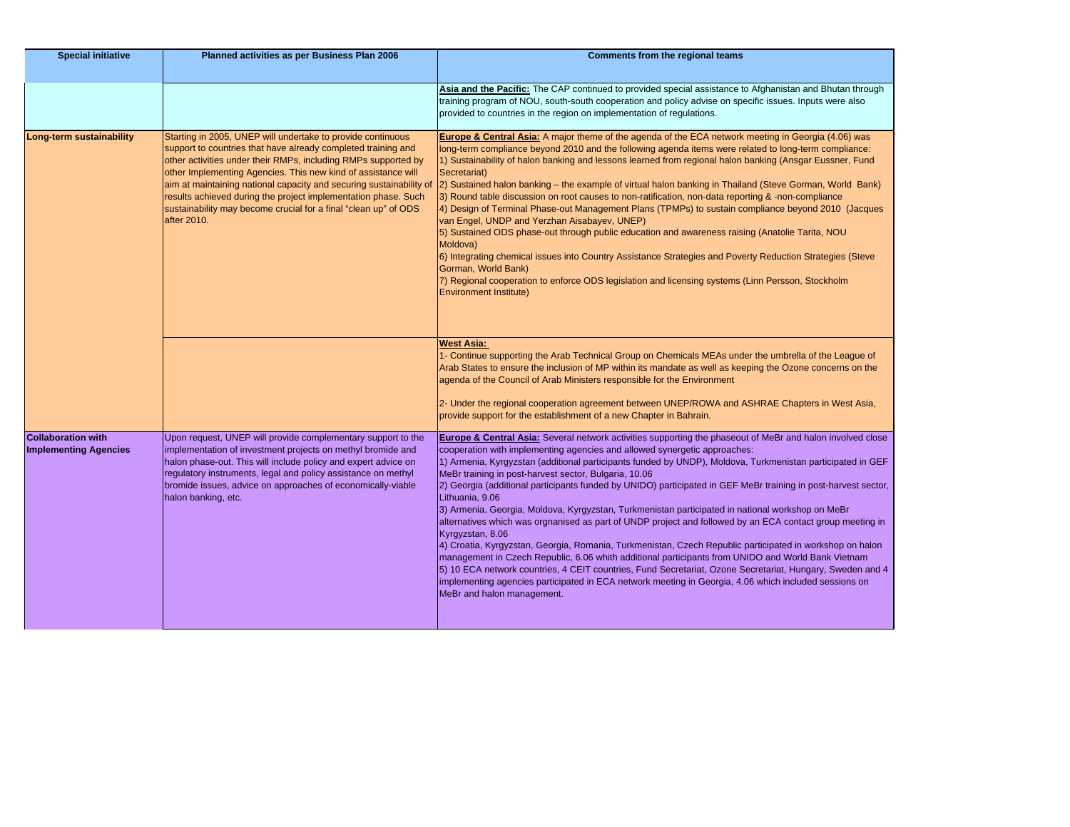| Special initiative | Planned activities as per Business Plan 2006 | Comments from the regional teams |
|---|---|---|
| | | **Asia and the Pacific:** The CAP continued to provided special assistance to Afghanistan and Bhutan through training program of NOU, south-south cooperation and policy advise on specific issues. Inputs were also provided to countries in the region on implementation of regulations. |
| **Long-term sustainability** | Starting in 2005, UNEP will undertake to provide continuous support to countries that have already completed training and other activities under their RMPs, including RMPs supported by other Implementing Agencies. This new kind of assistance will aim at maintaining national capacity and securing sustainability of results achieved during the project implementation phase. Such sustainability may become crucial for a final "clean up" of ODS after 2010. | **Europe & Central Asia:** A major theme of the agenda of the ECA network meeting in Georgia (4.06) was long-term compliance beyond 2010 and the following agenda items were related to long-term compliance:<br>1) Sustainability of halon banking and lessons learned from regional halon banking (Ansgar Eussner, Fund Secretariat)<br>2) Sustained halon banking – the example of virtual halon banking in Thailand (Steve Gorman, World Bank)<br>3) Round table discussion on root causes to non-ratification, non-data reporting & -non-compliance<br>4) Design of Terminal Phase-out Management Plans (TPMPs) to sustain compliance beyond 2010 (Jacques van Engel, UNDP and Yerzhan Aisabayev, UNEP)<br>5) Sustained ODS phase-out through public education and awareness raising (Anatolie Tarita, NOU Moldova)<br>6) Integrating chemical issues into Country Assistance Strategies and Poverty Reduction Strategies (Steve Gorman, World Bank)<br>7) Regional cooperation to enforce ODS legislation and licensing systems (Linn Persson, Stockholm Environment Institute) |
| | | **West Asia:**<br>1- Continue supporting the Arab Technical Group on Chemicals MEAs under the umbrella of the League of Arab States to ensure the inclusion of MP within its mandate as well as keeping the Ozone concerns on the agenda of the Council of Arab Ministers responsible for the Environment<br><br>2- Under the regional cooperation agreement between UNEP/ROWA and ASHRAE Chapters in West Asia, provide support for the establishment of a new Chapter in Bahrain. |
| **Collaboration with Implementing Agencies** | Upon request, UNEP will provide complementary support to the implementation of investment projects on methyl bromide and halon phase-out. This will include policy and expert advice on regulatory instruments, legal and policy assistance on methyl bromide issues, advice on approaches of economically-viable halon banking, etc. | **Europe & Central Asia:** Several network activities supporting the phaseout of MeBr and halon involved close cooperation with implementing agencies and allowed synergetic approaches:<br>1) Armenia, Kyrgyzstan (additional participants funded by UNDP), Moldova, Turkmenistan participated in GEF MeBr training in post-harvest sector, Bulgaria, 10.06<br>2) Georgia (additional participants funded by UNIDO) participated in GEF MeBr training in post-harvest sector, Lithuania, 9.06<br>3) Armenia, Georgia, Moldova, Kyrgyzstan, Turkmenistan participated in national workshop on MeBr alternatives which was orgnanised as part of UNDP project and followed by an ECA contact group meeting in Kyrgyzstan, 8.06<br>4) Croatia, Kyrgyzstan, Georgia, Romania, Turkmenistan, Czech Republic participated in workshop on halon management in Czech Republic, 6.06 whith additional participants from UNIDO and World Bank Vietnam<br>5) 10 ECA network countries, 4 CEIT countries, Fund Secretariat, Ozone Secretariat, Hungary, Sweden and 4 implementing agencies participated in ECA network meeting in Georgia, 4.06 which included sessions on MeBr and halon management. |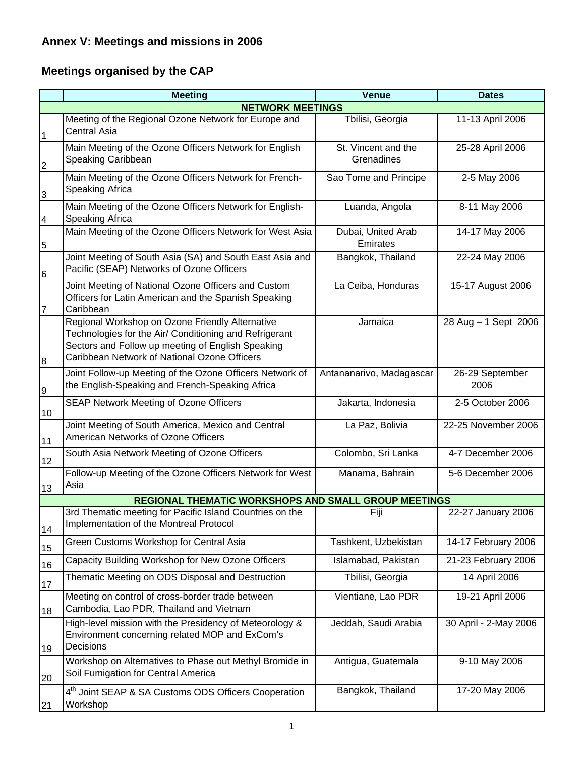# Annex V: Meetings and missions in 2006

## Meetings organised by the CAP

| | Meeting | Venue | Dates |
|---|---|---|---|
| **NETWORK MEETINGS** | | | |
| 1 | Meeting of the Regional Ozone Network for Europe and Central Asia | Tbilisi, Georgia | 11-13 April 2006 |
| 2 | Main Meeting of the Ozone Officers Network for English Speaking Caribbean | St. Vincent and the Grenadines | 25-28 April 2006 |
| 3 | Main Meeting of the Ozone Officers Network for French-Speaking Africa | Sao Tome and Principe | 2-5 May 2006 |
| 4 | Main Meeting of the Ozone Officers Network for English-Speaking Africa | Luanda, Angola | 8-11 May 2006 |
| 5 | Main Meeting of the Ozone Officers Network for West Asia | Dubai, United Arab Emirates | 14-17 May 2006 |
| 6 | Joint Meeting of South Asia (SA) and South East Asia and Pacific (SEAP) Networks of Ozone Officers | Bangkok, Thailand | 22-24 May 2006 |
| 7 | Joint Meeting of National Ozone Officers and Custom Officers for Latin American and the Spanish Speaking Caribbean | La Ceiba, Honduras | 15-17 August 2006 |
| 8 | Regional Workshop on Ozone Friendly Alternative Technologies for the Air/ Conditioning and Refrigerant Sectors and Follow up meeting of English Speaking Caribbean Network of National Ozone Officers | Jamaica | 28 Aug – 1 Sept 2006 |
| 9 | Joint Follow-up Meeting of the Ozone Officers Network of the English-Speaking and French-Speaking Africa | Antananarivo, Madagascar | 26-29 September 2006 |
| 10 | SEAP Network Meeting of Ozone Officers | Jakarta, Indonesia | 2-5 October 2006 |
| 11 | Joint Meeting of South America, Mexico and Central American Networks of Ozone Officers | La Paz, Bolivia | 22-25 November 2006 |
| 12 | South Asia Network Meeting of Ozone Officers | Colombo, Sri Lanka | 4-7 December 2006 |
| 13 | Follow-up Meeting of the Ozone Officers Network for West Asia | Manama, Bahrain | 5-6 December 2006 |
| **REGIONAL THEMATIC WORKSHOPS AND SMALL GROUP MEETINGS** | | | |
| 14 | 3rd Thematic meeting for Pacific Island Countries on the Implementation of the Montreal Protocol | Fiji | 22-27 January 2006 |
| 15 | Green Customs Workshop for Central Asia | Tashkent, Uzbekistan | 14-17 February 2006 |
| 16 | Capacity Building Workshop for New Ozone Officers | Islamabad, Pakistan | 21-23 February 2006 |
| 17 | Thematic Meeting on ODS Disposal and Destruction | Tbilisi, Georgia | 14 April 2006 |
| 18 | Meeting on control of cross-border trade between Cambodia, Lao PDR, Thailand and Vietnam | Vientiane, Lao PDR | 19-21 April 2006 |
| 19 | High-level mission with the Presidency of Meteorology & Environment concerning related MOP and ExCom's Decisions | Jeddah, Saudi Arabia | 30 April - 2-May 2006 |
| 20 | Workshop on Alternatives to Phase out Methyl Bromide in Soil Fumigation for Central America | Antigua, Guatemala | 9-10 May 2006 |
| 21 | 4th Joint SEAP & SA Customs ODS Officers Cooperation Workshop | Bangkok, Thailand | 17-20 May 2006 |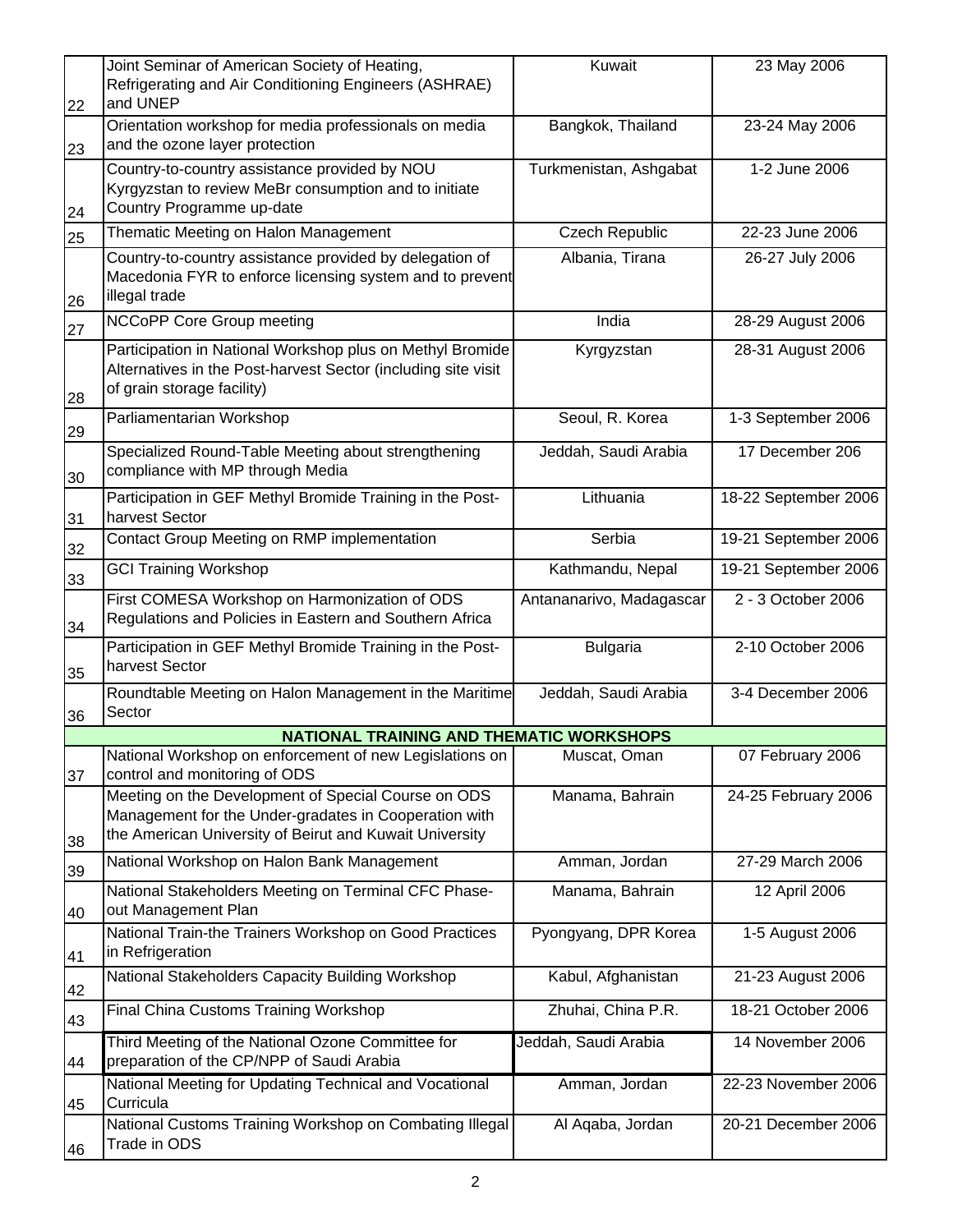| | | | |
|---|---|---|---|
| 22 | Joint Seminar of American Society of Heating, Refrigerating and Air Conditioning Engineers (ASHRAE) and UNEP | Kuwait | 23 May 2006 |
| 23 | Orientation workshop for media professionals on media and the ozone layer protection | Bangkok, Thailand | 23-24 May 2006 |
| 24 | Country-to-country assistance provided by NOU Kyrgyzstan to review MeBr consumption and to initiate Country Programme up-date | Turkmenistan, Ashgabat | 1-2 June 2006 |
| 25 | Thematic Meeting on Halon Management | Czech Republic | 22-23 June 2006 |
| 26 | Country-to-country assistance provided by delegation of Macedonia FYR to enforce licensing system and to prevent illegal trade | Albania, Tirana | 26-27 July 2006 |
| 27 | NCCoPP Core Group meeting | India | 28-29 August 2006 |
| 28 | Participation in National Workshop plus on Methyl Bromide Alternatives in the Post-harvest Sector (including site visit of grain storage facility) | Kyrgyzstan | 28-31 August 2006 |
| 29 | Parliamentarian Workshop | Seoul, R. Korea | 1-3 September 2006 |
| 30 | Specialized Round-Table Meeting about strengthening compliance with MP through Media | Jeddah, Saudi Arabia | 17 December 206 |
| 31 | Participation in GEF Methyl Bromide Training in the Post-harvest Sector | Lithuania | 18-22 September 2006 |
| 32 | Contact Group Meeting on RMP implementation | Serbia | 19-21 September 2006 |
| 33 | GCI Training Workshop | Kathmandu, Nepal | 19-21 September 2006 |
| 34 | First COMESA Workshop on Harmonization of ODS Regulations and Policies in Eastern and Southern Africa | Antananarivo, Madagascar | 2 - 3 October 2006 |
| 35 | Participation in GEF Methyl Bromide Training in the Post-harvest Sector | Bulgaria | 2-10 October 2006 |
| 36 | Roundtable Meeting on Halon Management in the Maritime Sector | Jeddah, Saudi Arabia | 3-4 December 2006 |
| | **NATIONAL TRAINING AND THEMATIC WORKSHOPS** | | |
| 37 | National Workshop on enforcement of new Legislations on control and monitoring of ODS | Muscat, Oman | 07 February 2006 |
| 38 | Meeting on the Development of Special Course on ODS Management for the Under-gradates in Cooperation with the American University of Beirut and Kuwait University | Manama, Bahrain | 24-25 February 2006 |
| 39 | National Workshop on Halon Bank Management | Amman, Jordan | 27-29 March 2006 |
| 40 | National Stakeholders Meeting on Terminal CFC Phase-out Management Plan | Manama, Bahrain | 12 April 2006 |
| 41 | National Train-the Trainers Workshop on Good Practices in Refrigeration | Pyongyang, DPR Korea | 1-5 August 2006 |
| 42 | National Stakeholders Capacity Building Workshop | Kabul, Afghanistan | 21-23 August 2006 |
| 43 | Final China Customs Training Workshop | Zhuhai, China P.R. | 18-21 October 2006 |
| 44 | Third Meeting of the National Ozone Committee for preparation of the CP/NPP of Saudi Arabia | Jeddah, Saudi Arabia | 14 November 2006 |
| 45 | National Meeting for Updating Technical and Vocational Curricula | Amman, Jordan | 22-23 November 2006 |
| 46 | National Customs Training Workshop on Combating Illegal Trade in ODS | Al Aqaba, Jordan | 20-21 December 2006 |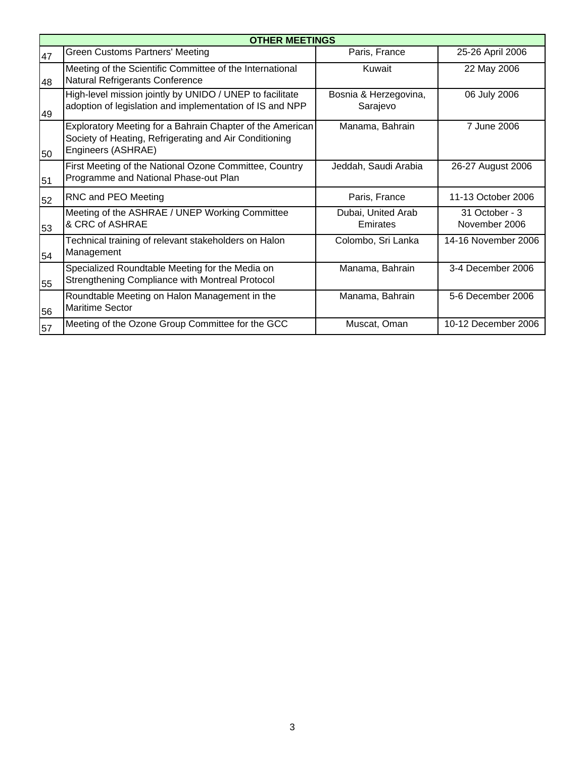| OTHER MEETINGS | | | |
|---|---|---|---|
| 47 | Green Customs Partners' Meeting | Paris, France | 25-26 April 2006 |
| 48 | Meeting of the Scientific Committee of the International Natural Refrigerants Conference | Kuwait | 22 May 2006 |
| 49 | High-level mission jointly by UNIDO / UNEP to facilitate adoption of legislation and implementation of IS and NPP | Bosnia & Herzegovina, Sarajevo | 06 July 2006 |
| 50 | Exploratory Meeting for a Bahrain Chapter of the American Society of Heating, Refrigerating and Air Conditioning Engineers (ASHRAE) | Manama, Bahrain | 7 June 2006 |
| 51 | First Meeting of the National Ozone Committee, Country Programme and National Phase-out Plan | Jeddah, Saudi Arabia | 26-27 August 2006 |
| 52 | RNC and PEO Meeting | Paris, France | 11-13 October 2006 |
| 53 | Meeting of the ASHRAE / UNEP Working Committee & CRC of ASHRAE | Dubai, United Arab Emirates | 31 October - 3 November 2006 |
| 54 | Technical training of relevant stakeholders on Halon Management | Colombo, Sri Lanka | 14-16 November 2006 |
| 55 | Specialized Roundtable Meeting for the Media on Strengthening Compliance with Montreal Protocol | Manama, Bahrain | 3-4 December 2006 |
| 56 | Roundtable Meeting on Halon Management in the Maritime Sector | Manama, Bahrain | 5-6 December 2006 |
| 57 | Meeting of the Ozone Group Committee for the GCC | Muscat, Oman | 10-12 December 2006 |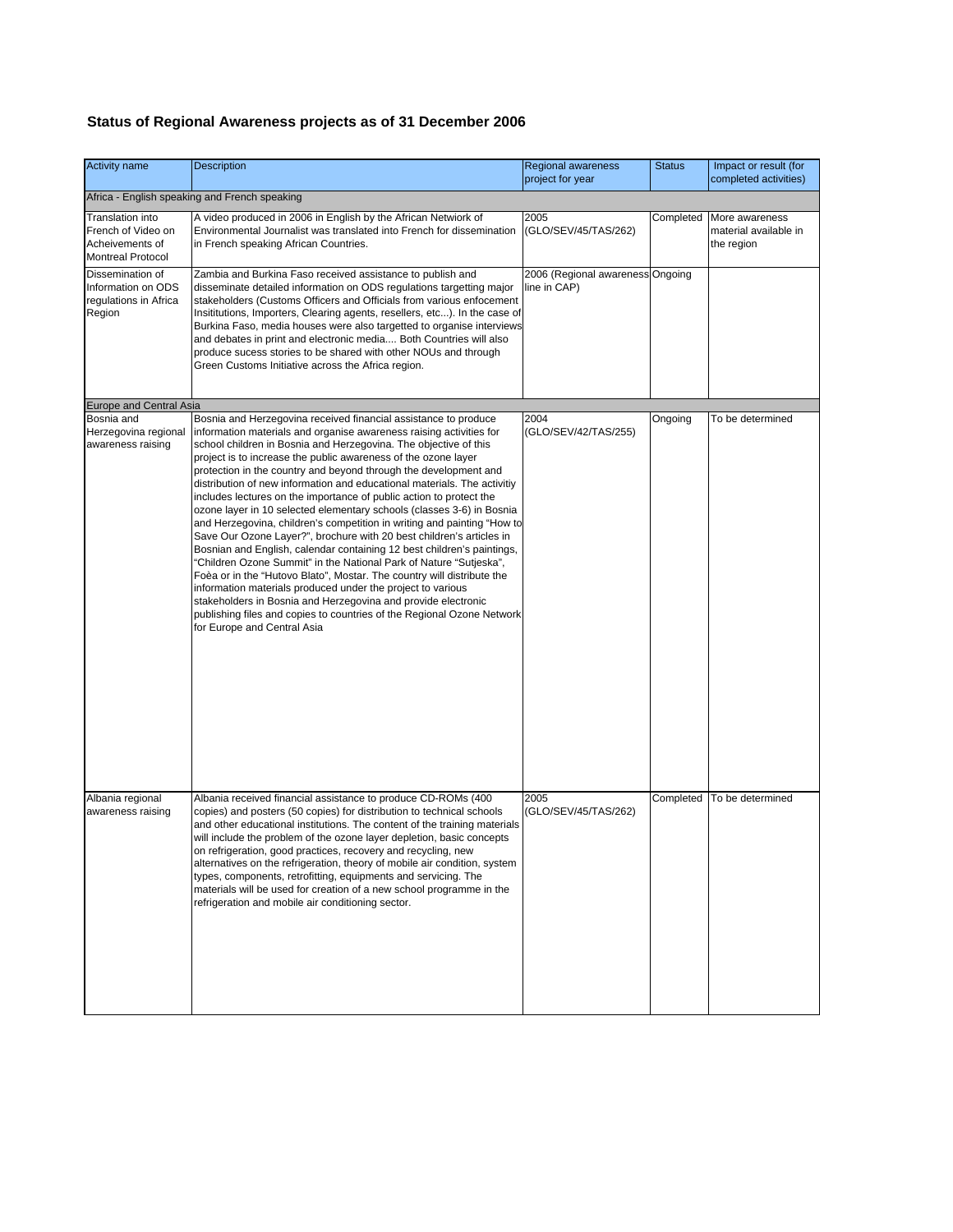**Status of Regional Awareness projects as of 31 December 2006**

| Activity name | Description | Regional awareness project for year | Status | Impact or result (for completed activities) |
|---|---|---|---|---|
| Africa - English speaking and French speaking | | | | |
| Translation into French of Video on Acheivements of Montreal Protocol | A video produced in 2006 in English by the African Netwiork of Environmental Journalist was translated into French for dissemination in French speaking African Countries. | 2005 (GLO/SEV/45/TAS/262) | Completed | More awareness material available in the region |
| Dissemination of Information on ODS regulations in Africa Region | Zambia and Burkina Faso received assistance to publish and disseminate detailed information on ODS regulations targetting major stakeholders (Customs Officers and Officials from various enfocement Insititutions, Importers, Clearing agents, resellers, etc...). In the case of Burkina Faso, media houses were also targetted to organise interviews and debates in print and electronic media.... Both Countries will also produce sucess stories to be shared with other NOUs and through Green Customs Initiative across the Africa region. | 2006 (Regional awareness line in CAP) | Ongoing | |
| Europe and Central Asia | | | | |
| Bosnia and Herzegovina regional awareness raising | Bosnia and Herzegovina received financial assistance to produce information materials and organise awareness raising activities for school children in Bosnia and Herzegovina. The objective of this project is to increase the public awareness of the ozone layer protection in the country and beyond through the development and distribution of new information and educational materials. The activitiy includes lectures on the importance of public action to protect the ozone layer in 10 selected elementary schools (classes 3-6) in Bosnia and Herzegovina, children's competition in writing and painting "How to Save Our Ozone Layer?", brochure with 20 best children's articles in Bosnian and English, calendar containing 12 best children's paintings, "Children Ozone Summit" in the National Park of Nature "Sutjeska", Foèa or in the "Hutovo Blato", Mostar. The country will distribute the information materials produced under the project to various stakeholders in Bosnia and Herzegovina and provide electronic publishing files and copies to countries of the Regional Ozone Network for Europe and Central Asia | 2004 (GLO/SEV/42/TAS/255) | Ongoing | To be determined |
| Albania regional awareness raising | Albania received financial assistance to produce CD-ROMs (400 copies) and posters (50 copies) for distribution to technical schools and other educational institutions. The content of the training materials will include the problem of the ozone layer depletion, basic concepts on refrigeration, good practices, recovery and recycling, new alternatives on the refrigeration, theory of mobile air condition, system types, components, retrofitting, equipments and servicing. The materials will be used for creation of a new school programme in the refrigeration and mobile air conditioning sector. | 2005 (GLO/SEV/45/TAS/262) | Completed | To be determined |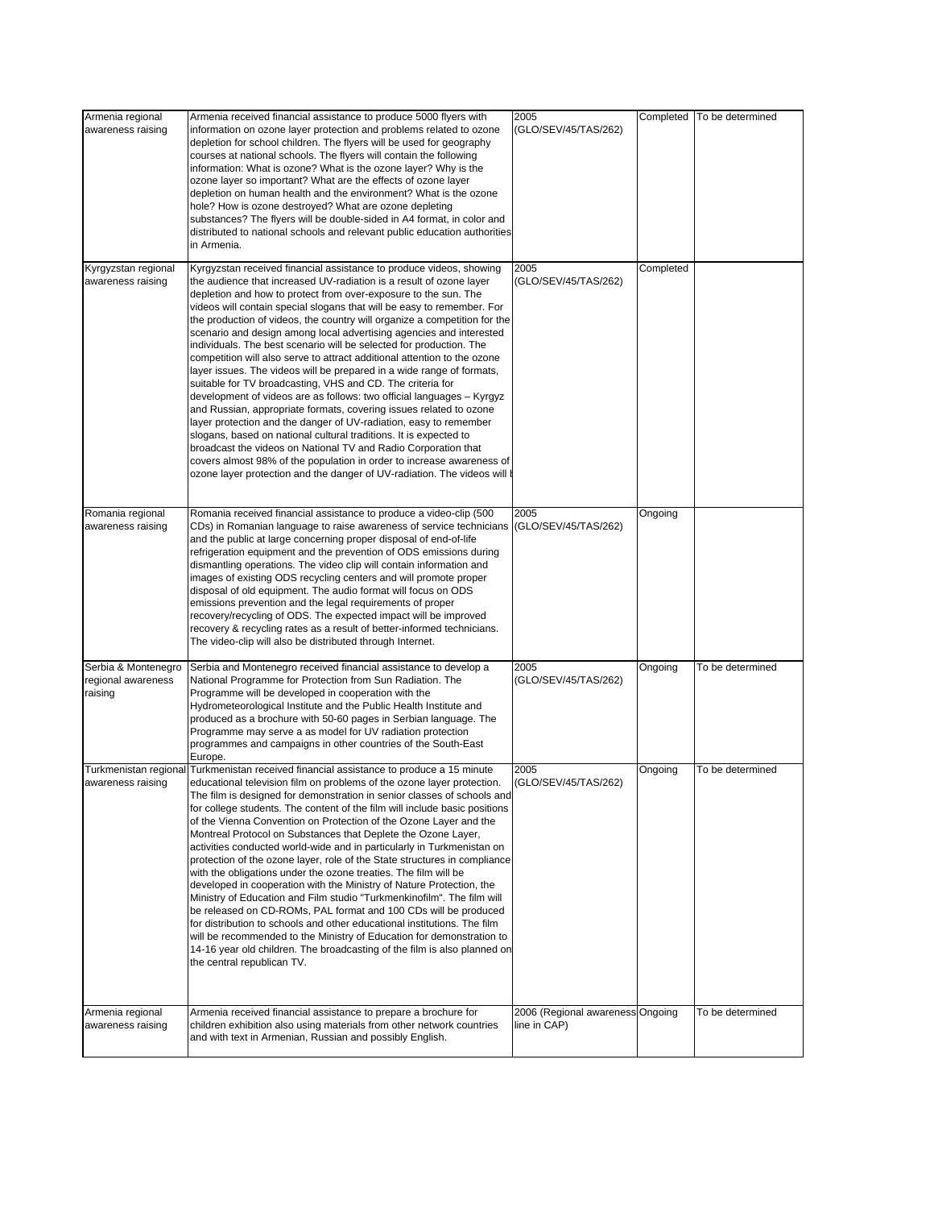| | | | | |
|---|---|---|---|---|
| Armenia regional awareness raising | Armenia received financial assistance to produce 5000 flyers with information on ozone layer protection and problems related to ozone depletion for school children. The flyers will be used for geography courses at national schools. The flyers will contain the following information: What is ozone? What is the ozone layer? Why is the ozone layer so important? What are the effects of ozone layer depletion on human health and the environment? What is the ozone hole? How is ozone destroyed? What are ozone depleting substances? The flyers will be double-sided in A4 format, in color and distributed to national schools and relevant public education authorities in Armenia. | 2005 (GLO/SEV/45/TAS/262) | Completed | To be determined |
| Kyrgyzstan regional awareness raising | Kyrgyzstan received financial assistance to produce videos, showing the audience that increased UV-radiation is a result of ozone layer depletion and how to protect from over-exposure to the sun. The videos will contain special slogans that will be easy to remember. For the production of videos, the country will organize a competition for the scenario and design among local advertising agencies and interested individuals. The best scenario will be selected for production. The competition will also serve to attract additional attention to the ozone layer issues. The videos will be prepared in a wide range of formats, suitable for TV broadcasting, VHS and CD. The criteria for development of videos are as follows: two official languages – Kyrgyz and Russian, appropriate formats, covering issues related to ozone layer protection and the danger of UV-radiation, easy to remember slogans, based on national cultural traditions. It is expected to broadcast the videos on National TV and Radio Corporation that covers almost 98% of the population in order to increase awareness of ozone layer protection and the danger of UV-radiation. The videos will b | 2005 (GLO/SEV/45/TAS/262) | Completed | |
| Romania regional awareness raising | Romania received financial assistance to produce a video-clip (500 CDs) in Romanian language to raise awareness of service technicians and the public at large concerning proper disposal of end-of-life refrigeration equipment and the prevention of ODS emissions during dismantling operations. The video clip will contain information and images of existing ODS recycling centers and will promote proper disposal of old equipment. The audio format will focus on ODS emissions prevention and the legal requirements of proper recovery/recycling of ODS. The expected impact will be improved recovery & recycling rates as a result of better-informed technicians. The video-clip will also be distributed through Internet. | 2005 (GLO/SEV/45/TAS/262) | Ongoing | |
| Serbia & Montenegro regional awareness raising | Serbia and Montenegro received financial assistance to develop a National Programme for Protection from Sun Radiation. The Programme will be developed in cooperation with the Hydrometeorological Institute and the Public Health Institute and produced as a brochure with 50-60 pages in Serbian language. The Programme may serve a as model for UV radiation protection programmes and campaigns in other countries of the South-East Europe. | 2005 (GLO/SEV/45/TAS/262) | Ongoing | To be determined |
| Turkmenistan regional awareness raising | Turkmenistan received financial assistance to produce a 15 minute educational television film on problems of the ozone layer protection. The film is designed for demonstration in senior classes of schools and for college students. The content of the film will include basic positions of the Vienna Convention on Protection of the Ozone Layer and the Montreal Protocol on Substances that Deplete the Ozone Layer, activities conducted world-wide and in particularly in Turkmenistan on protection of the ozone layer, role of the State structures in compliance with the obligations under the ozone treaties. The film will be developed in cooperation with the Ministry of Nature Protection, the Ministry of Education and Film studio "Turkmenkinofilm". The film will be released on CD-ROMs, PAL format and 100 CDs will be produced for distribution to schools and other educational institutions. The film will be recommended to the Ministry of Education for demonstration to 14-16 year old children. The broadcasting of the film is also planned on the central republican TV. | 2005 (GLO/SEV/45/TAS/262) | Ongoing | To be determined |
| Armenia regional awareness raising | Armenia received financial assistance to prepare a brochure for children exhibition also using materials from other network countries and with text in Armenian, Russian and possibly English. | 2006 (Regional awareness line in CAP) | Ongoing | To be determined |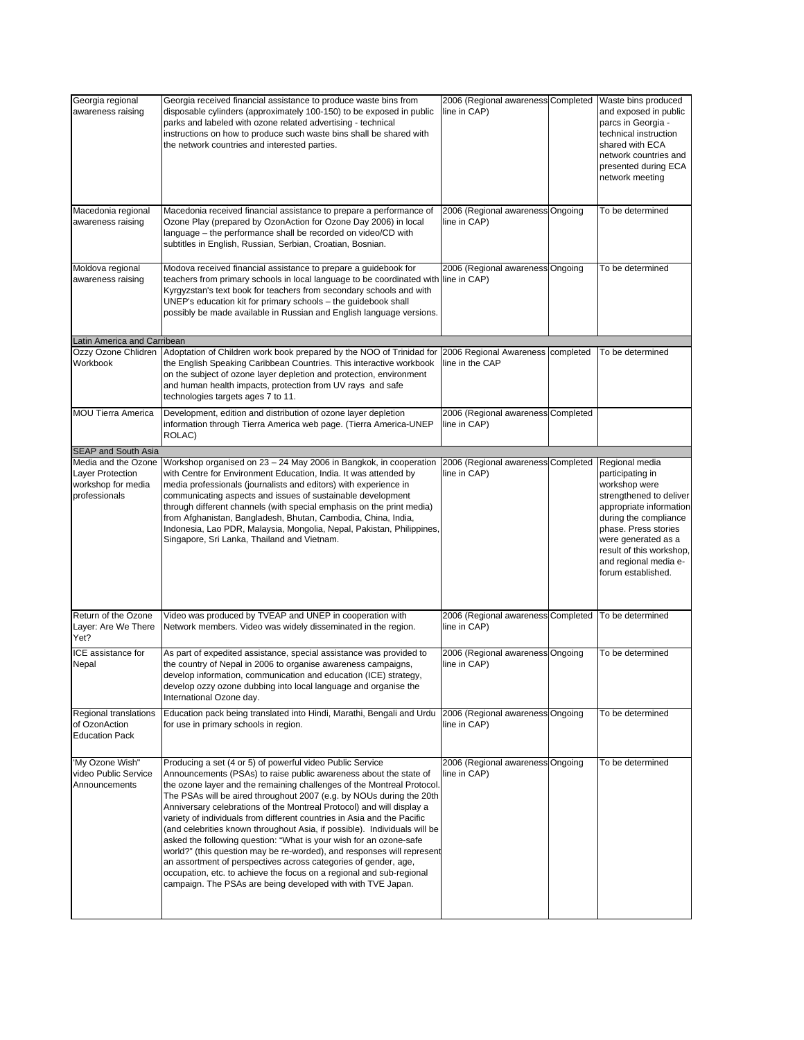| | | | | |
|---|---|---|---|---|
| Georgia regional awareness raising | Georgia received financial assistance to produce waste bins from disposable cylinders (approximately 100-150) to be exposed in public parks and labeled with ozone related advertising - technical instructions on how to produce such waste bins shall be shared with the network countries and interested parties. | 2006 (Regional awareness line in CAP) | Completed | Waste bins produced and exposed in public parcs in Georgia - technical instruction shared with ECA network countries and presented during ECA network meeting |
| Macedonia regional awareness raising | Macedonia received financial assistance to prepare a performance of Ozone Play (prepared by OzonAction for Ozone Day 2006) in local language – the performance shall be recorded on video/CD with subtitles in English, Russian, Serbian, Croatian, Bosnian. | 2006 (Regional awareness line in CAP) | Ongoing | To be determined |
| Moldova regional awareness raising | Modova received financial assistance to prepare a guidebook for teachers from primary schools in local language to be coordinated with Kyrgyzstan's text book for teachers from secondary schools and with UNEP's education kit for primary schools – the guidebook shall possibly be made available in Russian and English language versions. | 2006 (Regional awareness line in CAP) | Ongoing | To be determined |
| **Latin America and Carribean** | | | | |
| Ozzy Ozone Chlidren Workbook | Adoptation of Children work book prepared by the NOO of Trinidad for the English Speaking Caribbean Countries. This interactive workbook on the subject of ozone layer depletion and protection, environment and human health impacts, protection from UV rays and safe technologies targets ages 7 to 11. | 2006 Regional Awareness line in the CAP | completed | To be determined |
| MOU Tierra America | Development, edition and distribution of ozone layer depletion information through Tierra America web page. (Tierra America-UNEP ROLAC) | 2006 (Regional awareness line in CAP) | Completed | |
| **SEAP and South Asia** | | | | |
| Media and the Ozone Layer Protection workshop for media professionals | Workshop organised on 23 – 24 May 2006 in Bangkok, in cooperation with Centre for Environment Education, India. It was attended by media professionals (journalists and editors) with experience in communicating aspects and issues of sustainable development through different channels (with special emphasis on the print media) from Afghanistan, Bangladesh, Bhutan, Cambodia, China, India, Indonesia, Lao PDR, Malaysia, Mongolia, Nepal, Pakistan, Philippines, Singapore, Sri Lanka, Thailand and Vietnam. | 2006 (Regional awareness line in CAP) | Completed | Regional media participating in workshop were strengthened to deliver appropriate information during the compliance phase. Press stories were generated as a result of this workshop, and regional media e-forum established. |
| Return of the Ozone Layer: Are We There Yet? | Video was produced by TVEAP and UNEP in cooperation with Network members. Video was widely disseminated in the region. | 2006 (Regional awareness line in CAP) | Completed | To be determined |
| ICE assistance for Nepal | As part of expedited assistance, special assistance was provided to the country of Nepal in 2006 to organise awareness campaigns, develop information, communication and education (ICE) strategy, develop ozzy ozone dubbing into local language and organise the International Ozone day. | 2006 (Regional awareness line in CAP) | Ongoing | To be determined |
| Regional translations of OzonAction Education Pack | Education pack being translated into Hindi, Marathi, Bengali and Urdu for use in primary schools in region. | 2006 (Regional awareness line in CAP) | Ongoing | To be determined |
| 'My Ozone Wish" video Public Service Announcements | Producing a set (4 or 5) of powerful video Public Service Announcements (PSAs) to raise public awareness about the state of the ozone layer and the remaining challenges of the Montreal Protocol. The PSAs will be aired throughout 2007 (e.g. by NOUs during the 20th Anniversary celebrations of the Montreal Protocol) and will display a variety of individuals from different countries in Asia and the Pacific (and celebrities known throughout Asia, if possible). Individuals will be asked the following question: "What is your wish for an ozone-safe world?" (this question may be re-worded), and responses will represent an assortment of perspectives across categories of gender, age, occupation, etc. to achieve the focus on a regional and sub-regional campaign. The PSAs are being developed with with TVE Japan. | 2006 (Regional awareness line in CAP) | Ongoing | To be determined |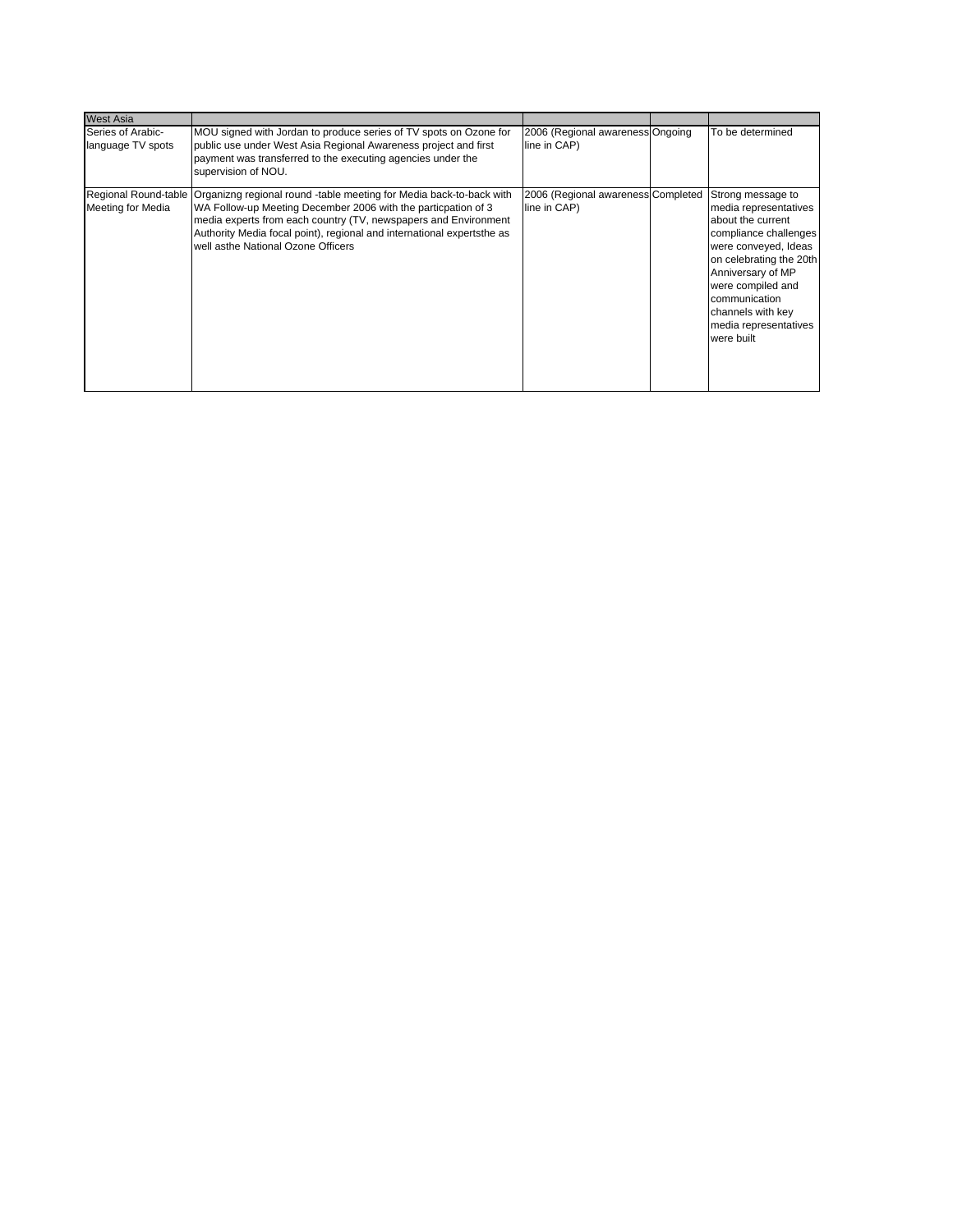| West Asia | | | | |
|---|---|---|---|---|
| Series of Arabic-language TV spots | MOU signed with Jordan to produce series of TV spots on Ozone for public use under West Asia Regional Awareness project and first payment was transferred to the executing agencies under the supervision of NOU. | 2006 (Regional awareness line in CAP) | Ongoing | To be determined |
| Regional Round-table Meeting for Media | Organizng regional round -table meeting for Media back-to-back with WA Follow-up Meeting December 2006 with the particpation of 3 media experts from each country (TV, newspapers and Environment Authority Media focal point), regional and international expertsthe as well asthe National Ozone Officers | 2006 (Regional awareness line in CAP) | Completed | Strong message to media representatives about the current compliance challenges were conveyed, Ideas on celebrating the 20th Anniversary of MP were compiled and communication channels with key media representatives were built |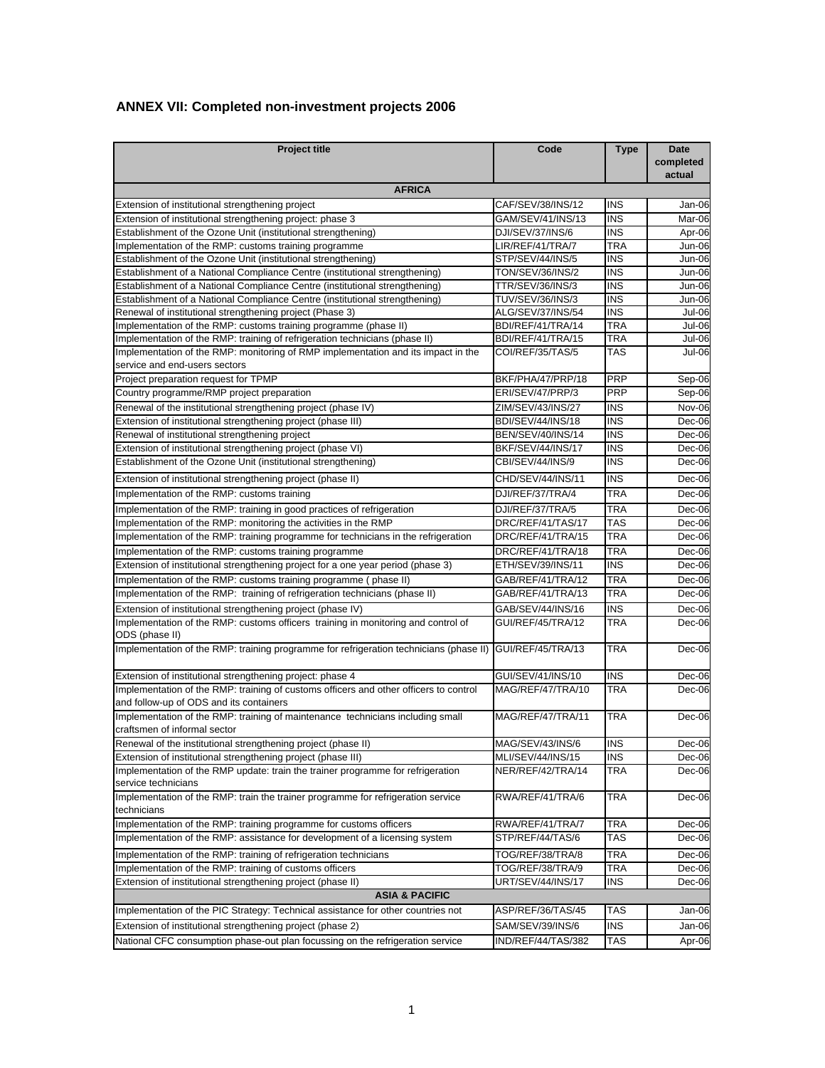## ANNEX VII: Completed non-investment projects 2006

| Project title | Code | Type | Date completed actual |
|---|---|---|---|
| **AFRICA** | | | |
| Extension of institutional strengthening project | CAF/SEV/38/INS/12 | INS | Jan-06 |
| Extension of institutional strengthening project: phase 3 | GAM/SEV/41/INS/13 | INS | Mar-06 |
| Establishment of the Ozone Unit (institutional strengthening) | DJI/SEV/37/INS/6 | INS | Apr-06 |
| Implementation of the RMP: customs training programme | LIR/REF/41/TRA/7 | TRA | Jun-06 |
| Establishment of the Ozone Unit (institutional strengthening) | STP/SEV/44/INS/5 | INS | Jun-06 |
| Establishment of a National Compliance Centre (institutional strengthening) | TON/SEV/36/INS/2 | INS | Jun-06 |
| Establishment of a National Compliance Centre (institutional strengthening) | TTR/SEV/36/INS/3 | INS | Jun-06 |
| Establishment of a National Compliance Centre (institutional strengthening) | TUV/SEV/36/INS/3 | INS | Jun-06 |
| Renewal of institutional strengthening project (Phase 3) | ALG/SEV/37/INS/54 | INS | Jul-06 |
| Implementation of the RMP: customs training programme (phase II) | BDI/REF/41/TRA/14 | TRA | Jul-06 |
| Implementation of the RMP: training of refrigeration technicians (phase II) | BDI/REF/41/TRA/15 | TRA | Jul-06 |
| Implementation of the RMP: monitoring of RMP implementation and its impact in the service and end-users sectors | COI/REF/35/TAS/5 | TAS | Jul-06 |
| Project preparation request for TPMP | BKF/PHA/47/PRP/18 | PRP | Sep-06 |
| Country programme/RMP project preparation | ERI/SEV/47/PRP/3 | PRP | Sep-06 |
| Renewal of the institutional strengthening project (phase IV) | ZIM/SEV/43/INS/27 | INS | Nov-06 |
| Extension of institutional strengthening project (phase III) | BDI/SEV/44/INS/18 | INS | Dec-06 |
| Renewal of institutional strengthening project | BEN/SEV/40/INS/14 | INS | Dec-06 |
| Extension of institutional strengthening project (phase VI) | BKF/SEV/44/INS/17 | INS | Dec-06 |
| Establishment of the Ozone Unit (institutional strengthening) | CBI/SEV/44/INS/9 | INS | Dec-06 |
| Extension of institutional strengthening project (phase II) | CHD/SEV/44/INS/11 | INS | Dec-06 |
| Implementation of the RMP: customs training | DJI/REF/37/TRA/4 | TRA | Dec-06 |
| Implementation of the RMP: training in good practices of refrigeration | DJI/REF/37/TRA/5 | TRA | Dec-06 |
| Implementation of the RMP: monitoring the activities in the RMP | DRC/REF/41/TAS/17 | TAS | Dec-06 |
| Implementation of the RMP: training programme for technicians in the refrigeration | DRC/REF/41/TRA/15 | TRA | Dec-06 |
| Implementation of the RMP: customs training programme | DRC/REF/41/TRA/18 | TRA | Dec-06 |
| Extension of institutional strengthening project for a one year period (phase 3) | ETH/SEV/39/INS/11 | INS | Dec-06 |
| Implementation of the RMP: customs training programme ( phase II) | GAB/REF/41/TRA/12 | TRA | Dec-06 |
| Implementation of the RMP: training of refrigeration technicians (phase II) | GAB/REF/41/TRA/13 | TRA | Dec-06 |
| Extension of institutional strengthening project (phase IV) | GAB/SEV/44/INS/16 | INS | Dec-06 |
| Implementation of the RMP: customs officers training in monitoring and control of ODS (phase II) | GUI/REF/45/TRA/12 | TRA | Dec-06 |
| Implementation of the RMP: training programme for refrigeration technicians (phase II) | GUI/REF/45/TRA/13 | TRA | Dec-06 |
| Extension of institutional strengthening project: phase 4 | GUI/SEV/41/INS/10 | INS | Dec-06 |
| Implementation of the RMP: training of customs officers and other officers to control and follow-up of ODS and its containers | MAG/REF/47/TRA/10 | TRA | Dec-06 |
| Implementation of the RMP: training of maintenance technicians including small craftsmen of informal sector | MAG/REF/47/TRA/11 | TRA | Dec-06 |
| Renewal of the institutional strengthening project (phase II) | MAG/SEV/43/INS/6 | INS | Dec-06 |
| Extension of institutional strengthening project (phase III) | MLI/SEV/44/INS/15 | INS | Dec-06 |
| Implementation of the RMP update: train the trainer programme for refrigeration service technicians | NER/REF/42/TRA/14 | TRA | Dec-06 |
| Implementation of the RMP: train the trainer programme for refrigeration service technicians | RWA/REF/41/TRA/6 | TRA | Dec-06 |
| Implementation of the RMP: training programme for customs officers | RWA/REF/41/TRA/7 | TRA | Dec-06 |
| Implementation of the RMP: assistance for development of a licensing system | STP/REF/44/TAS/6 | TAS | Dec-06 |
| Implementation of the RMP: training of refrigeration technicians | TOG/REF/38/TRA/8 | TRA | Dec-06 |
| Implementation of the RMP: training of customs officers | TOG/REF/38/TRA/9 | TRA | Dec-06 |
| Extension of institutional strengthening project (phase II) | URT/SEV/44/INS/17 | INS | Dec-06 |
| **ASIA & PACIFIC** | | | |
| Implementation of the PIC Strategy: Technical assistance for other countries not | ASP/REF/36/TAS/45 | TAS | Jan-06 |
| Extension of institutional strengthening project (phase 2) | SAM/SEV/39/INS/6 | INS | Jan-06 |
| National CFC consumption phase-out plan focussing on the refrigeration service | IND/REF/44/TAS/382 | TAS | Apr-06 |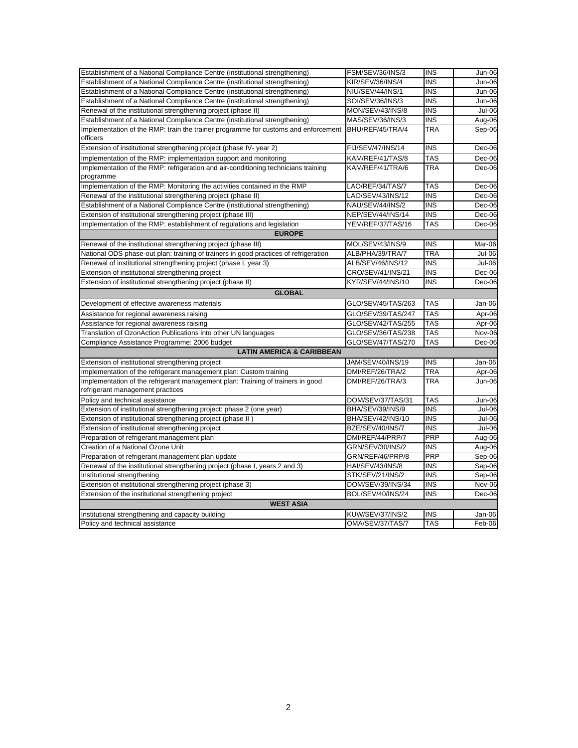| | | | |
|---|---|---|---|
| Establishment of a National Compliance Centre (institutional strengthening) | FSM/SEV/36/INS/3 | INS | Jun-06 |
| Establishment of a National Compliance Centre (institutional strengthening) | KIR/SEV/36/INS/4 | INS | Jun-06 |
| Establishment of a National Compliance Centre (institutional strengthening) | NIU/SEV/44/INS/1 | INS | Jun-06 |
| Establishment of a National Compliance Centre (institutional strengthening) | SOI/SEV/36/INS/3 | INS | Jun-06 |
| Renewal of the institutional strengthening project (phase II) | MON/SEV/43/INS/8 | INS | Jul-06 |
| Establishment of a National Compliance Centre (institutional strengthening) | MAS/SEV/36/INS/3 | INS | Aug-06 |
| Implementation of the RMP: train the trainer programme for customs and enforcement officers | BHU/REF/45/TRA/4 | TRA | Sep-06 |
| Extension of institutional strengthening project (phase IV- year 2) | FIJ/SEV/47/INS/14 | INS | Dec-06 |
| Implementation of the RMP: implementation support and monitoring | KAM/REF/41/TAS/8 | TAS | Dec-06 |
| Implementation of the RMP: refrigeration and air-conditioning technicians training programme | KAM/REF/41/TRA/6 | TRA | Dec-06 |
| Implementation of the RMP: Monitoring the activities contained in the RMP | LAO/REF/34/TAS/7 | TAS | Dec-06 |
| Renewal of the institutional strengthening project (phase II) | LAO/SEV/43/INS/12 | INS | Dec-06 |
| Establishment of a National Compliance Centre (institutional strengthening) | NAU/SEV/44/INS/2 | INS | Dec-06 |
| Extension of institutional strengthening project (phase III) | NEP/SEV/44/INS/14 | INS | Dec-06 |
| Implementation of the RMP: establishment of regulations and legislation | YEM/REF/37/TAS/16 | TAS | Dec-06 |
| **EUROPE** | | | |
| Renewal of the institutional strengthening project (phase III) | MOL/SEV/43/INS/9 | INS | Mar-06 |
| National ODS phase-out plan: training of trainers in good practices of refrigeration | ALB/PHA/39/TRA/7 | TRA | Jul-06 |
| Renewal of institutional strengthening project (phase I, year 3) | ALB/SEV/46/INS/12 | INS | Jul-06 |
| Extension of institutional strengthening project | CRO/SEV/41/INS/21 | INS | Dec-06 |
| Extension of institutional strengthening project (phase II) | KYR/SEV/44/INS/10 | INS | Dec-06 |
| **GLOBAL** | | | |
| Development of effective awareness materials | GLO/SEV/45/TAS/263 | TAS | Jan-06 |
| Assistance for regional awareness raising | GLO/SEV/39/TAS/247 | TAS | Apr-06 |
| Assistance for regional awareness raising | GLO/SEV/42/TAS/255 | TAS | Apr-06 |
| Translation of OzonAction Publications into other UN languages | GLO/SEV/36/TAS/238 | TAS | Nov-06 |
| Compliance Assistance Programme: 2006 budget | GLO/SEV/47/TAS/270 | TAS | Dec-06 |
| **LATIN AMERICA & CARIBBEAN** | | | |
| Extension of institutional strengthening project | JAM/SEV/40/INS/19 | INS | Jan-06 |
| Implementation of the refrigerant management plan: Custom training | DMI/REF/26/TRA/2 | TRA | Apr-06 |
| Implementation of the refrigerant management plan: Training of trainers in good refrigerant management practices | DMI/REF/26/TRA/3 | TRA | Jun-06 |
| Policy and technical assistance | DOM/SEV/37/TAS/31 | TAS | Jun-06 |
| Extension of institutional strengthening project: phase 2 (one year) | BHA/SEV/39/INS/9 | INS | Jul-06 |
| Extension of institutional strengthening project (phase II ) | BHA/SEV/42/INS/10 | INS | Jul-06 |
| Extension of institutional strengthening project | BZE/SEV/40/INS/7 | INS | Jul-06 |
| Preparation of refrigerant management plan | DMI/REF/44/PRP/7 | PRP | Aug-06 |
| Creation of a National Ozone Unit | GRN/SEV/30/INS/2 | INS | Aug-06 |
| Preparation of refrigerant management plan update | GRN/REF/46/PRP/8 | PRP | Sep-06 |
| Renewal of the institutional strengthening project (phase I, years 2 and 3) | HAI/SEV/43/INS/8 | INS | Sep-06 |
| Institutional strengthening | STK/SEV/21/INS/2 | INS | Sep-06 |
| Extension of institutional strengthening project (phase 3) | DOM/SEV/39/INS/34 | INS | Nov-06 |
| Extension of the institutional strengthening project | BOL/SEV/40/INS/24 | INS | Dec-06 |
| **WEST ASIA** | | | |
| Institutional strengthening and capacity building | KUW/SEV/37/INS/2 | INS | Jan-06 |
| Policy and technical assistance | OMA/SEV/37/TAS/7 | TAS | Feb-06 |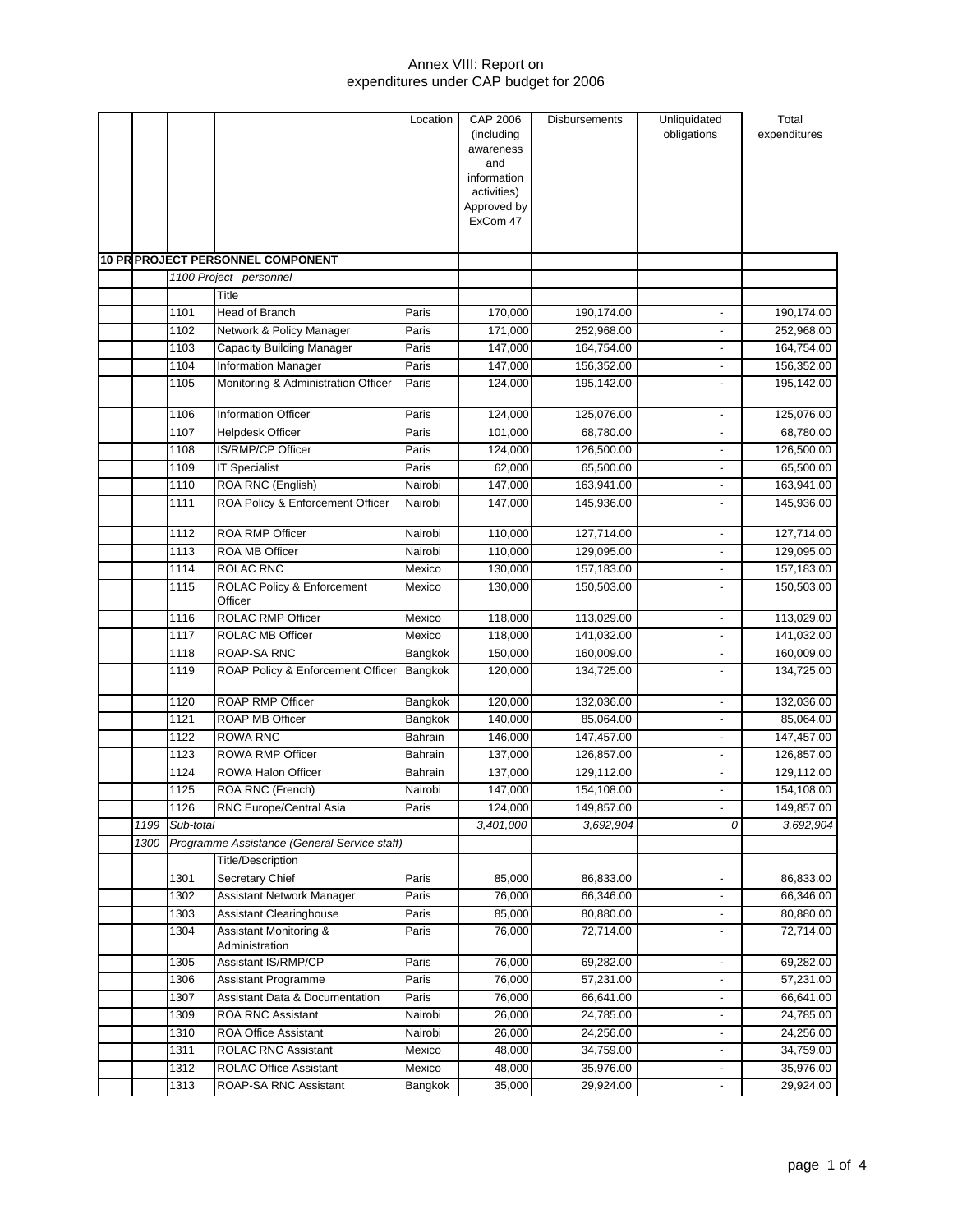# Annex VIII: Report on expenditures under CAP budget for 2006

| | | | | Location | CAP 2006 (including awareness and information activities) Approved by ExCom 47 | Disbursements | Unliquidated obligations | Total expenditures |
|---|---|---|---|---|---|---|---|---|
| **10 PR** | **PROJECT PERSONNEL COMPONENT** | | | | | | | |
| | *1100 Project personnel* | | | | | | | |
| | | | Title | | | | | |
| | | 1101 | Head of Branch | Paris | 170,000 | 190,174.00 | - | 190,174.00 |
| | | 1102 | Network & Policy Manager | Paris | 171,000 | 252,968.00 | - | 252,968.00 |
| | | 1103 | Capacity Building Manager | Paris | 147,000 | 164,754.00 | - | 164,754.00 |
| | | 1104 | Information Manager | Paris | 147,000 | 156,352.00 | - | 156,352.00 |
| | | 1105 | Monitoring & Administration Officer | Paris | 124,000 | 195,142.00 | - | 195,142.00 |
| | | 1106 | Information Officer | Paris | 124,000 | 125,076.00 | - | 125,076.00 |
| | | 1107 | Helpdesk Officer | Paris | 101,000 | 68,780.00 | - | 68,780.00 |
| | | 1108 | IS/RMP/CP Officer | Paris | 124,000 | 126,500.00 | - | 126,500.00 |
| | | 1109 | IT Specialist | Paris | 62,000 | 65,500.00 | - | 65,500.00 |
| | | 1110 | ROA RNC (English) | Nairobi | 147,000 | 163,941.00 | - | 163,941.00 |
| | | 1111 | ROA Policy & Enforcement Officer | Nairobi | 147,000 | 145,936.00 | - | 145,936.00 |
| | | 1112 | ROA RMP Officer | Nairobi | 110,000 | 127,714.00 | - | 127,714.00 |
| | | 1113 | ROA MB Officer | Nairobi | 110,000 | 129,095.00 | - | 129,095.00 |
| | | 1114 | ROLAC RNC | Mexico | 130,000 | 157,183.00 | - | 157,183.00 |
| | | 1115 | ROLAC Policy & Enforcement Officer | Mexico | 130,000 | 150,503.00 | - | 150,503.00 |
| | | 1116 | ROLAC RMP Officer | Mexico | 118,000 | 113,029.00 | - | 113,029.00 |
| | | 1117 | ROLAC MB Officer | Mexico | 118,000 | 141,032.00 | - | 141,032.00 |
| | | 1118 | ROAP-SA RNC | Bangkok | 150,000 | 160,009.00 | - | 160,009.00 |
| | | 1119 | ROAP Policy & Enforcement Officer | Bangkok | 120,000 | 134,725.00 | - | 134,725.00 |
| | | 1120 | ROAP RMP Officer | Bangkok | 120,000 | 132,036.00 | - | 132,036.00 |
| | | 1121 | ROAP MB Officer | Bangkok | 140,000 | 85,064.00 | - | 85,064.00 |
| | | 1122 | ROWA RNC | Bahrain | 146,000 | 147,457.00 | - | 147,457.00 |
| | | 1123 | ROWA RMP Officer | Bahrain | 137,000 | 126,857.00 | - | 126,857.00 |
| | | 1124 | ROWA Halon Officer | Bahrain | 137,000 | 129,112.00 | - | 129,112.00 |
| | | 1125 | ROA RNC (French) | Nairobi | 147,000 | 154,108.00 | - | 154,108.00 |
| | | 1126 | RNC Europe/Central Asia | Paris | 124,000 | 149,857.00 | - | 149,857.00 |
| | *1199* | *Sub-total* | | | *3,401,000* | *3,692,904* | *0* | *3,692,904* |
| | *1300* | *Programme Assistance (General Service staff)* | | | | | | |
| | | | Title/Description | | | | | |
| | | 1301 | Secretary Chief | Paris | 85,000 | 86,833.00 | - | 86,833.00 |
| | | 1302 | Assistant Network Manager | Paris | 76,000 | 66,346.00 | - | 66,346.00 |
| | | 1303 | Assistant Clearinghouse | Paris | 85,000 | 80,880.00 | - | 80,880.00 |
| | | 1304 | Assistant Monitoring & Administration | Paris | 76,000 | 72,714.00 | - | 72,714.00 |
| | | 1305 | Assistant IS/RMP/CP | Paris | 76,000 | 69,282.00 | - | 69,282.00 |
| | | 1306 | Assistant Programme | Paris | 76,000 | 57,231.00 | - | 57,231.00 |
| | | 1307 | Assistant Data & Documentation | Paris | 76,000 | 66,641.00 | - | 66,641.00 |
| | | 1309 | ROA RNC Assistant | Nairobi | 26,000 | 24,785.00 | - | 24,785.00 |
| | | 1310 | ROA Office Assistant | Nairobi | 26,000 | 24,256.00 | - | 24,256.00 |
| | | 1311 | ROLAC RNC Assistant | Mexico | 48,000 | 34,759.00 | - | 34,759.00 |
| | | 1312 | ROLAC Office Assistant | Mexico | 48,000 | 35,976.00 | - | 35,976.00 |
| | | 1313 | ROAP-SA RNC Assistant | Bangkok | 35,000 | 29,924.00 | - | 29,924.00 |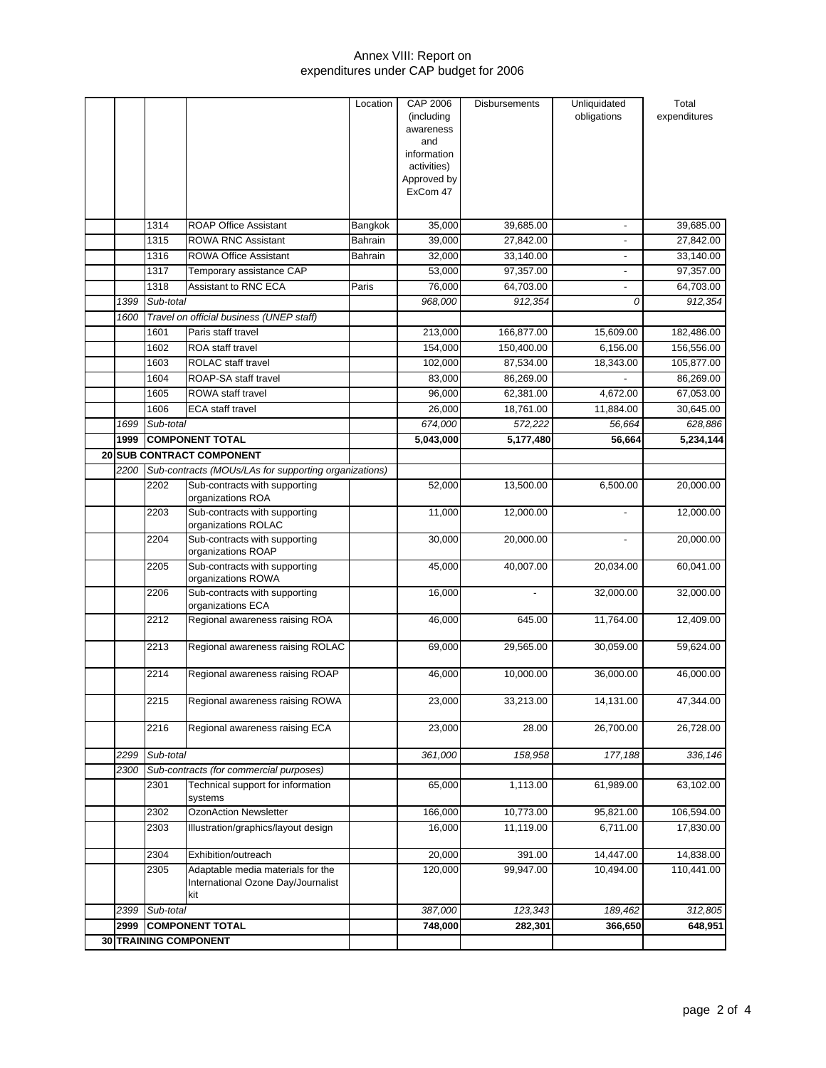# Annex VIII: Report on expenditures under CAP budget for 2006

| | | | | Location | CAP 2006 (including awareness and information activities) Approved by ExCom 47 | Disbursements | Unliquidated obligations | Total expenditures |
|---|---|---|---|---|---|---|---|---|
| | | 1314 | ROAP Office Assistant | Bangkok | 35,000 | 39,685.00 | - | 39,685.00 |
| | | 1315 | ROWA RNC Assistant | Bahrain | 39,000 | 27,842.00 | - | 27,842.00 |
| | | 1316 | ROWA Office Assistant | Bahrain | 32,000 | 33,140.00 | - | 33,140.00 |
| | | 1317 | Temporary assistance CAP | | 53,000 | 97,357.00 | - | 97,357.00 |
| | | 1318 | Assistant to RNC ECA | Paris | 76,000 | 64,703.00 | - | 64,703.00 |
| | *1399* | *Sub-total* | | | *968,000* | *912,354* | *0* | *912,354* |
| | *1600* | *Travel on official business (UNEP staff)* | | | | | | |
| | | 1601 | Paris staff travel | | 213,000 | 166,877.00 | 15,609.00 | 182,486.00 |
| | | 1602 | ROA staff travel | | 154,000 | 150,400.00 | 6,156.00 | 156,556.00 |
| | | 1603 | ROLAC staff travel | | 102,000 | 87,534.00 | 18,343.00 | 105,877.00 |
| | | 1604 | ROAP-SA staff travel | | 83,000 | 86,269.00 | - | 86,269.00 |
| | | 1605 | ROWA staff travel | | 96,000 | 62,381.00 | 4,672.00 | 67,053.00 |
| | | 1606 | ECA staff travel | | 26,000 | 18,761.00 | 11,884.00 | 30,645.00 |
| | *1699* | *Sub-total* | | | *674,000* | *572,222* | *56,664* | *628,886* |
| | **1999** | **COMPONENT TOTAL** | | | **5,043,000** | **5,177,480** | **56,664** | **5,234,144** |
| **20** | **SUB CONTRACT COMPONENT** | | | | | | | |
| | *2200* | *Sub-contracts (MOUs/LAs for supporting organizations)* | | | | | | |
| | | 2202 | Sub-contracts with supporting organizations ROA | | 52,000 | 13,500.00 | 6,500.00 | 20,000.00 |
| | | 2203 | Sub-contracts with supporting organizations ROLAC | | 11,000 | 12,000.00 | - | 12,000.00 |
| | | 2204 | Sub-contracts with supporting organizations ROAP | | 30,000 | 20,000.00 | - | 20,000.00 |
| | | 2205 | Sub-contracts with supporting organizations ROWA | | 45,000 | 40,007.00 | 20,034.00 | 60,041.00 |
| | | 2206 | Sub-contracts with supporting organizations ECA | | 16,000 | - | 32,000.00 | 32,000.00 |
| | | 2212 | Regional awareness raising ROA | | 46,000 | 645.00 | 11,764.00 | 12,409.00 |
| | | 2213 | Regional awareness raising ROLAC | | 69,000 | 29,565.00 | 30,059.00 | 59,624.00 |
| | | 2214 | Regional awareness raising ROAP | | 46,000 | 10,000.00 | 36,000.00 | 46,000.00 |
| | | 2215 | Regional awareness raising ROWA | | 23,000 | 33,213.00 | 14,131.00 | 47,344.00 |
| | | 2216 | Regional awareness raising ECA | | 23,000 | 28.00 | 26,700.00 | 26,728.00 |
| | *2299* | *Sub-total* | | | *361,000* | *158,958* | *177,188* | *336,146* |
| | *2300* | *Sub-contracts (for commercial purposes)* | | | | | | |
| | | 2301 | Technical support for information systems | | 65,000 | 1,113.00 | 61,989.00 | 63,102.00 |
| | | 2302 | OzonAction Newsletter | | 166,000 | 10,773.00 | 95,821.00 | 106,594.00 |
| | | 2303 | Illustration/graphics/layout design | | 16,000 | 11,119.00 | 6,711.00 | 17,830.00 |
| | | 2304 | Exhibition/outreach | | 20,000 | 391.00 | 14,447.00 | 14,838.00 |
| | | 2305 | Adaptable media materials for the International Ozone Day/Journalist kit | | 120,000 | 99,947.00 | 10,494.00 | 110,441.00 |
| | *2399* | *Sub-total* | | | *387,000* | *123,343* | *189,462* | *312,805* |
| | **2999** | **COMPONENT TOTAL** | | | **748,000** | **282,301** | **366,650** | **648,951** |
| **30** | **TRAINING COMPONENT** | | | | | | | |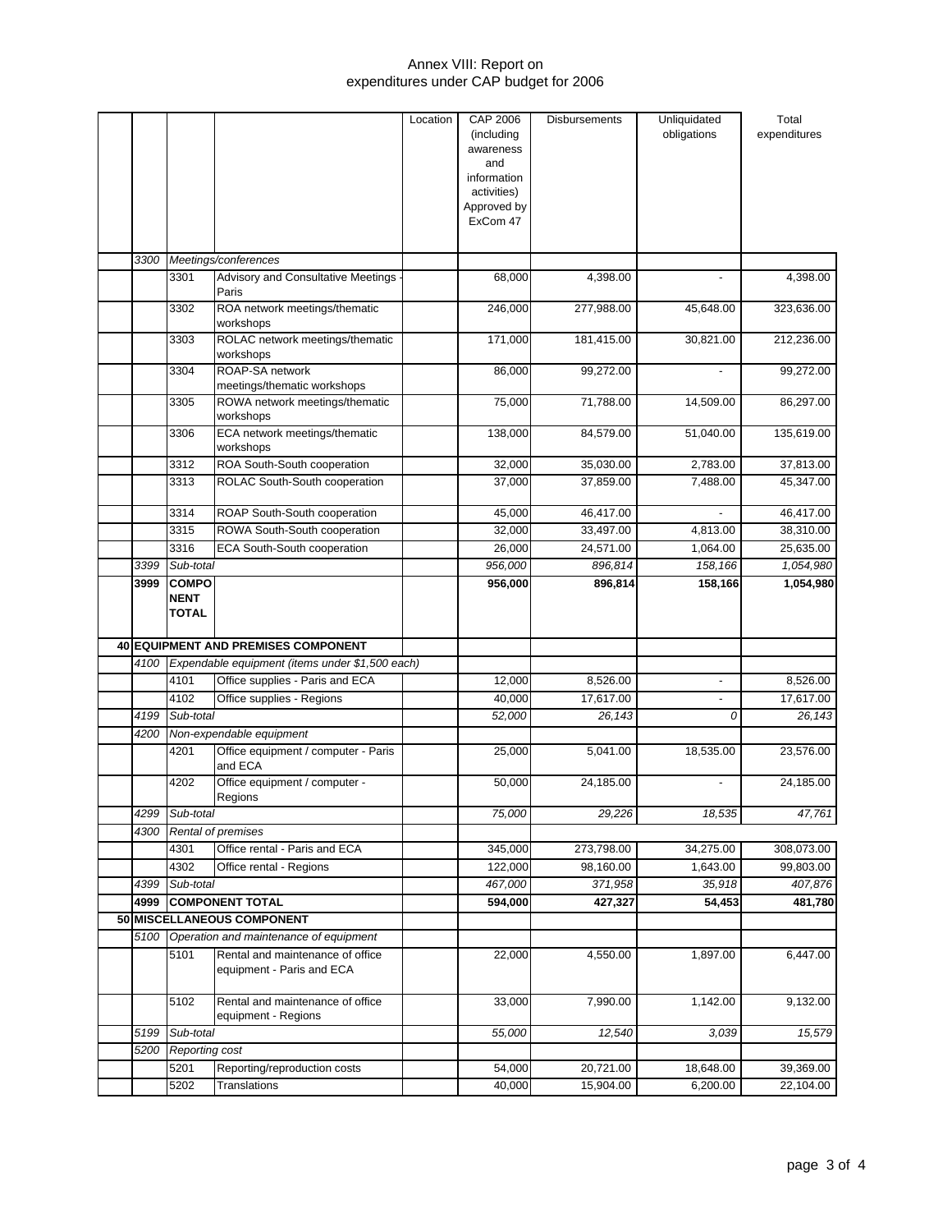# Annex VIII: Report on expenditures under CAP budget for 2006

| | | | | Location | CAP 2006 (including awareness and information activities) Approved by ExCom 47 | Disbursements | Unliquidated obligations | Total expenditures |
|---|---|---|---|---|---|---|---|---|
| | *3300* | *Meetings/conferences* | | | | | | |
| | | 3301 | Advisory and Consultative Meetings - Paris | | 68,000 | 4,398.00 | - | 4,398.00 |
| | | 3302 | ROA network meetings/thematic workshops | | 246,000 | 277,988.00 | 45,648.00 | 323,636.00 |
| | | 3303 | ROLAC network meetings/thematic workshops | | 171,000 | 181,415.00 | 30,821.00 | 212,236.00 |
| | | 3304 | ROAP-SA network meetings/thematic workshops | | 86,000 | 99,272.00 | - | 99,272.00 |
| | | 3305 | ROWA network meetings/thematic workshops | | 75,000 | 71,788.00 | 14,509.00 | 86,297.00 |
| | | 3306 | ECA network meetings/thematic workshops | | 138,000 | 84,579.00 | 51,040.00 | 135,619.00 |
| | | 3312 | ROA South-South cooperation | | 32,000 | 35,030.00 | 2,783.00 | 37,813.00 |
| | | 3313 | ROLAC South-South cooperation | | 37,000 | 37,859.00 | 7,488.00 | 45,347.00 |
| | | 3314 | ROAP South-South cooperation | | 45,000 | 46,417.00 | - | 46,417.00 |
| | | 3315 | ROWA South-South cooperation | | 32,000 | 33,497.00 | 4,813.00 | 38,310.00 |
| | | 3316 | ECA South-South cooperation | | 26,000 | 24,571.00 | 1,064.00 | 25,635.00 |
| | *3399* | *Sub-total* | | | *956,000* | *896,814* | *158,166* | *1,054,980* |
| | **3999** | **COMPONENT TOTAL** | | | **956,000** | **896,814** | **158,166** | **1,054,980** |
| **40** | **EQUIPMENT AND PREMISES COMPONENT** | | | | | | | |
| | *4100* | *Expendable equipment (items under $1,500 each)* | | | | | | |
| | | 4101 | Office supplies - Paris and ECA | | 12,000 | 8,526.00 | - | 8,526.00 |
| | | 4102 | Office supplies - Regions | | 40,000 | 17,617.00 | - | 17,617.00 |
| | *4199* | *Sub-total* | | | *52,000* | *26,143* | *0* | *26,143* |
| | *4200* | *Non-expendable equipment* | | | | | | |
| | | 4201 | Office equipment / computer - Paris and ECA | | 25,000 | 5,041.00 | 18,535.00 | 23,576.00 |
| | | 4202 | Office equipment / computer - Regions | | 50,000 | 24,185.00 | - | 24,185.00 |
| | *4299* | *Sub-total* | | | *75,000* | *29,226* | *18,535* | *47,761* |
| | *4300* | *Rental of premises* | | | | | | |
| | | 4301 | Office rental - Paris and ECA | | 345,000 | 273,798.00 | 34,275.00 | 308,073.00 |
| | | 4302 | Office rental - Regions | | 122,000 | 98,160.00 | 1,643.00 | 99,803.00 |
| | *4399* | *Sub-total* | | | *467,000* | *371,958* | *35,918* | *407,876* |
| | **4999** | **COMPONENT TOTAL** | | | **594,000** | **427,327** | **54,453** | **481,780** |
| **50** | **MISCELLANEOUS COMPONENT** | | | | | | | |
| | *5100* | *Operation and maintenance of equipment* | | | | | | |
| | | 5101 | Rental and maintenance of office equipment - Paris and ECA | | 22,000 | 4,550.00 | 1,897.00 | 6,447.00 |
| | | 5102 | Rental and maintenance of office equipment - Regions | | 33,000 | 7,990.00 | 1,142.00 | 9,132.00 |
| | *5199* | *Sub-total* | | | *55,000* | *12,540* | *3,039* | *15,579* |
| | *5200* | *Reporting cost* | | | | | | |
| | | 5201 | Reporting/reproduction costs | | 54,000 | 20,721.00 | 18,648.00 | 39,369.00 |
| | | 5202 | Translations | | 40,000 | 15,904.00 | 6,200.00 | 22,104.00 |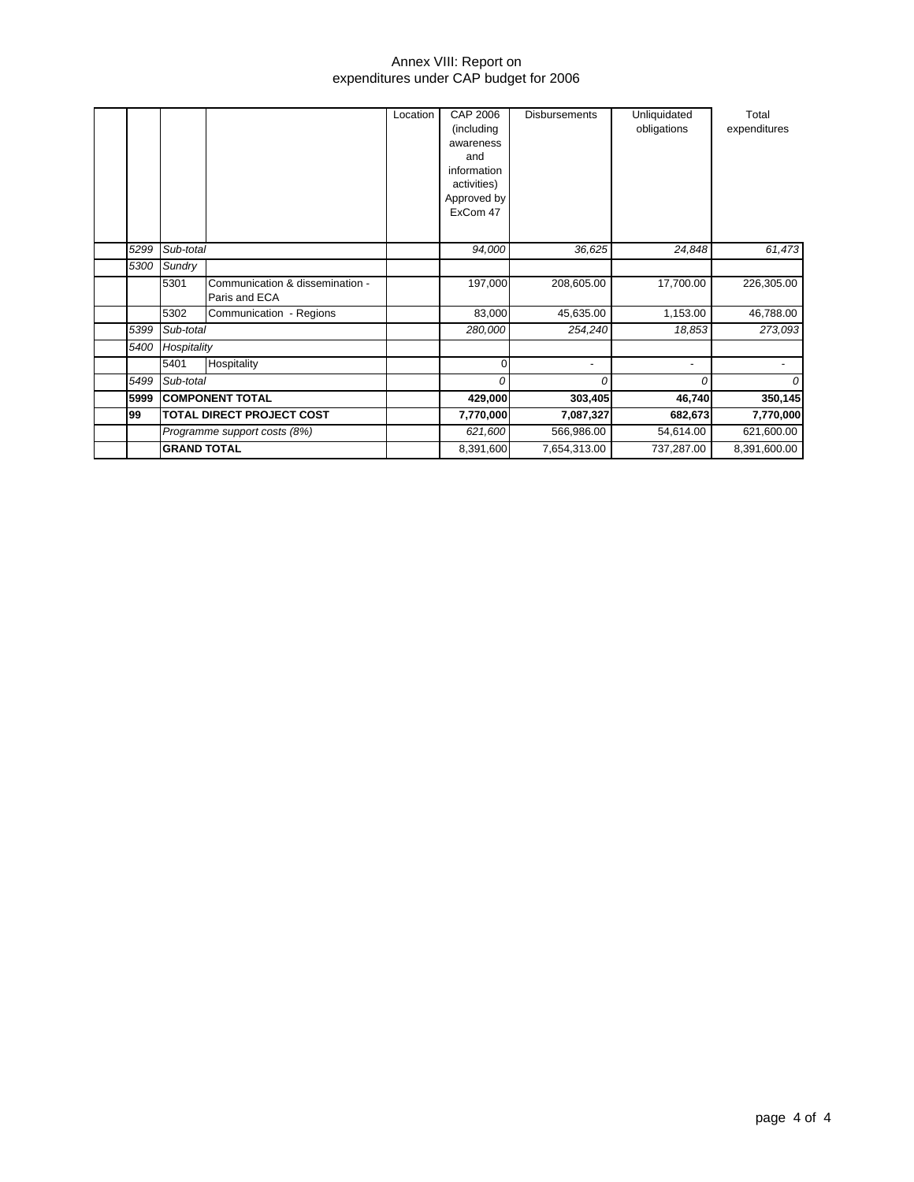# Annex VIII: Report on expenditures under CAP budget for 2006

| | | | | Location | CAP 2006 (including awareness and information activities) Approved by ExCom 47 | Disbursements | Unliquidated obligations | Total expenditures |
|---|---|---|---|---|---|---|---|---|
| | *5299* | *Sub-total* | | | *94,000* | *36,625* | *24,848* | *61,473* |
| | *5300* | *Sundry* | | | | | | |
| | | 5301 | Communication & dissemination - Paris and ECA | | 197,000 | 208,605.00 | 17,700.00 | 226,305.00 |
| | | 5302 | Communication - Regions | | 83,000 | 45,635.00 | 1,153.00 | 46,788.00 |
| | *5399* | *Sub-total* | | | *280,000* | *254,240* | *18,853* | *273,093* |
| | *5400* | *Hospitality* | | | | | | |
| | | 5401 | Hospitality | | 0 | - | - | - |
| | *5499* | *Sub-total* | | | *0* | *0* | *0* | *0* |
| | **5999** | **COMPONENT TOTAL** | | | **429,000** | **303,405** | **46,740** | **350,145** |
| | **99** | **TOTAL DIRECT PROJECT COST** | | | **7,770,000** | **7,087,327** | **682,673** | **7,770,000** |
| | | *Programme support costs (8%)* | | | *621,600* | 566,986.00 | 54,614.00 | 621,600.00 |
| | | **GRAND TOTAL** | | | 8,391,600 | 7,654,313.00 | 737,287.00 | 8,391,600.00 |